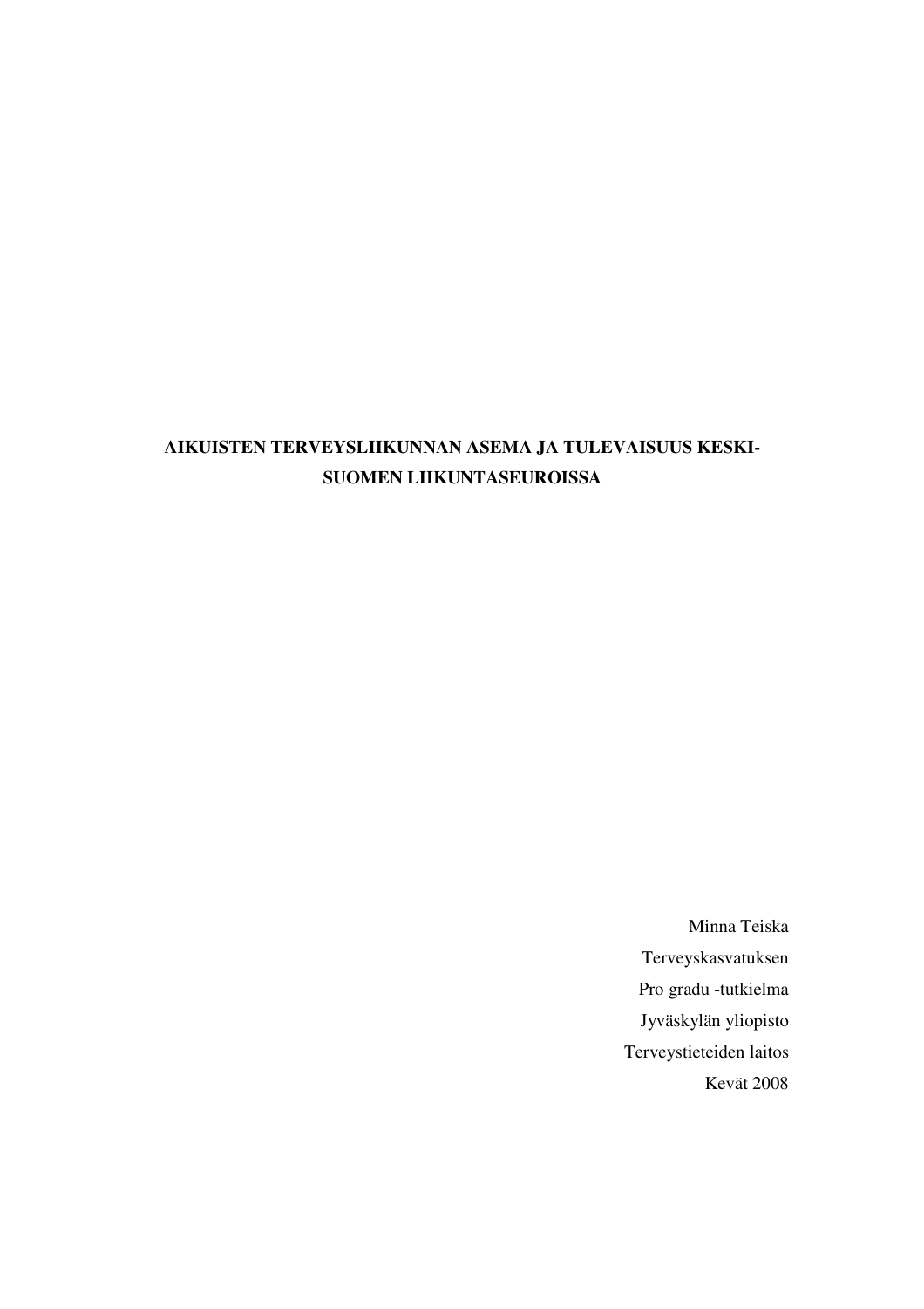# AIKUISTEN TERVEYSLIIKUNNAN ASEMA JA TULEVAISUUS KESKI-SUOMEN LIIKUNTASEUROISSA

Minna Teiska
Terveyskasvatuksen
Pro gradu -tutkielma
Jyväskylän yliopisto
Terveystieteiden laitos
Kevät 2008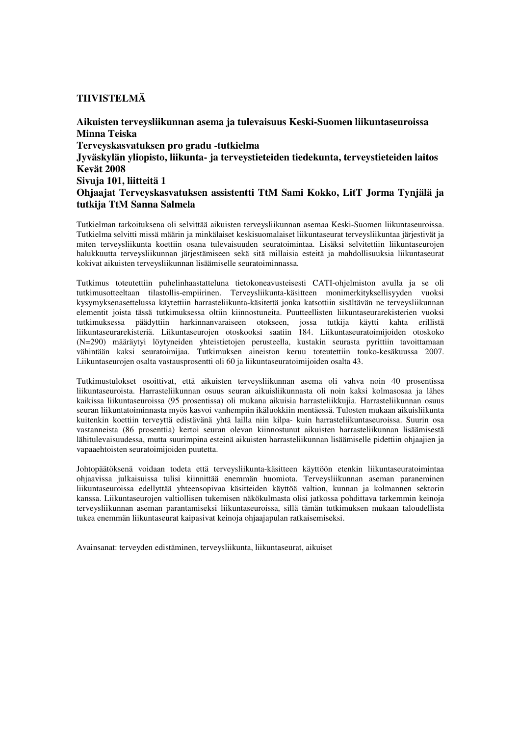# TIIVISTELMÄ

**Aikuisten terveysliikunnan asema ja tulevaisuus Keski-Suomen liikuntaseuroissa**
**Minna Teiska**
**Terveyskasvatuksen pro gradu -tutkielma**
**Jyväskylän yliopisto, liikunta- ja terveystieteiden tiedekunta, terveystieteiden laitos**
**Kevät 2008**
**Sivuja 101, liitteitä 1**
**Ohjaajat Terveyskasvatuksen assistentti TtM Sami Kokko, LitT Jorma Tynjälä ja tutkija TtM Sanna Salmela**

Tutkielman tarkoituksena oli selvittää aikuisten terveysliikunnan asemaa Keski-Suomen liikuntaseuroissa. Tutkielma selvitti missä määrin ja minkälaiset keskisuomalaiset liikuntaseurat terveysliikuntaa järjestivät ja miten terveysliikunta koettiin osana tulevaisuuden seuratoimintaa. Lisäksi selvitettiin liikuntaseurojen halukkuutta terveysliikunnan järjestämiseen sekä sitä millaisia esteitä ja mahdollisuuksia liikuntaseurat kokivat aikuisten terveysliikunnan lisäämiselle seuratoiminnassa.

Tutkimus toteutettiin puhelinhaastatteluna tietokoneavusteisesti CATI-ohjelmiston avulla ja se oli tutkimusotteeltaan tilastollis-empiirinen. Terveysliikunta-käsitteen monimerkityksellisyyden vuoksi kysymyksenasettelussa käytettiin harrasteliikunta-käsitettä jonka katsottiin sisältävän ne terveysliikunnan elementit joista tässä tutkimuksessa oltiin kiinnostuneita. Puutteellisten liikuntaseurarekisterien vuoksi tutkimuksessa päädyttiin harkinnanvaraiseen otokseen, jossa tutkija käytti kahta erillistä liikuntaseurarekisteriä. Liikuntaseurojen otoskooksi saatiin 184. Liikuntaseuratoimijoiden otoskoko (N=290) määräytyi löytyneiden yhteistietojen perusteella, kustakin seurasta pyrittiin tavoittamaan vähintään kaksi seuratoimijaa. Tutkimuksen aineiston keruu toteutettiin touko-kesäkuussa 2007. Liikuntaseurojen osalta vastausprosentti oli 60 ja liikuntaseuratoimijoiden osalta 43.

Tutkimustulokset osoittivat, että aikuisten terveysliikunnan asema oli vahva noin 40 prosentissa liikuntaseuroista. Harrasteliikunnan osuus seuran aikuisliikunnasta oli noin kaksi kolmasosaa ja lähes kaikissa liikuntaseuroissa (95 prosentissa) oli mukana aikuisia harrasteliikkujia. Harrasteliikunnan osuus seuran liikuntatoiminnasta myös kasvoi vanhempiin ikäluokkiin mentäessä. Tulosten mukaan aikuisliikunta kuitenkin koettiin terveyttä edistävänä yhtä lailla niin kilpa- kuin harrasteliikuntaseuroissa. Suurin osa vastanneista (86 prosenttia) kertoi seuran olevan kiinnostunut aikuisten harrasteliikunnan lisäämisestä lähitulevaisuudessa, mutta suurimpina esteinä aikuisten harrasteliikunnan lisäämiselle pidettiin ohjaajien ja vapaaehtoisten seuratoimijoiden puutetta.

Johtopäätöksenä voidaan todeta että terveysliikunta-käsitteen käyttöön etenkin liikuntaseuratoimintaa ohjaavissa julkaisuissa tulisi kiinnittää enemmän huomiota. Terveysliikunnan aseman paraneminen liikuntaseuroissa edellyttää yhteensopivaa käsitteiden käyttöä valtion, kunnan ja kolmannen sektorin kanssa. Liikuntaseurojen valtiollisen tukemisen näkökulmasta olisi jatkossa pohdittava tarkemmin keinoja terveysliikunnan aseman parantamiseksi liikuntaseuroissa, sillä tämän tutkimuksen mukaan taloudellista tukea enemmän liikuntaseurat kaipasivat keinoja ohjaajapulan ratkaisemiseksi.

Avainsanat: terveyden edistäminen, terveysliikunta, liikuntaseurat, aikuiset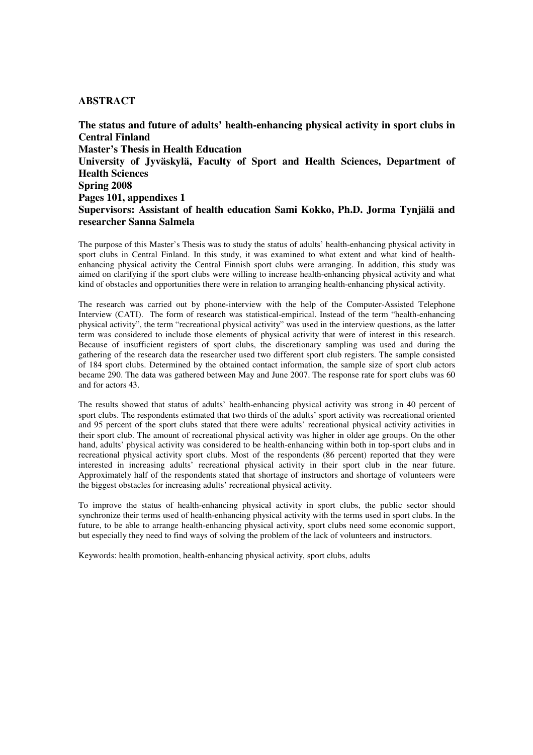## ABSTRACT

**The status and future of adults' health-enhancing physical activity in sport clubs in Central Finland**
**Master's Thesis in Health Education**
**University of Jyväskylä, Faculty of Sport and Health Sciences, Department of Health Sciences**
**Spring 2008**
**Pages 101, appendixes 1**
**Supervisors: Assistant of health education Sami Kokko, Ph.D. Jorma Tynjälä and researcher Sanna Salmela**

The purpose of this Master's Thesis was to study the status of adults' health-enhancing physical activity in sport clubs in Central Finland. In this study, it was examined to what extent and what kind of health-enhancing physical activity the Central Finnish sport clubs were arranging. In addition, this study was aimed on clarifying if the sport clubs were willing to increase health-enhancing physical activity and what kind of obstacles and opportunities there were in relation to arranging health-enhancing physical activity.

The research was carried out by phone-interview with the help of the Computer-Assisted Telephone Interview (CATI). The form of research was statistical-empirical. Instead of the term "health-enhancing physical activity", the term "recreational physical activity" was used in the interview questions, as the latter term was considered to include those elements of physical activity that were of interest in this research. Because of insufficient registers of sport clubs, the discretionary sampling was used and during the gathering of the research data the researcher used two different sport club registers. The sample consisted of 184 sport clubs. Determined by the obtained contact information, the sample size of sport club actors became 290. The data was gathered between May and June 2007. The response rate for sport clubs was 60 and for actors 43.

The results showed that status of adults' health-enhancing physical activity was strong in 40 percent of sport clubs. The respondents estimated that two thirds of the adults' sport activity was recreational oriented and 95 percent of the sport clubs stated that there were adults' recreational physical activity activities in their sport club. The amount of recreational physical activity was higher in older age groups. On the other hand, adults' physical activity was considered to be health-enhancing within both in top-sport clubs and in recreational physical activity sport clubs. Most of the respondents (86 percent) reported that they were interested in increasing adults' recreational physical activity in their sport club in the near future. Approximately half of the respondents stated that shortage of instructors and shortage of volunteers were the biggest obstacles for increasing adults' recreational physical activity.

To improve the status of health-enhancing physical activity in sport clubs, the public sector should synchronize their terms used of health-enhancing physical activity with the terms used in sport clubs. In the future, to be able to arrange health-enhancing physical activity, sport clubs need some economic support, but especially they need to find ways of solving the problem of the lack of volunteers and instructors.

Keywords: health promotion, health-enhancing physical activity, sport clubs, adults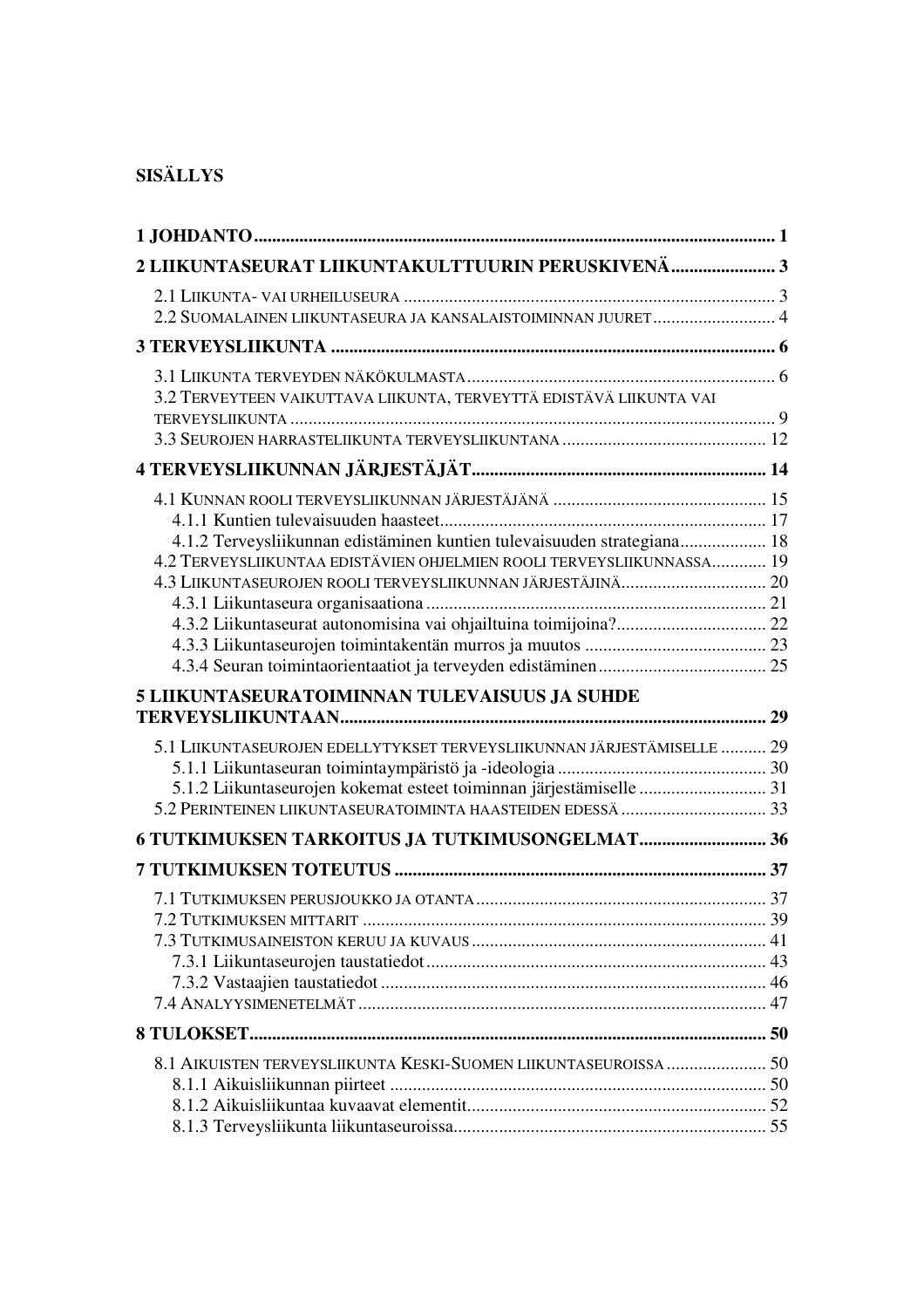**SISÄLLYS**

| | |
|---|---|
| **1 JOHDANTO** | **1** |
| **2 LIIKUNTASEURAT LIIKUNTAKULTTUURIN PERUSKIVENÄ** | **3** |
| 2.1 Liikunta- vai urheiluseura | 3 |
| 2.2 Suomalainen liikuntaseura ja kansalaistoiminnan juuret | 4 |
| **3 TERVEYSLIIKUNTA** | **6** |
| 3.1 Liikunta terveyden näkökulmasta | 6 |
| 3.2 Terveyteen vaikuttava liikunta, terveyttä edistävä liikunta vai terveysliikunta | 9 |
| 3.3 Seurojen harrasteliikunta terveysliikuntana | 12 |
| **4 TERVEYSLIIKUNNAN JÄRJESTÄJÄT** | **14** |
| 4.1 Kunnan rooli terveysliikunnan järjestäjänä | 15 |
| 4.1.1 Kuntien tulevaisuuden haasteet | 17 |
| 4.1.2 Terveysliikunnan edistäminen kuntien tulevaisuuden strategiana | 18 |
| 4.2 Terveysliikuntaa edistävien ohjelmien rooli terveysliikunnassa | 19 |
| 4.3 Liikuntaseurojen rooli terveysliikunnan järjestäjinä | 20 |
| 4.3.1 Liikuntaseura organisaationa | 21 |
| 4.3.2 Liikuntaseurat autonomisina vai ohjailtuina toimijoina? | 22 |
| 4.3.3 Liikuntaseurojen toimintakentän murros ja muutos | 23 |
| 4.3.4 Seuran toimintaorientaatiot ja terveyden edistäminen | 25 |
| **5 LIIKUNTASEURATOIMINNAN TULEVAISUUS JA SUHDE TERVEYSLIIKUNTAAN** | **29** |
| 5.1 Liikuntaseurojen edellytykset terveysliikunnan järjestämiselle | 29 |
| 5.1.1 Liikuntaseuran toimintaympäristö ja -ideologia | 30 |
| 5.1.2 Liikuntaseurojen kokemat esteet toiminnan järjestämiselle | 31 |
| 5.2 Perinteinen liikuntaseuratoiminta haasteiden edessä | 33 |
| **6 TUTKIMUKSEN TARKOITUS JA TUTKIMUSONGELMAT** | **36** |
| **7 TUTKIMUKSEN TOTEUTUS** | **37** |
| 7.1 Tutkimuksen perusjoukko ja otanta | 37 |
| 7.2 Tutkimuksen mittarit | 39 |
| 7.3 Tutkimusaineiston keruu ja kuvaus | 41 |
| 7.3.1 Liikuntaseurojen taustatiedot | 43 |
| 7.3.2 Vastaajien taustatiedot | 46 |
| 7.4 Analyysimenetelmät | 47 |
| **8 TULOKSET** | **50** |
| 8.1 Aikuisten terveysliikunta Keski-Suomen liikuntaseuroissa | 50 |
| 8.1.1 Aikuisliikunnan piirteet | 50 |
| 8.1.2 Aikuisliikuntaa kuvaavat elementit | 52 |
| 8.1.3 Terveysliikunta liikuntaseuroissa | 55 |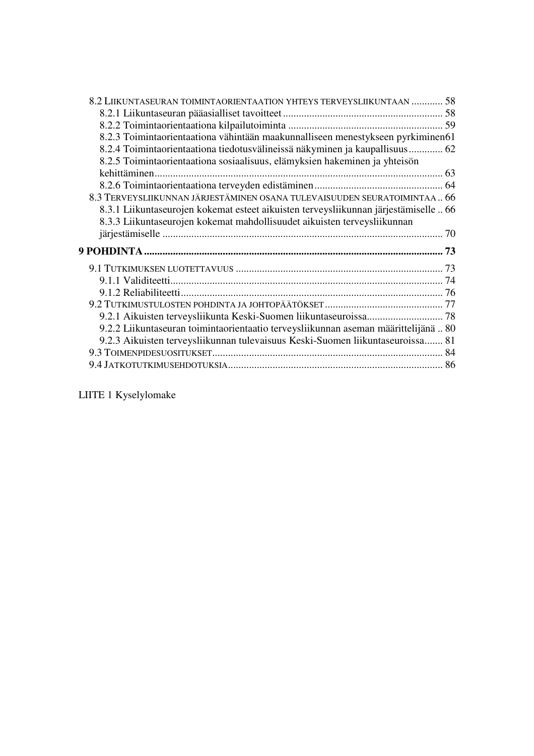8.2 LIIKUNTASEURAN TOIMINTAORIENTAATION YHTEYS TERVEYSLIIKUNTAAN ............ 58
8.2.1 Liikuntaseuran pääasialliset tavoitteet ............................................................. 58
8.2.2 Toimintaorientaationa kilpailutoiminta ........................................................... 59
8.2.3 Toimintaorientaationa vähintään maakunnalliseen menestykseen pyrkiminen61
8.2.4 Toimintaorientaationa tiedotusvälineissä näkyminen ja kaupallisuus ............. 62
8.2.5 Toimintaorientaationa sosiaalisuus, elämyksien hakeminen ja yhteisön kehittäminen.............................................................................................................. 63
8.2.6 Toimintaorientaationa terveyden edistäminen ................................................. 64
8.3 TERVEYSLIIKUNNAN JÄRJESTÄMINEN OSANA TULEVAISUUDEN SEURATOIMINTAA .. 66
8.3.1 Liikuntaseurojen kokemat esteet aikuisten terveysliikunnan järjestämiselle .. 66
8.3.3 Liikuntaseurojen kokemat mahdollisuudet aikuisten terveysliikunnan järjestämiselle .......................................................................................................... 70

**9 POHDINTA ................................................................................................................. 73**

9.1 TUTKIMUKSEN LUOTETTAVUUS ............................................................................... 73
9.1.1 Validiteetti........................................................................................................ 74
9.1.2 Reliabiliteetti.................................................................................................... 76
9.2 TUTKIMUSTULOSTEN POHDINTA JA JOHTOPÄÄTÖKSET ............................................. 77
9.2.1 Aikuisten terveysliikunta Keski-Suomen liikuntaseuroissa............................. 78
9.2.2 Liikuntaseuran toimintaorientaatio terveysliikunnan aseman määrittelijänä .. 80
9.2.3 Aikuisten terveysliikunnan tulevaisuus Keski-Suomen liikuntaseuroissa....... 81
9.3 TOIMENPIDESUOSITUKSET........................................................................................ 84
9.4 JATKOTUTKIMUSEHDOTUKSIA.................................................................................. 86

LIITE 1 Kyselylomake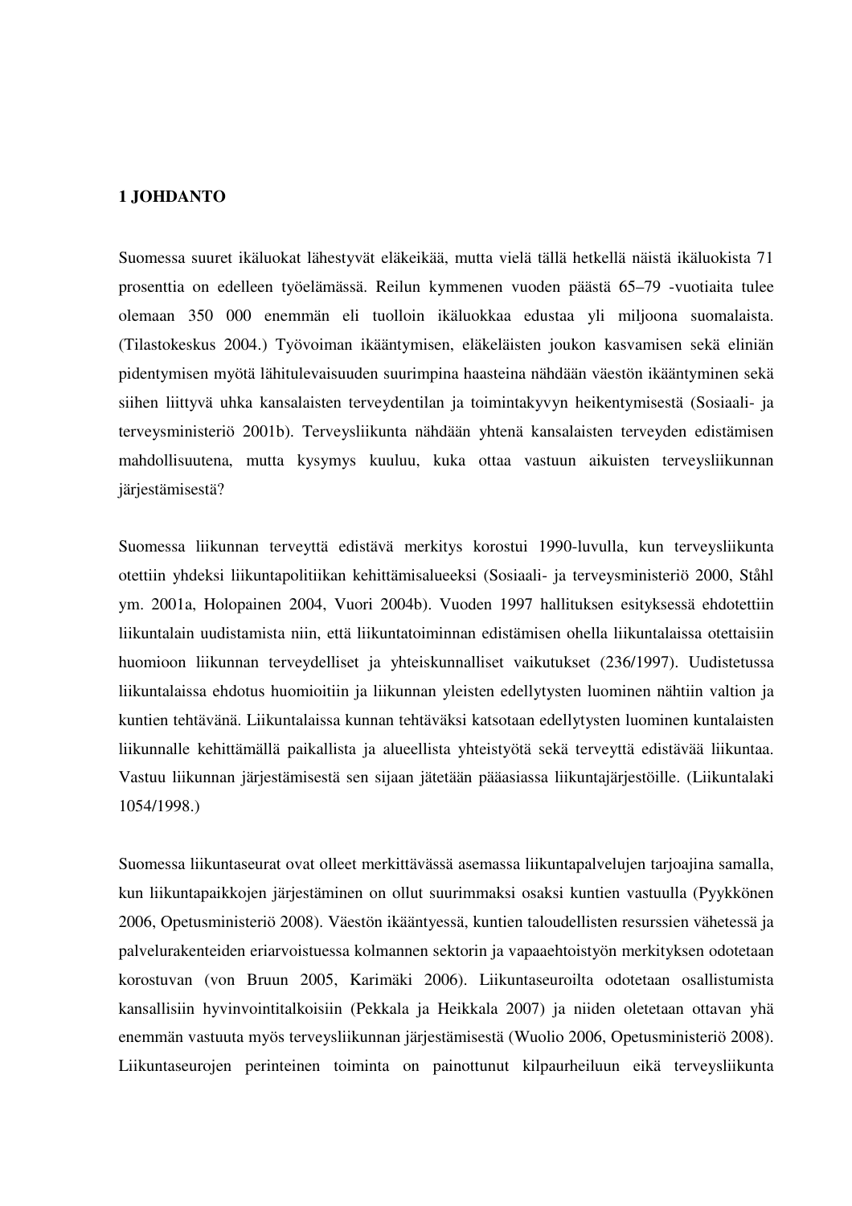# 1 JOHDANTO

Suomessa suuret ikäluokat lähestyvät eläkeikää, mutta vielä tällä hetkellä näistä ikäluokista 71 prosenttia on edelleen työelämässä. Reilun kymmenen vuoden päästä 65–79 -vuotiaita tulee olemaan 350 000 enemmän eli tuolloin ikäluokkaa edustaa yli miljoona suomalaista. (Tilastokeskus 2004.) Työvoiman ikääntymisen, eläkeläisten joukon kasvamisen sekä eliniän pidentymisen myötä lähitulevaisuuden suurimpina haasteina nähdään väestön ikääntyminen sekä siihen liittyvä uhka kansalaisten terveydentilan ja toimintakyvyn heikentymisestä (Sosiaali- ja terveysministeriö 2001b). Terveysliikunta nähdään yhtenä kansalaisten terveyden edistämisen mahdollisuutena, mutta kysymys kuuluu, kuka ottaa vastuun aikuisten terveysliikunnan järjestämisestä?

Suomessa liikunnan terveyttä edistävä merkitys korostui 1990-luvulla, kun terveysliikunta otettiin yhdeksi liikuntapolitiikan kehittämisalueeksi (Sosiaali- ja terveysministeriö 2000, Ståhl ym. 2001a, Holopainen 2004, Vuori 2004b). Vuoden 1997 hallituksen esityksessä ehdotettiin liikuntalain uudistamista niin, että liikuntatoiminnan edistämisen ohella liikuntalaissa otettaisiin huomioon liikunnan terveydelliset ja yhteiskunnalliset vaikutukset (236/1997). Uudistetussa liikuntalaissa ehdotus huomioitiin ja liikunnan yleisten edellytysten luominen nähtiin valtion ja kuntien tehtävänä. Liikuntalaissa kunnan tehtäväksi katsotaan edellytysten luominen kuntalaisten liikunnalle kehittämällä paikallista ja alueellista yhteistyötä sekä terveyttä edistävää liikuntaa. Vastuu liikunnan järjestämisestä sen sijaan jätetään pääasiassa liikuntajärjestöille. (Liikuntalaki 1054/1998.)

Suomessa liikuntaseurat ovat olleet merkittävässä asemassa liikuntapalvelujen tarjoajina samalla, kun liikuntapaikkojen järjestäminen on ollut suurimmaksi osaksi kuntien vastuulla (Pyykkönen 2006, Opetusministeriö 2008). Väestön ikääntyessä, kuntien taloudellisten resurssien vähetessä ja palvelurakenteiden eriarvoistuessa kolmannen sektorin ja vapaaehtoistyön merkityksen odotetaan korostuvan (von Bruun 2005, Karimäki 2006). Liikuntaseuroilta odotetaan osallistumista kansallisiin hyvinvointitalkoisiin (Pekkala ja Heikkala 2007) ja niiden oletetaan ottavan yhä enemmän vastuuta myös terveysliikunnan järjestämisestä (Wuolio 2006, Opetusministeriö 2008). Liikuntaseurojen perinteinen toiminta on painottunut kilpaurheiluun eikä terveysliikunta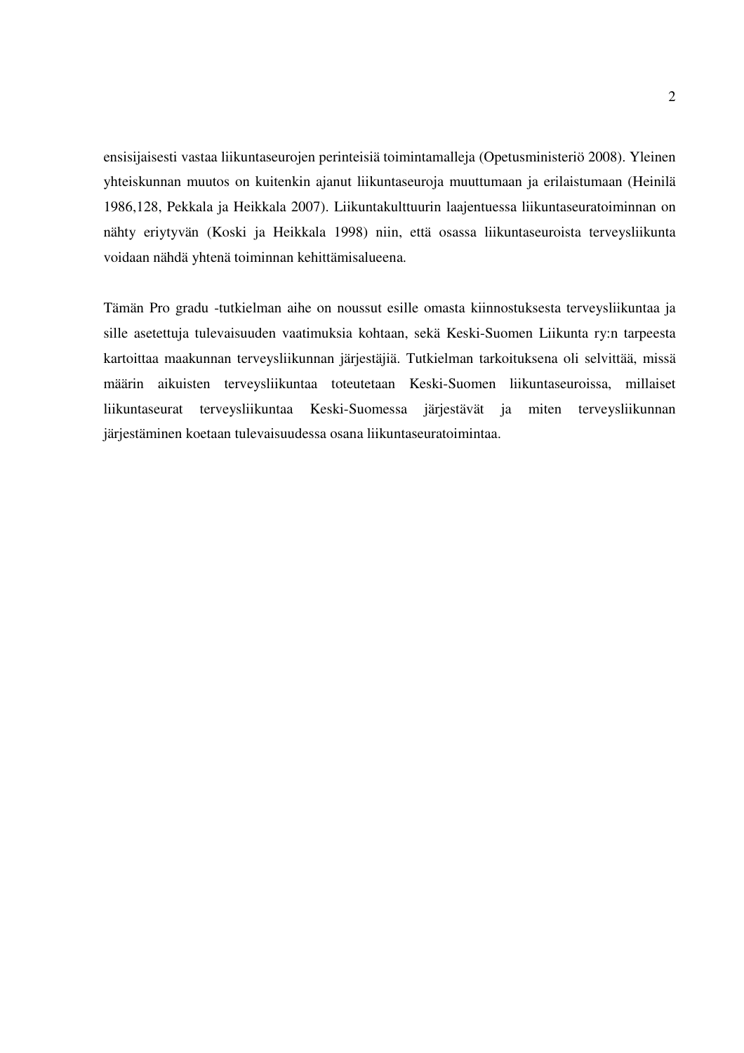ensisijaisesti vastaa liikuntaseurojen perinteisiä toimintamalleja (Opetusministeriö 2008). Yleinen yhteiskunnan muutos on kuitenkin ajanut liikuntaseuroja muuttumaan ja erilaistumaan (Heinilä 1986,128, Pekkala ja Heikkala 2007). Liikuntakulttuurin laajentuessa liikuntaseuratoiminnan on nähty eriytyvän (Koski ja Heikkala 1998) niin, että osassa liikuntaseuroista terveysliikunta voidaan nähdä yhtenä toiminnan kehittämisalueena.

Tämän Pro gradu -tutkielman aihe on noussut esille omasta kiinnostuksesta terveysliikuntaa ja sille asetettuja tulevaisuuden vaatimuksia kohtaan, sekä Keski-Suomen Liikunta ry:n tarpeesta kartoittaa maakunnan terveysliikunnan järjestäjiä. Tutkielman tarkoituksena oli selvittää, missä määrin aikuisten terveysliikuntaa toteutetaan Keski-Suomen liikuntaseuroissa, millaiset liikuntaseurat terveysliikuntaa Keski-Suomessa järjestävät ja miten terveysliikunnan järjestäminen koetaan tulevaisuudessa osana liikuntaseuratoimintaa.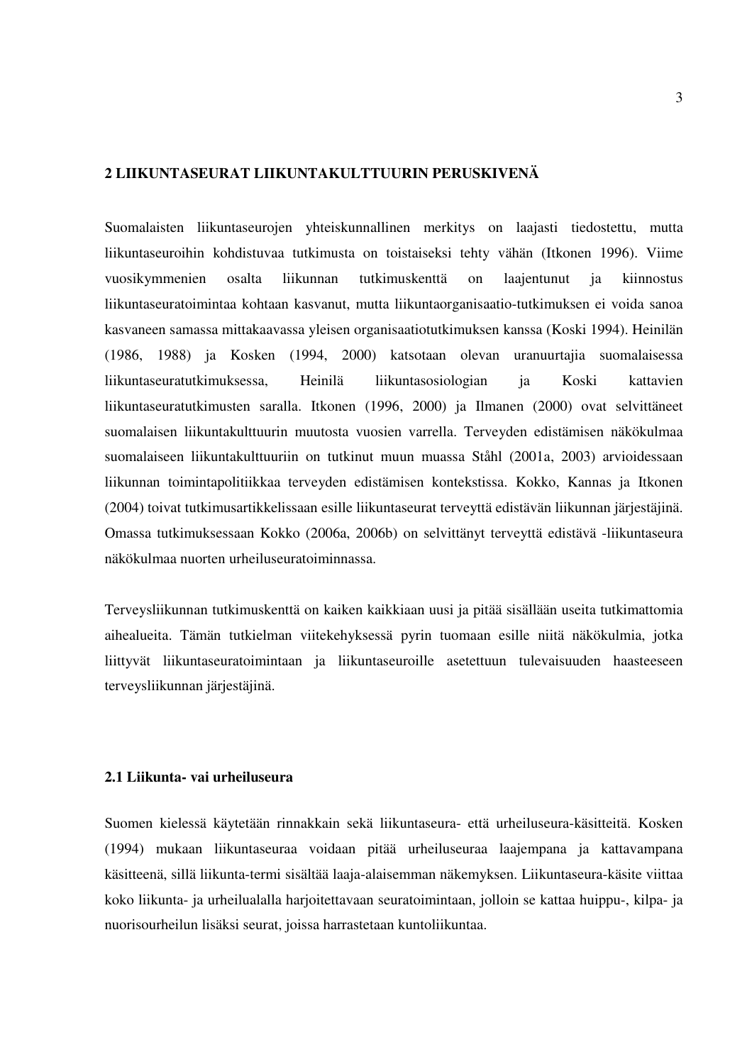## 2 LIIKUNTASEURAT LIIKUNTAKULTTUURIN PERUSKIVENÄ

Suomalaisten liikuntaseurojen yhteiskunnallinen merkitys on laajasti tiedostettu, mutta liikuntaseuroihin kohdistuvaa tutkimusta on toistaiseksi tehty vähän (Itkonen 1996). Viime vuosikymmenien osalta liikunnan tutkimuskenttä on laajentunut ja kiinnostus liikuntaseuratoimintaa kohtaan kasvanut, mutta liikuntaorganisaatio-tutkimuksen ei voida sanoa kasvaneen samassa mittakaavassa yleisen organisaatiotutkimuksen kanssa (Koski 1994). Heinilän (1986, 1988) ja Kosken (1994, 2000) katsotaan olevan uranuurtajia suomalaisessa liikuntaseuratutkimuksessa, Heinilä liikuntasosiologian ja Koski kattavien liikuntaseuratutkimusten saralla. Itkonen (1996, 2000) ja Ilmanen (2000) ovat selvittäneet suomalaisen liikuntakulttuurin muutosta vuosien varrella. Terveyden edistämisen näkökulmaa suomalaiseen liikuntakulttuuriin on tutkinut muun muassa Ståhl (2001a, 2003) arvioidessaan liikunnan toimintapolitiikkaa terveyden edistämisen kontekstissa. Kokko, Kannas ja Itkonen (2004) toivat tutkimusartikkelissaan esille liikuntaseurat terveyttä edistävän liikunnan järjestäjinä. Omassa tutkimuksessaan Kokko (2006a, 2006b) on selvittänyt terveyttä edistävä -liikuntaseura näkökulmaa nuorten urheiluseuratoiminnassa.

Terveysliikunnan tutkimuskenttä on kaiken kaikkiaan uusi ja pitää sisällään useita tutkimattomia aihealueita. Tämän tutkielman viitekehyksessä pyrin tuomaan esille niitä näkökulmia, jotka liittyvät liikuntaseuratoimintaan ja liikuntaseuroille asetettuun tulevaisuuden haasteeseen terveysliikunnan järjestäjinä.

### 2.1 Liikunta- vai urheiluseura

Suomen kielessä käytetään rinnakkain sekä liikuntaseura- että urheiluseura-käsitteitä. Kosken (1994) mukaan liikuntaseuraa voidaan pitää urheiluseuraa laajempana ja kattavampana käsitteenä, sillä liikunta-termi sisältää laaja-alaisemman näkemyksen. Liikuntaseura-käsite viittaa koko liikunta- ja urheilualalla harjoitettavaan seuratoimintaan, jolloin se kattaa huippu-, kilpa- ja nuorisourheilun lisäksi seurat, joissa harrastetaan kuntoliikuntaa.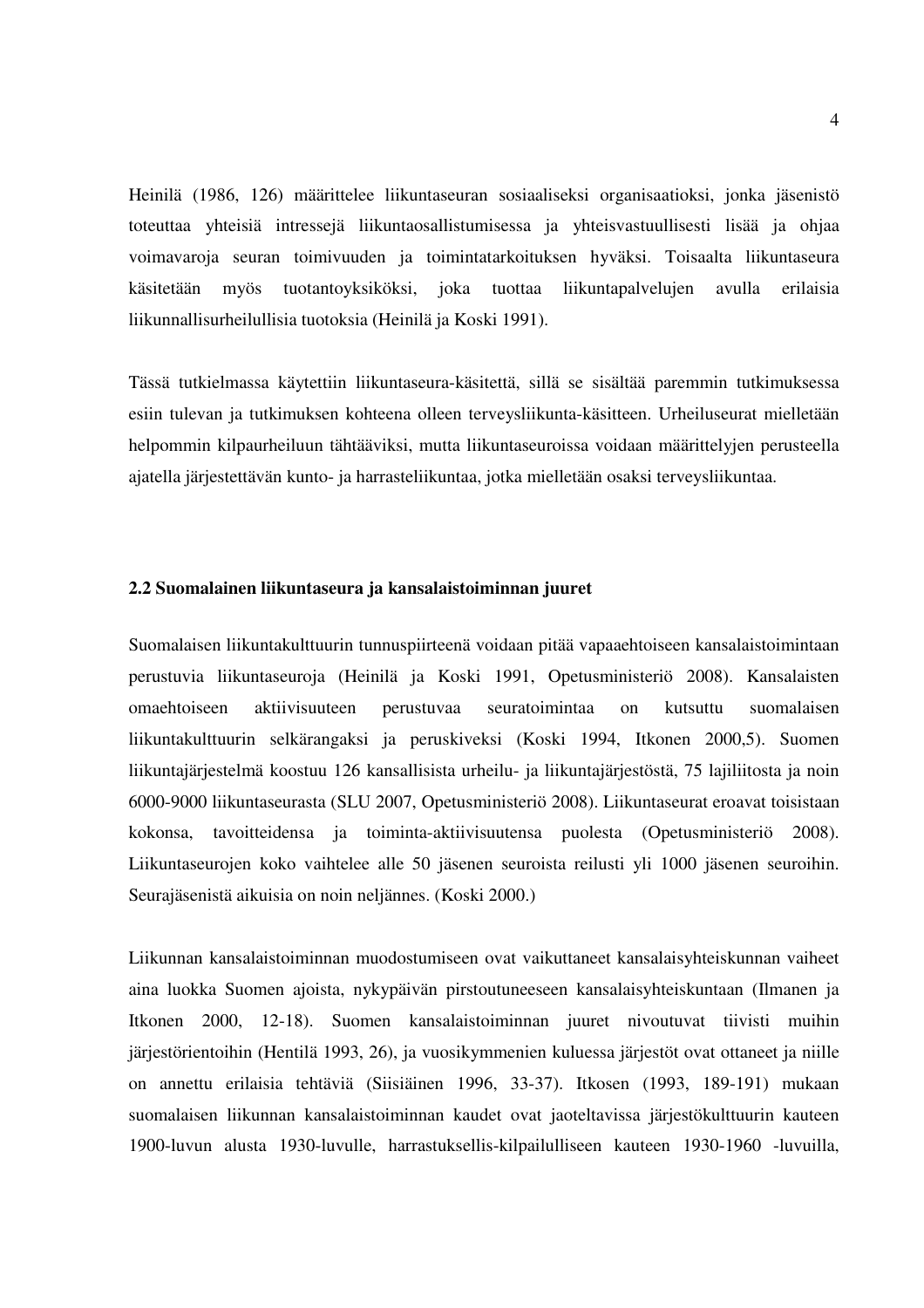Heinilä (1986, 126) määrittelee liikuntaseuran sosiaaliseksi organisaatioksi, jonka jäsenistö toteuttaa yhteisiä intressejä liikuntaosallistumisessa ja yhteisvastuullisesti lisää ja ohjaa voimavaroja seuran toimivuuden ja toimintatarkoituksen hyväksi. Toisaalta liikuntaseura käsitetään myös tuotantoyksiköksi, joka tuottaa liikuntapalvelujen avulla erilaisia liikunnallisurheilullisia tuotoksia (Heinilä ja Koski 1991).

Tässä tutkielmassa käytettiin liikuntaseura-käsitettä, sillä se sisältää paremmin tutkimuksessa esiin tulevan ja tutkimuksen kohteena olleen terveysliikunta-käsitteen. Urheiluseurat mielletään helpommin kilpaurheiluun tähtääviksi, mutta liikuntaseuroissa voidaan määrittelyjen perusteella ajatella järjestettävän kunto- ja harrasteliikuntaa, jotka mielletään osaksi terveysliikuntaa.

## 2.2 Suomalainen liikuntaseura ja kansalaistoiminnan juuret

Suomalaisen liikuntakulttuurin tunnuspiirteenä voidaan pitää vapaaehtoiseen kansalaistoimintaan perustuvia liikuntaseuroja (Heinilä ja Koski 1991, Opetusministeriö 2008). Kansalaisten omaehtoiseen aktiivisuuteen perustuvaa seuratoimintaa on kutsuttu suomalaisen liikuntakulttuurin selkärangaksi ja peruskiveksi (Koski 1994, Itkonen 2000,5). Suomen liikuntajärjestelmä koostuu 126 kansallisista urheilu- ja liikuntajärjestöstä, 75 lajiliitosta ja noin 6000-9000 liikuntaseurasta (SLU 2007, Opetusministeriö 2008). Liikuntaseurat eroavat toisistaan kokonsa, tavoitteidensa ja toiminta-aktiivisuutensa puolesta (Opetusministeriö 2008). Liikuntaseurojen koko vaihtelee alle 50 jäsenen seuroista reilusti yli 1000 jäsenen seuroihin. Seurajäsenistä aikuisia on noin neljännes. (Koski 2000.)

Liikunnan kansalaistoiminnan muodostumiseen ovat vaikuttaneet kansalaisyhteiskunnan vaiheet aina luokka Suomen ajoista, nykypäivän pirstoutuneeseen kansalaisyhteiskuntaan (Ilmanen ja Itkonen 2000, 12-18). Suomen kansalaistoiminnan juuret nivoutuvat tiivisti muihin järjestörientoihin (Hentilä 1993, 26), ja vuosikymmenien kuluessa järjestöt ovat ottaneet ja niille on annettu erilaisia tehtäviä (Siisiäinen 1996, 33-37). Itkosen (1993, 189-191) mukaan suomalaisen liikunnan kansalaistoiminnan kaudet ovat jaoteltavissa järjestökulttuurin kauteen 1900-luvun alusta 1930-luvulle, harrastuksellis-kilpailulliseen kauteen 1930-1960 -luvuilla,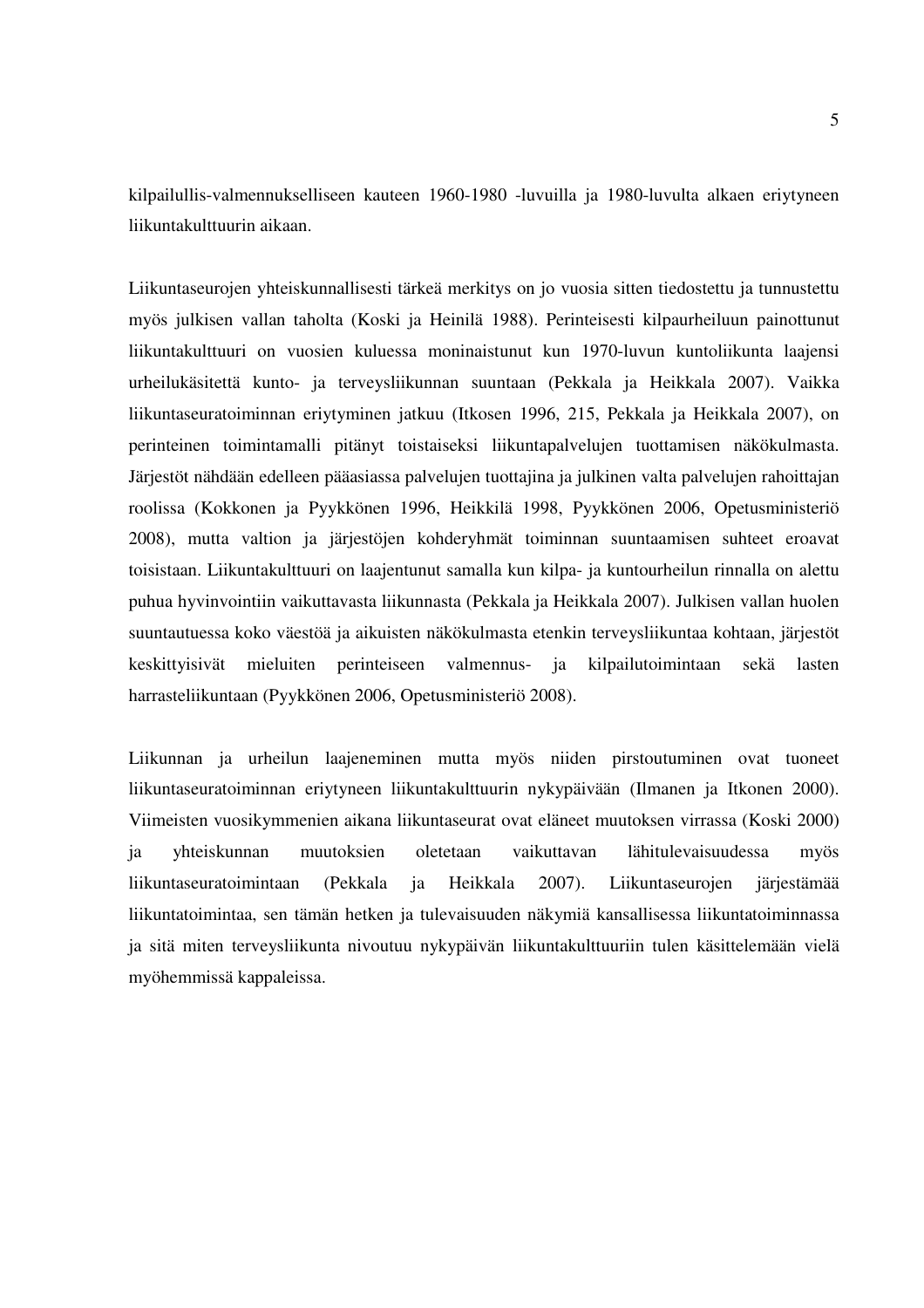kilpailullis-valmennukselliseen kauteen 1960-1980 -luvuilla ja 1980-luvulta alkaen eriytyneen liikuntakulttuurin aikaan.

Liikuntaseurojen yhteiskunnallisesti tärkeä merkitys on jo vuosia sitten tiedostettu ja tunnustettu myös julkisen vallan taholta (Koski ja Heinilä 1988). Perinteisesti kilpaurheiluun painottunut liikuntakulttuuri on vuosien kuluessa moninaistunut kun 1970-luvun kuntoliikunta laajensi urheilukäsitettä kunto- ja terveysliikunnan suuntaan (Pekkala ja Heikkala 2007). Vaikka liikuntaseuratoiminnan eriytyminen jatkuu (Itkosen 1996, 215, Pekkala ja Heikkala 2007), on perinteinen toimintamalli pitänyt toistaiseksi liikuntapalvelujen tuottamisen näkökulmasta. Järjestöt nähdään edelleen pääasiassa palvelujen tuottajina ja julkinen valta palvelujen rahoittajan roolissa (Kokkonen ja Pyykkönen 1996, Heikkilä 1998, Pyykkönen 2006, Opetusministeriö 2008), mutta valtion ja järjestöjen kohderyhmät toiminnan suuntaamisen suhteet eroavat toisistaan. Liikuntakulttuuri on laajentunut samalla kun kilpa- ja kuntourheilun rinnalla on alettu puhua hyvinvointiin vaikuttavasta liikunnasta (Pekkala ja Heikkala 2007). Julkisen vallan huolen suuntautuessa koko väestöä ja aikuisten näkökulmasta etenkin terveysliikuntaa kohtaan, järjestöt keskittyisivät mieluiten perinteiseen valmennus- ja kilpailutoimintaan sekä lasten harrasteliikuntaan (Pyykkönen 2006, Opetusministeriö 2008).

Liikunnan ja urheilun laajeneminen mutta myös niiden pirstoutuminen ovat tuoneet liikuntaseuratoiminnan eriytyneen liikuntakulttuurin nykypäivään (Ilmanen ja Itkonen 2000). Viimeisten vuosikymmenien aikana liikuntaseurat ovat eläneet muutoksen virrassa (Koski 2000) ja yhteiskunnan muutoksien oletetaan vaikuttavan lähitulevaisuudessa myös liikuntaseuratoimintaan (Pekkala ja Heikkala 2007). Liikuntaseurojen järjestämää liikuntatoimintaa, sen tämän hetken ja tulevaisuuden näkymiä kansallisessa liikuntatoiminnassa ja sitä miten terveysliikunta nivoutuu nykypäivän liikuntakulttuuriin tulen käsittelemään vielä myöhemmissä kappaleissa.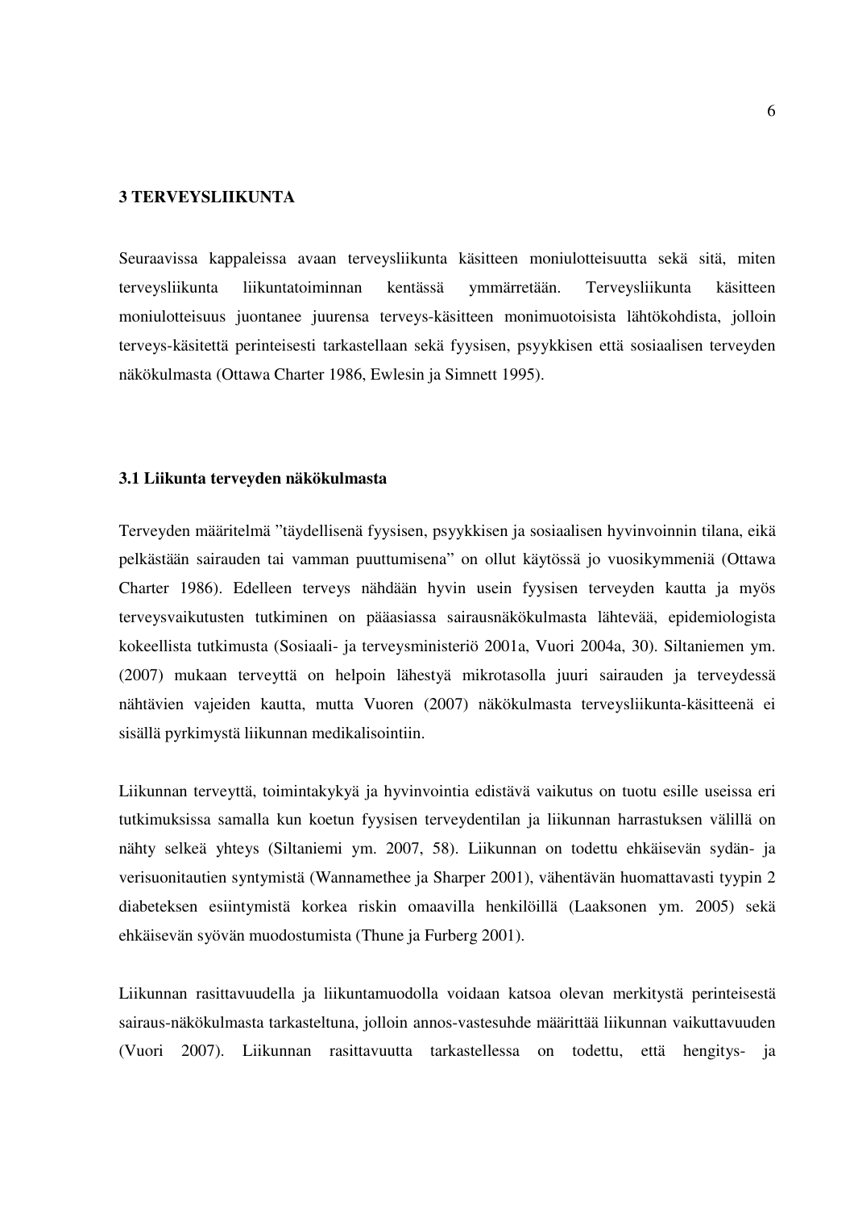## 3 TERVEYSLIIKUNTA

Seuraavissa kappaleissa avaan terveysliikunta käsitteen moniulotteisuutta sekä sitä, miten terveysliikunta liikuntatoiminnan kentässä ymmärretään. Terveysliikunta käsitteen moniulotteisuus juontanee juurensa terveys-käsitteen monimuotoisista lähtökohdista, jolloin terveys-käsitettä perinteisesti tarkastellaan sekä fyysisen, psyykkisen että sosiaalisen terveyden näkökulmasta (Ottawa Charter 1986, Ewlesin ja Simnett 1995).

### 3.1 Liikunta terveyden näkökulmasta

Terveyden määritelmä ”täydellisenä fyysisen, psyykkisen ja sosiaalisen hyvinvoinnin tilana, eikä pelkästään sairauden tai vamman puuttumisena” on ollut käytössä jo vuosikymmeniä (Ottawa Charter 1986). Edelleen terveys nähdään hyvin usein fyysisen terveyden kautta ja myös terveysvaikutusten tutkiminen on pääasiassa sairausnäkökulmasta lähtevää, epidemiologista kokeellista tutkimusta (Sosiaali- ja terveysministeriö 2001a, Vuori 2004a, 30). Siltaniemen ym. (2007) mukaan terveyttä on helpoin lähestyä mikrotasolla juuri sairauden ja terveydessä nähtävien vajeiden kautta, mutta Vuoren (2007) näkökulmasta terveysliikunta-käsitteenä ei sisällä pyrkimystä liikunnan medikalisointiin.

Liikunnan terveyttä, toimintakykyä ja hyvinvointia edistävä vaikutus on tuotu esille useissa eri tutkimuksissa samalla kun koetun fyysisen terveydentilan ja liikunnan harrastuksen välillä on nähty selkeä yhteys (Siltaniemi ym. 2007, 58). Liikunnan on todettu ehkäisevän sydän- ja verisuonitautien syntymistä (Wannamethee ja Sharper 2001), vähentävän huomattavasti tyypin 2 diabeteksen esiintymistä korkea riskin omaavilla henkilöillä (Laaksonen ym. 2005) sekä ehkäisevän syövän muodostumista (Thune ja Furberg 2001).

Liikunnan rasittavuudella ja liikuntamuodolla voidaan katsoa olevan merkitystä perinteisestä sairaus-näkökulmasta tarkasteltuna, jolloin annos-vastesuhde määrittää liikunnan vaikuttavuuden (Vuori 2007). Liikunnan rasittavuutta tarkastellessa on todettu, että hengitys- ja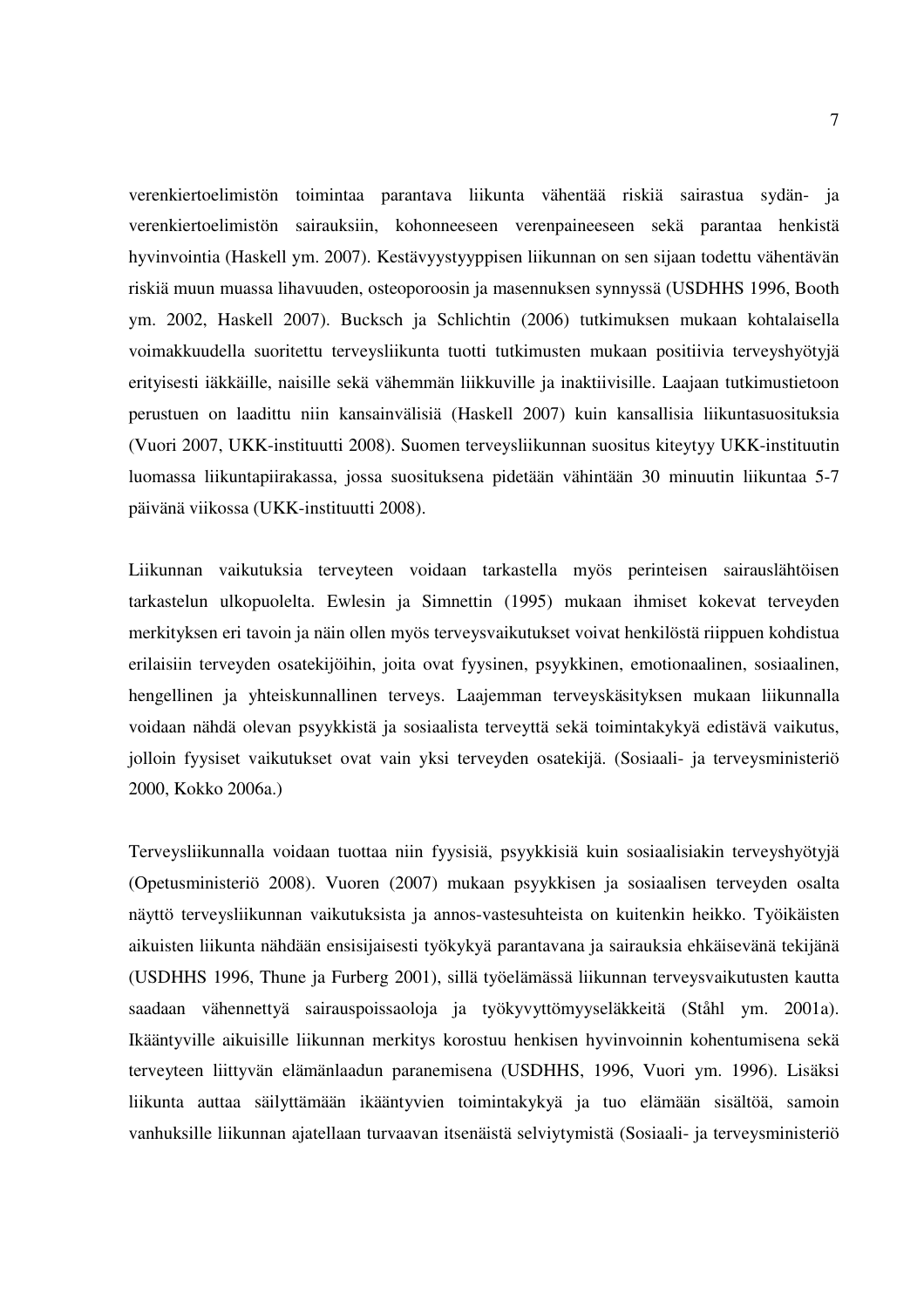verenkiertoelimistön toimintaa parantava liikunta vähentää riskiä sairastua sydän- ja verenkiertoelimistön sairauksiin, kohonneeseen verenpaineeseen sekä parantaa henkistä hyvinvointia (Haskell ym. 2007). Kestävyystyyppisen liikunnan on sen sijaan todettu vähentävän riskiä muun muassa lihavuuden, osteoporoosin ja masennuksen synnyssä (USDHHS 1996, Booth ym. 2002, Haskell 2007). Bucksch ja Schlichtin (2006) tutkimuksen mukaan kohtalaisella voimakkuudella suoritettu terveysliikunta tuotti tutkimusten mukaan positiivia terveyshyötyjä erityisesti iäkkäille, naisille sekä vähemmän liikkuville ja inaktiivisille. Laajaan tutkimustietoon perustuen on laadittu niin kansainvälisiä (Haskell 2007) kuin kansallisia liikuntasuosituksia (Vuori 2007, UKK-instituutti 2008). Suomen terveysliikunnan suositus kiteytyy UKK-instituutin luomassa liikuntapiirakassa, jossa suosituksena pidetään vähintään 30 minuutin liikuntaa 5-7 päivänä viikossa (UKK-instituutti 2008).

Liikunnan vaikutuksia terveyteen voidaan tarkastella myös perinteisen sairauslähtöisen tarkastelun ulkopuolelta. Ewlesin ja Simnettin (1995) mukaan ihmiset kokevat terveyden merkityksen eri tavoin ja näin ollen myös terveysvaikutukset voivat henkilöstä riippuen kohdistua erilaisiin terveyden osatekijöihin, joita ovat fyysinen, psyykkinen, emotionaalinen, sosiaalinen, hengellinen ja yhteiskunnallinen terveys. Laajemman terveyskäsityksen mukaan liikunnalla voidaan nähdä olevan psyykkistä ja sosiaalista terveyttä sekä toimintakykyä edistävä vaikutus, jolloin fyysiset vaikutukset ovat vain yksi terveyden osatekijä. (Sosiaali- ja terveysministeriö 2000, Kokko 2006a.)

Terveysliikunnalla voidaan tuottaa niin fyysisiä, psyykkisiä kuin sosiaalisiakin terveyshyötyjä (Opetusministeriö 2008). Vuoren (2007) mukaan psyykkisen ja sosiaalisen terveyden osalta näyttö terveysliikunnan vaikutuksista ja annos-vastesuhteista on kuitenkin heikko. Työikäisten aikuisten liikunta nähdään ensisijaisesti työkykyä parantavana ja sairauksia ehkäisevänä tekijänä (USDHHS 1996, Thune ja Furberg 2001), sillä työelämässä liikunnan terveysvaikutusten kautta saadaan vähennettyä sairauspoissaoloja ja työkyvyttömyyseläkkeitä (Ståhl ym. 2001a). Ikääntyville aikuisille liikunnan merkitys korostuu henkisen hyvinvoinnin kohentumisena sekä terveyteen liittyvän elämänlaadun paranemisena (USDHHS, 1996, Vuori ym. 1996). Lisäksi liikunta auttaa säilyttämään ikääntyvien toimintakykyä ja tuo elämään sisältöä, samoin vanhuksille liikunnan ajatellaan turvaavan itsenäistä selviytymistä (Sosiaali- ja terveysministeriö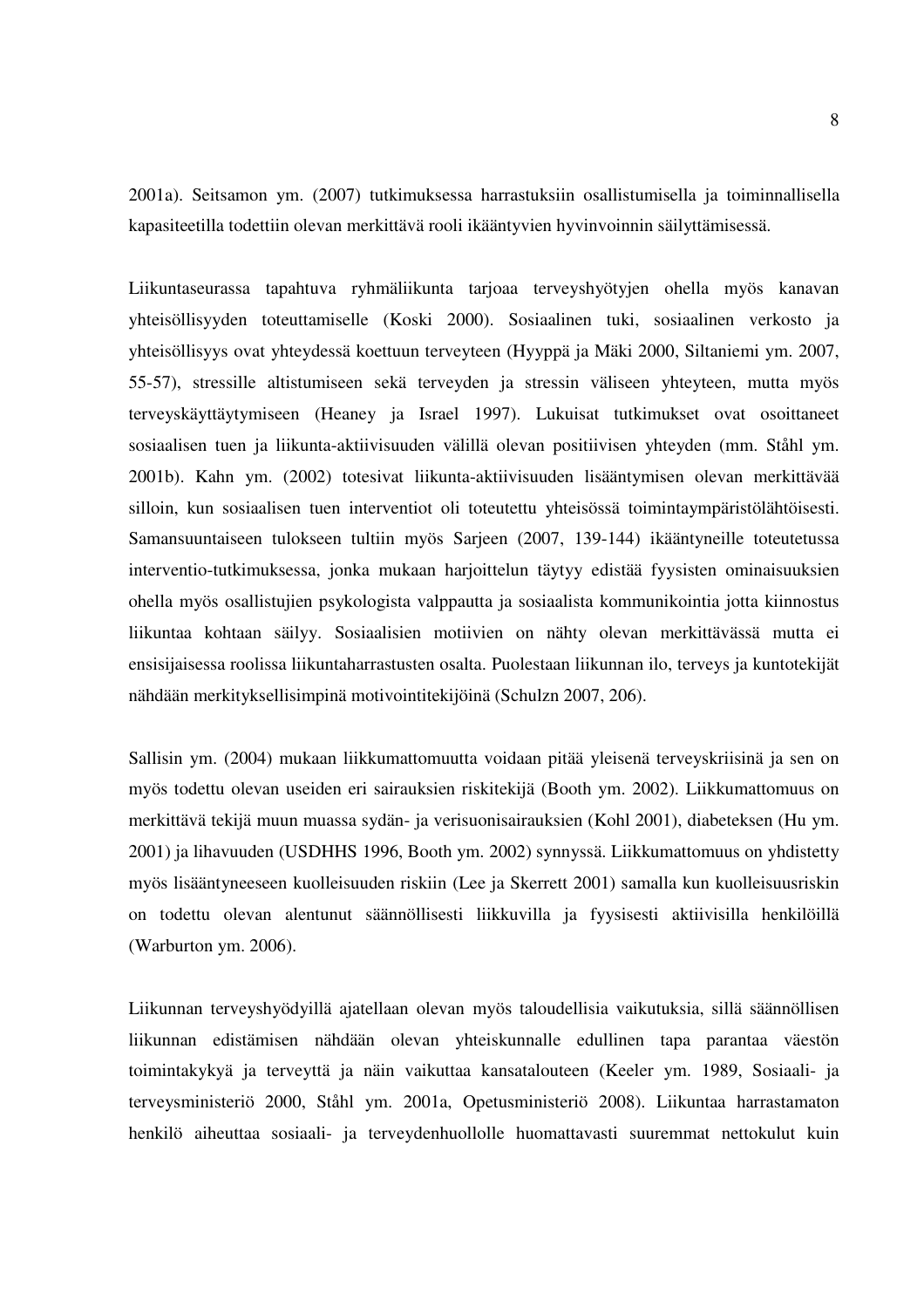2001a). Seitsamon ym. (2007) tutkimuksessa harrastuksiin osallistumisella ja toiminnallisella kapasiteetilla todettiin olevan merkittävä rooli ikääntyvien hyvinvoinnin säilyttämisessä.

Liikuntaseurassa tapahtuva ryhmäliikunta tarjoaa terveyshyötyjen ohella myös kanavan yhteisöllisyyden toteuttamiselle (Koski 2000). Sosiaalinen tuki, sosiaalinen verkosto ja yhteisöllisyys ovat yhteydessä koettuun terveyteen (Hyyppä ja Mäki 2000, Siltaniemi ym. 2007, 55-57), stressille altistumiseen sekä terveyden ja stressin väliseen yhteyteen, mutta myös terveyskäyttäytymiseen (Heaney ja Israel 1997). Lukuisat tutkimukset ovat osoittaneet sosiaalisen tuen ja liikunta-aktiivisuuden välillä olevan positiivisen yhteyden (mm. Ståhl ym. 2001b). Kahn ym. (2002) totesivat liikunta-aktiivisuuden lisääntymisen olevan merkittävää silloin, kun sosiaalisen tuen interventiot oli toteutettu yhteisössä toimintaympäristölähtöisesti. Samansuuntaiseen tulokseen tultiin myös Sarjeen (2007, 139-144) ikääntyneille toteutetussa interventio-tutkimuksessa, jonka mukaan harjoittelun täytyy edistää fyysisten ominaisuuksien ohella myös osallistujien psykologista valppautta ja sosiaalista kommunikointia jotta kiinnostus liikuntaa kohtaan säilyy. Sosiaalisien motiivien on nähty olevan merkittävässä mutta ei ensisijaisessa roolissa liikuntaharrastusten osalta. Puolestaan liikunnan ilo, terveys ja kuntotekijät nähdään merkityksellisimpinä motivointitekijöinä (Schulzn 2007, 206).

Sallisin ym. (2004) mukaan liikkumattomuutta voidaan pitää yleisenä terveyskriisinä ja sen on myös todettu olevan useiden eri sairauksien riskitekijä (Booth ym. 2002). Liikkumattomuus on merkittävä tekijä muun muassa sydän- ja verisuonisairauksien (Kohl 2001), diabeteksen (Hu ym. 2001) ja lihavuuden (USDHHS 1996, Booth ym. 2002) synnyssä. Liikkumattomuus on yhdistetty myös lisääntyneeseen kuolleisuuden riskiin (Lee ja Skerrett 2001) samalla kun kuolleisuusriskin on todettu olevan alentunut säännöllisesti liikkuvilla ja fyysisesti aktiivisilla henkilöillä (Warburton ym. 2006).

Liikunnan terveyshyödyillä ajatellaan olevan myös taloudellisia vaikutuksia, sillä säännöllisen liikunnan edistämisen nähdään olevan yhteiskunnalle edullinen tapa parantaa väestön toimintakykyä ja terveyttä ja näin vaikuttaa kansatalouteen (Keeler ym. 1989, Sosiaali- ja terveysministeriö 2000, Ståhl ym. 2001a, Opetusministeriö 2008). Liikuntaa harrastamaton henkilö aiheuttaa sosiaali- ja terveydenhuollolle huomattavasti suuremmat nettokulut kuin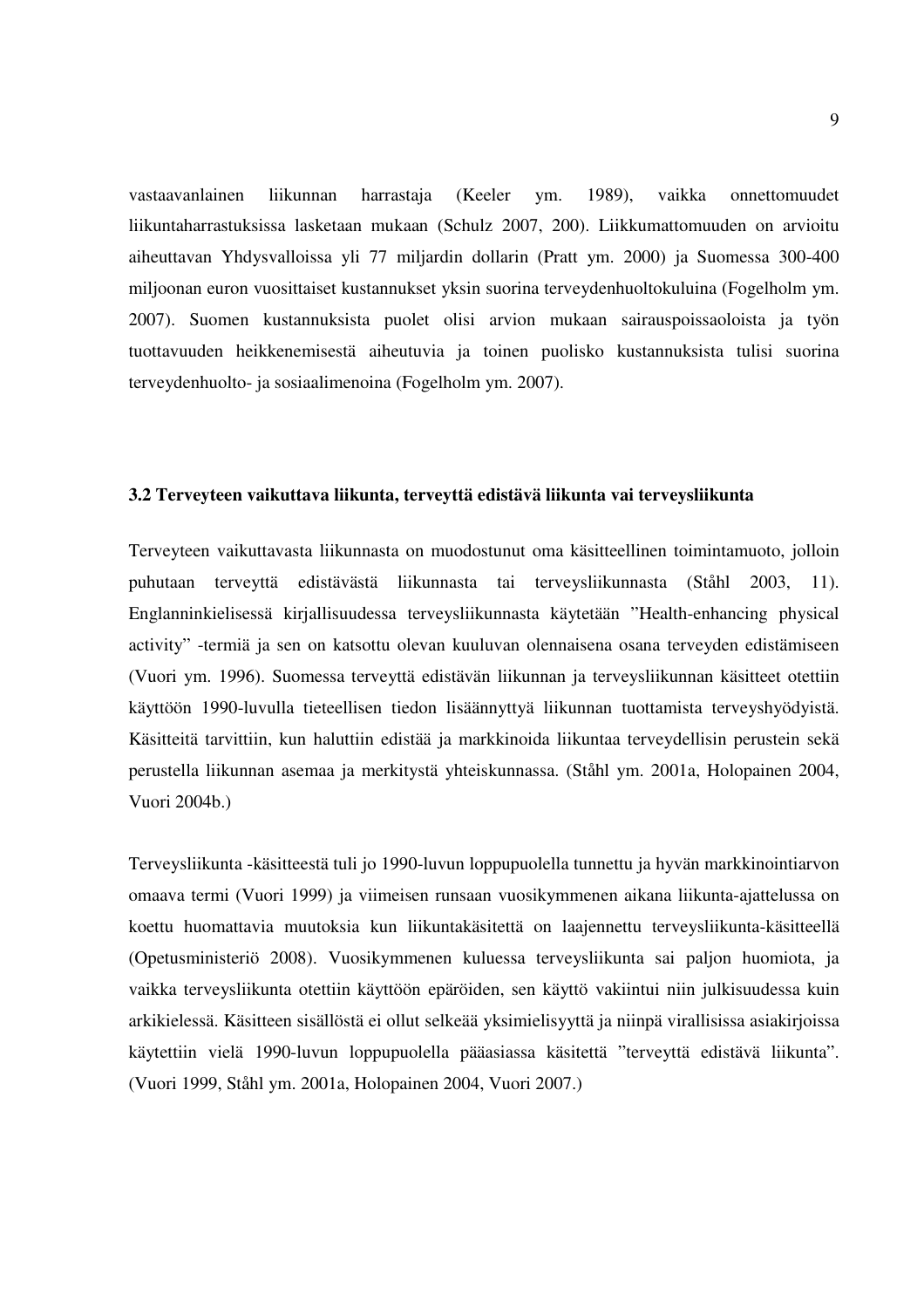vastaavanlainen liikunnan harrastaja (Keeler ym. 1989), vaikka onnettomuudet liikuntaharrastuksissa lasketaan mukaan (Schulz 2007, 200). Liikkumattomuuden on arvioitu aiheuttavan Yhdysvalloissa yli 77 miljardin dollarin (Pratt ym. 2000) ja Suomessa 300-400 miljoonan euron vuosittaiset kustannukset yksin suorina terveydenhuoltokuluina (Fogelholm ym. 2007). Suomen kustannuksista puolet olisi arvion mukaan sairauspoissaoloista ja työn tuottavuuden heikkenemisestä aiheutuvia ja toinen puolisko kustannuksista tulisi suorina terveydenhuolto- ja sosiaalimenoina (Fogelholm ym. 2007).

### 3.2 Terveyteen vaikuttava liikunta, terveyttä edistävä liikunta vai terveysliikunta

Terveyteen vaikuttavasta liikunnasta on muodostunut oma käsitteellinen toimintamuoto, jolloin puhutaan terveyttä edistävästä liikunnasta tai terveysliikunnasta (Ståhl 2003, 11). Englanninkielisessä kirjallisuudessa terveysliikunnasta käytetään ”Health-enhancing physical activity” -termiä ja sen on katsottu olevan kuuluvan olennaisena osana terveyden edistämiseen (Vuori ym. 1996). Suomessa terveyttä edistävän liikunnan ja terveysliikunnan käsitteet otettiin käyttöön 1990-luvulla tieteellisen tiedon lisäännyttyä liikunnan tuottamista terveyshyödyistä. Käsitteitä tarvittiin, kun haluttiin edistää ja markkinoida liikuntaa terveydellisin perustein sekä perustella liikunnan asemaa ja merkitystä yhteiskunnassa. (Ståhl ym. 2001a, Holopainen 2004, Vuori 2004b.)

Terveysliikunta -käsitteestä tuli jo 1990-luvun loppupuolella tunnettu ja hyvän markkinointiarvon omaava termi (Vuori 1999) ja viimeisen runsaan vuosikymmenen aikana liikunta-ajattelussa on koettu huomattavia muutoksia kun liikuntakäsitettä on laajennettu terveysliikunta-käsitteellä (Opetusministeriö 2008). Vuosikymmenen kuluessa terveysliikunta sai paljon huomiota, ja vaikka terveysliikunta otettiin käyttöön epäröiden, sen käyttö vakiintui niin julkisuudessa kuin arkikielessä. Käsitteen sisällöstä ei ollut selkeää yksimielisyyttä ja niinpä virallisissa asiakirjoissa käytettiin vielä 1990-luvun loppupuolella pääasiassa käsitettä ”terveyttä edistävä liikunta”. (Vuori 1999, Ståhl ym. 2001a, Holopainen 2004, Vuori 2007.)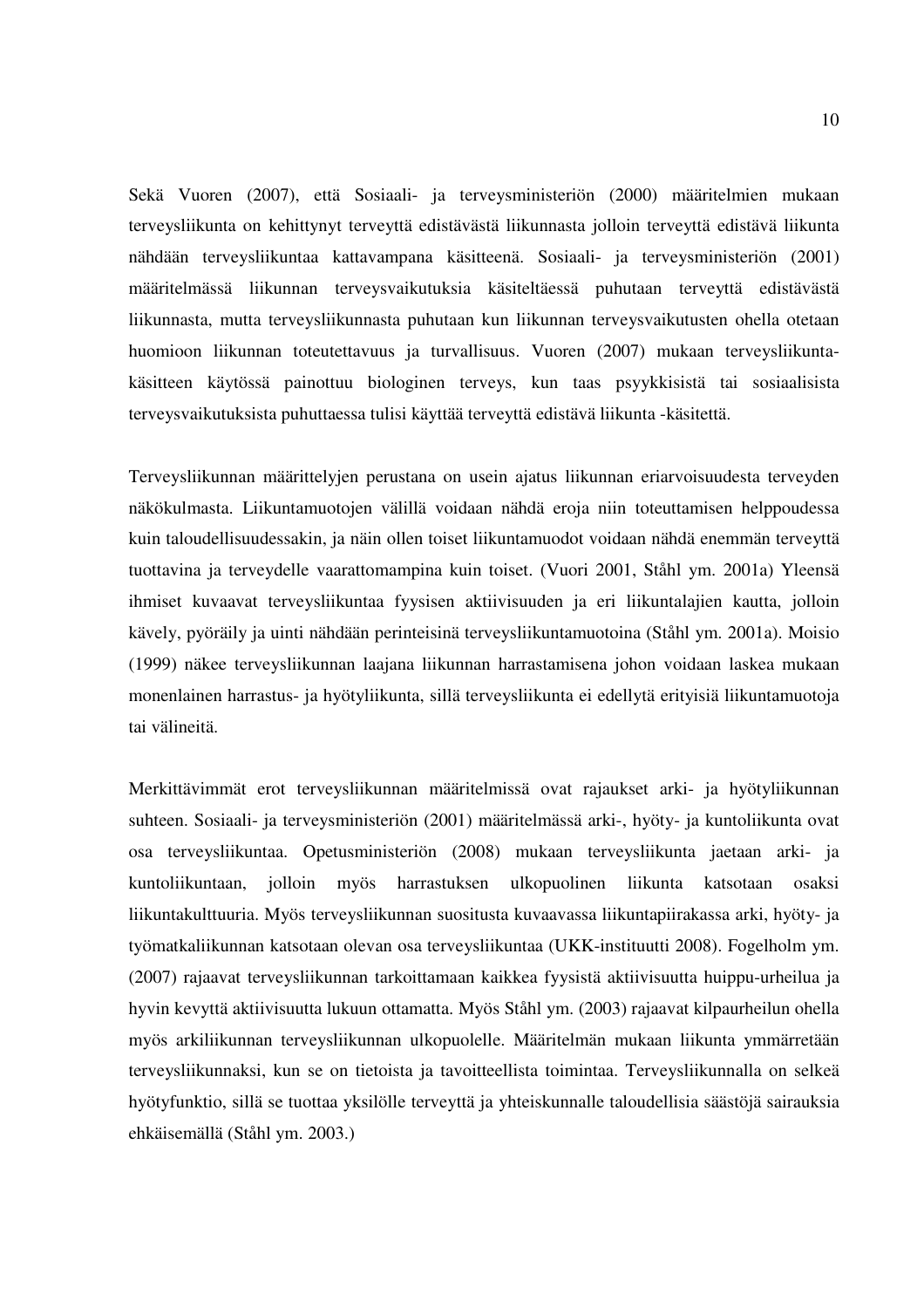Sekä Vuoren (2007), että Sosiaali- ja terveysministeriön (2000) määritelmien mukaan terveysliikunta on kehittynyt terveyttä edistävästä liikunnasta jolloin terveyttä edistävä liikunta nähdään terveysliikuntaa kattavampana käsitteenä. Sosiaali- ja terveysministeriön (2001) määritelmässä liikunnan terveysvaikutuksia käsiteltäessä puhutaan terveyttä edistävästä liikunnasta, mutta terveysliikunnasta puhutaan kun liikunnan terveysvaikutusten ohella otetaan huomioon liikunnan toteutettavuus ja turvallisuus. Vuoren (2007) mukaan terveysliikunta-käsitteen käytössä painottuu biologinen terveys, kun taas psyykkisistä tai sosiaalisista terveysvaikutuksista puhuttaessa tulisi käyttää terveyttä edistävä liikunta -käsitettä.

Terveysliikunnan määrittelyjen perustana on usein ajatus liikunnan eriarvoisuudesta terveyden näkökulmasta. Liikuntamuotojen välillä voidaan nähdä eroja niin toteuttamisen helppoudessa kuin taloudellisuudessakin, ja näin ollen toiset liikuntamuodot voidaan nähdä enemmän terveyttä tuottavina ja terveydelle vaarattomampina kuin toiset. (Vuori 2001, Ståhl ym. 2001a) Yleensä ihmiset kuvaavat terveysliikuntaa fyysisen aktiivisuuden ja eri liikuntalajien kautta, jolloin kävely, pyöräily ja uinti nähdään perinteisinä terveysliikuntamuotoina (Ståhl ym. 2001a). Moisio (1999) näkee terveysliikunnan laajana liikunnan harrastamisena johon voidaan laskea mukaan monenlainen harrastus- ja hyötyliikunta, sillä terveysliikunta ei edellytä erityisiä liikuntamuotoja tai välineitä.

Merkittävimmät erot terveysliikunnan määritelmissä ovat rajaukset arki- ja hyötyliikunnan suhteen. Sosiaali- ja terveysministeriön (2001) määritelmässä arki-, hyöty- ja kuntoliikunta ovat osa terveysliikuntaa. Opetusministeriön (2008) mukaan terveysliikunta jaetaan arki- ja kuntoliikuntaan, jolloin myös harrastuksen ulkopuolinen liikunta katsotaan osaksi liikuntakulttuuria. Myös terveysliikunnan suositusta kuvaavassa liikuntapiirakassa arki, hyöty- ja työmatkaliikunnan katsotaan olevan osa terveysliikuntaa (UKK-instituutti 2008). Fogelholm ym. (2007) rajaavat terveysliikunnan tarkoittamaan kaikkea fyysistä aktiivisuutta huippu-urheilua ja hyvin kevyttä aktiivisuutta lukuun ottamatta. Myös Ståhl ym. (2003) rajaavat kilpaurheilun ohella myös arkiliikunnan terveysliikunnan ulkopuolelle. Määritelmän mukaan liikunta ymmärretään terveysliikunnaksi, kun se on tietoista ja tavoitteellista toimintaa. Terveysliikunnalla on selkeä hyötyfunktio, sillä se tuottaa yksilölle terveyttä ja yhteiskunnalle taloudellisia säästöjä sairauksia ehkäisemällä (Ståhl ym. 2003.)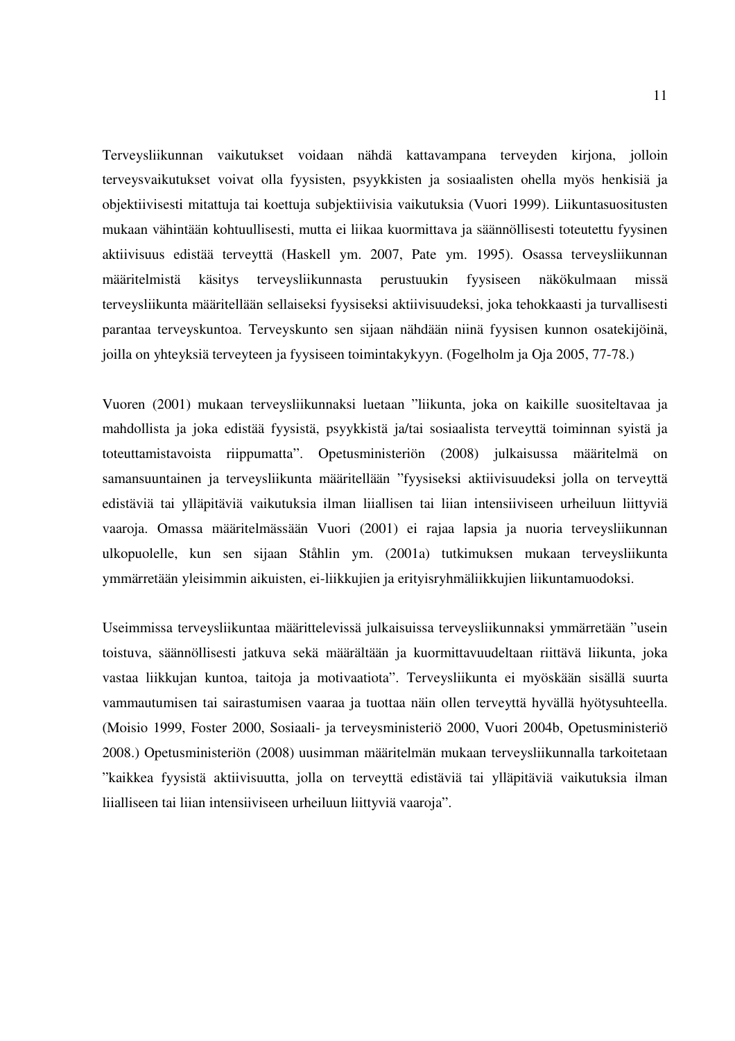Terveysliikunnan vaikutukset voidaan nähdä kattavampana terveyden kirjona, jolloin terveysvaikutukset voivat olla fyysisten, psyykkisten ja sosiaalisten ohella myös henkisiä ja objektiivisesti mitattuja tai koettuja subjektiivisia vaikutuksia (Vuori 1999). Liikuntasuositusten mukaan vähintään kohtuullisesti, mutta ei liikaa kuormittava ja säännöllisesti toteutettu fyysinen aktiivisuus edistää terveyttä (Haskell ym. 2007, Pate ym. 1995). Osassa terveysliikunnan määritelmistä käsitys terveysliikunnasta perustuukin fyysiseen näkökulmaan missä terveysliikunta määritellään sellaiseksi fyysiseksi aktiivisuudeksi, joka tehokkaasti ja turvallisesti parantaa terveyskuntoa. Terveyskunto sen sijaan nähdään niinä fyysisen kunnon osatekijöinä, joilla on yhteyksiä terveyteen ja fyysiseen toimintakykyyn. (Fogelholm ja Oja 2005, 77-78.)

Vuoren (2001) mukaan terveysliikunnaksi luetaan ”liikunta, joka on kaikille suositeltavaa ja mahdollista ja joka edistää fyysistä, psyykkistä ja/tai sosiaalista terveyttä toiminnan syistä ja toteuttamistavoista riippumatta”. Opetusministeriön (2008) julkaisussa määritelmä on samansuuntainen ja terveysliikunta määritellään ”fyysiseksi aktiivisuudeksi jolla on terveyttä edistäviä tai ylläpitäviä vaikutuksia ilman liiallisen tai liian intensiiviseen urheiluun liittyviä vaaroja. Omassa määritelmässään Vuori (2001) ei rajaa lapsia ja nuoria terveysliikunnan ulkopuolelle, kun sen sijaan Ståhlin ym. (2001a) tutkimuksen mukaan terveysliikunta ymmärretään yleisimmin aikuisten, ei-liikkujien ja erityisryhmäliikkujien liikuntamuodoksi.

Useimmissa terveysliikuntaa määrittelevissä julkaisuissa terveysliikunnaksi ymmärretään ”usein toistuva, säännöllisesti jatkuva sekä määrältään ja kuormittavuudeltaan riittävä liikunta, joka vastaa liikkujan kuntoa, taitoja ja motivaatiota”. Terveysliikunta ei myöskään sisällä suurta vammautumisen tai sairastumisen vaaraa ja tuottaa näin ollen terveyttä hyvällä hyötysuhteella. (Moisio 1999, Foster 2000, Sosiaali- ja terveysministeriö 2000, Vuori 2004b, Opetusministeriö 2008.) Opetusministeriön (2008) uusimman määritelmän mukaan terveysliikunnalla tarkoitetaan ”kaikkea fyysistä aktiivisuutta, jolla on terveyttä edistäviä tai ylläpitäviä vaikutuksia ilman liialliseen tai liian intensiiviseen urheiluun liittyviä vaaroja”.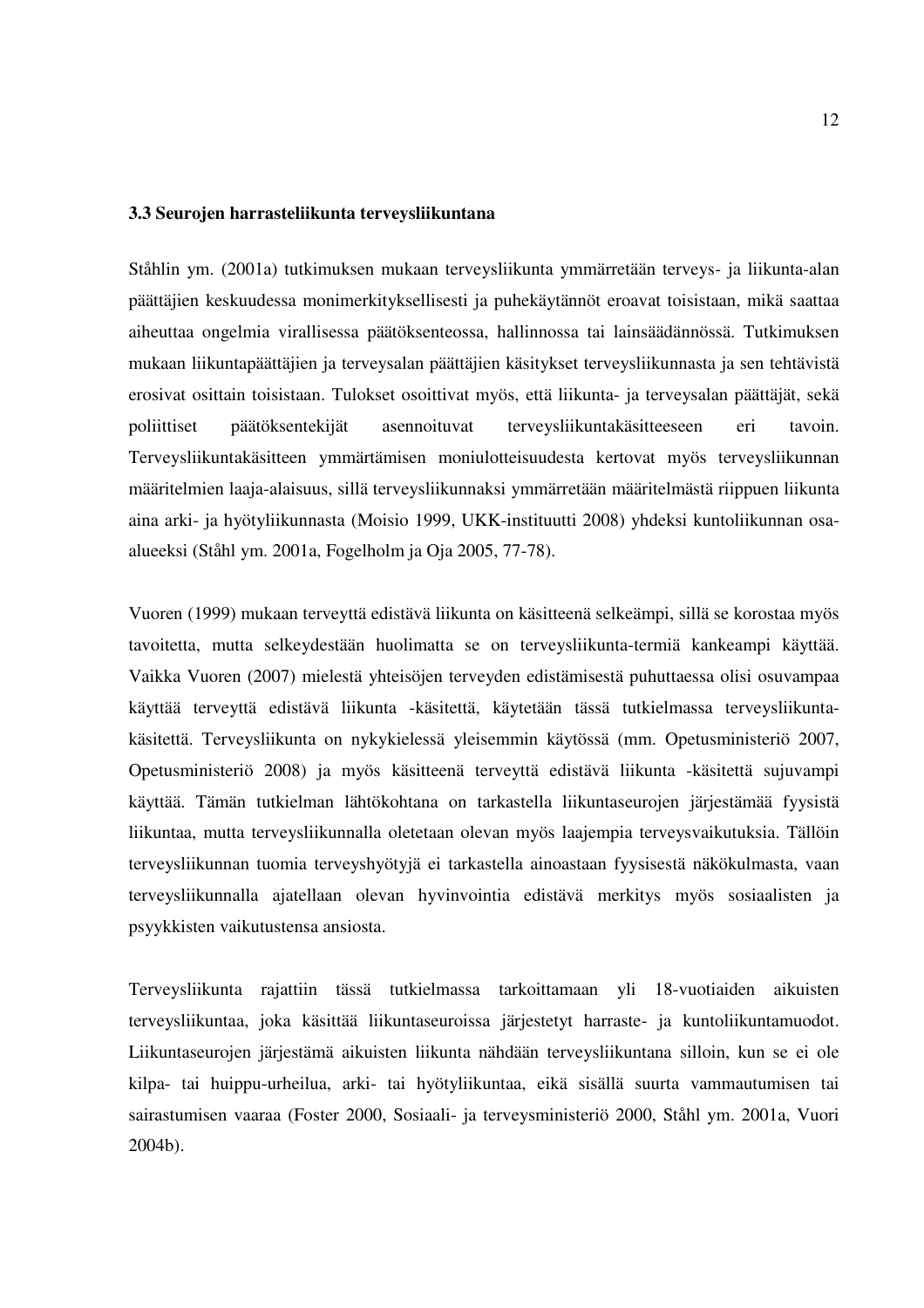### 3.3 Seurojen harrasteliikunta terveysliikuntana

Ståhlin ym. (2001a) tutkimuksen mukaan terveysliikunta ymmärretään terveys- ja liikunta-alan päättäjien keskuudessa monimerkityksellisesti ja puhekäytännöt eroavat toisistaan, mikä saattaa aiheuttaa ongelmia virallisessa päätöksenteossa, hallinnossa tai lainsäädännössä. Tutkimuksen mukaan liikuntapäättäjien ja terveysalan päättäjien käsitykset terveysliikunnasta ja sen tehtävistä erosivat osittain toisistaan. Tulokset osoittivat myös, että liikunta- ja terveysalan päättäjät, sekä poliittiset päätöksentekijät asennoituvat terveysliikuntakäsitteeseen eri tavoin. Terveysliikuntakäsitteen ymmärtämisen moniulotteisuudesta kertovat myös terveysliikunnan määritelmien laaja-alaisuus, sillä terveysliikunnaksi ymmärretään määritelmästä riippuen liikunta aina arki- ja hyötyliikunnasta (Moisio 1999, UKK-instituutti 2008) yhdeksi kuntoliikunnan osa-alueeksi (Ståhl ym. 2001a, Fogelholm ja Oja 2005, 77-78).

Vuoren (1999) mukaan terveyttä edistävä liikunta on käsitteenä selkeämpi, sillä se korostaa myös tavoitetta, mutta selkeydestään huolimatta se on terveysliikunta-termiä kankeampi käyttää. Vaikka Vuoren (2007) mielestä yhteisöjen terveyden edistämisestä puhuttaessa olisi osuvampaa käyttää terveyttä edistävä liikunta -käsitettä, käytetään tässä tutkielmassa terveysliikunta-käsitettä. Terveysliikunta on nykykielessä yleisemmin käytössä (mm. Opetusministeriö 2007, Opetusministeriö 2008) ja myös käsitteenä terveyttä edistävä liikunta -käsitettä sujuvampi käyttää. Tämän tutkielman lähtökohtana on tarkastella liikuntaseurojen järjestämää fyysistä liikuntaa, mutta terveysliikunnalla oletetaan olevan myös laajempia terveysvaikutuksia. Tällöin terveysliikunnan tuomia terveyshyötyjä ei tarkastella ainoastaan fyysisestä näkökulmasta, vaan terveysliikunnalla ajatellaan olevan hyvinvointia edistävä merkitys myös sosiaalisten ja psyykkisten vaikutustensa ansiosta.

Terveysliikunta rajattiin tässä tutkielmassa tarkoittamaan yli 18-vuotiaiden aikuisten terveysliikuntaa, joka käsittää liikuntaseuroissa järjestetyt harraste- ja kuntoliikuntamuodot. Liikuntaseurojen järjestämä aikuisten liikunta nähdään terveysliikuntana silloin, kun se ei ole kilpa- tai huippu-urheilua, arki- tai hyötyliikuntaa, eikä sisällä suurta vammautumisen tai sairastumisen vaaraa (Foster 2000, Sosiaali- ja terveysministeriö 2000, Ståhl ym. 2001a, Vuori 2004b).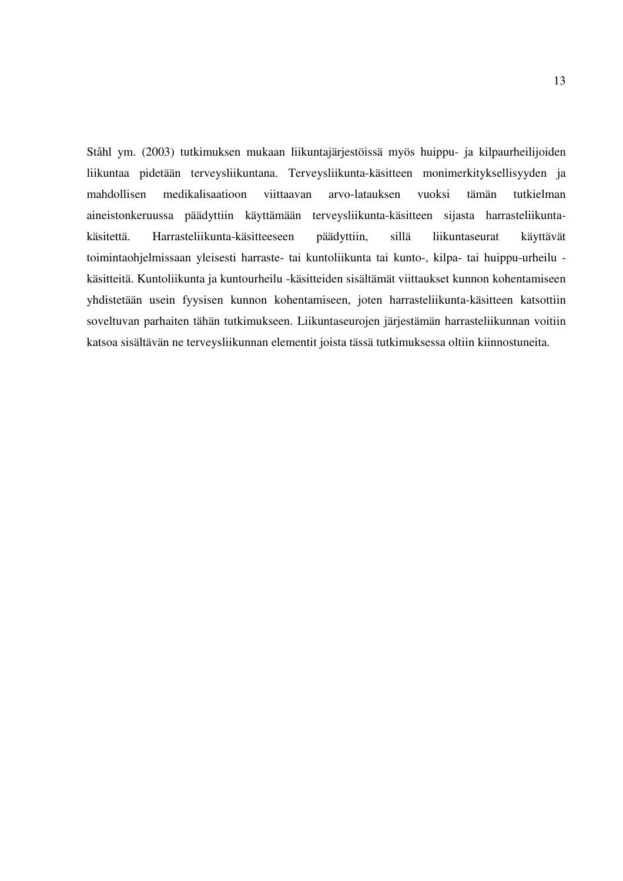Ståhl ym. (2003) tutkimuksen mukaan liikuntajärjestöissä myös huippu- ja kilpaurheilijoiden liikuntaa pidetään terveysliikuntana. Terveysliikunta-käsitteen monimerkityksellisyyden ja mahdollisen medikalisaatioon viittaavan arvo-latauksen vuoksi tämän tutkielman aineistonkeruussa päädyttiin käyttämään terveysliikunta-käsitteen sijasta harrasteliikunta-käsitettä. Harrasteliikunta-käsitteeseen päädyttiin, sillä liikuntaseurat käyttävät toimintaohjelmissaan yleisesti harraste- tai kuntoliikunta tai kunto-, kilpa- tai huippu-urheilu -käsitteitä. Kuntoliikunta ja kuntourheilu -käsitteiden sisältämät viittaukset kunnon kohentamiseen yhdistetään usein fyysisen kunnon kohentamiseen, joten harrasteliikunta-käsitteen katsottiin soveltuvan parhaiten tähän tutkimukseen. Liikuntaseurojen järjestämän harrasteliikunnan voitiin katsoa sisältävän ne terveysliikunnan elementit joista tässä tutkimuksessa oltiin kiinnostuneita.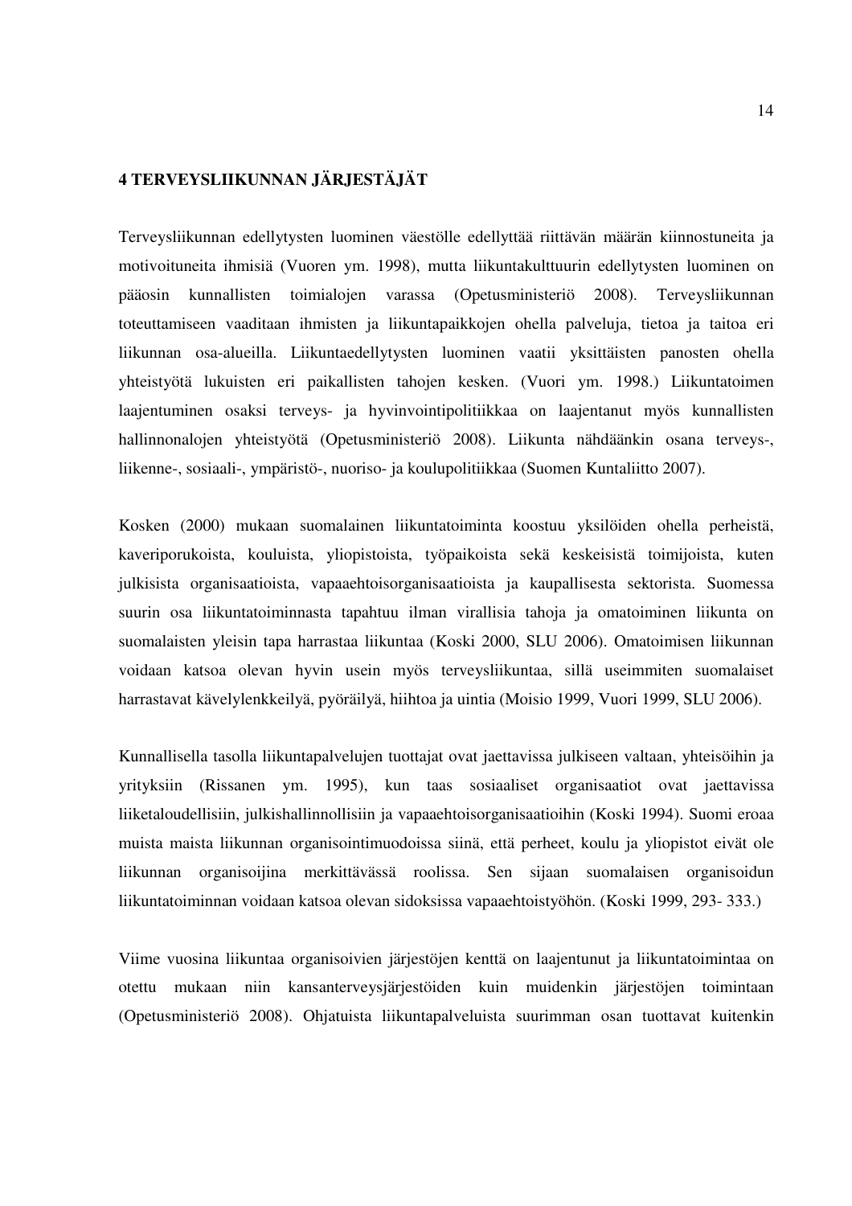# 4 TERVEYSLIIKUNNAN JÄRJESTÄJÄT

Terveysliikunnan edellytysten luominen väestölle edellyttää riittävän määrän kiinnostuneita ja motivoituneita ihmisiä (Vuoren ym. 1998), mutta liikuntakulttuurin edellytysten luominen on pääosin kunnallisten toimialojen varassa (Opetusministeriö 2008). Terveysliikunnan toteuttamiseen vaaditaan ihmisten ja liikuntapaikkojen ohella palveluja, tietoa ja taitoa eri liikunnan osa-alueilla. Liikuntaedellytysten luominen vaatii yksittäisten panosten ohella yhteistyötä lukuisten eri paikallisten tahojen kesken. (Vuori ym. 1998.) Liikuntatoimen laajentuminen osaksi terveys- ja hyvinvointipolitiikkaa on laajentanut myös kunnallisten hallinnonalojen yhteistyötä (Opetusministeriö 2008). Liikunta nähdäänkin osana terveys-, liikenne-, sosiaali-, ympäristö-, nuoriso- ja koulupolitiikkaa (Suomen Kuntaliitto 2007).

Kosken (2000) mukaan suomalainen liikuntatoiminta koostuu yksilöiden ohella perheistä, kaveriporukoista, kouluista, yliopistoista, työpaikoista sekä keskeisistä toimijoista, kuten julkisista organisaatioista, vapaaehtoisorganisaatioista ja kaupallisesta sektorista. Suomessa suurin osa liikuntatoiminnasta tapahtuu ilman virallisia tahoja ja omatoiminen liikunta on suomalaisten yleisin tapa harrastaa liikuntaa (Koski 2000, SLU 2006). Omatoimisen liikunnan voidaan katsoa olevan hyvin usein myös terveysliikuntaa, sillä useimmiten suomalaiset harrastavat kävelylenkkeilyä, pyöräilyä, hiihtoa ja uintia (Moisio 1999, Vuori 1999, SLU 2006).

Kunnallisella tasolla liikuntapalvelujen tuottajat ovat jaettavissa julkiseen valtaan, yhteisöihin ja yrityksiin (Rissanen ym. 1995), kun taas sosiaaliset organisaatiot ovat jaettavissa liiketaloudellisiin, julkishallinnollisiin ja vapaaehtoisorganisaatioihin (Koski 1994). Suomi eroaa muista maista liikunnan organisointimuodoissa siinä, että perheet, koulu ja yliopistot eivät ole liikunnan organisoijina merkittävässä roolissa. Sen sijaan suomalaisen organisoidun liikuntatoiminnan voidaan katsoa olevan sidoksissa vapaaehtoistyöhön. (Koski 1999, 293- 333.)

Viime vuosina liikuntaa organisoivien järjestöjen kenttä on laajentunut ja liikuntatoimintaa on otettu mukaan niin kansanterveysjärjestöiden kuin muidenkin järjestöjen toimintaan (Opetusministeriö 2008). Ohjatuista liikuntapalveluista suurimman osan tuottavat kuitenkin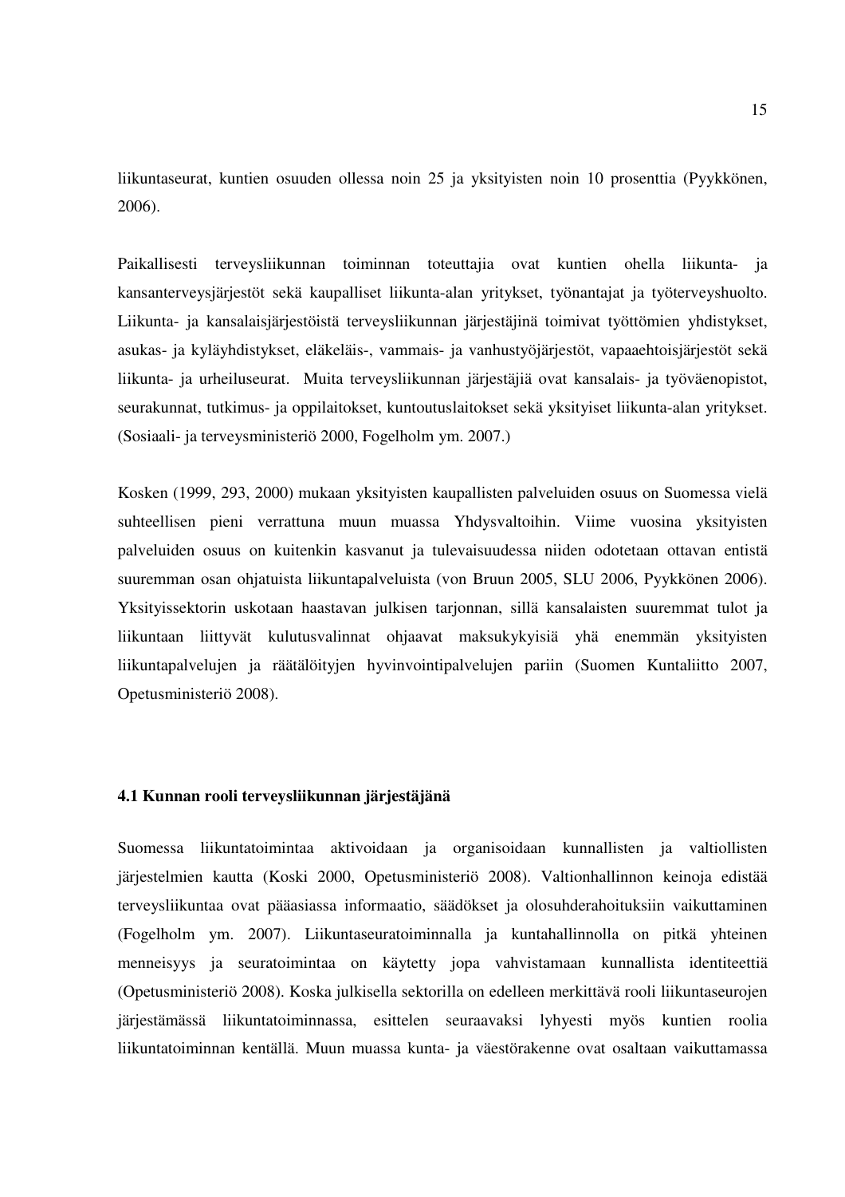liikuntaseurat, kuntien osuuden ollessa noin 25 ja yksityisten noin 10 prosenttia (Pyykkönen, 2006).

Paikallisesti terveysliikunnan toiminnan toteuttajia ovat kuntien ohella liikunta- ja kansanterveysjärjestöt sekä kaupalliset liikunta-alan yritykset, työnantajat ja työterveyshuolto. Liikunta- ja kansalaisjärjestöistä terveysliikunnan järjestäjinä toimivat työttömien yhdistykset, asukas- ja kyläyhdistykset, eläkeläis-, vammais- ja vanhustyöjärjestöt, vapaaehtoisjärjestöt sekä liikunta- ja urheiluseurat. Muita terveysliikunnan järjestäjiä ovat kansalais- ja työväenopistot, seurakunnat, tutkimus- ja oppilaitokset, kuntoutuslaitokset sekä yksityiset liikunta-alan yritykset. (Sosiaali- ja terveysministeriö 2000, Fogelholm ym. 2007.)

Kosken (1999, 293, 2000) mukaan yksityisten kaupallisten palveluiden osuus on Suomessa vielä suhteellisen pieni verrattuna muun muassa Yhdysvaltoihin. Viime vuosina yksityisten palveluiden osuus on kuitenkin kasvanut ja tulevaisuudessa niiden odotetaan ottavan entistä suuremman osan ohjatuista liikuntapalveluista (von Bruun 2005, SLU 2006, Pyykkönen 2006). Yksityissektorin uskotaan haastavan julkisen tarjonnan, sillä kansalaisten suuremmat tulot ja liikuntaan liittyvät kulutusvalinnat ohjaavat maksukykyisiä yhä enemmän yksityisten liikuntapalvelujen ja räätälöityjen hyvinvointipalvelujen pariin (Suomen Kuntaliitto 2007, Opetusministeriö 2008).

### 4.1 Kunnan rooli terveysliikunnan järjestäjänä

Suomessa liikuntatoimintaa aktivoidaan ja organisoidaan kunnallisten ja valtiollisten järjestelmien kautta (Koski 2000, Opetusministeriö 2008). Valtionhallinnon keinoja edistää terveysliikuntaa ovat pääasiassa informaatio, säädökset ja olosuhderahoituksiin vaikuttaminen (Fogelholm ym. 2007). Liikuntaseuratoiminnalla ja kuntahallinnolla on pitkä yhteinen menneisyys ja seuratoimintaa on käytetty jopa vahvistamaan kunnallista identiteettiä (Opetusministeriö 2008). Koska julkisella sektorilla on edelleen merkittävä rooli liikuntaseurojen järjestämässä liikuntatoiminnassa, esittelen seuraavaksi lyhyesti myös kuntien roolia liikuntatoiminnan kentällä. Muun muassa kunta- ja väestörakenne ovat osaltaan vaikuttamassa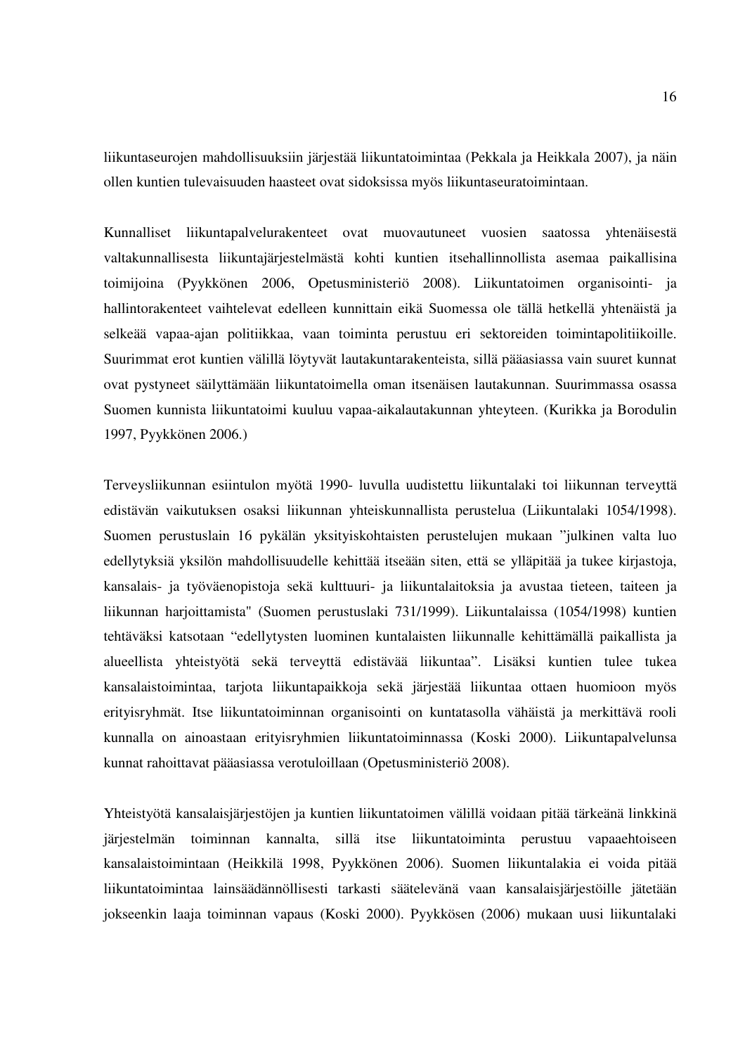liikuntaseurojen mahdollisuuksiin järjestää liikuntatoimintaa (Pekkala ja Heikkala 2007), ja näin ollen kuntien tulevaisuuden haasteet ovat sidoksissa myös liikuntaseuratoimintaan.

Kunnalliset liikuntapalvelurakenteet ovat muovautuneet vuosien saatossa yhtenäisestä valtakunnallisesta liikuntajärjestelmästä kohti kuntien itsehallinnollista asemaa paikallisina toimijoina (Pyykkönen 2006, Opetusministeriö 2008). Liikuntatoimen organisointi- ja hallintorakenteet vaihtelevat edelleen kunnittain eikä Suomessa ole tällä hetkellä yhtenäistä ja selkeää vapaa-ajan politiikkaa, vaan toiminta perustuu eri sektoreiden toimintapolitiikoille. Suurimmat erot kuntien välillä löytyvät lautakuntarakenteista, sillä pääasiassa vain suuret kunnat ovat pystyneet säilyttämään liikuntatoimella oman itsenäisen lautakunnan. Suurimmassa osassa Suomen kunnista liikuntatoimi kuuluu vapaa-aikalautakunnan yhteyteen. (Kurikka ja Borodulin 1997, Pyykkönen 2006.)

Terveysliikunnan esiintulon myötä 1990- luvulla uudistettu liikuntalaki toi liikunnan terveyttä edistävän vaikutuksen osaksi liikunnan yhteiskunnallista perustelua (Liikuntalaki 1054/1998). Suomen perustuslain 16 pykälän yksityiskohtaisten perustelujen mukaan "julkinen valta luo edellytyksiä yksilön mahdollisuudelle kehittää itseään siten, että se ylläpitää ja tukee kirjastoja, kansalais- ja työväenopistoja sekä kulttuuri- ja liikuntalaitoksia ja avustaa tieteen, taiteen ja liikunnan harjoittamista" (Suomen perustuslaki 731/1999). Liikuntalaissa (1054/1998) kuntien tehtäväksi katsotaan "edellytysten luominen kuntalaisten liikunnalle kehittämällä paikallista ja alueellista yhteistyötä sekä terveyttä edistävää liikuntaa". Lisäksi kuntien tulee tukea kansalaistoimintaa, tarjota liikuntapaikkoja sekä järjestää liikuntaa ottaen huomioon myös erityisryhmät. Itse liikuntatoiminnan organisointi on kuntatasolla vähäistä ja merkittävä rooli kunnalla on ainoastaan erityisryhmien liikuntatoiminnassa (Koski 2000). Liikuntapalvelunsa kunnat rahoittavat pääasiassa verotuloillaan (Opetusministeriö 2008).

Yhteistyötä kansalaisjärjestöjen ja kuntien liikuntatoimen välillä voidaan pitää tärkeänä linkkinä järjestelmän toiminnan kannalta, sillä itse liikuntatoiminta perustuu vapaaehtoiseen kansalaistoimintaan (Heikkilä 1998, Pyykkönen 2006). Suomen liikuntalakia ei voida pitää liikuntatoimintaa lainsäädännöllisesti tarkasti säätelevänä vaan kansalaisjärjestöille jätetään jokseenkin laaja toiminnan vapaus (Koski 2000). Pyykkösen (2006) mukaan uusi liikuntalaki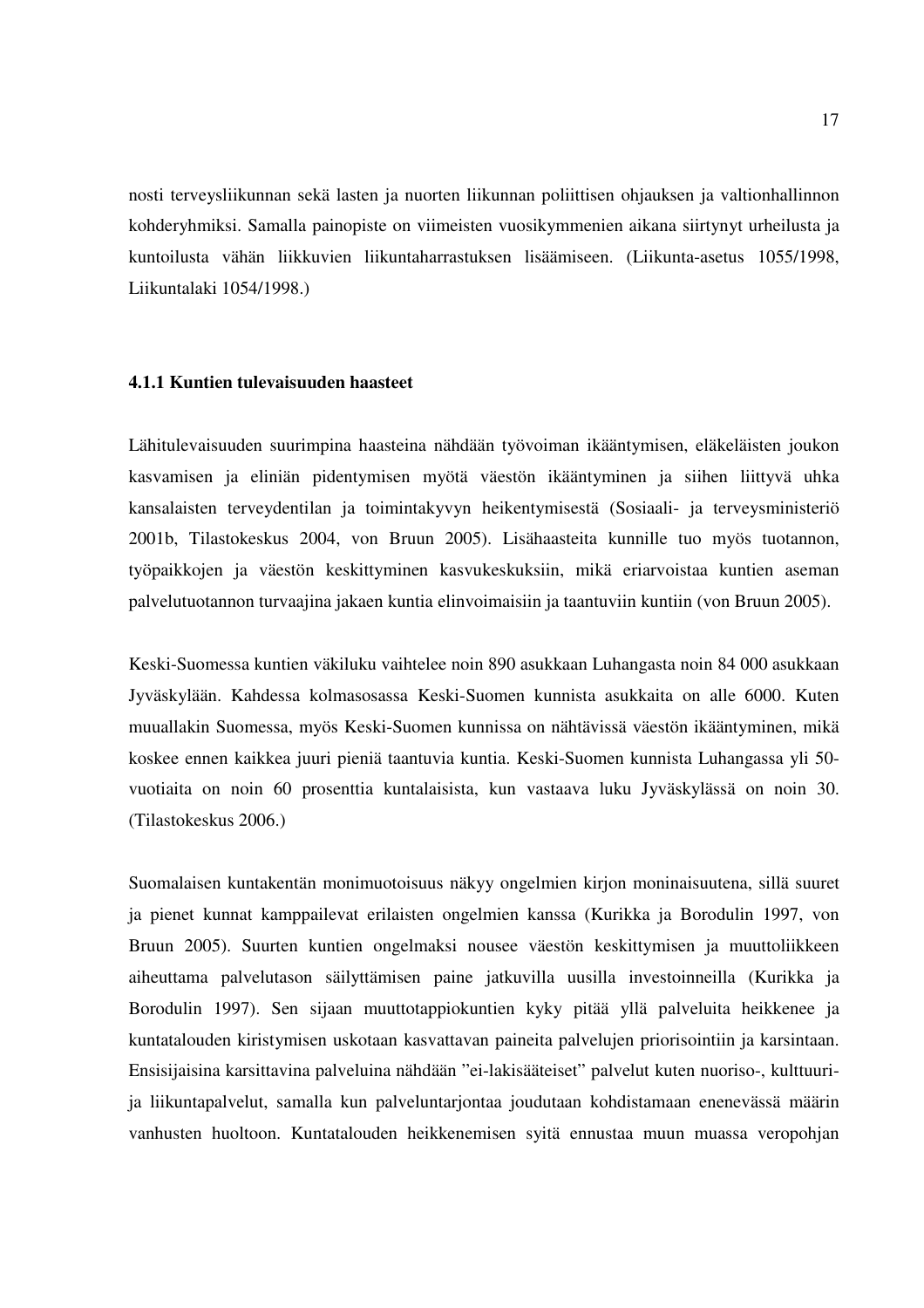nosti terveysliikunnan sekä lasten ja nuorten liikunnan poliittisen ohjauksen ja valtionhallinnon kohderyhmiksi. Samalla painopiste on viimeisten vuosikymmenien aikana siirtynyt urheilusta ja kuntoilusta vähän liikkuvien liikuntaharrastuksen lisäämiseen. (Liikunta-asetus 1055/1998, Liikuntalaki 1054/1998.)

#### 4.1.1 Kuntien tulevaisuuden haasteet

Lähitulevaisuuden suurimpina haasteina nähdään työvoiman ikääntymisen, eläkeläisten joukon kasvamisen ja eliniän pidentymisen myötä väestön ikääntyminen ja siihen liittyvä uhka kansalaisten terveydentilan ja toimintakyvyn heikentymisestä (Sosiaali- ja terveysministeriö 2001b, Tilastokeskus 2004, von Bruun 2005). Lisähaasteita kunnille tuo myös tuotannon, työpaikkojen ja väestön keskittyminen kasvukeskuksiin, mikä eriarvoistaa kuntien aseman palvelutuotannon turvaajina jakaen kuntia elinvoimaisiin ja taantuviin kuntiin (von Bruun 2005).

Keski-Suomessa kuntien väkiluku vaihtelee noin 890 asukkaan Luhangasta noin 84 000 asukkaan Jyväskylään. Kahdessa kolmasosassa Keski-Suomen kunnista asukkaita on alle 6000. Kuten muuallakin Suomessa, myös Keski-Suomen kunnissa on nähtävissä väestön ikääntyminen, mikä koskee ennen kaikkea juuri pieniä taantuvia kuntia. Keski-Suomen kunnista Luhangassa yli 50-vuotiaita on noin 60 prosenttia kuntalaisista, kun vastaava luku Jyväskylässä on noin 30. (Tilastokeskus 2006.)

Suomalaisen kuntakentän monimuotoisuus näkyy ongelmien kirjon moninaisuutena, sillä suuret ja pienet kunnat kamppailevat erilaisten ongelmien kanssa (Kurikka ja Borodulin 1997, von Bruun 2005). Suurten kuntien ongelmaksi nousee väestön keskittymisen ja muuttoliikkeen aiheuttama palvelutason säilyttämisen paine jatkuvilla uusilla investoinneilla (Kurikka ja Borodulin 1997). Sen sijaan muuttotappiokuntien kyky pitää yllä palveluita heikkenee ja kuntatalouden kiristymisen uskotaan kasvattavan paineita palvelujen priorisointiin ja karsintaan. Ensisijaisina karsittavina palveluina nähdään "ei-lakisääteiset" palvelut kuten nuoriso-, kulttuuri- ja liikuntapalvelut, samalla kun palveluntarjontaa joudutaan kohdistamaan enenevässä määrin vanhusten huoltoon. Kuntatalouden heikkenemisen syitä ennustaa muun muassa veropohjan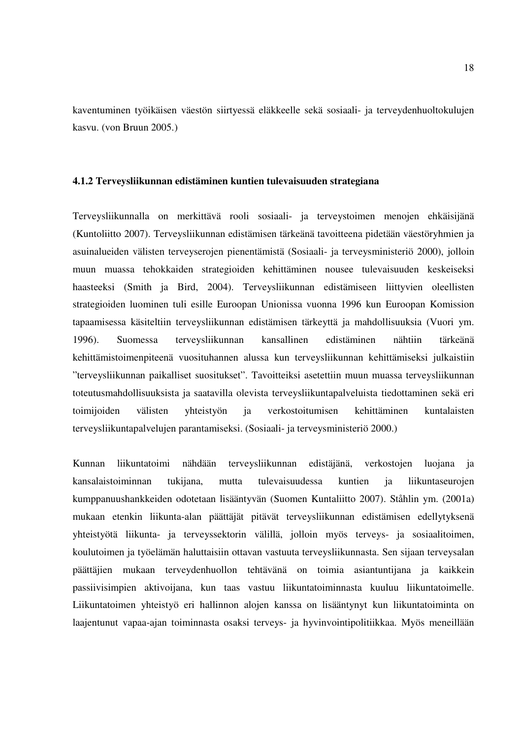kaventuminen työikäisen väestön siirtyessä eläkkeelle sekä sosiaali- ja terveydenhuoltokulujen kasvu. (von Bruun 2005.)

#### 4.1.2 Terveysliikunnan edistäminen kuntien tulevaisuuden strategiana

Terveysliikunnalla on merkittävä rooli sosiaali- ja terveystoimen menojen ehkäisijänä (Kuntoliitto 2007). Terveysliikunnan edistämisen tärkeänä tavoitteena pidetään väestöryhmien ja asuinalueiden välisten terveyserojen pienentämistä (Sosiaali- ja terveysministeriö 2000), jolloin muun muassa tehokkaiden strategioiden kehittäminen nousee tulevaisuuden keskeiseksi haasteeksi (Smith ja Bird, 2004). Terveysliikunnan edistämiseen liittyvien oleellisten strategioiden luominen tuli esille Euroopan Unionissa vuonna 1996 kun Euroopan Komission tapaamisessa käsiteltiin terveysliikunnan edistämisen tärkeyttä ja mahdollisuuksia (Vuori ym. 1996). Suomessa terveysliikunnan kansallinen edistäminen nähtiin tärkeänä kehittämistoimenpiteenä vuosituhannen alussa kun terveysliikunnan kehittämiseksi julkaistiin ”terveysliikunnan paikalliset suositukset”. Tavoitteiksi asetettiin muun muassa terveysliikunnan toteutusmahdollisuuksista ja saatavilla olevista terveysliikuntapalveluista tiedottaminen sekä eri toimijoiden välisten yhteistyön ja verkostoitumisen kehittäminen kuntalaisten terveysliikuntapalvelujen parantamiseksi. (Sosiaali- ja terveysministeriö 2000.)

Kunnan liikuntatoimi nähdään terveysliikunnan edistäjänä, verkostojen luojana ja kansalaistoiminnan tukijana, mutta tulevaisuudessa kuntien ja liikuntaseurojen kumppanuushankkeiden odotetaan lisääntyvän (Suomen Kuntaliitto 2007). Ståhlin ym. (2001a) mukaan etenkin liikunta-alan päättäjät pitävät terveysliikunnan edistämisen edellytyksenä yhteistyötä liikunta- ja terveyssektorin välillä, jolloin myös terveys- ja sosiaalitoimen, koulutoimen ja työelämän haluttaisiin ottavan vastuuta terveysliikunnasta. Sen sijaan terveysalan päättäjien mukaan terveydenhuollon tehtävänä on toimia asiantuntijana ja kaikkein passiivisimpien aktivoijana, kun taas vastuu liikuntatoiminnasta kuuluu liikuntatoimelle. Liikuntatoimen yhteistyö eri hallinnon alojen kanssa on lisääntynyt kun liikuntatoiminta on laajentunut vapaa-ajan toiminnasta osaksi terveys- ja hyvinvointipolitiikkaa. Myös meneillään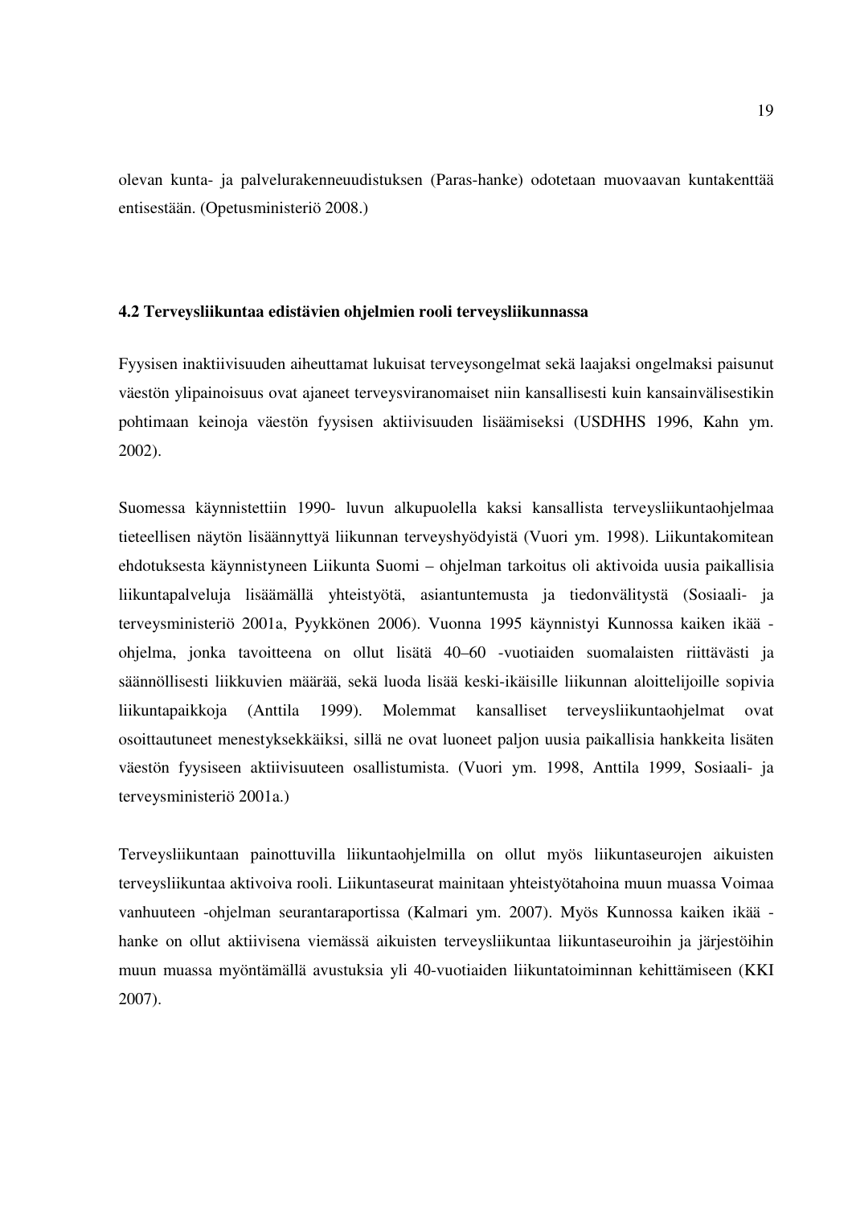olevan kunta- ja palvelurakenneuudistuksen (Paras-hanke) odotetaan muovaavan kuntakenttää entisestään. (Opetusministeriö 2008.)

### 4.2 Terveysliikuntaa edistävien ohjelmien rooli terveysliikunnassa

Fyysisen inaktiivisuuden aiheuttamat lukuisat terveysongelmat sekä laajaksi ongelmaksi paisunut väestön ylipainoisuus ovat ajaneet terveysviranomaiset niin kansallisesti kuin kansainvälisestikin pohtimaan keinoja väestön fyysisen aktiivisuuden lisäämiseksi (USDHHS 1996, Kahn ym. 2002).

Suomessa käynnistettiin 1990- luvun alkupuolella kaksi kansallista terveysliikuntaohjelmaa tieteellisen näytön lisäännyttyä liikunnan terveyshyödyistä (Vuori ym. 1998). Liikuntakomitean ehdotuksesta käynnistyneen Liikunta Suomi – ohjelman tarkoitus oli aktivoida uusia paikallisia liikuntapalveluja lisäämällä yhteistyötä, asiantuntemusta ja tiedonvälitystä (Sosiaali- ja terveysministeriö 2001a, Pyykkönen 2006). Vuonna 1995 käynnistyi Kunnossa kaiken ikää -ohjelma, jonka tavoitteena on ollut lisätä 40–60 -vuotiaiden suomalaisten riittävästi ja säännöllisesti liikkuvien määrää, sekä luoda lisää keski-ikäisille liikunnan aloittelijoille sopivia liikuntapaikkoja (Anttila 1999). Molemmat kansalliset terveysliikuntaohjelmat ovat osoittautuneet menestyksekkäiksi, sillä ne ovat luoneet paljon uusia paikallisia hankkeita lisäten väestön fyysiseen aktiivisuuteen osallistumista. (Vuori ym. 1998, Anttila 1999, Sosiaali- ja terveysministeriö 2001a.)

Terveysliikuntaan painottuvilla liikuntaohjelmilla on ollut myös liikuntaseurojen aikuisten terveysliikuntaa aktivoiva rooli. Liikuntaseurat mainitaan yhteistyötahoina muun muassa Voimaa vanhuuteen -ohjelman seurantaraportissa (Kalmari ym. 2007). Myös Kunnossa kaiken ikää -hanke on ollut aktiivisena viemässä aikuisten terveysliikuntaa liikuntaseuroihin ja järjestöihin muun muassa myöntämällä avustuksia yli 40-vuotiaiden liikuntatoiminnan kehittämiseen (KKI 2007).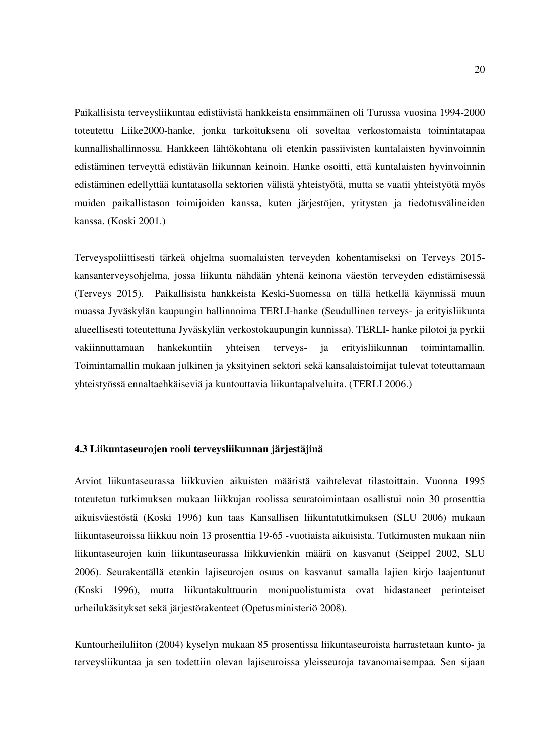Paikallisista terveysliikuntaa edistävistä hankkeista ensimmäinen oli Turussa vuosina 1994-2000 toteutettu Liike2000-hanke, jonka tarkoituksena oli soveltaa verkostomaista toimintatapaa kunnallishallinnossa. Hankkeen lähtökohtana oli etenkin passiivisten kuntalaisten hyvinvoinnin edistäminen terveyttä edistävän liikunnan keinoin. Hanke osoitti, että kuntalaisten hyvinvoinnin edistäminen edellyttää kuntatasolla sektorien välistä yhteistyötä, mutta se vaatii yhteistyötä myös muiden paikallistason toimijoiden kanssa, kuten järjestöjen, yritysten ja tiedotusvälineiden kanssa. (Koski 2001.)

Terveyspoliittisesti tärkeä ohjelma suomalaisten terveyden kohentamiseksi on Terveys 2015-kansanterveysohjelma, jossa liikunta nähdään yhtenä keinona väestön terveyden edistämisessä (Terveys 2015). Paikallisista hankkeista Keski-Suomessa on tällä hetkellä käynnissä muun muassa Jyväskylän kaupungin hallinnoima TERLI-hanke (Seudullinen terveys- ja erityisliikunta alueellisesti toteutettuna Jyväskylän verkostokaupungin kunnissa). TERLI- hanke pilotoi ja pyrkii vakiinnuttamaan hankekuntiin yhteisen terveys- ja erityisliikunnan toimintamallin. Toimintamallin mukaan julkinen ja yksityinen sektori sekä kansalaistoimijat tulevat toteuttamaan yhteistyössä ennaltaehkäiseviä ja kuntouttavia liikuntapalveluita. (TERLI 2006.)

### 4.3 Liikuntaseurojen rooli terveysliikunnan järjestäjinä

Arviot liikuntaseurassa liikkuvien aikuisten määristä vaihtelevat tilastoittain. Vuonna 1995 toteutetun tutkimuksen mukaan liikkujan roolissa seuratoimintaan osallistui noin 30 prosenttia aikuisväestöstä (Koski 1996) kun taas Kansallisen liikuntatutkimuksen (SLU 2006) mukaan liikuntaseuroissa liikkuu noin 13 prosenttia 19-65 -vuotiaista aikuisista. Tutkimusten mukaan niin liikuntaseurojen kuin liikuntaseurassa liikkuvienkin määrä on kasvanut (Seippel 2002, SLU 2006). Seurakentällä etenkin lajiseurojen osuus on kasvanut samalla lajien kirjo laajentunut (Koski 1996), mutta liikuntakulttuurin monipuolistumista ovat hidastaneet perinteiset urheilukäsitykset sekä järjestörakenteet (Opetusministeriö 2008).

Kuntourheiluliiton (2004) kyselyn mukaan 85 prosentissa liikuntaseuroista harrastetaan kunto- ja terveysliikuntaa ja sen todettiin olevan lajiseuroissa yleisseuroja tavanomaisempaa. Sen sijaan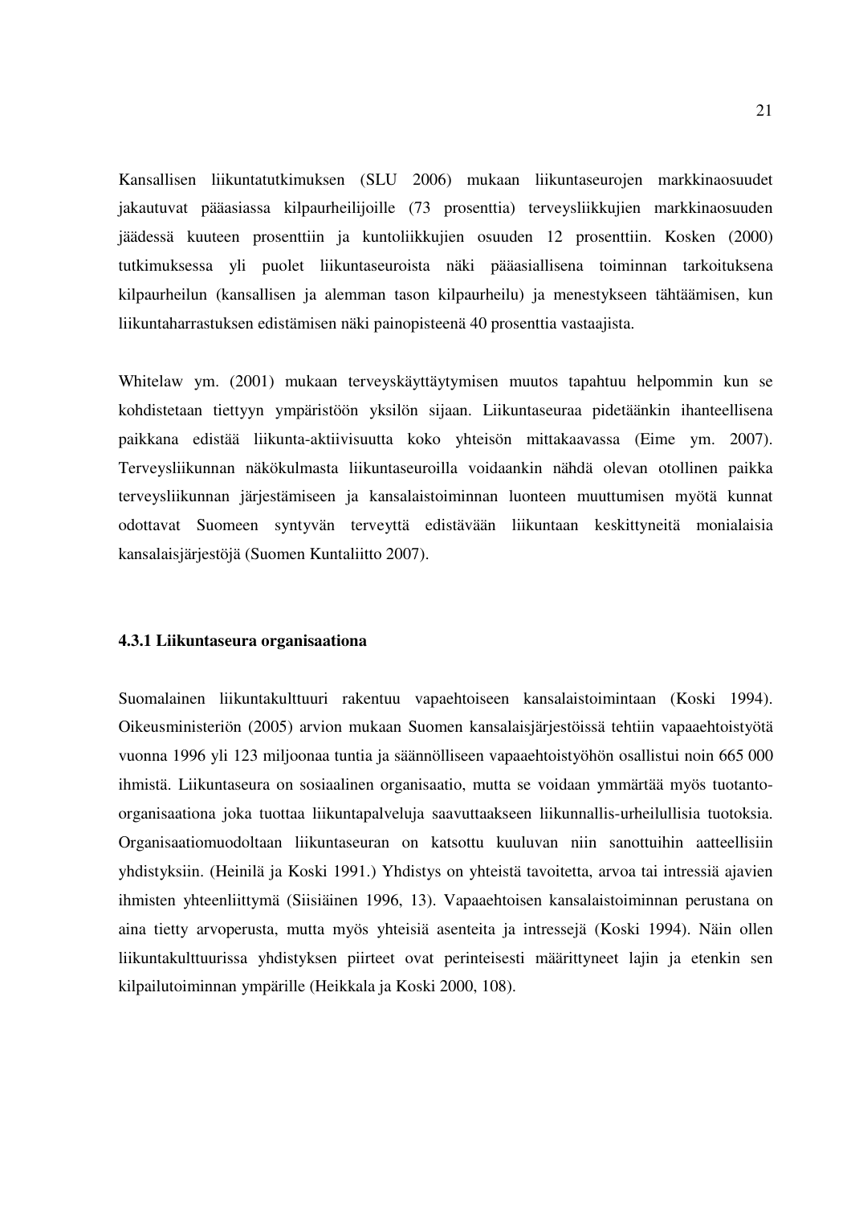Kansallisen liikuntatutkimuksen (SLU 2006) mukaan liikuntaseurojen markkinaosuudet jakautuvat pääasiassa kilpaurheilijoille (73 prosenttia) terveysliikkujien markkinaosuuden jäädessä kuuteen prosenttiin ja kuntoliikkujien osuuden 12 prosenttiin. Kosken (2000) tutkimuksessa yli puolet liikuntaseuroista näki pääasiallisena toiminnan tarkoituksena kilpaurheilun (kansallisen ja alemman tason kilpaurheilu) ja menestykseen tähtäämisen, kun liikuntaharrastuksen edistämisen näki painopisteenä 40 prosenttia vastaajista.

Whitelaw ym. (2001) mukaan terveyskäyttäytymisen muutos tapahtuu helpommin kun se kohdistetaan tiettyyn ympäristöön yksilön sijaan. Liikuntaseuraa pidetäänkin ihanteellisena paikkana edistää liikunta-aktiivisuutta koko yhteisön mittakaavassa (Eime ym. 2007). Terveysliikunnan näkökulmasta liikuntaseuroilla voidaankin nähdä olevan otollinen paikka terveysliikunnan järjestämiseen ja kansalaistoiminnan luonteen muuttumisen myötä kunnat odottavat Suomeen syntyvän terveyttä edistävään liikuntaan keskittyneitä monialaisia kansalaisjärjestöjä (Suomen Kuntaliitto 2007).

### 4.3.1 Liikuntaseura organisaationa

Suomalainen liikuntakulttuuri rakentuu vapaehtoiseen kansalaistoimintaan (Koski 1994). Oikeusministeriön (2005) arvion mukaan Suomen kansalaisjärjestöissä tehtiin vapaaehtoistyötä vuonna 1996 yli 123 miljoonaa tuntia ja säännölliseen vapaaehtoistyöhön osallistui noin 665 000 ihmistä. Liikuntaseura on sosiaalinen organisaatio, mutta se voidaan ymmärtää myös tuotanto-organisaationa joka tuottaa liikuntapalveluja saavuttaakseen liikunnallis-urheilullisia tuotoksia. Organisaatiomuodoltaan liikuntaseuran on katsottu kuuluvan niin sanottuihin aatteellisiin yhdistyksiin. (Heinilä ja Koski 1991.) Yhdistys on yhteistä tavoitetta, arvoa tai intressiä ajavien ihmisten yhteenliittymä (Siisiäinen 1996, 13). Vapaaehtoisen kansalaistoiminnan perustana on aina tietty arvoperusta, mutta myös yhteisiä asenteita ja intressejä (Koski 1994). Näin ollen liikuntakulttuurissa yhdistyksen piirteet ovat perinteisesti määrittyneet lajin ja etenkin sen kilpailutoiminnan ympärille (Heikkala ja Koski 2000, 108).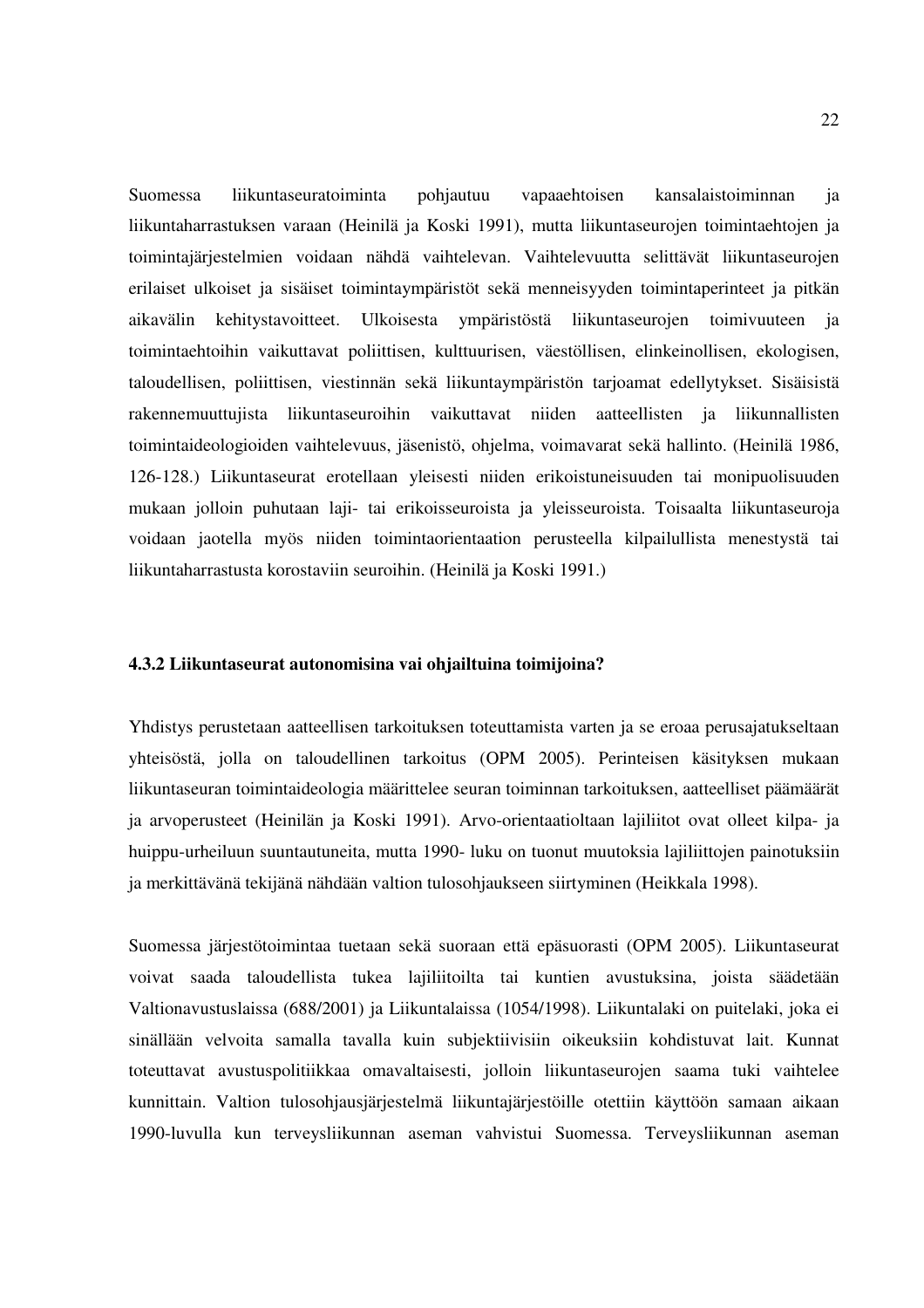Suomessa liikuntaseuratoiminta pohjautuu vapaaehtoisen kansalaistoiminnan ja liikuntaharrastuksen varaan (Heinilä ja Koski 1991), mutta liikuntaseurojen toimintaehtojen ja toimintajärjestelmien voidaan nähdä vaihtelevan. Vaihtelevuutta selittävät liikuntaseurojen erilaiset ulkoiset ja sisäiset toimintaympäristöt sekä menneisyyden toimintaperinteet ja pitkän aikavälin kehitystavoitteet. Ulkoisesta ympäristöstä liikuntaseurojen toimivuuteen ja toimintaehtoihin vaikuttavat poliittisen, kulttuurisen, väestöllisen, elinkeinollisen, ekologisen, taloudellisen, poliittisen, viestinnän sekä liikuntaympäristön tarjoamat edellytykset. Sisäisistä rakennemuuttujista liikuntaseuroihin vaikuttavat niiden aatteellisten ja liikunnallisten toimintaideologioiden vaihtelevuus, jäsenistö, ohjelma, voimavarat sekä hallinto. (Heinilä 1986, 126-128.) Liikuntaseurat erotellaan yleisesti niiden erikoistuneisuuden tai monipuolisuuden mukaan jolloin puhutaan laji- tai erikoisseuroista ja yleisseuroista. Toisaalta liikuntaseuroja voidaan jaotella myös niiden toimintaorientaation perusteella kilpailullista menestystä tai liikuntaharrastusta korostaviin seuroihin. (Heinilä ja Koski 1991.)

### 4.3.2 Liikuntaseurat autonomisina vai ohjailtuina toimijoina?

Yhdistys perustetaan aatteellisen tarkoituksen toteuttamista varten ja se eroaa perusajatukseltaan yhteisöstä, jolla on taloudellinen tarkoitus (OPM 2005). Perinteisen käsityksen mukaan liikuntaseuran toimintaideologia määrittelee seuran toiminnan tarkoituksen, aatteelliset päämäärät ja arvoperusteet (Heinilän ja Koski 1991). Arvo-orientaatioltaan lajiliitot ovat olleet kilpa- ja huippu-urheiluun suuntautuneita, mutta 1990- luku on tuonut muutoksia lajiliittojen painotuksiin ja merkittävänä tekijänä nähdään valtion tulosohjaukseen siirtyminen (Heikkala 1998).

Suomessa järjestötoimintaa tuetaan sekä suoraan että epäsuorasti (OPM 2005). Liikuntaseurat voivat saada taloudellista tukea lajiliitoilta tai kuntien avustuksina, joista säädetään Valtionavustuslaissa (688/2001) ja Liikuntalaissa (1054/1998). Liikuntalaki on puitelaki, joka ei sinällään velvoita samalla tavalla kuin subjektiivisiin oikeuksiin kohdistuvat lait. Kunnat toteuttavat avustuspolitiikkaa omavaltaisesti, jolloin liikuntaseurojen saama tuki vaihtelee kunnittain. Valtion tulosohjausjärjestelmä liikuntajärjestöille otettiin käyttöön samaan aikaan 1990-luvulla kun terveysliikunnan aseman vahvistui Suomessa. Terveysliikunnan aseman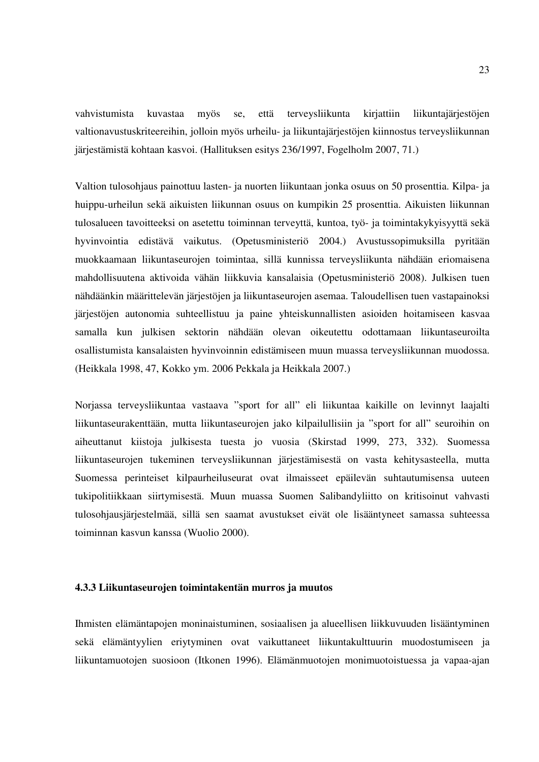vahvistumista kuvastaa myös se, että terveysliikunta kirjattiin liikuntajärjestöjen valtionavustuskriteereihin, jolloin myös urheilu- ja liikuntajärjestöjen kiinnostus terveysliikunnan järjestämistä kohtaan kasvoi. (Hallituksen esitys 236/1997, Fogelholm 2007, 71.)

Valtion tulosohjaus painottuu lasten- ja nuorten liikuntaan jonka osuus on 50 prosenttia. Kilpa- ja huippu-urheilun sekä aikuisten liikunnan osuus on kumpikin 25 prosenttia. Aikuisten liikunnan tulosalueen tavoitteeksi on asetettu toiminnan terveyttä, kuntoa, työ- ja toimintakykyisyyttä sekä hyvinvointia edistävä vaikutus. (Opetusministeriö 2004.) Avustussopimuksilla pyritään muokkaamaan liikuntaseurojen toimintaa, sillä kunnissa terveysliikunta nähdään eriomaisena mahdollisuutena aktivoida vähän liikkuvia kansalaisia (Opetusministeriö 2008). Julkisen tuen nähdäänkin määrittelevän järjestöjen ja liikuntaseurojen asemaa. Taloudellisen tuen vastapainoksi järjestöjen autonomia suhteellistuu ja paine yhteiskunnallisten asioiden hoitamiseen kasvaa samalla kun julkisen sektorin nähdään olevan oikeutettu odottamaan liikuntaseuroilta osallistumista kansalaisten hyvinvoinnin edistämiseen muun muassa terveysliikunnan muodossa. (Heikkala 1998, 47, Kokko ym. 2006 Pekkala ja Heikkala 2007.)

Norjassa terveysliikuntaa vastaava "sport for all" eli liikuntaa kaikille on levinnyt laajalti liikuntaseurakenttään, mutta liikuntaseurojen jako kilpailullisiin ja "sport for all" seuroihin on aiheuttanut kiistoja julkisesta tuesta jo vuosia (Skirstad 1999, 273, 332). Suomessa liikuntaseurojen tukeminen terveysliikunnan järjestämisestä on vasta kehitysasteella, mutta Suomessa perinteiset kilpaurheiluseurat ovat ilmaisseet epäilevän suhtautumisensa uuteen tukipolitiikkaan siirtymisestä. Muun muassa Suomen Salibandyliitto on kritisoinut vahvasti tulosohjausjärjestelmää, sillä sen saamat avustukset eivät ole lisääntyneet samassa suhteessa toiminnan kasvun kanssa (Wuolio 2000).

#### 4.3.3 Liikuntaseurojen toimintakentän murros ja muutos

Ihmisten elämäntapojen moninaistuminen, sosiaalisen ja alueellisen liikkuvuuden lisääntyminen sekä elämäntyylien eriytyminen ovat vaikuttaneet liikuntakulttuurin muodostumiseen ja liikuntamuotojen suosioon (Itkonen 1996). Elämänmuotojen monimuotoistuessa ja vapaa-ajan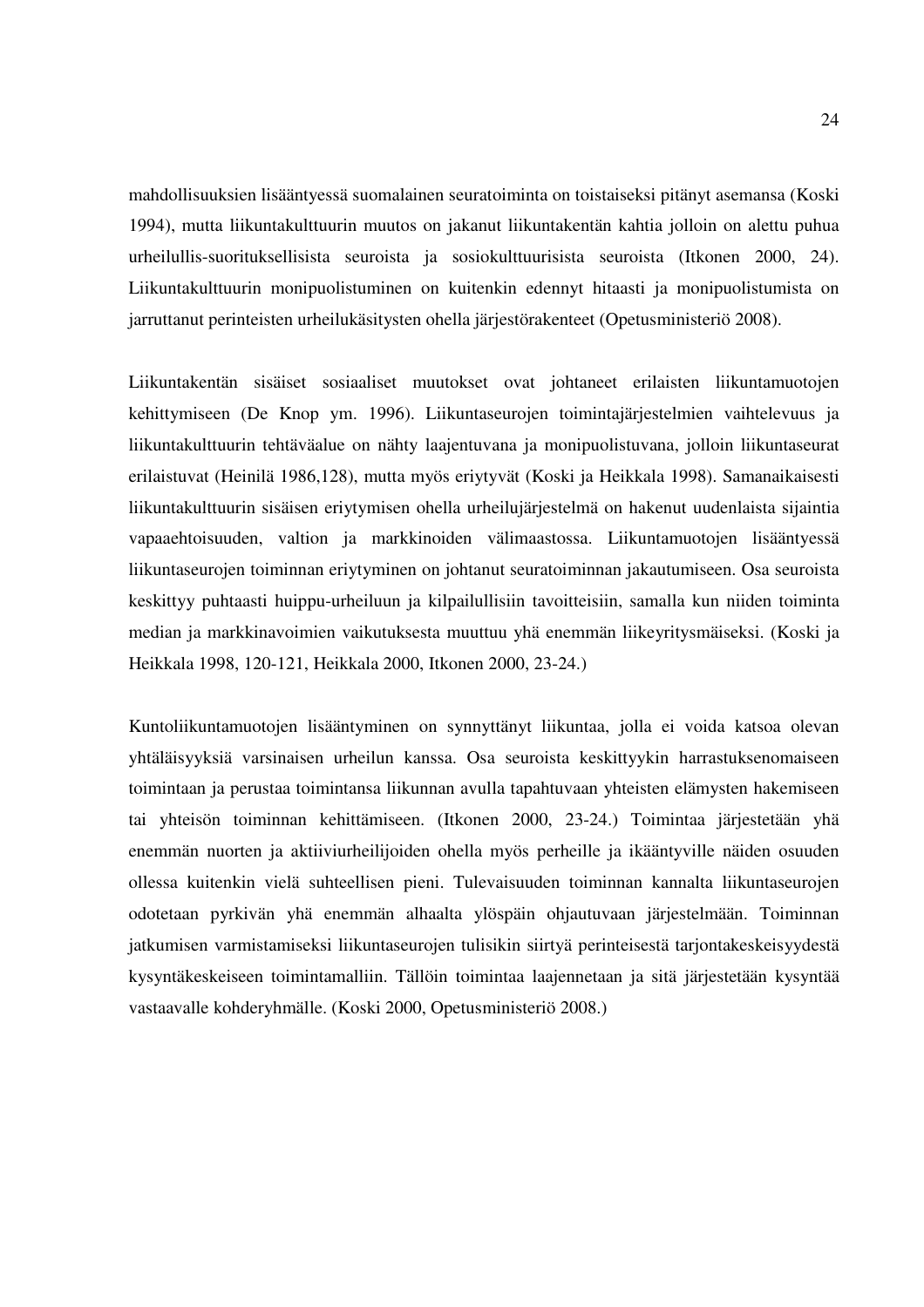mahdollisuuksien lisääntyessä suomalainen seuratoiminta on toistaiseksi pitänyt asemansa (Koski 1994), mutta liikuntakulttuurin muutos on jakanut liikuntakentän kahtia jolloin on alettu puhua urheilullis-suorituksellisista seuroista ja sosiokulttuurisista seuroista (Itkonen 2000, 24). Liikuntakulttuurin monipuolistuminen on kuitenkin edennyt hitaasti ja monipuolistumista on jarruttanut perinteisten urheilukäsitysten ohella järjestörakenteet (Opetusministeriö 2008).

Liikuntakentän sisäiset sosiaaliset muutokset ovat johtaneet erilaisten liikuntamuotojen kehittymiseen (De Knop ym. 1996). Liikuntaseurojen toimintajärjestelmien vaihtelevuus ja liikuntakulttuurin tehtäväalue on nähty laajentuvana ja monipuolistuvana, jolloin liikuntaseurat erilaistuvat (Heinilä 1986,128), mutta myös eriytyvät (Koski ja Heikkala 1998). Samanaikaisesti liikuntakulttuurin sisäisen eriytymisen ohella urheilujärjestelmä on hakenut uudenlaista sijaintia vapaaehtoisuuden, valtion ja markkinoiden välimaastossa. Liikuntamuotojen lisääntyessä liikuntaseurojen toiminnan eriytyminen on johtanut seuratoiminnan jakautumiseen. Osa seuroista keskittyy puhtaasti huippu-urheiluun ja kilpailullisiin tavoitteisiin, samalla kun niiden toiminta median ja markkinavoimien vaikutuksesta muuttuu yhä enemmän liikeyritysmäiseksi. (Koski ja Heikkala 1998, 120-121, Heikkala 2000, Itkonen 2000, 23-24.)

Kuntoliikuntamuotojen lisääntyminen on synnyttänyt liikuntaa, jolla ei voida katsoa olevan yhtäläisyyksiä varsinaisen urheilun kanssa. Osa seuroista keskittyykin harrastuksenomaiseen toimintaan ja perustaa toimintansa liikunnan avulla tapahtuvaan yhteisten elämysten hakemiseen tai yhteisön toiminnan kehittämiseen. (Itkonen 2000, 23-24.) Toimintaa järjestetään yhä enemmän nuorten ja aktiiviurheilijoiden ohella myös perheille ja ikääntyville näiden osuuden ollessa kuitenkin vielä suhteellisen pieni. Tulevaisuuden toiminnan kannalta liikuntaseurojen odotetaan pyrkivän yhä enemmän alhaalta ylöspäin ohjautuvaan järjestelmään. Toiminnan jatkumisen varmistamiseksi liikuntaseurojen tulisikin siirtyä perinteisestä tarjontakeskeisyydestä kysyntäkeskeiseen toimintamalliin. Tällöin toimintaa laajennetaan ja sitä järjestetään kysyntää vastaavalle kohderyhmälle. (Koski 2000, Opetusministeriö 2008.)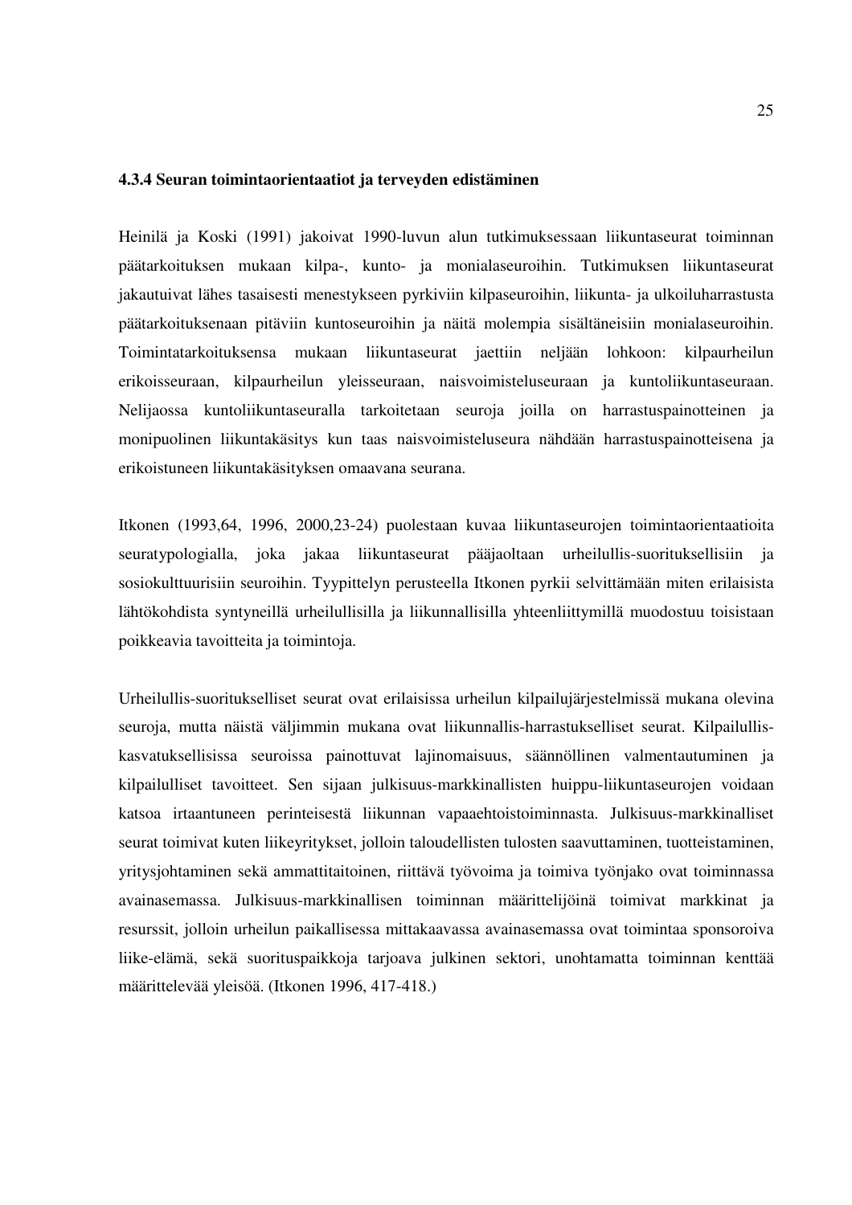#### 4.3.4 Seuran toimintaorientaatiot ja terveyden edistäminen

Heinilä ja Koski (1991) jakoivat 1990-luvun alun tutkimuksessaan liikuntaseurat toiminnan päätarkoituksen mukaan kilpa-, kunto- ja monialaseuroihin. Tutkimuksen liikuntaseurat jakautuivat lähes tasaisesti menestykseen pyrkiviin kilpaseuroihin, liikunta- ja ulkoiluharrastusta päätarkoituksenaan pitäviin kuntoseuroihin ja näitä molempia sisältäneisiin monialaseuroihin. Toimintatarkoituksensa mukaan liikuntaseurat jaettiin neljään lohkoon: kilpaurheilun erikoisseuraan, kilpaurheilun yleisseuraan, naisvoimisteluseuraan ja kuntoliikuntaseuraan. Nelijaossa kuntoliikuntaseuralla tarkoitetaan seuroja joilla on harrastuspainotteinen ja monipuolinen liikuntakäsitys kun taas naisvoimisteluseura nähdään harrastuspainotteisena ja erikoistuneen liikuntakäsityksen omaavana seurana.

Itkonen (1993,64, 1996, 2000,23-24) puolestaan kuvaa liikuntaseurojen toimintaorientaatioita seuratypologialla, joka jakaa liikuntaseurat pääjaoltaan urheilullis-suorituksellisiin ja sosiokulttuurisiin seuroihin. Tyypittelyn perusteella Itkonen pyrkii selvittämään miten erilaisista lähtökohdista syntyneillä urheilullisilla ja liikunnallisilla yhteenliittymillä muodostuu toisistaan poikkeavia tavoitteita ja toimintoja.

Urheilullis-suoritukselliset seurat ovat erilaisissa urheilun kilpailujärjestelmissä mukana olevina seuroja, mutta näistä väljimmin mukana ovat liikunnallis-harrastukselliset seurat. Kilpailullis-kasvatuksellisissa seuroissa painottuvat lajinomaisuus, säännöllinen valmentautuminen ja kilpailulliset tavoitteet. Sen sijaan julkisuus-markkinallisten huippu-liikuntaseurojen voidaan katsoa irtaantuneen perinteisestä liikunnan vapaaehtoistoiminnasta. Julkisuus-markkinalliset seurat toimivat kuten liikeyritykset, jolloin taloudellisten tulosten saavuttaminen, tuotteistaminen, yritysjohtaminen sekä ammattitaitoinen, riittävä työvoima ja toimiva työnjako ovat toiminnassa avainasemassa. Julkisuus-markkinallisen toiminnan määrittelijöinä toimivat markkinat ja resurssit, jolloin urheilun paikallisessa mittakaavassa avainasemassa ovat toimintaa sponsoroiva liike-elämä, sekä suorituspaikkoja tarjoava julkinen sektori, unohtamatta toiminnan kenttää määrittelevää yleisöä. (Itkonen 1996, 417-418.)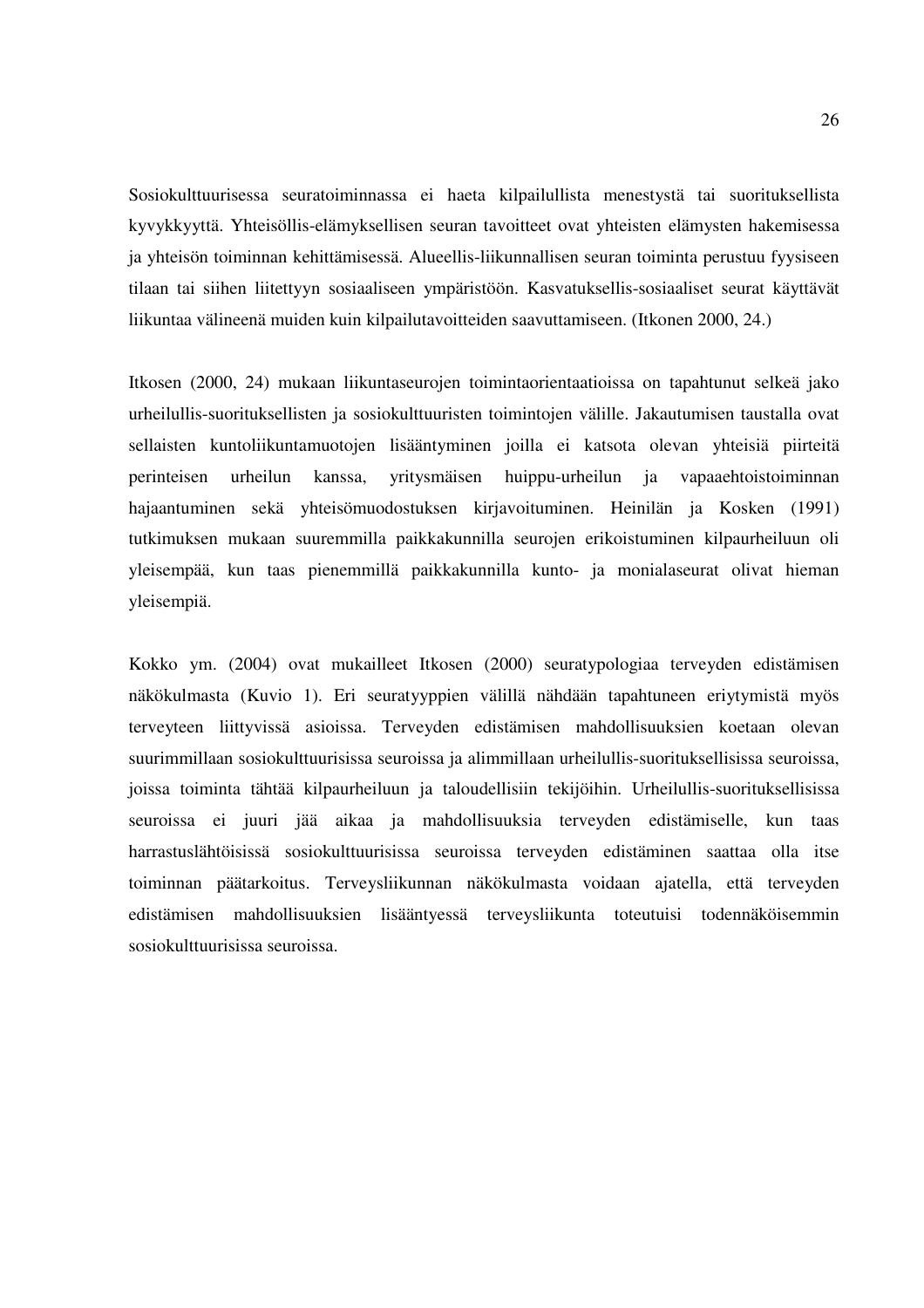Sosiokulttuurisessa seuratoiminnassa ei haeta kilpailullista menestystä tai suorituksellista kyvykkyyttä. Yhteisöllis-elämyksellisen seuran tavoitteet ovat yhteisten elämysten hakemisessa ja yhteisön toiminnan kehittämisessä. Alueellis-liikunnallisen seuran toiminta perustuu fyysiseen tilaan tai siihen liitettyyn sosiaaliseen ympäristöön. Kasvatuksellis-sosiaaliset seurat käyttävät liikuntaa välineenä muiden kuin kilpailutavoitteiden saavuttamiseen. (Itkonen 2000, 24.)

Itkosen (2000, 24) mukaan liikuntaseurojen toimintaorientaatioissa on tapahtunut selkeä jako urheilullis-suorituksellisten ja sosiokulttuuristen toimintojen välille. Jakautumisen taustalla ovat sellaisten kuntoliikuntamuotojen lisääntyminen joilla ei katsota olevan yhteisiä piirteitä perinteisen urheilun kanssa, yritysmäisen huippu-urheilun ja vapaaehtoistoiminnan hajaantuminen sekä yhteisömuodostuksen kirjavoituminen. Heinilän ja Kosken (1991) tutkimuksen mukaan suuremmilla paikkakunnilla seurojen erikoistuminen kilpaurheiluun oli yleisempää, kun taas pienemmillä paikkakunnilla kunto- ja monialaseurat olivat hieman yleisempiä.

Kokko ym. (2004) ovat mukailleet Itkosen (2000) seuratypologiaa terveyden edistämisen näkökulmasta (Kuvio 1). Eri seuratyyppien välillä nähdään tapahtuneen eriytymistä myös terveyteen liittyvissä asioissa. Terveyden edistämisen mahdollisuuksien koetaan olevan suurimmillaan sosiokulttuurisissa seuroissa ja alimmillaan urheilullis-suorituksellisissa seuroissa, joissa toiminta tähtää kilpaurheiluun ja taloudellisiin tekijöihin. Urheilullis-suorituksellisissa seuroissa ei juuri jää aikaa ja mahdollisuuksia terveyden edistämiselle, kun taas harrastuslähtöisissä sosiokulttuurisissa seuroissa terveyden edistäminen saattaa olla itse toiminnan päätarkoitus. Terveysliikunnan näkökulmasta voidaan ajatella, että terveyden edistämisen mahdollisuuksien lisääntyessä terveysliikunta toteutuisi todennäköisemmin sosiokulttuurisissa seuroissa.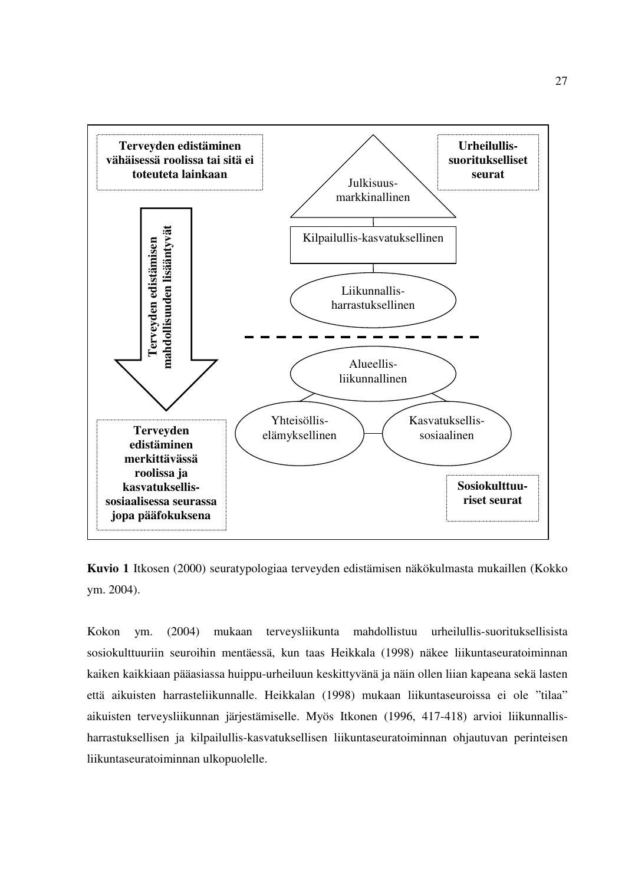**Terveyden edistäminen vähäisessä roolissa tai sitä ei toteuteta lainkaan**

**Urheilullis-suoritukselliset seurat**

Julkisuus-markkinallinen

Kilpailullis-kasvatuksellinen

Liikunnallis-harrastuksellinen

**Terveyden edistämisen mahdollisuuden lisääntyvät**

Alueellis-liikunnallinen

Yhteisöllis-elämyksellinen

Kasvatuksellis-sosiaalinen

**Terveyden edistäminen merkittävässä roolissa ja kasvatuksellis-sosiaalisessa seurassa jopa pääfokuksena**

**Sosiokulttuu-riset seurat**

**Kuvio 1** Itkosen (2000) seuratypologiaa terveyden edistämisen näkökulmasta mukaillen (Kokko ym. 2004).

Kokon ym. (2004) mukaan terveysliikunta mahdollistuu urheilullis-suorituksellisista sosiokulttuuriin seuroihin mentäessä, kun taas Heikkala (1998) näkee liikuntaseuratoiminnan kaiken kaikkiaan pääasiassa huippu-urheiluun keskittyvänä ja näin ollen liian kapeana sekä lasten että aikuisten harrasteliikunnalle. Heikkalan (1998) mukaan liikuntaseuroissa ei ole "tilaa" aikuisten terveysliikunnan järjestämiselle. Myös Itkonen (1996, 417-418) arvioi liikunnallis-harrastuksellisen ja kilpailullis-kasvatuksellisen liikuntaseuratoiminnan ohjautuvan perinteisen liikuntaseuratoiminnan ulkopuolelle.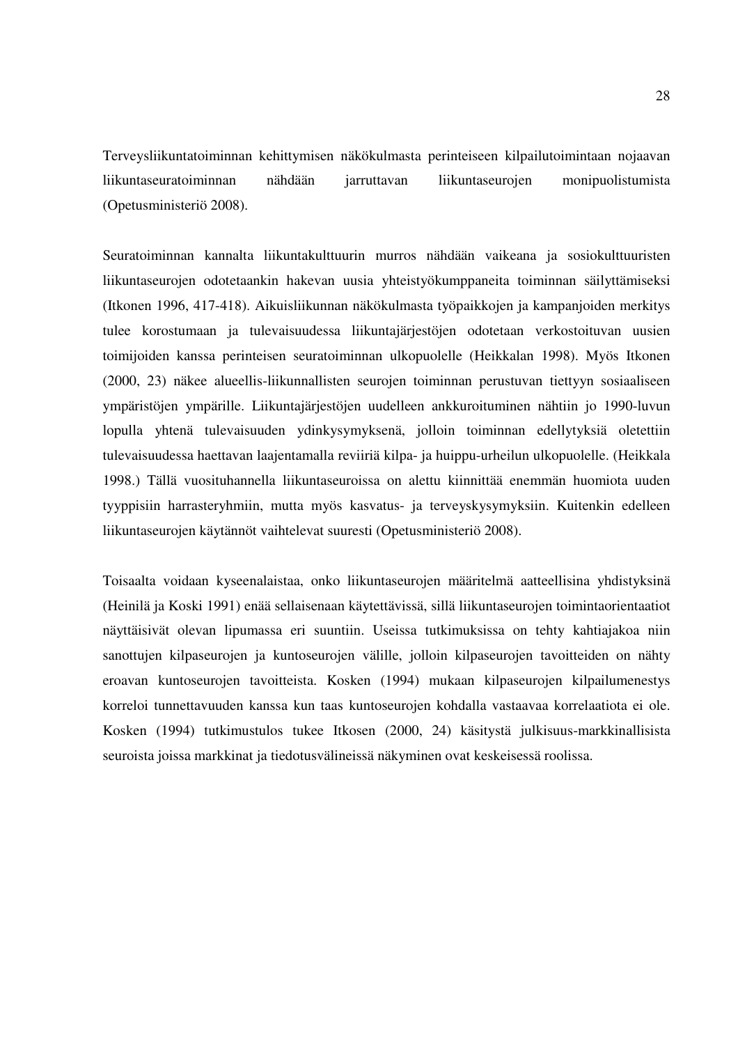Terveysliikuntatoiminnan kehittymisen näkökulmasta perinteiseen kilpailutoimintaan nojaavan liikuntaseuratoiminnan nähdään jarruttavan liikuntaseurojen monipuolistumista (Opetusministeriö 2008).

Seuratoiminnan kannalta liikuntakulttuurin murros nähdään vaikeana ja sosiokulttuuristen liikuntaseurojen odotetaankin hakevan uusia yhteistyökumppaneita toiminnan säilyttämiseksi (Itkonen 1996, 417-418). Aikuisliikunnan näkökulmasta työpaikkojen ja kampanjoiden merkitys tulee korostumaan ja tulevaisuudessa liikuntajärjestöjen odotetaan verkostoituvan uusien toimijoiden kanssa perinteisen seuratoiminnan ulkopuolelle (Heikkalan 1998). Myös Itkonen (2000, 23) näkee alueellis-liikunnallisten seurojen toiminnan perustuvan tiettyyn sosiaaliseen ympäristöjen ympärille. Liikuntajärjestöjen uudelleen ankkuroituminen nähtiin jo 1990-luvun lopulla yhtenä tulevaisuuden ydinkysymyksenä, jolloin toiminnan edellytyksiä oletettiin tulevaisuudessa haettavan laajentamalla reviiriä kilpa- ja huippu-urheilun ulkopuolelle. (Heikkala 1998.) Tällä vuosituhannella liikuntaseuroissa on alettu kiinnittää enemmän huomiota uuden tyyppisiin harrasteryhmiin, mutta myös kasvatus- ja terveyskysymyksiin. Kuitenkin edelleen liikuntaseurojen käytännöt vaihtelevat suuresti (Opetusministeriö 2008).

Toisaalta voidaan kyseenalaistaa, onko liikuntaseurojen määritelmä aatteellisina yhdistyksinä (Heinilä ja Koski 1991) enää sellaisenaan käytettävissä, sillä liikuntaseurojen toimintaorientaatiot näyttäisivät olevan lipumassa eri suuntiin. Useissa tutkimuksissa on tehty kahtiajakoa niin sanottujen kilpaseurojen ja kuntoseurojen välille, jolloin kilpaseurojen tavoitteiden on nähty eroavan kuntoseurojen tavoitteista. Kosken (1994) mukaan kilpaseurojen kilpailumenestys korreloi tunnettavuuden kanssa kun taas kuntoseurojen kohdalla vastaavaa korrelaatiota ei ole. Kosken (1994) tutkimustulos tukee Itkosen (2000, 24) käsitystä julkisuus-markkinallisista seuroista joissa markkinat ja tiedotusvälineissä näkyminen ovat keskeisessä roolissa.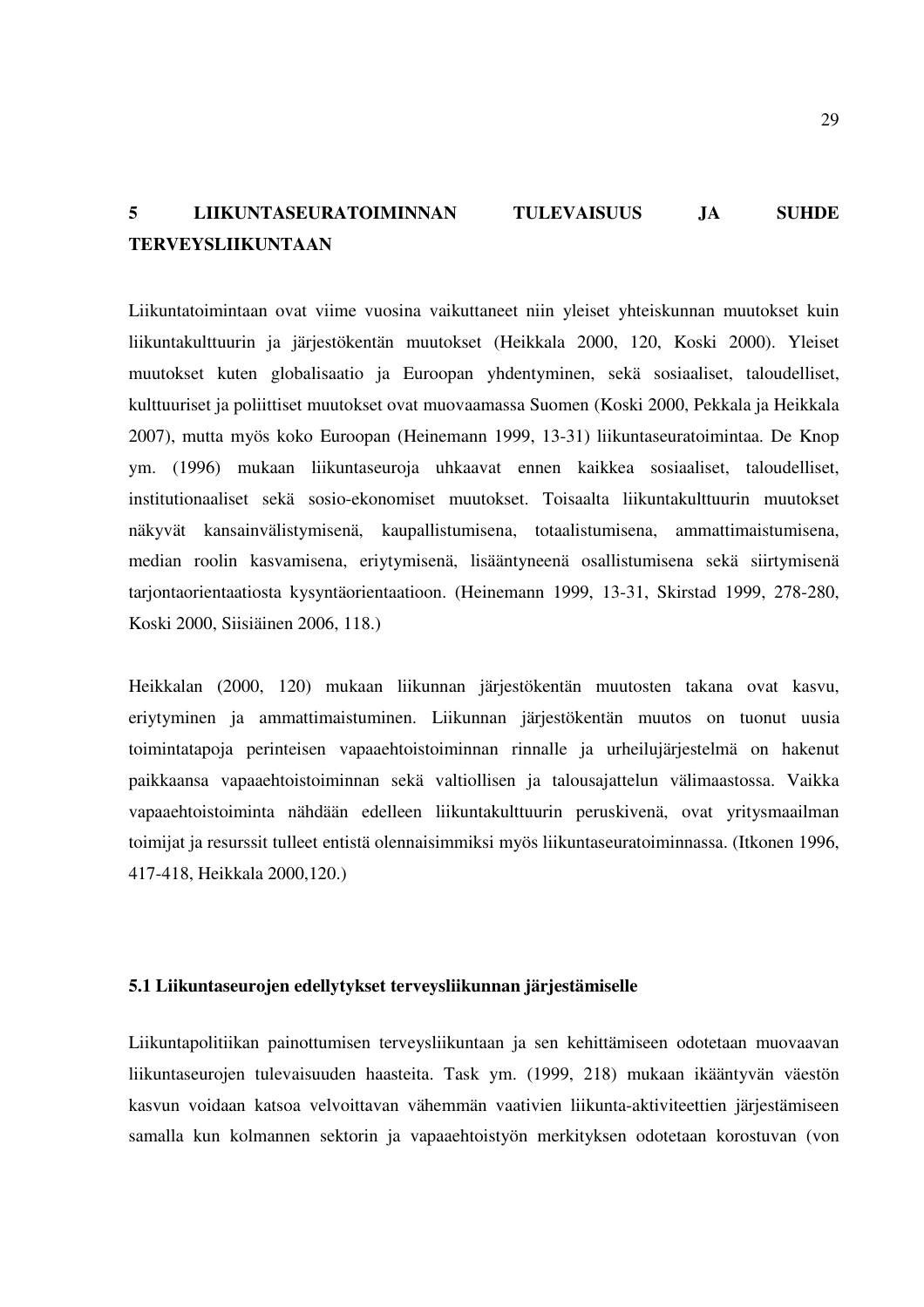# 5 LIIKUNTASEURATOIMINNAN TULEVAISUUS JA SUHDE TERVEYSLIIKUNTAAN

Liikuntatoimintaan ovat viime vuosina vaikuttaneet niin yleiset yhteiskunnan muutokset kuin liikuntakulttuurin ja järjestökentän muutokset (Heikkala 2000, 120, Koski 2000). Yleiset muutokset kuten globalisaatio ja Euroopan yhdentyminen, sekä sosiaaliset, taloudelliset, kulttuuriset ja poliittiset muutokset ovat muovaamassa Suomen (Koski 2000, Pekkala ja Heikkala 2007), mutta myös koko Euroopan (Heinemann 1999, 13-31) liikuntaseuratoimintaa. De Knop ym. (1996) mukaan liikuntaseuroja uhkaavat ennen kaikkea sosiaaliset, taloudelliset, institutionaaliset sekä sosio-ekonomiset muutokset. Toisaalta liikuntakulttuurin muutokset näkyvät kansainvälistymisenä, kaupallistumisena, totaalistumisena, ammattimaistumisena, median roolin kasvamisena, eriytymisenä, lisääntyneenä osallistumisena sekä siirtymisenä tarjontaorientaatiosta kysyntäorientaatioon. (Heinemann 1999, 13-31, Skirstad 1999, 278-280, Koski 2000, Siisiäinen 2006, 118.)

Heikkalan (2000, 120) mukaan liikunnan järjestökentän muutosten takana ovat kasvu, eriytyminen ja ammattimaistuminen. Liikunnan järjestökentän muutos on tuonut uusia toimintatapoja perinteisen vapaaehtoistoiminnan rinnalle ja urheilujärjestelmä on hakenut paikkaansa vapaaehtoistoiminnan sekä valtiollisen ja talousajattelun välimaastossa. Vaikka vapaaehtoistoiminta nähdään edelleen liikuntakulttuurin peruskivenä, ovat yritysmaailman toimijat ja resurssit tulleet entistä olennaisimmiksi myös liikuntaseuratoiminnassa. (Itkonen 1996, 417-418, Heikkala 2000,120.)

## 5.1 Liikuntaseurojen edellytykset terveysliikunnan järjestämiselle

Liikuntapolitiikan painottumisen terveysliikuntaan ja sen kehittämiseen odotetaan muovaavan liikuntaseurojen tulevaisuuden haasteita. Task ym. (1999, 218) mukaan ikääntyvän väestön kasvun voidaan katsoa velvoittavan vähemmän vaativien liikunta-aktiviteettien järjestämiseen samalla kun kolmannen sektorin ja vapaaehtoistyön merkityksen odotetaan korostuvan (von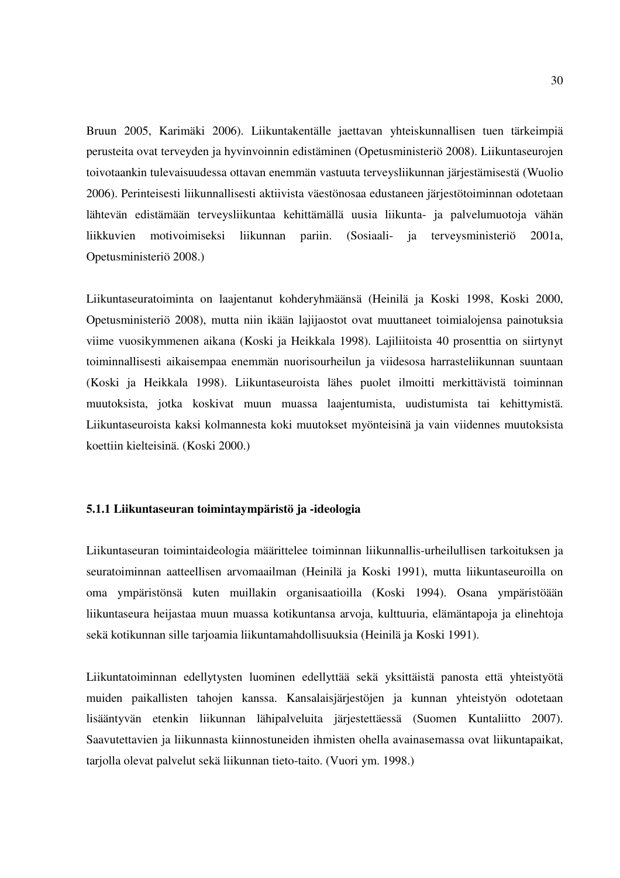Bruun 2005, Karimäki 2006). Liikuntakentälle jaettavan yhteiskunnallisen tuen tärkeimpiä perusteita ovat terveyden ja hyvinvoinnin edistäminen (Opetusministeriö 2008). Liikuntaseurojen toivotaankin tulevaisuudessa ottavan enemmän vastuuta terveysliikunnan järjestämisestä (Wuolio 2006). Perinteisesti liikunnallisesti aktiivista väestönosaa edustaneen järjestötoiminnan odotetaan lähtevän edistämään terveysliikuntaa kehittämällä uusia liikunta- ja palvelumuotoja vähän liikkuvien motivoimiseksi liikunnan pariin. (Sosiaali- ja terveysministeriö 2001a, Opetusministeriö 2008.)

Liikuntaseuratoiminta on laajentanut kohderyhmäänsä (Heinilä ja Koski 1998, Koski 2000, Opetusministeriö 2008), mutta niin ikään lajijaostot ovat muuttaneet toimialojensa painotuksia viime vuosikymmenen aikana (Koski ja Heikkala 1998). Lajiliitoista 40 prosenttia on siirtynyt toiminnallisesti aikaisempaa enemmän nuorisourheilun ja viidesosa harrasteliikunnan suuntaan (Koski ja Heikkala 1998). Liikuntaseuroista lähes puolet ilmoitti merkittävistä toiminnan muutoksista, jotka koskivat muun muassa laajentumista, uudistumista tai kehittymistä. Liikuntaseuroista kaksi kolmannesta koki muutokset myönteisinä ja vain viidennes muutoksista koettiin kielteisinä. (Koski 2000.)

### 5.1.1 Liikuntaseuran toimintaympäristö ja -ideologia

Liikuntaseuran toimintaideologia määrittelee toiminnan liikunnallis-urheilullisen tarkoituksen ja seuratoiminnan aatteellisen arvomaailman (Heinilä ja Koski 1991), mutta liikuntaseuroilla on oma ympäristönsä kuten muillakin organisaatioilla (Koski 1994). Osana ympäristöään liikuntaseura heijastaa muun muassa kotikuntansa arvoja, kulttuuria, elämäntapoja ja elinehtoja sekä kotikunnan sille tarjoamia liikuntamahdollisuuksia (Heinilä ja Koski 1991).

Liikuntatoiminnan edellytysten luominen edellyttää sekä yksittäistä panosta että yhteistyötä muiden paikallisten tahojen kanssa. Kansalaisjärjestöjen ja kunnan yhteistyön odotetaan lisääntyvän etenkin liikunnan lähipalveluita järjestettäessä (Suomen Kuntaliitto 2007). Saavutettavien ja liikunnasta kiinnostuneiden ihmisten ohella avainasemassa ovat liikuntapaikat, tarjolla olevat palvelut sekä liikunnan tieto-taito. (Vuori ym. 1998.)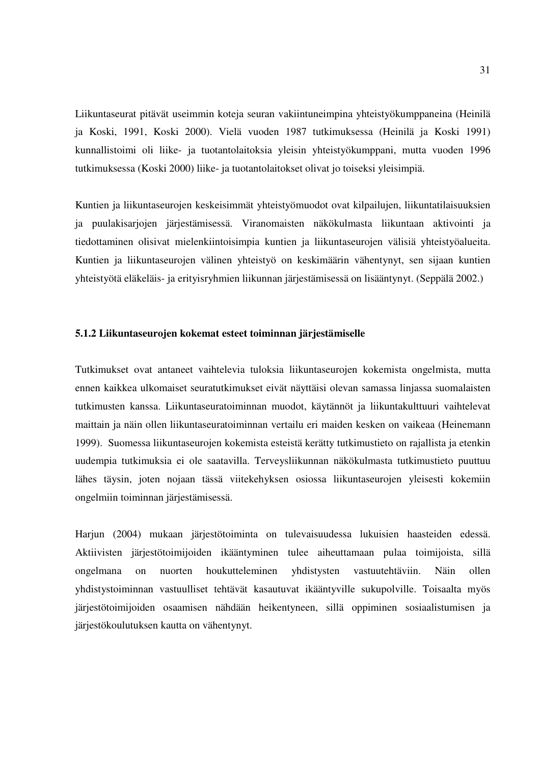Liikuntaseurat pitävät useimmin koteja seuran vakiintuneimpina yhteistyökumppaneina (Heinilä ja Koski, 1991, Koski 2000). Vielä vuoden 1987 tutkimuksessa (Heinilä ja Koski 1991) kunnallistoimi oli liike- ja tuotantolaitoksia yleisin yhteistyökumppani, mutta vuoden 1996 tutkimuksessa (Koski 2000) liike- ja tuotantolaitokset olivat jo toiseksi yleisimpiä.

Kuntien ja liikuntaseurojen keskeisimmät yhteistyömuodot ovat kilpailujen, liikuntatilaisuuksien ja puulakisarjojen järjestämisessä. Viranomaisten näkökulmasta liikuntaan aktivointi ja tiedottaminen olisivat mielenkiintoisimpia kuntien ja liikuntaseurojen välisiä yhteistyöalueita. Kuntien ja liikuntaseurojen välinen yhteistyö on keskimäärin vähentynyt, sen sijaan kuntien yhteistyötä eläkeläis- ja erityisryhmien liikunnan järjestämisessä on lisääntynyt. (Seppälä 2002.)

### 5.1.2 Liikuntaseurojen kokemat esteet toiminnan järjestämiselle

Tutkimukset ovat antaneet vaihtelevia tuloksia liikuntaseurojen kokemista ongelmista, mutta ennen kaikkea ulkomaiset seuratutkimukset eivät näyttäisi olevan samassa linjassa suomalaisten tutkimusten kanssa. Liikuntaseuratoiminnan muodot, käytännöt ja liikuntakulttuuri vaihtelevat maittain ja näin ollen liikuntaseuratoiminnan vertailu eri maiden kesken on vaikeaa (Heinemann 1999). Suomessa liikuntaseurojen kokemista esteistä kerätty tutkimustieto on rajallista ja etenkin uudempia tutkimuksia ei ole saatavilla. Terveysliikunnan näkökulmasta tutkimustieto puuttuu lähes täysin, joten nojaan tässä viitekehyksen osiossa liikuntaseurojen yleisesti kokemiin ongelmiin toiminnan järjestämisessä.

Harjun (2004) mukaan järjestötoiminta on tulevaisuudessa lukuisien haasteiden edessä. Aktiivisten järjestötoimijoiden ikääntyminen tulee aiheuttamaan pulaa toimijoista, sillä ongelmana on nuorten houkutteleminen yhdistysten vastuutehtäviin. Näin ollen yhdistystoiminnan vastuulliset tehtävät kasautuvat ikääntyville sukupolville. Toisaalta myös järjestötoimijoiden osaamisen nähdään heikentyneen, sillä oppiminen sosiaalistumisen ja järjestökoulutuksen kautta on vähentynyt.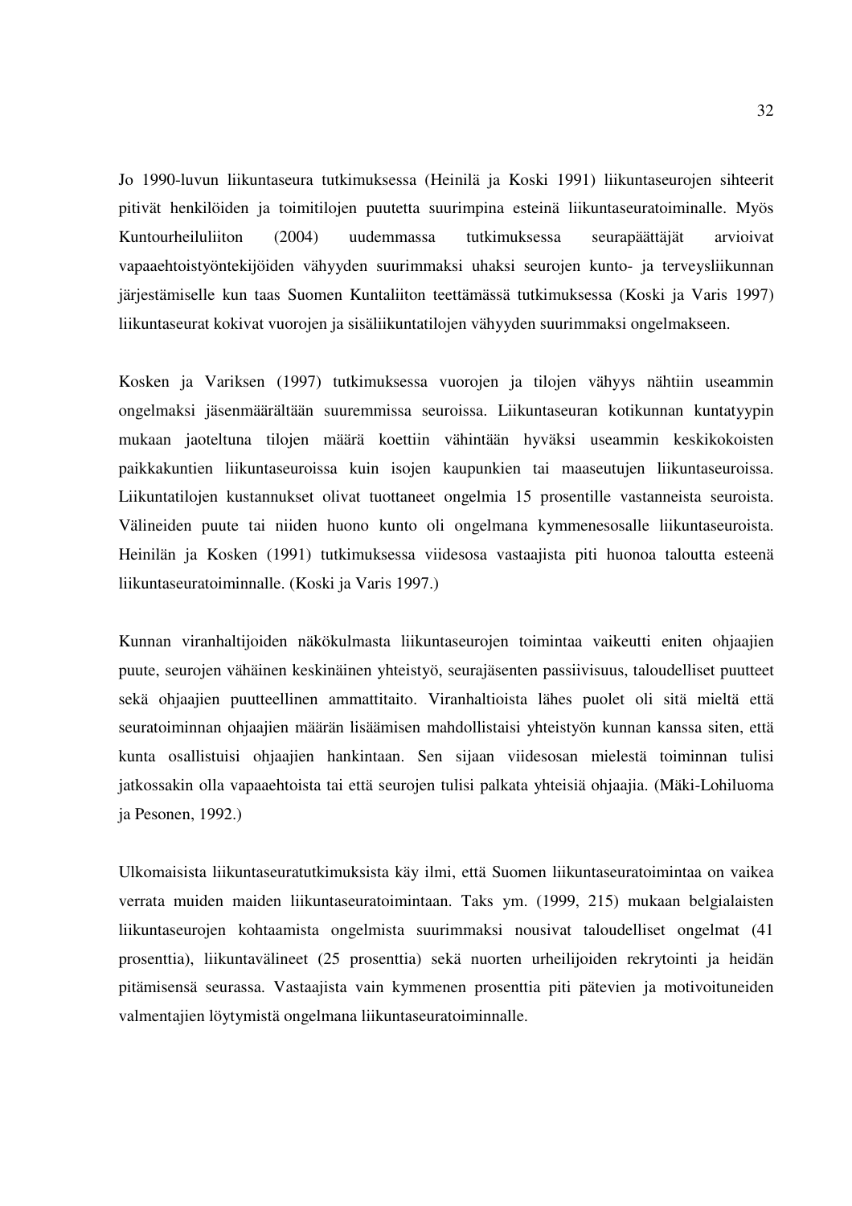Jo 1990-luvun liikuntaseura tutkimuksessa (Heinilä ja Koski 1991) liikuntaseurojen sihteerit pitivät henkilöiden ja toimitilojen puutetta suurimpina esteinä liikuntaseuratoiminalle. Myös Kuntourheiluliiton (2004) uudemmassa tutkimuksessa seurapäättäjät arvioivat vapaaehtoistyöntekijöiden vähyyden suurimmaksi uhaksi seurojen kunto- ja terveysliikunnan järjestämiselle kun taas Suomen Kuntaliiton teettämässä tutkimuksessa (Koski ja Varis 1997) liikuntaseurat kokivat vuorojen ja sisäliikuntatilojen vähyyden suurimmaksi ongelmakseen.

Kosken ja Variksen (1997) tutkimuksessa vuorojen ja tilojen vähyys nähtiin useammin ongelmaksi jäsenmäärältään suuremmissa seuroissa. Liikuntaseuran kotikunnan kuntatyypin mukaan jaoteltuna tilojen määrä koettiin vähintään hyväksi useammin keskikokoisten paikkakuntien liikuntaseuroissa kuin isojen kaupunkien tai maaseutujen liikuntaseuroissa. Liikuntatilojen kustannukset olivat tuottaneet ongelmia 15 prosentille vastanneista seuroista. Välineiden puute tai niiden huono kunto oli ongelmana kymmenesosalle liikuntaseuroista. Heinilän ja Kosken (1991) tutkimuksessa viidesosa vastaajista piti huonoa taloutta esteenä liikuntaseuratoiminnalle. (Koski ja Varis 1997.)

Kunnan viranhaltijoiden näkökulmasta liikuntaseurojen toimintaa vaikeutti eniten ohjaajien puute, seurojen vähäinen keskinäinen yhteistyö, seurajäsenten passiivisuus, taloudelliset puutteet sekä ohjaajien puutteellinen ammattitaito. Viranhaltioista lähes puolet oli sitä mieltä että seuratoiminnan ohjaajien määrän lisäämisen mahdollistaisi yhteistyön kunnan kanssa siten, että kunta osallistuisi ohjaajien hankintaan. Sen sijaan viidesosan mielestä toiminnan tulisi jatkossakin olla vapaaehtoista tai että seurojen tulisi palkata yhteisiä ohjaajia. (Mäki-Lohiluoma ja Pesonen, 1992.)

Ulkomaisista liikuntaseuratutkimuksista käy ilmi, että Suomen liikuntaseuratoimintaa on vaikea verrata muiden maiden liikuntaseuratoimintaan. Taks ym. (1999, 215) mukaan belgialaisten liikuntaseurojen kohtaamista ongelmista suurimmaksi nousivat taloudelliset ongelmat (41 prosenttia), liikuntavälineet (25 prosenttia) sekä nuorten urheilijoiden rekrytointi ja heidän pitämisensä seurassa. Vastaajista vain kymmenen prosenttia piti pätevien ja motivoituneiden valmentajien löytymistä ongelmana liikuntaseuratoiminnalle.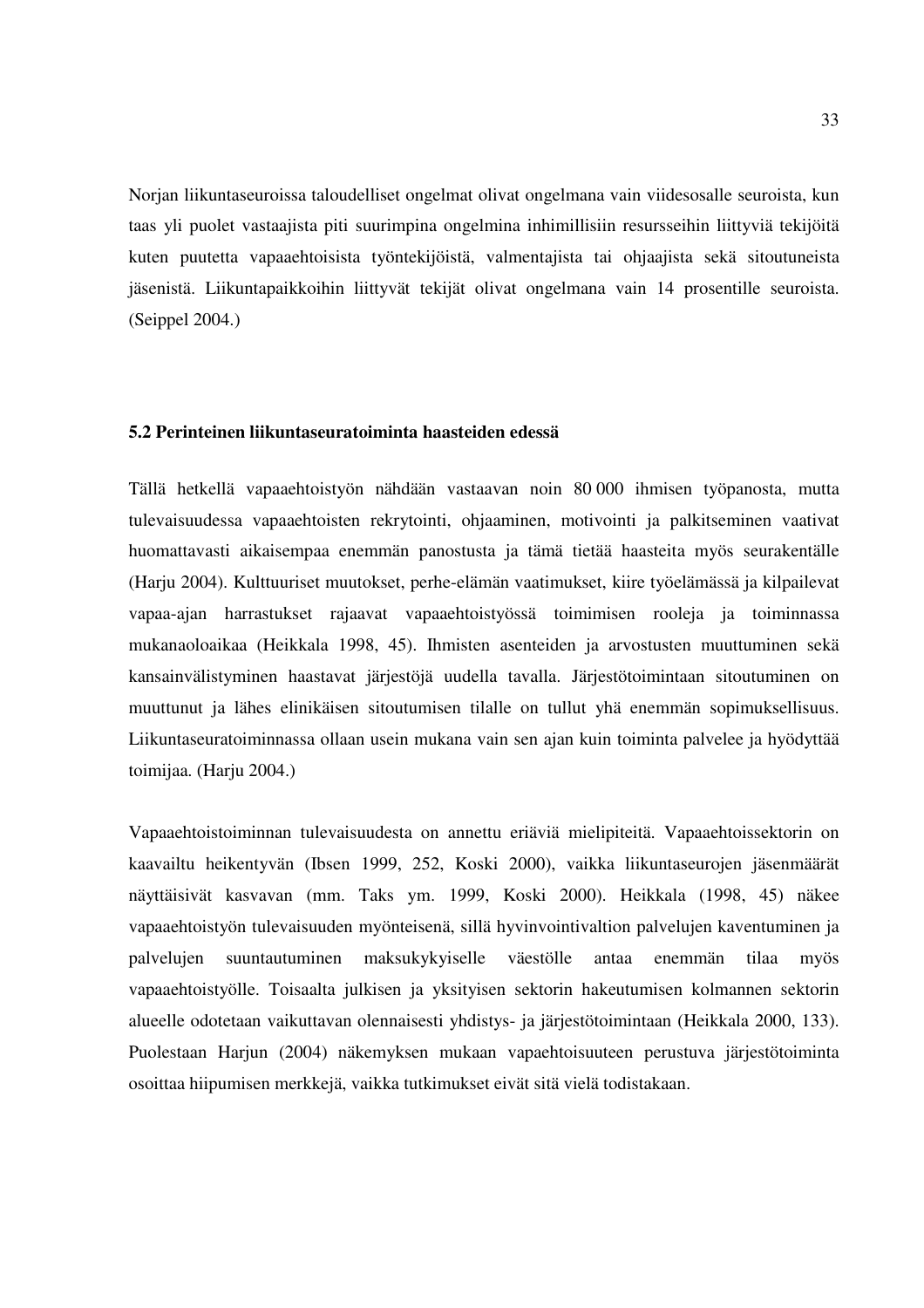Norjan liikuntaseuroissa taloudelliset ongelmat olivat ongelmana vain viidesosalle seuroista, kun taas yli puolet vastaajista piti suurimpina ongelmina inhimillisiin resursseihin liittyviä tekijöitä kuten puutetta vapaaehtoisista työntekijöistä, valmentajista tai ohjaajista sekä sitoutuneista jäsenistä. Liikuntapaikkoihin liittyvät tekijät olivat ongelmana vain 14 prosentille seuroista. (Seippel 2004.)

### 5.2 Perinteinen liikuntaseuratoiminta haasteiden edessä

Tällä hetkellä vapaaehtoistyön nähdään vastaavan noin 80 000 ihmisen työpanosta, mutta tulevaisuudessa vapaaehtoisten rekrytointi, ohjaaminen, motivointi ja palkitseminen vaativat huomattavasti aikaisempaa enemmän panostusta ja tämä tietää haasteita myös seurakentälle (Harju 2004). Kulttuuriset muutokset, perhe-elämän vaatimukset, kiire työelämässä ja kilpailevat vapaa-ajan harrastukset rajaavat vapaaehtoistyössä toimimisen rooleja ja toiminnassa mukanaoloaikaa (Heikkala 1998, 45). Ihmisten asenteiden ja arvostusten muuttuminen sekä kansainvälistyminen haastavat järjestöjä uudella tavalla. Järjestötoimintaan sitoutuminen on muuttunut ja lähes elinikäisen sitoutumisen tilalle on tullut yhä enemmän sopimuksellisuus. Liikuntaseuratoiminnassa ollaan usein mukana vain sen ajan kuin toiminta palvelee ja hyödyttää toimijaa. (Harju 2004.)

Vapaaehtoistoiminnan tulevaisuudesta on annettu eriäviä mielipiteitä. Vapaaehtoissektorin on kaavailtu heikentyvän (Ibsen 1999, 252, Koski 2000), vaikka liikuntaseurojen jäsenmäärät näyttäisivät kasvavan (mm. Taks ym. 1999, Koski 2000). Heikkala (1998, 45) näkee vapaaehtoistyön tulevaisuuden myönteisenä, sillä hyvinvointivaltion palvelujen kaventuminen ja palvelujen suuntautuminen maksukykyiselle väestölle antaa enemmän tilaa myös vapaaehtoistyölle. Toisaalta julkisen ja yksityisen sektorin hakeutumisen kolmannen sektorin alueelle odotetaan vaikuttavan olennaisesti yhdistys- ja järjestötoimintaan (Heikkala 2000, 133). Puolestaan Harjun (2004) näkemyksen mukaan vapaehtoisuuteen perustuva järjestötoiminta osoittaa hiipumisen merkkejä, vaikka tutkimukset eivät sitä vielä todistakaan.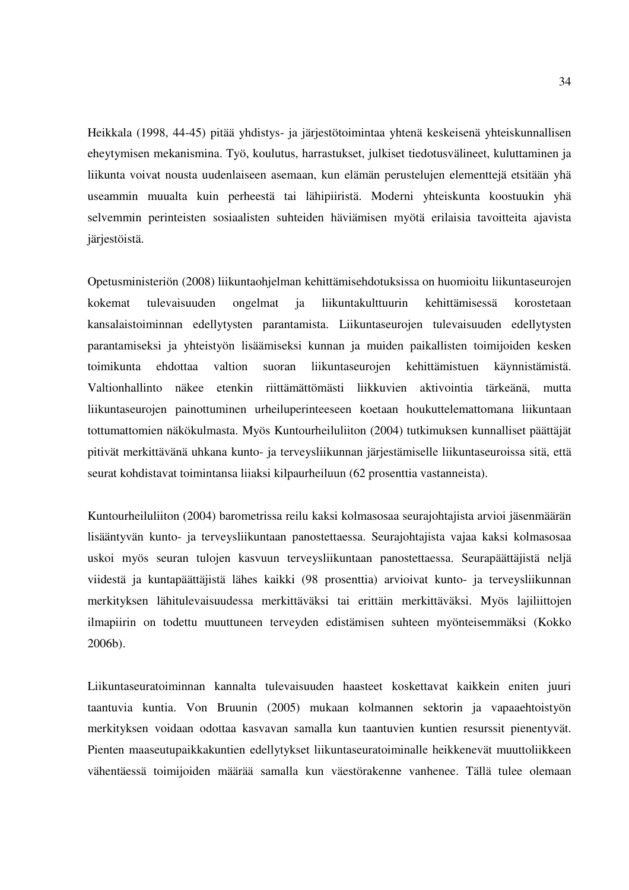Heikkala (1998, 44-45) pitää yhdistys- ja järjestötoimintaa yhtenä keskeisenä yhteiskunnallisen eheytymisen mekanismina. Työ, koulutus, harrastukset, julkiset tiedotusvälineet, kuluttaminen ja liikunta voivat nousta uudenlaiseen asemaan, kun elämän perustelujen elementtejä etsitään yhä useammin muualta kuin perheestä tai lähipiiristä. Moderni yhteiskunta koostuukin yhä selvemmin perinteisten sosiaalisten suhteiden häviämisen myötä erilaisia tavoitteita ajavista järjestöistä.

Opetusministeriön (2008) liikuntaohjelman kehittämisehdotuksissa on huomioitu liikuntaseurojen kokemat tulevaisuuden ongelmat ja liikuntakulttuurin kehittämisessä korostetaan kansalaistoiminnan edellytysten parantamista. Liikuntaseurojen tulevaisuuden edellytysten parantamiseksi ja yhteistyön lisäämiseksi kunnan ja muiden paikallisten toimijoiden kesken toimikunta ehdottaa valtion suoran liikuntaseurojen kehittämistuen käynnistämistä. Valtionhallinto näkee etenkin riittämättömästi liikkuvien aktivointia tärkeänä, mutta liikuntaseurojen painottuminen urheiluperinteeseen koetaan houkuttelemattomana liikuntaan tottumattomien näkökulmasta. Myös Kuntourheiluliiton (2004) tutkimuksen kunnalliset päättäjät pitivät merkittävänä uhkana kunto- ja terveysliikunnan järjestämiselle liikuntaseuroissa sitä, että seurat kohdistavat toimintansa liiaksi kilpaurheiluun (62 prosenttia vastanneista).

Kuntourheiluliiton (2004) barometrissa reilu kaksi kolmasosaa seurajohtajista arvioi jäsenmäärän lisääntyvän kunto- ja terveysliikuntaan panostettaessa. Seurajohtajista vajaa kaksi kolmasosaa uskoi myös seuran tulojen kasvuun terveysliikuntaan panostettaessa. Seurapäättäjistä neljä viidestä ja kuntapäättäjistä lähes kaikki (98 prosenttia) arvioivat kunto- ja terveysliikunnan merkityksen lähitulevaisuudessa merkittäväksi tai erittäin merkittäväksi. Myös lajiliittojen ilmapiirin on todettu muuttuneen terveyden edistämisen suhteen myönteisemmäksi (Kokko 2006b).

Liikuntaseuratoiminnan kannalta tulevaisuuden haasteet koskettavat kaikkein eniten juuri taantuvia kuntia. Von Bruunin (2005) mukaan kolmannen sektorin ja vapaaehtoistyön merkityksen voidaan odottaa kasvavan samalla kun taantuvien kuntien resurssit pienentyvät. Pienten maaseutupaikkakuntien edellytykset liikuntaseuratoiminalle heikkenevät muuttoliikkeen vähentäessä toimijoiden määrää samalla kun väestörakenne vanhenee. Tällä tulee olemaan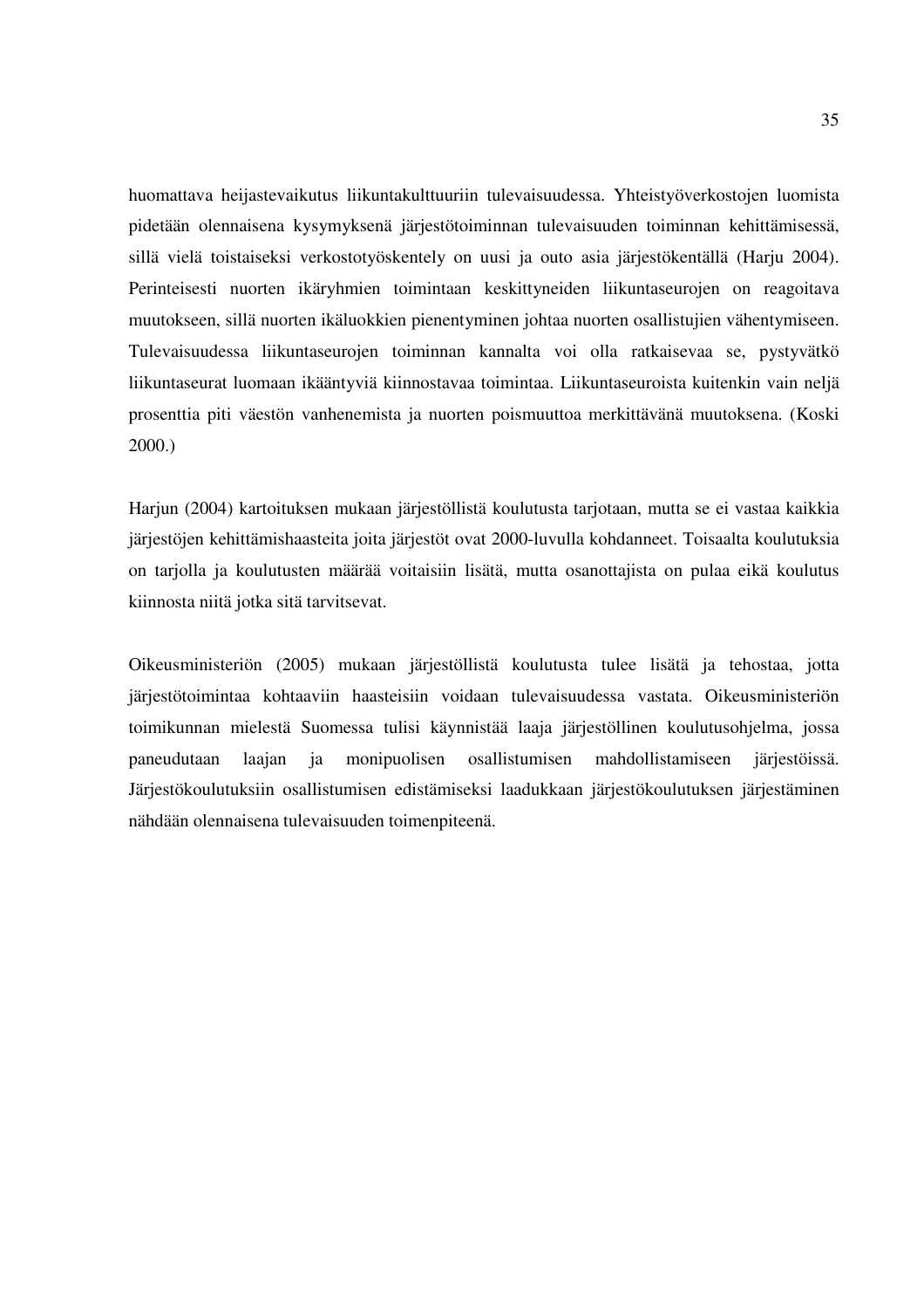huomattava heijastevaikutus liikuntakulttuuriin tulevaisuudessa. Yhteistyöverkostojen luomista pidetään olennaisena kysymyksenä järjestötoiminnan tulevaisuuden toiminnan kehittämisessä, sillä vielä toistaiseksi verkostotyöskentely on uusi ja outo asia järjestökentällä (Harju 2004). Perinteisesti nuorten ikäryhmien toimintaan keskittyneiden liikuntaseurojen on reagoitava muutokseen, sillä nuorten ikäluokkien pienentyminen johtaa nuorten osallistujien vähentymiseen. Tulevaisuudessa liikuntaseurojen toiminnan kannalta voi olla ratkaisevaa se, pystyvätkö liikuntaseurat luomaan ikääntyviä kiinnostavaa toimintaa. Liikuntaseuroista kuitenkin vain neljä prosenttia piti väestön vanhenemista ja nuorten poismuuttoa merkittävänä muutoksena. (Koski 2000.)

Harjun (2004) kartoituksen mukaan järjestöllistä koulutusta tarjotaan, mutta se ei vastaa kaikkia järjestöjen kehittämishaasteita joita järjestöt ovat 2000-luvulla kohdanneet. Toisaalta koulutuksia on tarjolla ja koulutusten määrää voitaisiin lisätä, mutta osanottajista on pulaa eikä koulutus kiinnosta niitä jotka sitä tarvitsevat.

Oikeusministeriön (2005) mukaan järjestöllistä koulutusta tulee lisätä ja tehostaa, jotta järjestötoimintaa kohtaaviin haasteisiin voidaan tulevaisuudessa vastata. Oikeusministeriön toimikunnan mielestä Suomessa tulisi käynnistää laaja järjestöllinen koulutusohjelma, jossa paneudutaan laajan ja monipuolisen osallistumisen mahdollistamiseen järjestöissä. Järjestökoulutuksiin osallistumisen edistämiseksi laadukkaan järjestökoulutuksen järjestäminen nähdään olennaisena tulevaisuuden toimenpiteenä.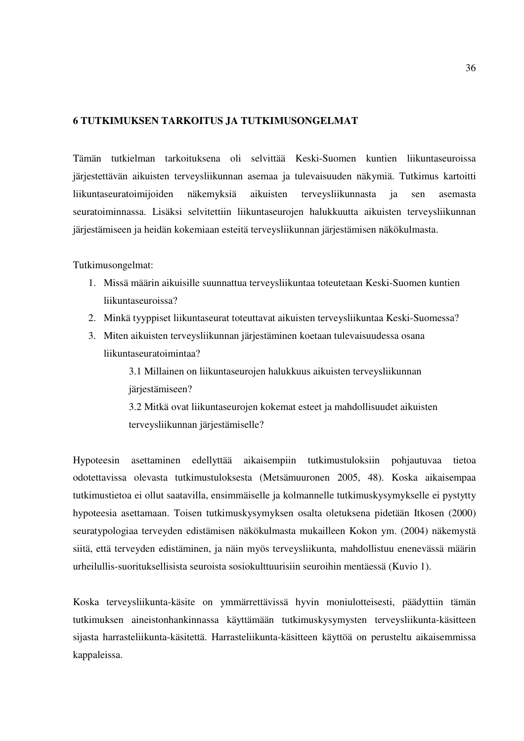# 6 TUTKIMUKSEN TARKOITUS JA TUTKIMUSONGELMAT

Tämän tutkielman tarkoituksena oli selvittää Keski-Suomen kuntien liikuntaseuroissa järjestettävän aikuisten terveysliikunnan asemaa ja tulevaisuuden näkymiä. Tutkimus kartoitti liikuntaseuratoimijoiden näkemyksiä aikuisten terveysliikunnasta ja sen asemasta seuratoiminnassa. Lisäksi selvitettiin liikuntaseurojen halukkuutta aikuisten terveysliikunnan järjestämiseen ja heidän kokemiaan esteitä terveysliikunnan järjestämisen näkökulmasta.

Tutkimusongelmat:

1. Missä määrin aikuisille suunnattua terveysliikuntaa toteutetaan Keski-Suomen kuntien liikuntaseuroissa?
2. Minkä tyyppiset liikuntaseurat toteuttavat aikuisten terveysliikuntaa Keski-Suomessa?
3. Miten aikuisten terveysliikunnan järjestäminen koetaan tulevaisuudessa osana liikuntaseuratoimintaa?

    3.1 Millainen on liikuntaseurojen halukkuus aikuisten terveysliikunnan järjestämiseen?

    3.2 Mitkä ovat liikuntaseurojen kokemat esteet ja mahdollisuudet aikuisten terveysliikunnan järjestämiselle?

Hypoteesin asettaminen edellyttää aikaisempiin tutkimustuloksiin pohjautuvaa tietoa odotettavissa olevasta tutkimustuloksesta (Metsämuuronen 2005, 48). Koska aikaisempaa tutkimustietoa ei ollut saatavilla, ensimmäiselle ja kolmannelle tutkimuskysymykselle ei pystytty hypoteesia asettamaan. Toisen tutkimuskysymyksen osalta oletuksena pidetään Itkosen (2000) seuratypologiaa terveyden edistämisen näkökulmasta mukailleen Kokon ym. (2004) näkemystä siitä, että terveyden edistäminen, ja näin myös terveysliikunta, mahdollistuu enenevässä määrin urheilullis-suorituksellisista seuroista sosiokulttuurisiin seuroihin mentäessä (Kuvio 1).

Koska terveysliikunta-käsite on ymmärrettävissä hyvin moniulotteisesti, päädyttiin tämän tutkimuksen aineistonhankinnassa käyttämään tutkimuskysymysten terveysliikunta-käsitteen sijasta harrasteliikunta-käsitettä. Harrasteliikunta-käsitteen käyttöä on perusteltu aikaisemmissa kappaleissa.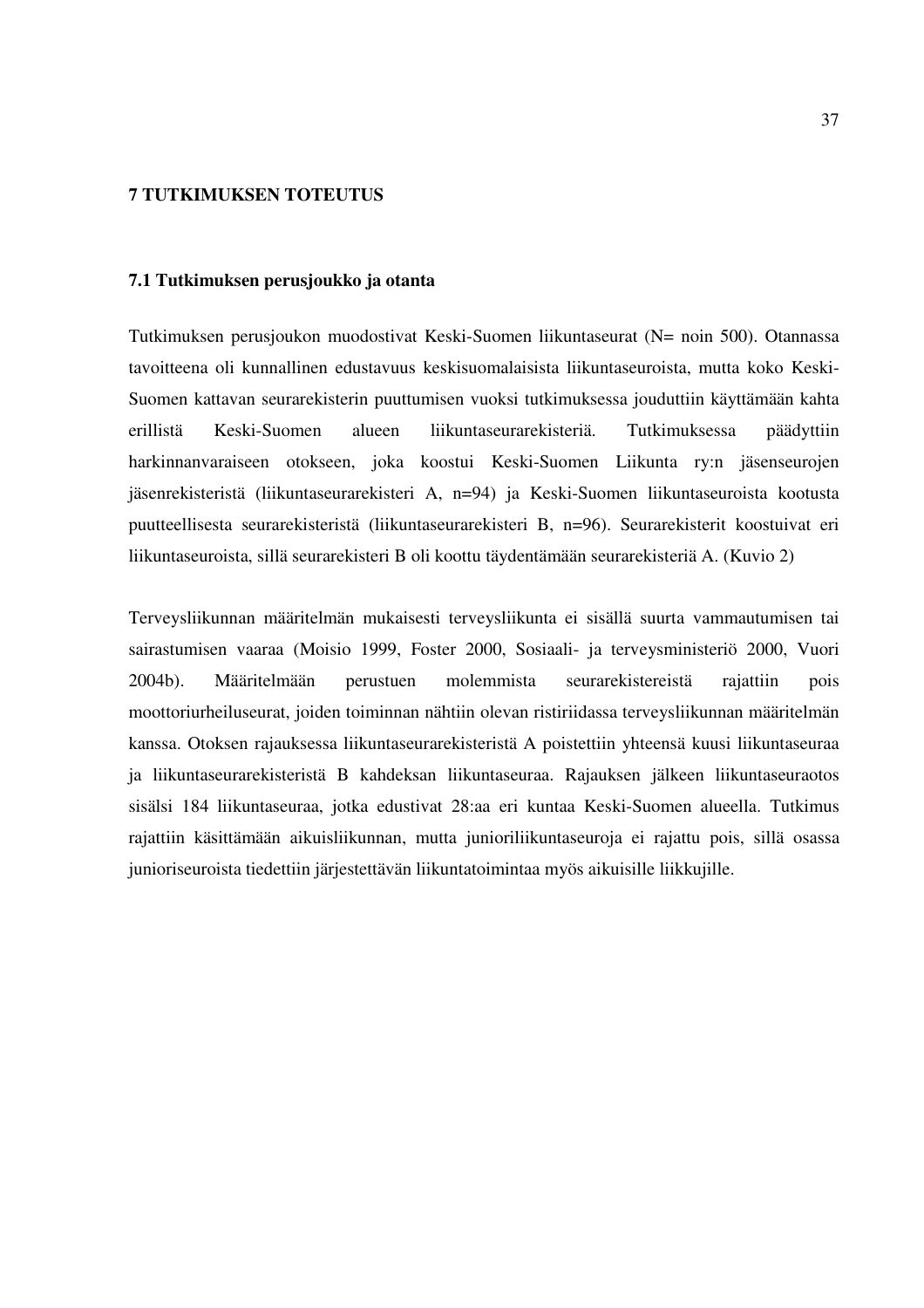# 7 TUTKIMUKSEN TOTEUTUS

## 7.1 Tutkimuksen perusjoukko ja otanta

Tutkimuksen perusjoukon muodostivat Keski-Suomen liikuntaseurat (N= noin 500). Otannassa tavoitteena oli kunnallinen edustavuus keskisuomalaisista liikuntaseuroista, mutta koko Keski-Suomen kattavan seurarekisterin puuttumisen vuoksi tutkimuksessa jouduttiin käyttämään kahta erillistä Keski-Suomen alueen liikuntaseurarekisteriä. Tutkimuksessa päädyttiin harkinnanvaraiseen otokseen, joka koostui Keski-Suomen Liikunta ry:n jäsenseurojen jäsenrekisteristä (liikuntaseurarekisteri A, n=94) ja Keski-Suomen liikuntaseuroista kootusta puutteellisesta seurarekisteristä (liikuntaseurarekisteri B, n=96). Seurarekisterit koostuivat eri liikuntaseuroista, sillä seurarekisteri B oli koottu täydentämään seurarekisteriä A. (Kuvio 2)

Terveysliikunnan määritelmän mukaisesti terveysliikunta ei sisällä suurta vammautumisen tai sairastumisen vaaraa (Moisio 1999, Foster 2000, Sosiaali- ja terveysministeriö 2000, Vuori 2004b). Määritelmään perustuen molemmista seurarekistereistä rajattiin pois moottoriurheiluseurat, joiden toiminnan nähtiin olevan ristiriidassa terveysliikunnan määritelmän kanssa. Otoksen rajauksessa liikuntaseurarekisteristä A poistettiin yhteensä kuusi liikuntaseuraa ja liikuntaseurarekisteristä B kahdeksan liikuntaseuraa. Rajauksen jälkeen liikuntaseuraotos sisälsi 184 liikuntaseuraa, jotka edustivat 28:aa eri kuntaa Keski-Suomen alueella. Tutkimus rajattiin käsittämään aikuisliikunnan, mutta junioriliikuntaseuroja ei rajattu pois, sillä osassa junioriseuroista tiedettiin järjestettävän liikuntatoimintaa myös aikuisille liikkujille.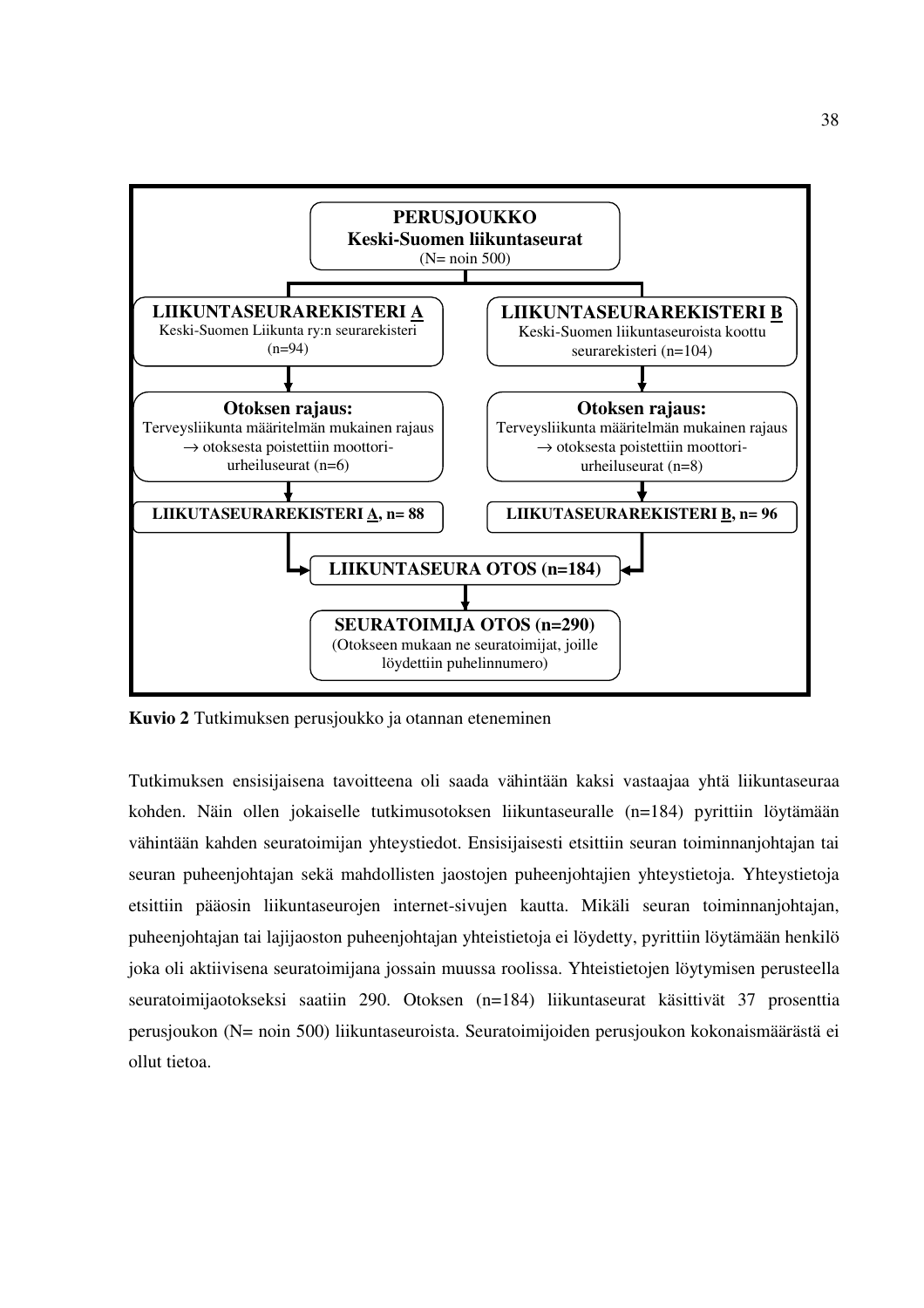PERUSJOUKKO
**Keski-Suomen liikuntaseurat**
(N= noin 500)

**LIIKUNTASEURAREKISTERI A**
Keski-Suomen Liikunta ry:n seurarekisteri
(n=94)

**LIIKUNTASEURAREKISTERI B**
Keski-Suomen liikuntaseuroista koottu seurarekisteri (n=104)

**Otoksen rajaus:**
Terveysliikunta määritelmän mukainen rajaus
→ otoksesta poistettiin moottori-urheiluseurat (n=6)

**Otoksen rajaus:**
Terveysliikunta määritelmän mukainen rajaus
→ otoksesta poistettiin moottori-urheiluseurat (n=8)

**LIIKUTASEURAREKISTERI A, n= 88**

**LIIKUTASEURAREKISTERI B, n= 96**

**LIIKUNTASEURA OTOS (n=184)**

**SEURATOIMIJA OTOS (n=290)**
(Otokseen mukaan ne seuratoimijat, joille löydettiin puhelinnumero)

**Kuvio 2** Tutkimuksen perusjoukko ja otannan eteneminen

Tutkimuksen ensisijaisena tavoitteena oli saada vähintään kaksi vastaajaa yhtä liikuntaseuraa kohden. Näin ollen jokaiselle tutkimusotoksen liikuntaseuralle (n=184) pyrittiin löytämään vähintään kahden seuratoimijan yhteystiedot. Ensisijaisesti etsittiin seuran toiminnanjohtajan tai seuran puheenjohtajan sekä mahdollisten jaostojen puheenjohtajien yhteystietoja. Yhteystietoja etsittiin pääosin liikuntaseurojen internet-sivujen kautta. Mikäli seuran toiminnanjohtajan, puheenjohtajan tai lajijaoston puheenjohtajan yhteistietoja ei löydetty, pyrittiin löytämään henkilö joka oli aktiivisena seuratoimijana jossain muussa roolissa. Yhteistietojen löytymisen perusteella seuratoimijaotokseksi saatiin 290. Otoksen (n=184) liikuntaseurat käsittivät 37 prosenttia perusjoukon (N= noin 500) liikuntaseuroista. Seuratoimijoiden perusjoukon kokonaismäärästä ei ollut tietoa.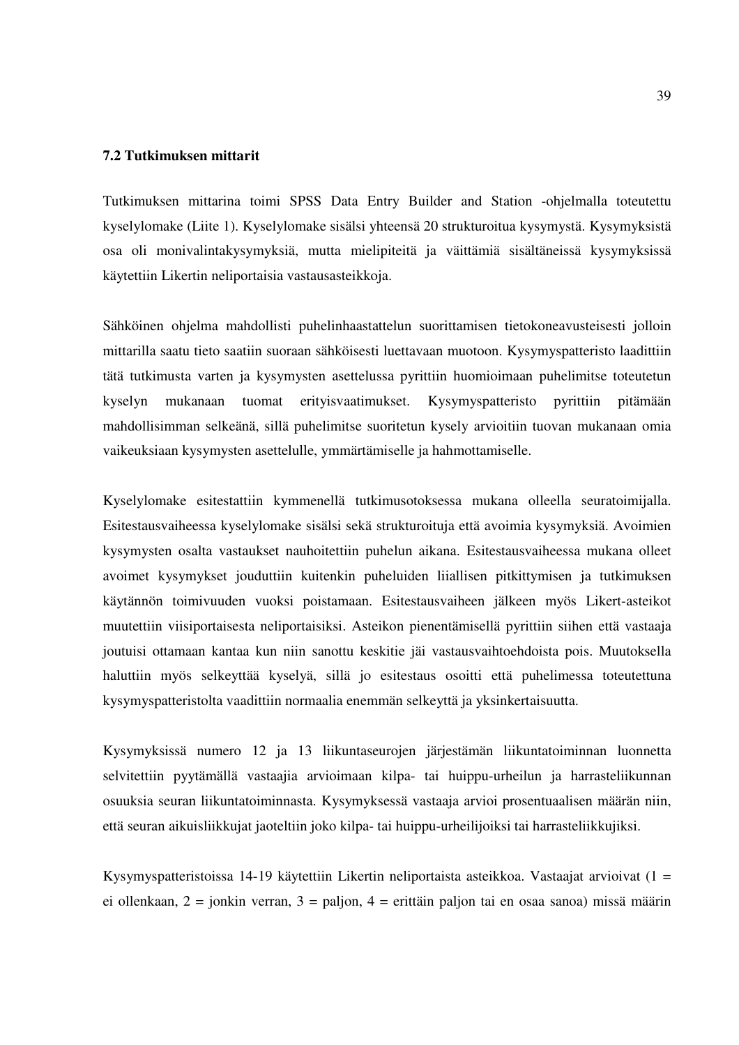### 7.2 Tutkimuksen mittarit

Tutkimuksen mittarina toimi SPSS Data Entry Builder and Station -ohjelmalla toteutettu kyselylomake (Liite 1). Kyselylomake sisälsi yhteensä 20 strukturoitua kysymystä. Kysymyksistä osa oli monivalintakysymyksiä, mutta mielipiteitä ja väittämiä sisältäneissä kysymyksissä käytettiin Likertin neliportaisia vastausasteikkoja.

Sähköinen ohjelma mahdollisti puhelinhaastattelun suorittamisen tietokoneavusteisesti jolloin mittarilla saatu tieto saatiin suoraan sähköisesti luettavaan muotoon. Kysymyspatteristo laadittiin tätä tutkimusta varten ja kysymysten asettelussa pyrittiin huomioimaan puhelimitse toteutetun kyselyn mukanaan tuomat erityisvaatimukset. Kysymyspatteristo pyrittiin pitämään mahdollisimman selkeänä, sillä puhelimitse suoritetun kysely arvioitiin tuovan mukanaan omia vaikeuksiaan kysymysten asettelulle, ymmärtämiselle ja hahmottamiselle.

Kyselylomake esitestattiin kymmenellä tutkimusotoksessa mukana olleella seuratoimijalla. Esitestausvaiheessa kyselylomake sisälsi sekä strukturoituja että avoimia kysymyksiä. Avoimien kysymysten osalta vastaukset nauhoitettiin puhelun aikana. Esitestausvaiheessa mukana olleet avoimet kysymykset jouduttiin kuitenkin puheluiden liiallisen pitkittymisen ja tutkimuksen käytännön toimivuuden vuoksi poistamaan. Esitestausvaiheen jälkeen myös Likert-asteikot muutettiin viisiportaisesta neliportaisiksi. Asteikon pienentämisellä pyrittiin siihen että vastaaja joutuisi ottamaan kantaa kun niin sanottu keskitie jäi vastausvaihtoehdoista pois. Muutoksella haluttiin myös selkeyttää kyselyä, sillä jo esitestaus osoitti että puhelimessa toteutettuna kysymyspatteristolta vaadittiin normaalia enemmän selkeyttä ja yksinkertaisuutta.

Kysymyksissä numero 12 ja 13 liikuntaseurojen järjestämän liikuntatoiminnan luonnetta selvitettiin pyytämällä vastaajia arvioimaan kilpa- tai huippu-urheilun ja harrasteliikunnan osuuksia seuran liikuntatoiminnasta. Kysymyksessä vastaaja arvioi prosentuaalisen määrän niin, että seuran aikuisliikkujat jaoteltiin joko kilpa- tai huippu-urheilijoiksi tai harrasteliikkujiksi.

Kysymyspatteristoissa 14-19 käytettiin Likertin neliportaista asteikkoa. Vastaajat arvioivat (1 = ei ollenkaan, 2 = jonkin verran, 3 = paljon, 4 = erittäin paljon tai en osaa sanoa) missä määrin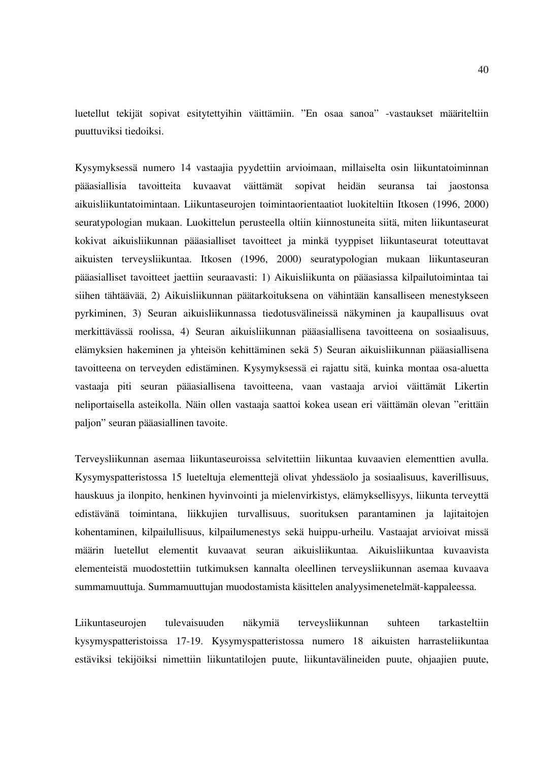luetellut tekijät sopivat esitytettyihin väittämiin. ”En osaa sanoa” -vastaukset määriteltiin puuttuviksi tiedoiksi.

Kysymyksessä numero 14 vastaajia pyydettiin arvioimaan, millaiselta osin liikuntatoiminnan pääasiallisia tavoitteita kuvaavat väittämät sopivat heidän seuransa tai jaostonsa aikuisliikuntatoimintaan. Liikuntaseurojen toimintaorientaatiot luokiteltiin Itkosen (1996, 2000) seuratypologian mukaan. Luokittelun perusteella oltiin kiinnostuneita siitä, miten liikuntaseurat kokivat aikuisliikunnan pääasialliset tavoitteet ja minkä tyyppiset liikuntaseurat toteuttavat aikuisten terveysliikuntaa. Itkosen (1996, 2000) seuratypologian mukaan liikuntaseuran pääasialliset tavoitteet jaettiin seuraavasti: 1) Aikuisliikunta on pääasiassa kilpailutoimintaa tai siihen tähtäävää, 2) Aikuisliikunnan päätarkoituksena on vähintään kansalliseen menestykseen pyrkiminen, 3) Seuran aikuisliikunnassa tiedotusvälineissä näkyminen ja kaupallisuus ovat merkittävässä roolissa, 4) Seuran aikuisliikunnan pääasiallisena tavoitteena on sosiaalisuus, elämyksien hakeminen ja yhteisön kehittäminen sekä 5) Seuran aikuisliikunnan pääasiallisena tavoitteena on terveyden edistäminen. Kysymyksessä ei rajattu sitä, kuinka montaa osa-aluetta vastaaja piti seuran pääasiallisena tavoitteena, vaan vastaaja arvioi väittämät Likertin neliportaisella asteikolla. Näin ollen vastaaja saattoi kokea usean eri väittämän olevan ”erittäin paljon” seuran pääasiallinen tavoite.

Terveysliikunnan asemaa liikuntaseuroissa selvitettiin liikuntaa kuvaavien elementtien avulla. Kysymyspatteristossa 15 lueteltuja elementtejä olivat yhdessäolo ja sosiaalisuus, kaverillisuus, hauskuus ja ilonpito, henkinen hyvinvointi ja mielenvirkistys, elämyksellisyys, liikunta terveyttä edistävänä toimintana, liikkujien turvallisuus, suorituksen parantaminen ja lajitaitojen kohentaminen, kilpailullisuus, kilpailumenestys sekä huippu-urheilu. Vastaajat arvioivat missä määrin luetellut elementit kuvaavat seuran aikuisliikuntaa. Aikuisliikuntaa kuvaavista elementeistä muodostettiin tutkimuksen kannalta oleellinen terveysliikunnan asemaa kuvaava summamuuttuja. Summamuuttujan muodostamista käsittelen analyysimenetelmät-kappaleessa.

Liikuntaseurojen tulevaisuuden näkymiä terveysliikunnan suhteen tarkasteltiin kysymyspatteristoissa 17-19. Kysymyspatteristossa numero 18 aikuisten harrasteliikuntaa estäviksi tekijöiksi nimettiin liikuntatilojen puute, liikuntavälineiden puute, ohjaajien puute,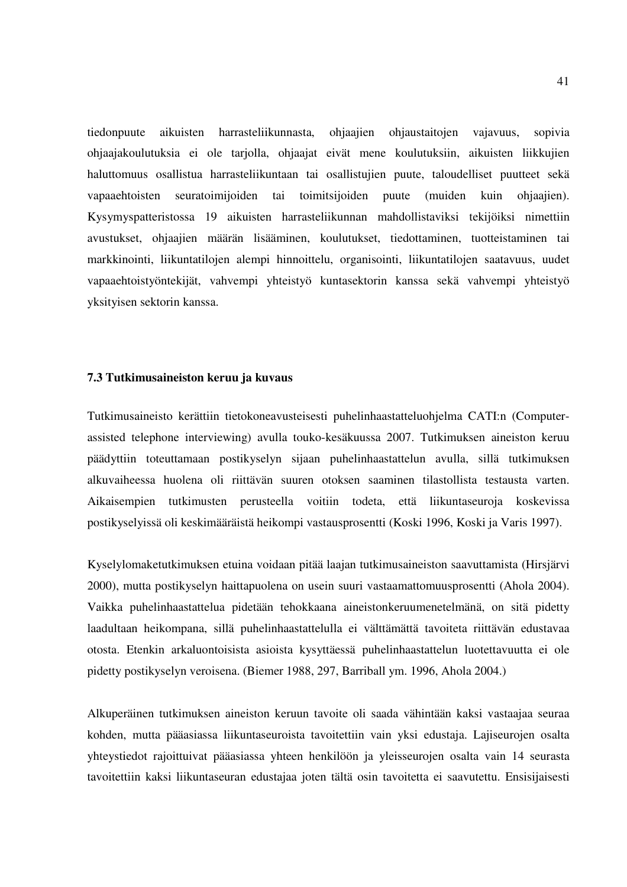tiedonpuute aikuisten harrasteliikunnasta, ohjaajien ohjaustaitojen vajavuus, sopivia ohjaajakoulutuksia ei ole tarjolla, ohjaajat eivät mene koulutuksiin, aikuisten liikkujien haluttomuus osallistua harrasteliikuntaan tai osallistujien puute, taloudelliset puutteet sekä vapaaehtoisten seuratoimijoiden tai toimitsijoiden puute (muiden kuin ohjaajien). Kysymyspatteristossa 19 aikuisten harrasteliikunnan mahdollistaviksi tekijöiksi nimettiin avustukset, ohjaajien määrän lisääminen, koulutukset, tiedottaminen, tuotteistaminen tai markkinointi, liikuntatilojen alempi hinnoittelu, organisointi, liikuntatilojen saatavuus, uudet vapaaehtoistyöntekijät, vahvempi yhteistyö kuntasektorin kanssa sekä vahvempi yhteistyö yksityisen sektorin kanssa.

### 7.3 Tutkimusaineiston keruu ja kuvaus

Tutkimusaineisto kerättiin tietokoneavusteisesti puhelinhaastatteluohjelma CATI:n (Computer-assisted telephone interviewing) avulla touko-kesäkuussa 2007. Tutkimuksen aineiston keruu päädyttiin toteuttamaan postikyselyn sijaan puhelinhaastattelun avulla, sillä tutkimuksen alkuvaiheessa huolena oli riittävän suuren otoksen saaminen tilastollista testausta varten. Aikaisempien tutkimusten perusteella voitiin todeta, että liikuntaseuroja koskevissa postikyselyissä oli keskimääräistä heikompi vastausprosentti (Koski 1996, Koski ja Varis 1997).

Kyselylomaketutkimuksen etuina voidaan pitää laajan tutkimusaineiston saavuttamista (Hirsjärvi 2000), mutta postikyselyn haittapuolena on usein suuri vastaamattomuusprosentti (Ahola 2004). Vaikka puhelinhaastattelua pidetään tehokkaana aineistonkeruumenetelmänä, on sitä pidetty laadultaan heikompana, sillä puhelinhaastattelulla ei välttämättä tavoiteta riittävän edustavaa otosta. Etenkin arkaluontoisista asioista kysyttäessä puhelinhaastattelun luotettavuutta ei ole pidetty postikyselyn veroisena. (Biemer 1988, 297, Barriball ym. 1996, Ahola 2004.)

Alkuperäinen tutkimuksen aineiston keruun tavoite oli saada vähintään kaksi vastaajaa seuraa kohden, mutta pääasiassa liikuntaseuroista tavoitettiin vain yksi edustaja. Lajiseurojen osalta yhteystiedot rajoittuivat pääasiassa yhteen henkilöön ja yleisseurojen osalta vain 14 seurasta tavoitettiin kaksi liikuntaseuran edustajaa joten tältä osin tavoitetta ei saavutettu. Ensisijaisesti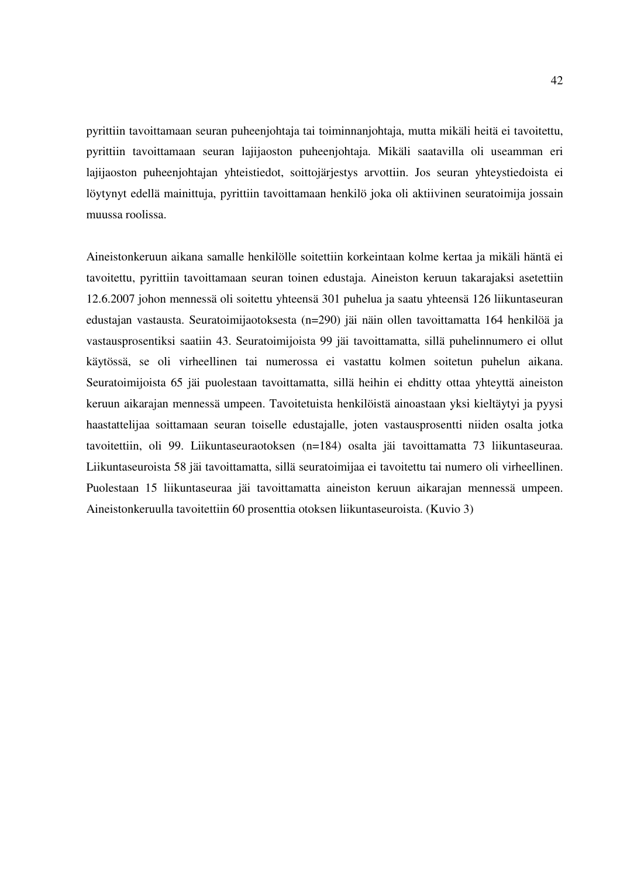pyrittiin tavoittamaan seuran puheenjohtaja tai toiminnanjohtaja, mutta mikäli heitä ei tavoitettu, pyrittiin tavoittamaan seuran lajijaoston puheenjohtaja. Mikäli saatavilla oli useamman eri lajijaoston puheenjohtajan yhteistiedot, soittojärjestys arvottiin. Jos seuran yhteystiedoista ei löytynyt edellä mainittuja, pyrittiin tavoittamaan henkilö joka oli aktiivinen seuratoimija jossain muussa roolissa.

Aineistonkeruun aikana samalle henkilölle soitettiin korkeintaan kolme kertaa ja mikäli häntä ei tavoitettu, pyrittiin tavoittamaan seuran toinen edustaja. Aineiston keruun takarajaksi asetettiin 12.6.2007 johon mennessä oli soitettu yhteensä 301 puhelua ja saatu yhteensä 126 liikuntaseuran edustajan vastausta. Seuratoimijaotoksesta (n=290) jäi näin ollen tavoittamatta 164 henkilöä ja vastausprosentiksi saatiin 43. Seuratoimijoista 99 jäi tavoittamatta, sillä puhelinnumero ei ollut käytössä, se oli virheellinen tai numerossa ei vastattu kolmen soitetun puhelun aikana. Seuratoimijoista 65 jäi puolestaan tavoittamatta, sillä heihin ei ehditty ottaa yhteyttä aineiston keruun aikarajan mennessä umpeen. Tavoitetuista henkilöistä ainoastaan yksi kieltäytyi ja pyysi haastattelijaa soittamaan seuran toiselle edustajalle, joten vastausprosentti niiden osalta jotka tavoitettiin, oli 99. Liikuntaseuraotoksen (n=184) osalta jäi tavoittamatta 73 liikuntaseuraa. Liikuntaseuroista 58 jäi tavoittamatta, sillä seuratoimijaa ei tavoitettu tai numero oli virheellinen. Puolestaan 15 liikuntaseuraa jäi tavoittamatta aineiston keruun aikarajan mennessä umpeen. Aineistonkeruulla tavoitettiin 60 prosenttia otoksen liikuntaseuroista. (Kuvio 3)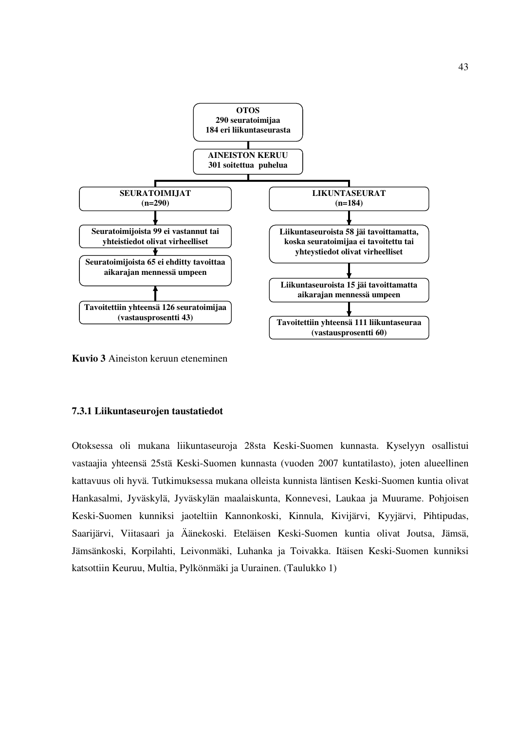**OTOS**
**290 seuratoimijaa**
**184 eri liikuntaseurasta**

**AINEISTON KERUU**
**301 soitettua puhelua**

**SEURATOIMIJAT**
**(n=290)**

**Seuratoimijoista 99 ei vastannut tai yhteistiedot olivat virheelliset**

**Seuratoimijoista 65 ei ehditty tavoittaa aikarajan mennessä umpeen**

**Tavoitettiin yhteensä 126 seuratoimijaa (vastausprosentti 43)**

**LIKUNTASEURAT**
**(n=184)**

**Liikuntaseuroista 58 jäi tavoittamatta, koska seuratoimijaa ei tavoitettu tai yhteystiedot olivat virheelliset**

**Liikuntaseuroista 15 jäi tavoittamatta aikarajan mennessä umpeen**

**Tavoitettiin yhteensä 111 liikuntaseuraa (vastausprosentti 60)**

**Kuvio 3** Aineiston keruun eteneminen

### 7.3.1 Liikuntaseurojen taustatiedot

Otoksessa oli mukana liikuntaseuroja 28sta Keski-Suomen kunnasta. Kyselyyn osallistui vastaajia yhteensä 25stä Keski-Suomen kunnasta (vuoden 2007 kuntatilasto), joten alueellinen kattavuus oli hyvä. Tutkimuksessa mukana olleista kunnista läntisen Keski-Suomen kuntia olivat Hankasalmi, Jyväskylä, Jyväskylän maalaiskunta, Konnevesi, Laukaa ja Muurame. Pohjoisen Keski-Suomen kunniksi jaoteltiin Kannonkoski, Kinnula, Kivijärvi, Kyyjärvi, Pihtipudas, Saarijärvi, Viitasaari ja Äänekoski. Eteläisen Keski-Suomen kuntia olivat Joutsa, Jämsä, Jämsänkoski, Korpilahti, Leivonmäki, Luhanka ja Toivakka. Itäisen Keski-Suomen kunniksi katsottiin Keuruu, Multia, Pylkönmäki ja Uurainen. (Taulukko 1)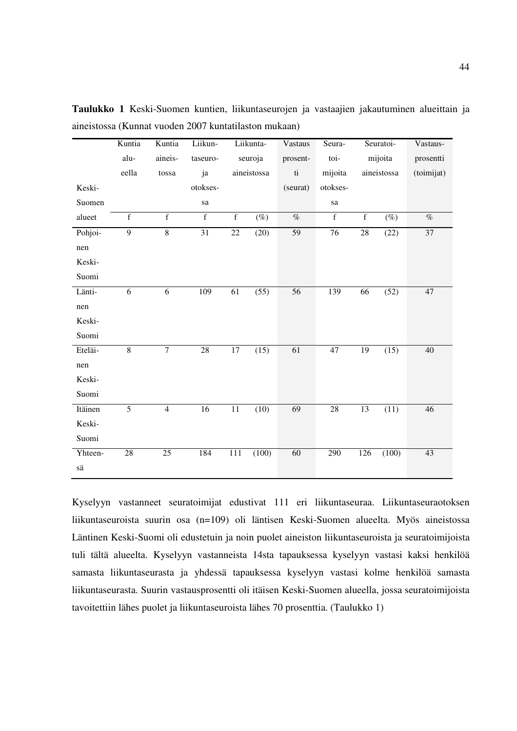**Taulukko 1** Keski-Suomen kuntien, liikuntaseurojen ja vastaajien jakautuminen alueittain ja aineistossa (Kunnat vuoden 2007 kuntatilaston mukaan)

| Keski-Suomen alueet | Kuntia alueella | Kuntia aineistossa | Liikuntaseuroja otoksessa | Liikuntaseuroja aineistossa | | Vastausprosentti (seurat) | Seuratoimijoita otoksessa | Seuratoimijoita aineistossa | | Vastausprosentti (toimijat) |
|---|---|---|---|---|---|---|---|---|---|---|
| | f | f | f | f | (%) | % | f | f | (%) | % |
| Pohjoinen Keski-Suomi | 9 | 8 | 31 | 22 | (20) | 59 | 76 | 28 | (22) | 37 |
| Läntinen Keski-Suomi | 6 | 6 | 109 | 61 | (55) | 56 | 139 | 66 | (52) | 47 |
| Eteläinen Keski-Suomi | 8 | 7 | 28 | 17 | (15) | 61 | 47 | 19 | (15) | 40 |
| Itäinen Keski-Suomi | 5 | 4 | 16 | 11 | (10) | 69 | 28 | 13 | (11) | 46 |
| Yhteensä | 28 | 25 | 184 | 111 | (100) | 60 | 290 | 126 | (100) | 43 |

Kyselyyn vastanneet seuratoimijat edustivat 111 eri liikuntaseuraa. Liikuntaseuraotoksen liikuntaseuroista suurin osa (n=109) oli läntisen Keski-Suomen alueelta. Myös aineistossa Läntinen Keski-Suomi oli edustetuin ja noin puolet aineiston liikuntaseuroista ja seuratoimijoista tuli tältä alueelta. Kyselyyn vastanneista 14sta tapauksessa kyselyyn vastasi kaksi henkilöä samasta liikuntaseurasta ja yhdessä tapauksessa kyselyyn vastasi kolme henkilöä samasta liikuntaseurasta. Suurin vastausprosentti oli itäisen Keski-Suomen alueella, jossa seuratoimijoista tavoitettiin lähes puolet ja liikuntaseuroista lähes 70 prosenttia. (Taulukko 1)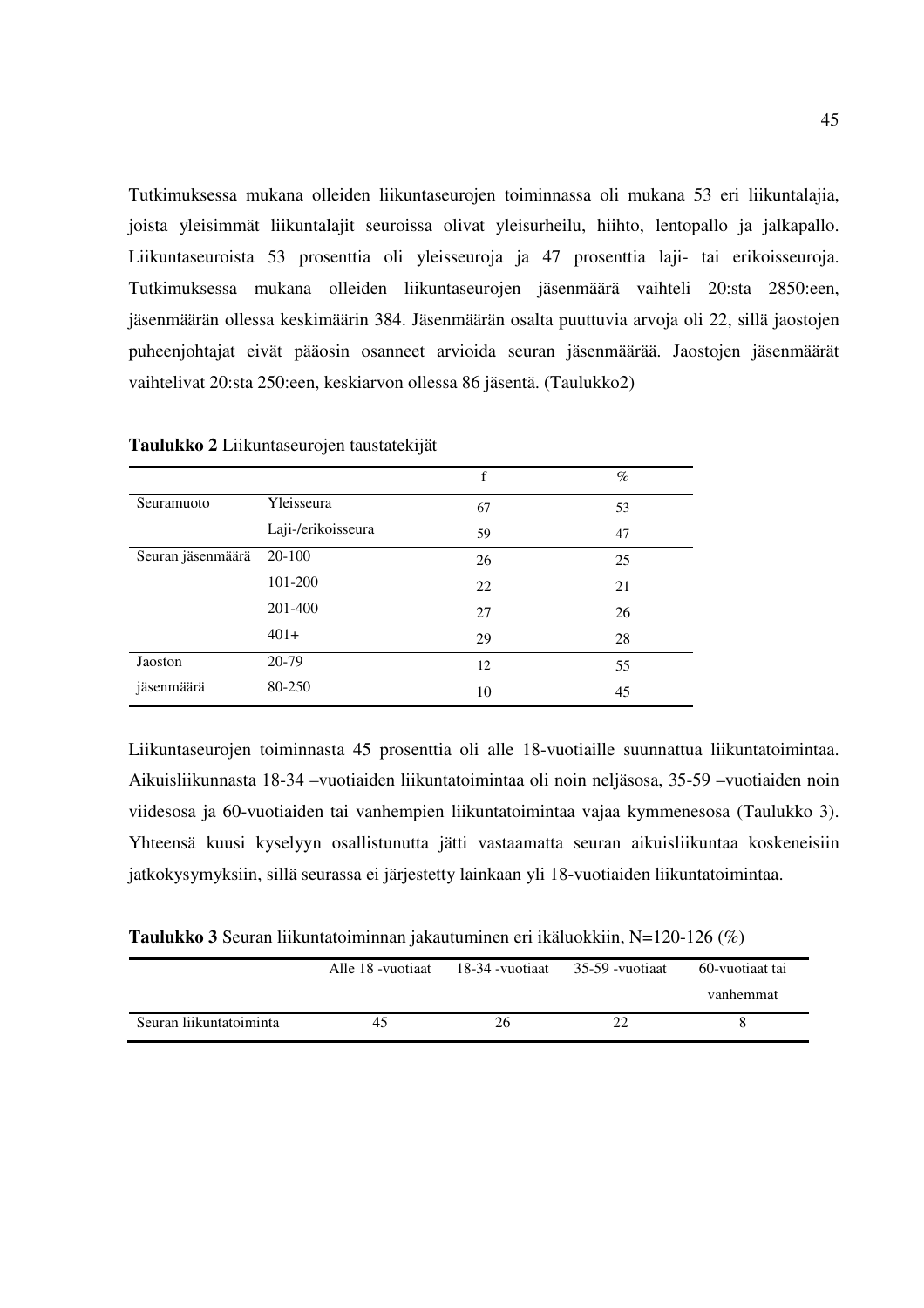Tutkimuksessa mukana olleiden liikuntaseurojen toiminnassa oli mukana 53 eri liikuntalajia, joista yleisimmät liikuntalajit seuroissa olivat yleisurheilu, hiihto, lentopallo ja jalkapallo. Liikuntaseuroista 53 prosenttia oli yleisseuroja ja 47 prosenttia laji- tai erikoisseuroja. Tutkimuksessa mukana olleiden liikuntaseurojen jäsenmäärä vaihteli 20:sta 2850:een, jäsenmäärän ollessa keskimäärin 384. Jäsenmäärän osalta puuttuvia arvoja oli 22, sillä jaostojen puheenjohtajat eivät pääosin osanneet arvioida seuran jäsenmäärää. Jaostojen jäsenmäärät vaihtelivat 20:sta 250:een, keskiarvon ollessa 86 jäsentä. (Taulukko2)

**Taulukko 2** Liikuntaseurojen taustatekijät

| | | f | % |
|---|---|---|---|
| Seuramuoto | Yleisseura | 67 | 53 |
| | Laji-/erikoisseura | 59 | 47 |
| Seuran jäsenmäärä | 20-100 | 26 | 25 |
| | 101-200 | 22 | 21 |
| | 201-400 | 27 | 26 |
| | 401+ | 29 | 28 |
| Jaoston jäsenmäärä | 20-79 | 12 | 55 |
| | 80-250 | 10 | 45 |

Liikuntaseurojen toiminnasta 45 prosenttia oli alle 18-vuotiaille suunnattua liikuntatoimintaa. Aikuisliikunnasta 18-34 –vuotiaiden liikuntatoimintaa oli noin neljäsosa, 35-59 –vuotiaiden noin viidesosa ja 60-vuotiaiden tai vanhempien liikuntatoimintaa vajaa kymmenesosa (Taulukko 3). Yhteensä kuusi kyselyyn osallistunutta jätti vastaamatta seuran aikuisliikuntaa koskeneisiin jatkokysymyksiin, sillä seurassa ei järjestetty lainkaan yli 18-vuotiaiden liikuntatoimintaa.

**Taulukko 3** Seuran liikuntatoiminnan jakautuminen eri ikäluokkiin, N=120-126 (%)

| | Alle 18 -vuotiaat | 18-34 -vuotiaat | 35-59 -vuotiaat | 60-vuotiaat tai vanhemmat |
|---|---|---|---|---|
| Seuran liikuntatoiminta | 45 | 26 | 22 | 8 |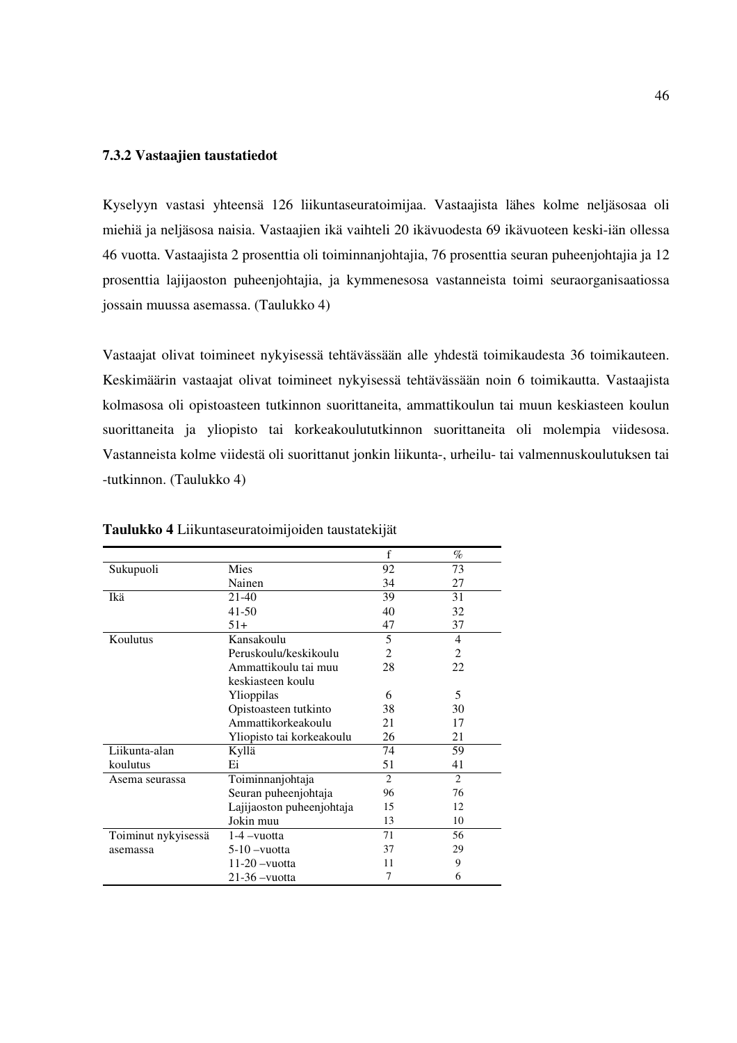### 7.3.2 Vastaajien taustatiedot

Kyselyyn vastasi yhteensä 126 liikuntaseuratoimijaa. Vastaajista lähes kolme neljäsosaa oli miehiä ja neljäsosa naisia. Vastaajien ikä vaihteli 20 ikävuodesta 69 ikävuoteen keski-iän ollessa 46 vuotta. Vastaajista 2 prosenttia oli toiminnanjohtajia, 76 prosenttia seuran puheenjohtajia ja 12 prosenttia lajijaoston puheenjohtajia, ja kymmenesosa vastanneista toimi seuraorganisaatiossa jossain muussa asemassa. (Taulukko 4)

Vastaajat olivat toimineet nykyisessä tehtävässään alle yhdestä toimikaudesta 36 toimikauteen. Keskimäärin vastaajat olivat toimineet nykyisessä tehtävässään noin 6 toimikautta. Vastaajista kolmasosa oli opistoasteen tutkinnon suorittaneita, ammattikoulun tai muun keskiasteen koulun suorittaneita ja yliopisto tai korkeakoulututkinnon suorittaneita oli molempia viidesosa. Vastanneista kolme viidestä oli suorittanut jonkin liikunta-, urheilu- tai valmennuskoulutuksen tai -tutkinnon. (Taulukko 4)

**Taulukko 4** Liikuntaseuratoimijoiden taustatekijät

| | | f | % |
|---|---|---|---|
| Sukupuoli | Mies | 92 | 73 |
| | Nainen | 34 | 27 |
| Ikä | 21-40 | 39 | 31 |
| | 41-50 | 40 | 32 |
| | 51+ | 47 | 37 |
| Koulutus | Kansakoulu | 5 | 4 |
| | Peruskoulu/keskikoulu | 2 | 2 |
| | Ammattikoulu tai muu keskiasteen koulu | 28 | 22 |
| | Ylioppilas | 6 | 5 |
| | Opistoasteen tutkinto | 38 | 30 |
| | Ammattikorkeakoulu | 21 | 17 |
| | Yliopisto tai korkeakoulu | 26 | 21 |
| Liikunta-alan koulutus | Kyllä | 74 | 59 |
| | Ei | 51 | 41 |
| Asema seurassa | Toiminnanjohtaja | 2 | 2 |
| | Seuran puheenjohtaja | 96 | 76 |
| | Lajijaoston puheenjohtaja | 15 | 12 |
| | Jokin muu | 13 | 10 |
| Toiminut nykyisessä asemassa | 1-4 –vuotta | 71 | 56 |
| | 5-10 –vuotta | 37 | 29 |
| | 11-20 –vuotta | 11 | 9 |
| | 21-36 –vuotta | 7 | 6 |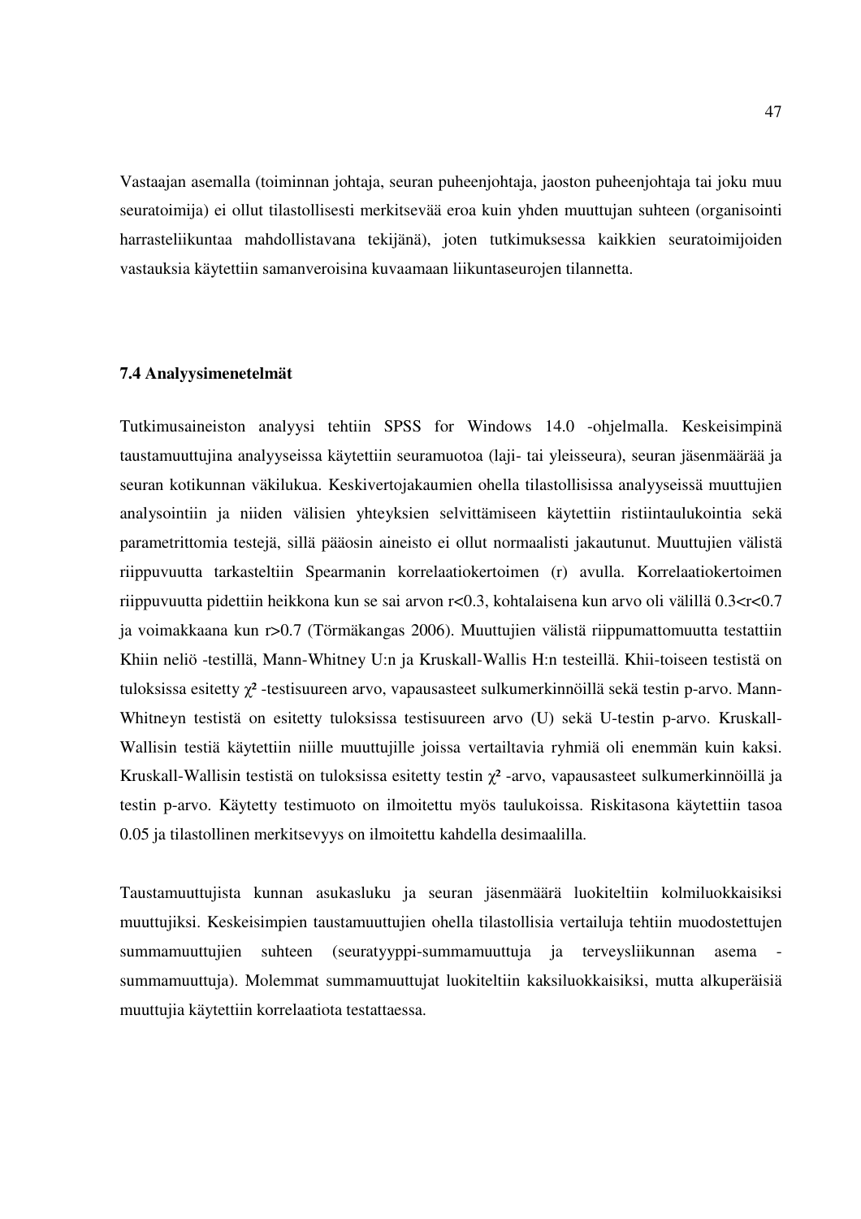Vastaajan asemalla (toiminnan johtaja, seuran puheenjohtaja, jaoston puheenjohtaja tai joku muu seuratoimija) ei ollut tilastollisesti merkitsevää eroa kuin yhden muuttujan suhteen (organisointi harrasteliikuntaa mahdollistavana tekijänä), joten tutkimuksessa kaikkien seuratoimijoiden vastauksia käytettiin samanveroisina kuvaamaan liikuntaseurojen tilannetta.

### 7.4 Analyysimenetelmät

Tutkimusaineiston analyysi tehtiin SPSS for Windows 14.0 -ohjelmalla. Keskeisimpinä taustamuuttujina analyyseissa käytettiin seuramuotoa (laji- tai yleisseura), seuran jäsenmäärää ja seuran kotikunnan väkilukua. Keskivertojakaumien ohella tilastollisissa analyyseissä muuttujien analysointiin ja niiden välisien yhteyksien selvittämiseen käytettiin ristiintaulukointia sekä parametrittomia testejä, sillä pääosin aineisto ei ollut normaalisti jakautunut. Muuttujien välistä riippuvuutta tarkasteltiin Spearmanin korrelaatiokertoimen (r) avulla. Korrelaatiokertoimen riippuvuutta pidettiin heikkona kun se sai arvon $r<0.3$, kohtalaisena kun arvo oli välillä $0.3<r<0.7$ ja voimakkaana kun $r>0.7$ (Törmäkangas 2006). Muuttujien välistä riippumattomuutta testattiin Khiin neliö -testillä, Mann-Whitney U:n ja Kruskall-Wallis H:n testeillä. Khii-toiseen testistä on tuloksissa esitetty $\chi^2$ -testisuureen arvo, vapausasteet sulkumerkinnöillä sekä testin p-arvo. Mann-Whitneyn testistä on esitetty tuloksissa testisuureen arvo (U) sekä U-testin p-arvo. Kruskall-Wallisin testiä käytettiin niille muuttujille joissa vertailtavia ryhmiä oli enemmän kuin kaksi. Kruskall-Wallisin testistä on tuloksissa esitetty testin $\chi^2$ -arvo, vapausasteet sulkumerkinnöillä ja testin p-arvo. Käytetty testimuoto on ilmoitettu myös taulukoissa. Riskitasona käytettiin tasoa 0.05 ja tilastollinen merkitsevyys on ilmoitettu kahdella desimaalilla.

Taustamuuttujista kunnan asukasluku ja seuran jäsenmäärä luokiteltiin kolmiluokkaisiksi muuttujiksi. Keskeisimpien taustamuuttujien ohella tilastollisia vertailuja tehtiin muodostettujen summamuuttujien suhteen (seuratyyppi-summamuuttuja ja terveysliikunnan asema -summamuuttuja). Molemmat summamuuttujat luokiteltiin kaksiluokkaisiksi, mutta alkuperäisiä muuttujia käytettiin korrelaatiota testattaessa.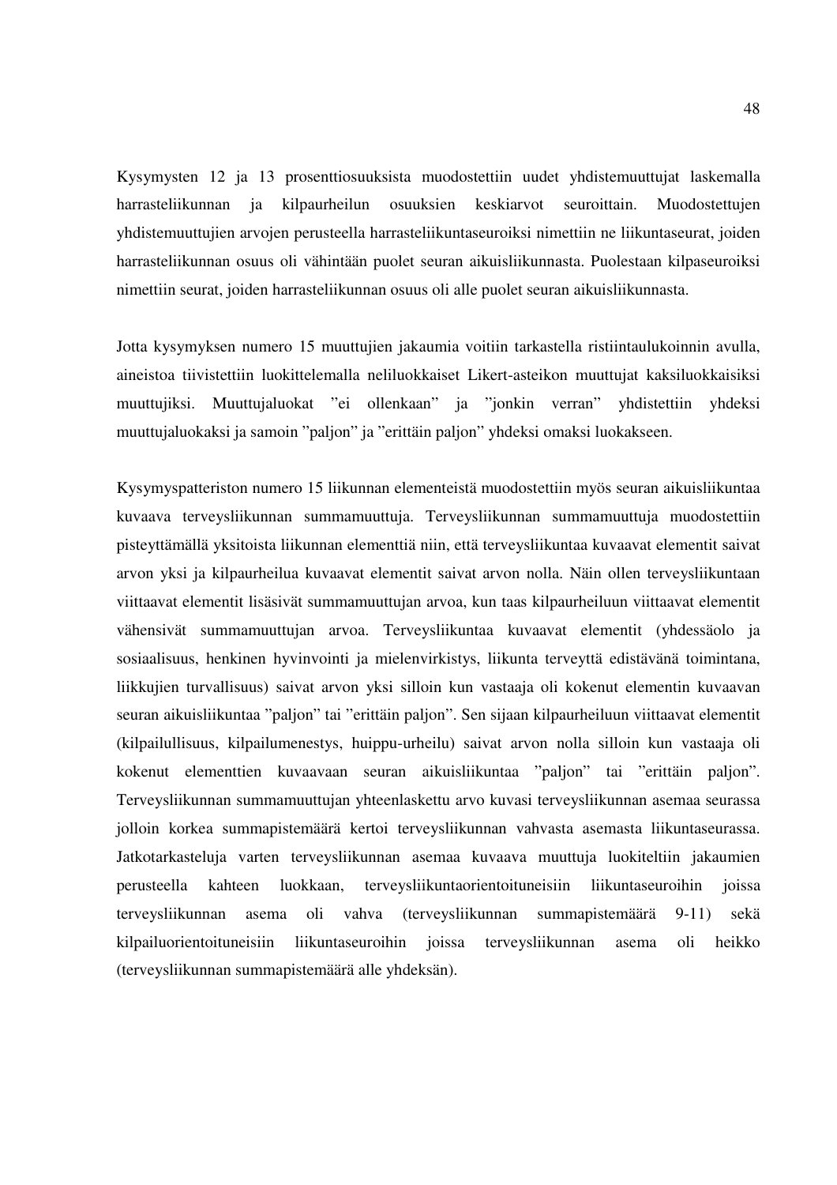Kysymysten 12 ja 13 prosenttiosuuksista muodostettiin uudet yhdistemuuttujat laskemalla harrasteliikunnan ja kilpaurheilun osuuksien keskiarvot seuroittain. Muodostettujen yhdistemuuttujien arvojen perusteella harrasteliikuntaseuroiksi nimettiin ne liikuntaseurat, joiden harrasteliikunnan osuus oli vähintään puolet seuran aikuisliikunnasta. Puolestaan kilpaseuroiksi nimettiin seurat, joiden harrasteliikunnan osuus oli alle puolet seuran aikuisliikunnasta.

Jotta kysymyksen numero 15 muuttujien jakaumia voitiin tarkastella ristiintaulukoinnin avulla, aineistoa tiivistettiin luokittelemalla neliluokkaiset Likert-asteikon muuttujat kaksiluokkaisiksi muuttujiksi. Muuttujaluokat ”ei ollenkaan” ja ”jonkin verran” yhdistettiin yhdeksi muuttujaluokaksi ja samoin ”paljon” ja ”erittäin paljon” yhdeksi omaksi luokakseen.

Kysymyspatteriston numero 15 liikunnan elementeistä muodostettiin myös seuran aikuisliikuntaa kuvaava terveysliikunnan summamuuttuja. Terveysliikunnan summamuuttuja muodostettiin pisteyttämällä yksitoista liikunnan elementtiä niin, että terveysliikuntaa kuvaavat elementit saivat arvon yksi ja kilpaurheilua kuvaavat elementit saivat arvon nolla. Näin ollen terveysliikuntaan viittaavat elementit lisäsivät summamuuttujan arvoa, kun taas kilpaurheiluun viittaavat elementit vähensivät summamuuttujan arvoa. Terveysliikuntaa kuvaavat elementit (yhdessäolo ja sosiaalisuus, henkinen hyvinvointi ja mielenvirkistys, liikunta terveyttä edistävänä toimintana, liikkujien turvallisuus) saivat arvon yksi silloin kun vastaaja oli kokenut elementin kuvaavan seuran aikuisliikuntaa ”paljon” tai ”erittäin paljon”. Sen sijaan kilpaurheiluun viittaavat elementit (kilpailullisuus, kilpailumenestys, huippu-urheilu) saivat arvon nolla silloin kun vastaaja oli kokenut elementtien kuvaavaan seuran aikuisliikuntaa ”paljon” tai ”erittäin paljon”. Terveysliikunnan summamuuttujan yhteenlaskettu arvo kuvasi terveysliikunnan asemaa seurassa jolloin korkea summapistemäärä kertoi terveysliikunnan vahvasta asemasta liikuntaseurassa. Jatkotarkasteluja varten terveysliikunnan asemaa kuvaava muuttuja luokiteltiin jakaumien perusteella kahteen luokkaan, terveysliikuntaorientoituneisiin liikuntaseuroihin joissa terveysliikunnan asema oli vahva (terveysliikunnan summapistemäärä 9-11) sekä kilpailuorientoituneisiin liikuntaseuroihin joissa terveysliikunnan asema oli heikko (terveysliikunnan summapistemäärä alle yhdeksän).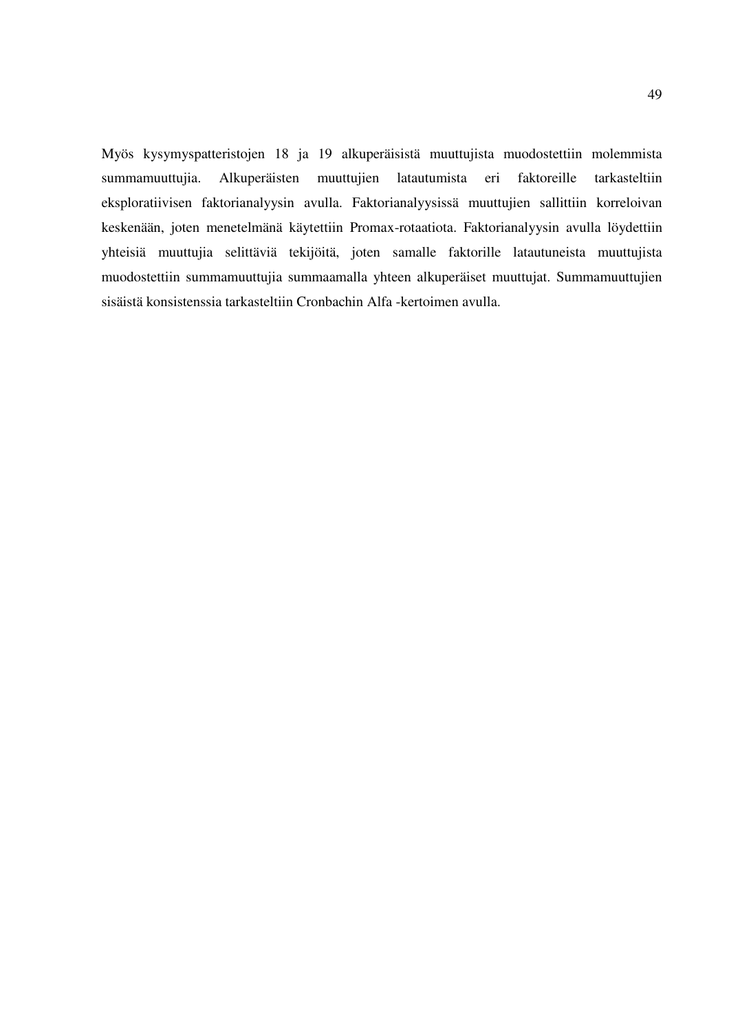Myös kysymyspatteristojen 18 ja 19 alkuperäisistä muuttujista muodostettiin molemmista summamuuttujia. Alkuperäisten muuttujien latautumista eri faktoreille tarkasteltiin eksploratiivisen faktorianalyysin avulla. Faktorianalyysissä muuttujien sallittiin korreloivan keskenään, joten menetelmänä käytettiin Promax-rotaatiota. Faktorianalyysin avulla löydettiin yhteisiä muuttujia selittäviä tekijöitä, joten samalle faktorille latautuneista muuttujista muodostettiin summamuuttujia summaamalla yhteen alkuperäiset muuttujat. Summamuuttujien sisäistä konsistenssia tarkasteltiin Cronbachin Alfa -kertoimen avulla.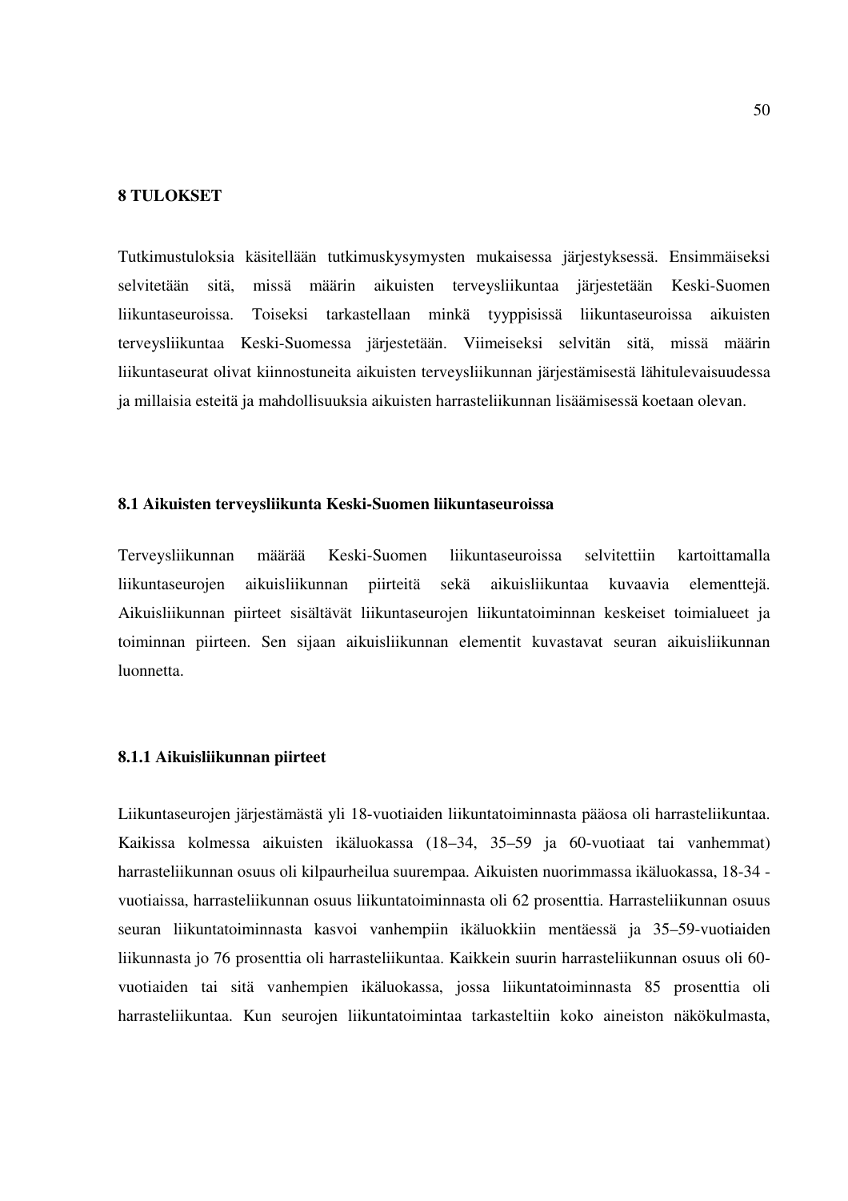# 8 TULOKSET

Tutkimustuloksia käsitellään tutkimuskysymysten mukaisessa järjestyksessä. Ensimmäiseksi selvitetään sitä, missä määrin aikuisten terveysliikuntaa järjestetään Keski-Suomen liikuntaseuroissa. Toiseksi tarkastellaan minkä tyyppisissä liikuntaseuroissa aikuisten terveysliikuntaa Keski-Suomessa järjestetään. Viimeiseksi selvitän sitä, missä määrin liikuntaseurat olivat kiinnostuneita aikuisten terveysliikunnan järjestämisestä lähitulevaisuudessa ja millaisia esteitä ja mahdollisuuksia aikuisten harrasteliikunnan lisäämisessä koetaan olevan.

## 8.1 Aikuisten terveysliikunta Keski-Suomen liikuntaseuroissa

Terveysliikunnan määrää Keski-Suomen liikuntaseuroissa selvitettiin kartoittamalla liikuntaseurojen aikuisliikunnan piirteitä sekä aikuisliikuntaa kuvaavia elementtejä. Aikuisliikunnan piirteet sisältävät liikuntaseurojen liikuntatoiminnan keskeiset toimialueet ja toiminnan piirteen. Sen sijaan aikuisliikunnan elementit kuvastavat seuran aikuisliikunnan luonnetta.

### 8.1.1 Aikuisliikunnan piirteet

Liikuntaseurojen järjestämästä yli 18-vuotiaiden liikuntatoiminnasta pääosa oli harrasteliikuntaa. Kaikissa kolmessa aikuisten ikäluokassa (18–34, 35–59 ja 60-vuotiaat tai vanhemmat) harrasteliikunnan osuus oli kilpaurheilua suurempaa. Aikuisten nuorimmassa ikäluokassa, 18-34 -vuotiaissa, harrasteliikunnan osuus liikuntatoiminnasta oli 62 prosenttia. Harrasteliikunnan osuus seuran liikuntatoiminnasta kasvoi vanhempiin ikäluokkiin mentäessä ja 35–59-vuotiaiden liikunnasta jo 76 prosenttia oli harrasteliikuntaa. Kaikkein suurin harrasteliikunnan osuus oli 60-vuotiaiden tai sitä vanhempien ikäluokassa, jossa liikuntatoiminnasta 85 prosenttia oli harrasteliikuntaa. Kun seurojen liikuntatoimintaa tarkasteltiin koko aineiston näkökulmasta,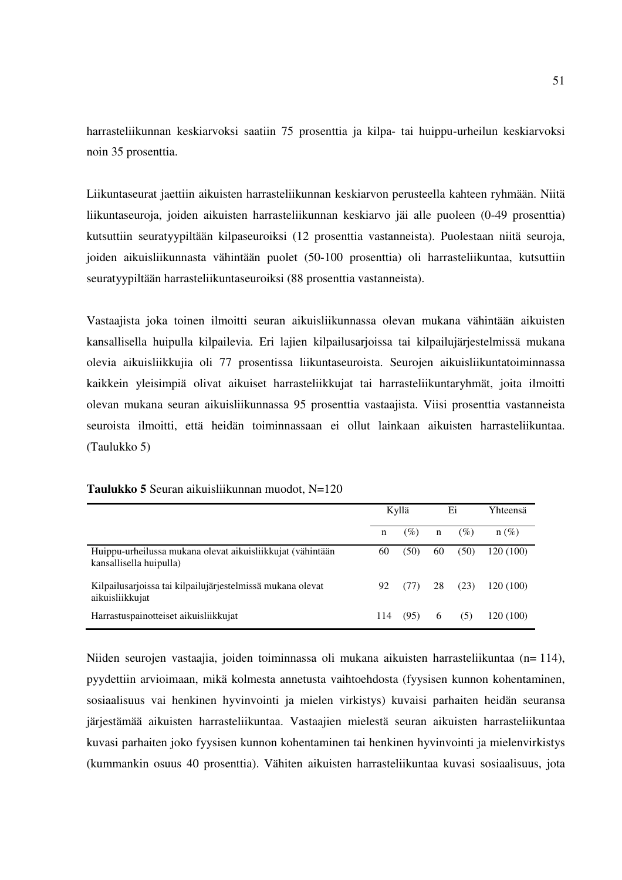harrasteliikunnan keskiarvoksi saatiin 75 prosenttia ja kilpa- tai huippu-urheilun keskiarvoksi noin 35 prosenttia.

Liikuntaseurat jaettiin aikuisten harrasteliikunnan keskiarvon perusteella kahteen ryhmään. Niitä liikuntaseuroja, joiden aikuisten harrasteliikunnan keskiarvo jäi alle puoleen (0-49 prosenttia) kutsuttiin seuratyypiltään kilpaseuroiksi (12 prosenttia vastanneista). Puolestaan niitä seuroja, joiden aikuisliikunnasta vähintään puolet (50-100 prosenttia) oli harrasteliikuntaa, kutsuttiin seuratyypiltään harrasteliikuntaseuroiksi (88 prosenttia vastanneista).

Vastaajista joka toinen ilmoitti seuran aikuisliikunnassa olevan mukana vähintään aikuisten kansallisella huipulla kilpailevia. Eri lajien kilpailusarjoissa tai kilpailujärjestelmissä mukana olevia aikuisliikkujia oli 77 prosentissa liikuntaseuroista. Seurojen aikuisliikuntatoiminnassa kaikkein yleisimpiä olivat aikuiset harrasteliikkujat tai harrasteliikuntaryhmät, joita ilmoitti olevan mukana seuran aikuisliikunnassa 95 prosenttia vastaajista. Viisi prosenttia vastanneista seuroista ilmoitti, että heidän toiminnassaan ei ollut lainkaan aikuisten harrasteliikuntaa. (Taulukko 5)

**Taulukko 5** Seuran aikuisliikunnan muodot, N=120

| | Kyllä | | Ei | | Yhteensä |
|---|---|---|---|---|---|
| | n | (%) | n | (%) | n (%) |
| Huippu-urheilussa mukana olevat aikuisliikkujat (vähintään kansallisella huipulla) | 60 | (50) | 60 | (50) | 120 (100) |
| Kilpailusarjoissa tai kilpailujärjestelmissä mukana olevat aikuisliikkujat | 92 | (77) | 28 | (23) | 120 (100) |
| Harrastuspainotteiset aikuisliikkujat | 114 | (95) | 6 | (5) | 120 (100) |

Niiden seurojen vastaajia, joiden toiminnassa oli mukana aikuisten harrasteliikuntaa (n= 114), pyydettiin arvioimaan, mikä kolmesta annetusta vaihtoehdosta (fyysisen kunnon kohentaminen, sosiaalisuus vai henkinen hyvinvointi ja mielen virkistys) kuvaisi parhaiten heidän seuransa järjestämää aikuisten harrasteliikuntaa. Vastaajien mielestä seuran aikuisten harrasteliikuntaa kuvasi parhaiten joko fyysisen kunnon kohentaminen tai henkinen hyvinvointi ja mielenvirkistys (kummankin osuus 40 prosenttia). Vähiten aikuisten harrasteliikuntaa kuvasi sosiaalisuus, jota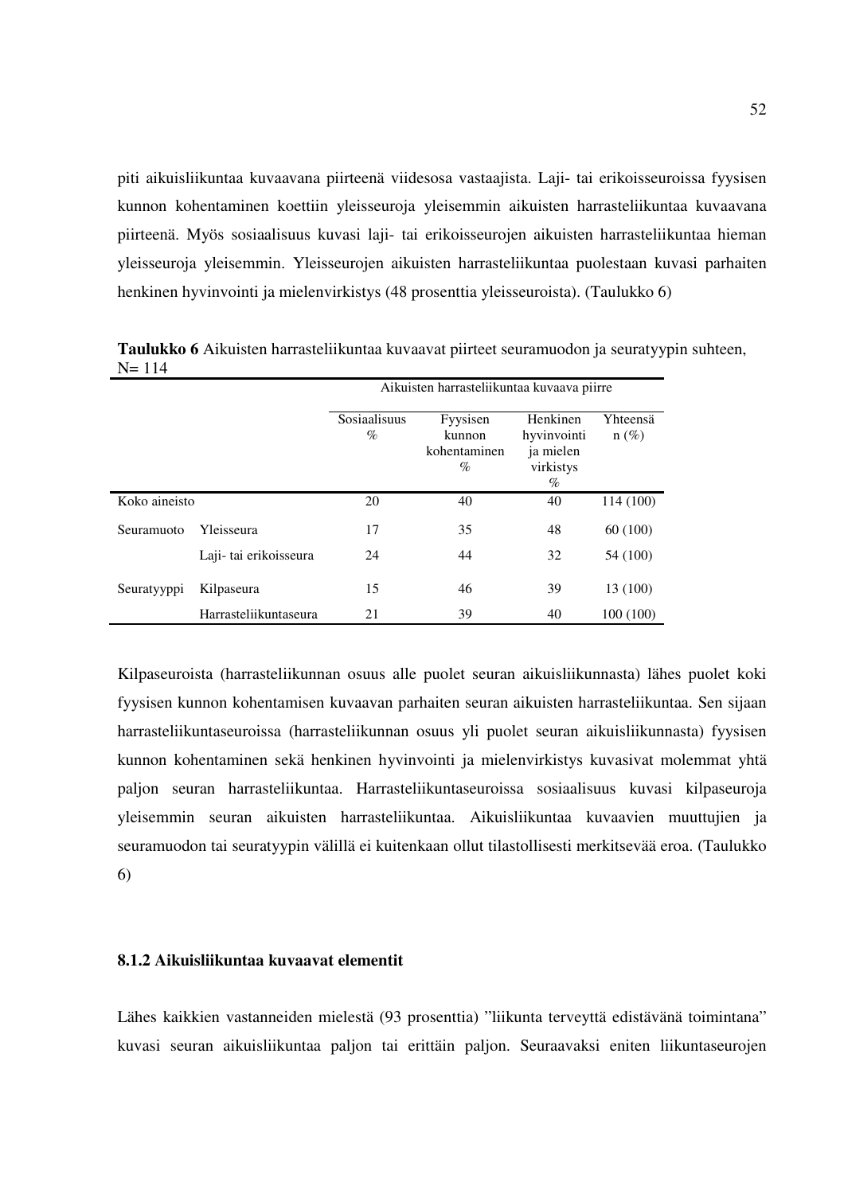piti aikuisliikuntaa kuvaavana piirteenä viidesosa vastaajista. Laji- tai erikoisseuroissa fyysisen kunnon kohentaminen koettiin yleisseuroja yleisemmin aikuisten harrasteliikuntaa kuvaavana piirteenä. Myös sosiaalisuus kuvasi laji- tai erikoisseurojen aikuisten harrasteliikuntaa hieman yleisseuroja yleisemmin. Yleisseurojen aikuisten harrasteliikuntaa puolestaan kuvasi parhaiten henkinen hyvinvointi ja mielenvirkistys (48 prosenttia yleisseuroista). (Taulukko 6)

**Taulukko 6** Aikuisten harrasteliikuntaa kuvaavat piirteet seuramuodon ja seuratyypin suhteen, N= 114

| | | Aikuisten harrasteliikuntaa kuvaava piirre | | | |
|---|---|---|---|---|---|
| | | Sosiaalisuus % | Fyysisen kunnon kohentaminen % | Henkinen hyvinvointi ja mielen virkistys % | Yhteensä n (%) |
| Koko aineisto | | 20 | 40 | 40 | 114 (100) |
| Seuramuoto | Yleisseura | 17 | 35 | 48 | 60 (100) |
| | Laji- tai erikoisseura | 24 | 44 | 32 | 54 (100) |
| Seuratyyppi | Kilpaseura | 15 | 46 | 39 | 13 (100) |
| | Harrasteliikuntaseura | 21 | 39 | 40 | 100 (100) |

Kilpaseuroista (harrasteliikunnan osuus alle puolet seuran aikuisliikunnasta) lähes puolet koki fyysisen kunnon kohentamisen kuvaavan parhaiten seuran aikuisten harrasteliikuntaa. Sen sijaan harrasteliikuntaseuroissa (harrasteliikunnan osuus yli puolet seuran aikuisliikunnasta) fyysisen kunnon kohentaminen sekä henkinen hyvinvointi ja mielenvirkistys kuvasivat molemmat yhtä paljon seuran harrasteliikuntaa. Harrasteliikuntaseuroissa sosiaalisuus kuvasi kilpaseuroja yleisemmin seuran aikuisten harrasteliikuntaa. Aikuisliikuntaa kuvaavien muuttujien ja seuramuodon tai seuratyypin välillä ei kuitenkaan ollut tilastollisesti merkitsevää eroa. (Taulukko 6)

### 8.1.2 Aikuisliikuntaa kuvaavat elementit

Lähes kaikkien vastanneiden mielestä (93 prosenttia) "liikunta terveyttä edistävänä toimintana" kuvasi seuran aikuisliikuntaa paljon tai erittäin paljon. Seuraavaksi eniten liikuntaseurojen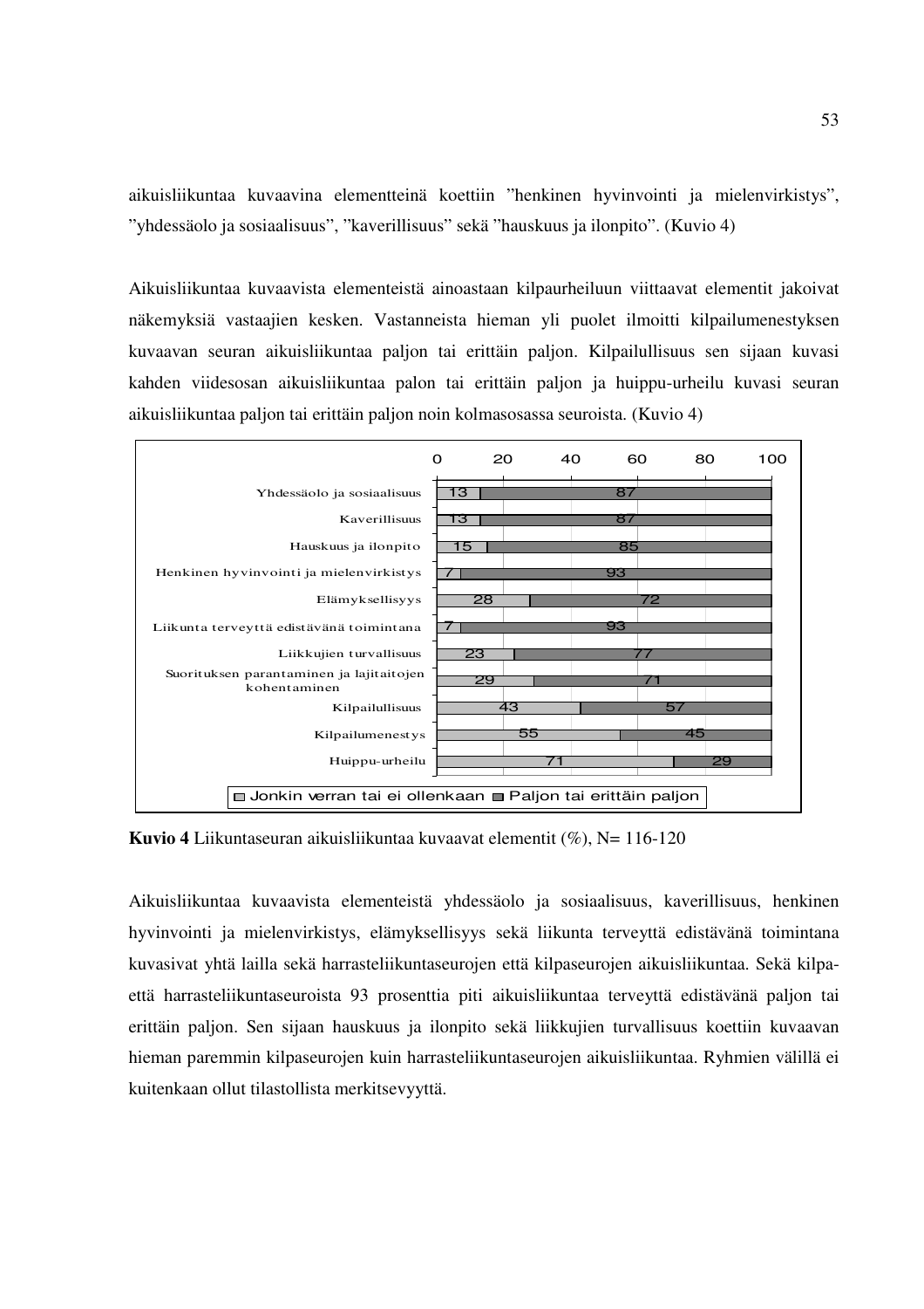aikuisliikuntaa kuvaavina elementteinä koettiin ”henkinen hyvinvointi ja mielenvirkistys”, ”yhdessäolo ja sosiaalisuus”, ”kaverillisuus” sekä ”hauskuus ja ilonpito”. (Kuvio 4)

Aikuisliikuntaa kuvaavista elementeistä ainoastaan kilpaurheiluun viittaavat elementit jakoivat näkemyksiä vastaajien kesken. Vastanneista hieman yli puolet ilmoitti kilpailumenestyksen kuvaavan seuran aikuisliikuntaa paljon tai erittäin paljon. Kilpailullisuus sen sijaan kuvasi kahden viidesosan aikuisliikuntaa palon tai erittäin paljon ja huippu-urheilu kuvasi seuran aikuisliikuntaa paljon tai erittäin paljon noin kolmasosassa seuroista. (Kuvio 4)

| | Jonkin verran tai ei ollenkaan | Paljon tai erittäin paljon |
|---|---|---|
| Yhdessäolo ja sosiaalisuus | 13 | 87 |
| Kaverillisuus | 13 | 87 |
| Hauskuus ja ilonpito | 15 | 85 |
| Henkinen hyvinvointi ja mielenvirkistys | 7 | 93 |
| Elämyksellisyys | 28 | 72 |
| Liikunta terveyttä edistävänä toimintana | 7 | 93 |
| Liikkujien turvallisuus | 23 | 77 |
| Suorituksen parantaminen ja lajitaitojen kohentaminen | 29 | 71 |
| Kilpailullisuus | 43 | 57 |
| Kilpailumenestys | 55 | 45 |
| Huippu-urheilu | 71 | 29 |

**Kuvio 4** Liikuntaseuran aikuisliikuntaa kuvaavat elementit (%), N= 116-120

Aikuisliikuntaa kuvaavista elementeistä yhdessäolo ja sosiaalisuus, kaverillisuus, henkinen hyvinvointi ja mielenvirkistys, elämyksellisyys sekä liikunta terveyttä edistävänä toimintana kuvasivat yhtä lailla sekä harrasteliikuntaseurojen että kilpaseurojen aikuisliikuntaa. Sekä kilpa- että harrasteliikuntaseuroista 93 prosenttia piti aikuisliikuntaa terveyttä edistävänä paljon tai erittäin paljon. Sen sijaan hauskuus ja ilonpito sekä liikkujien turvallisuus koettiin kuvaavan hieman paremmin kilpaseurojen kuin harrasteliikuntaseurojen aikuisliikuntaa. Ryhmien välillä ei kuitenkaan ollut tilastollista merkitsevyyttä.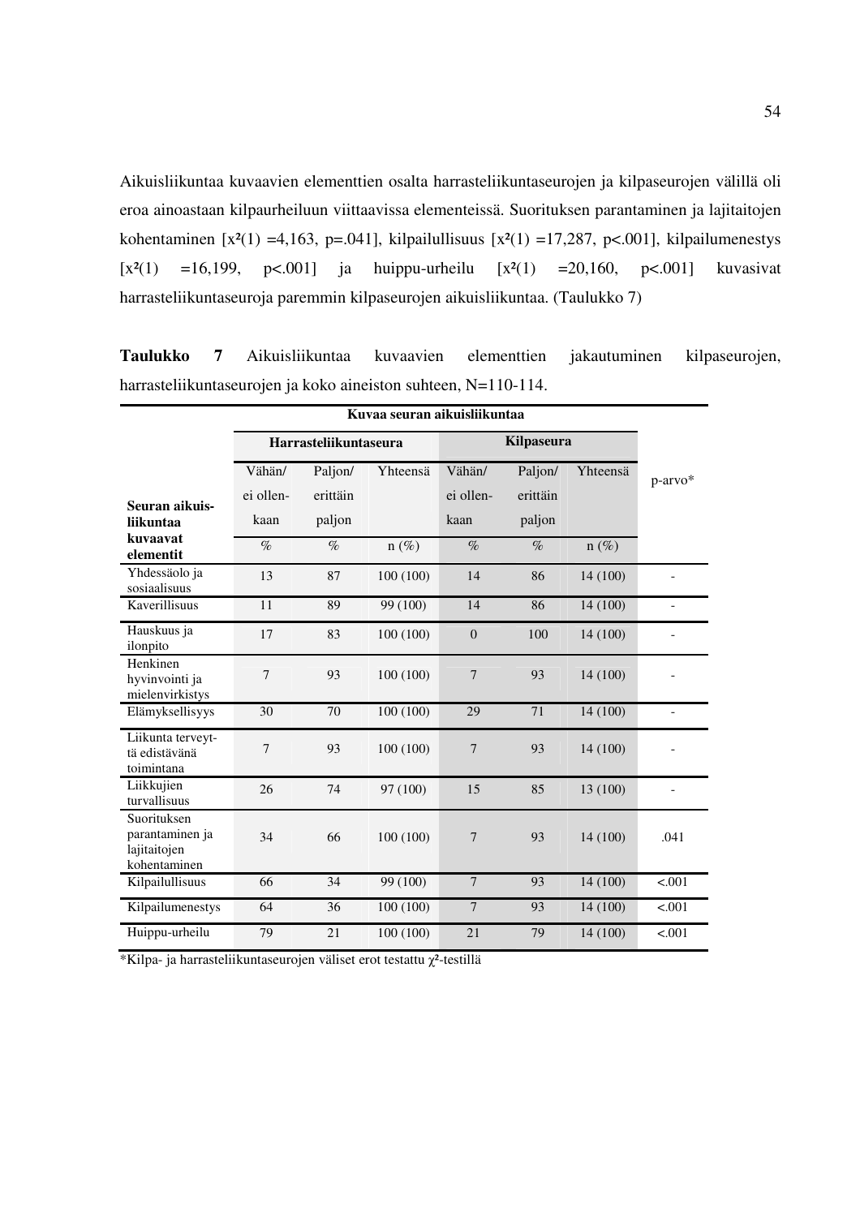Aikuisliikuntaa kuvaavien elementtien osalta harrasteliikuntaseurojen ja kilpaseurojen välillä oli eroa ainoastaan kilpaurheiluun viittaavissa elementeissä. Suorituksen parantaminen ja lajitaitojen kohentaminen [$x^2(1)$ =4,163, p=.041], kilpailullisuus [$x^2(1)$ =17,287, p<.001], kilpailumenestys [$x^2(1)$ =16,199, p<.001] ja huippu-urheilu [$x^2(1)$ =20,160, p<.001] kuvasivat harrasteliikuntaseuroja paremmin kilpaseurojen aikuisliikuntaa. (Taulukko 7)

**Taulukko 7** Aikuisliikuntaa kuvaavien elementtien jakautuminen kilpaseurojen, harrasteliikuntaseurojen ja koko aineiston suhteen, N=110-114.

| | Kuvaa seuran aikuisliikuntaa | | | | | | |
|---|---|---|---|---|---|---|---|
| | Harrasteliikuntaseura | | | Kilpaseura | | | |
| **Seuran aikuis-liikuntaa kuvaavat elementit** | Vähän/ ei ollenkaan | Paljon/ erittäin paljon | Yhteensä | Vähän/ ei ollenkaan | Paljon/ erittäin paljon | Yhteensä | p-arvo* |
| | % | % | n (%) | % | % | n (%) | |
| Yhdessäolo ja sosiaalisuus | 13 | 87 | 100 (100) | 14 | 86 | 14 (100) | - |
| Kaverillisuus | 11 | 89 | 99 (100) | 14 | 86 | 14 (100) | - |
| Hauskuus ja ilonpito | 17 | 83 | 100 (100) | 0 | 100 | 14 (100) | - |
| Henkinen hyvinvointi ja mielenvirkistys | 7 | 93 | 100 (100) | 7 | 93 | 14 (100) | - |
| Elämyksellisyys | 30 | 70 | 100 (100) | 29 | 71 | 14 (100) | - |
| Liikunta terveyttä edistävänä toimintana | 7 | 93 | 100 (100) | 7 | 93 | 14 (100) | - |
| Liikkujien turvallisuus | 26 | 74 | 97 (100) | 15 | 85 | 13 (100) | - |
| Suorituksen parantaminen ja lajitaitojen kohentaminen | 34 | 66 | 100 (100) | 7 | 93 | 14 (100) | .041 |
| Kilpailullisuus | 66 | 34 | 99 (100) | 7 | 93 | 14 (100) | <.001 |
| Kilpailumenestys | 64 | 36 | 100 (100) | 7 | 93 | 14 (100) | <.001 |
| Huippu-urheilu | 79 | 21 | 100 (100) | 21 | 79 | 14 (100) | <.001 |

*Kilpa- ja harrasteliikuntaseurojen väliset erot testattu $\chi^2$-testillä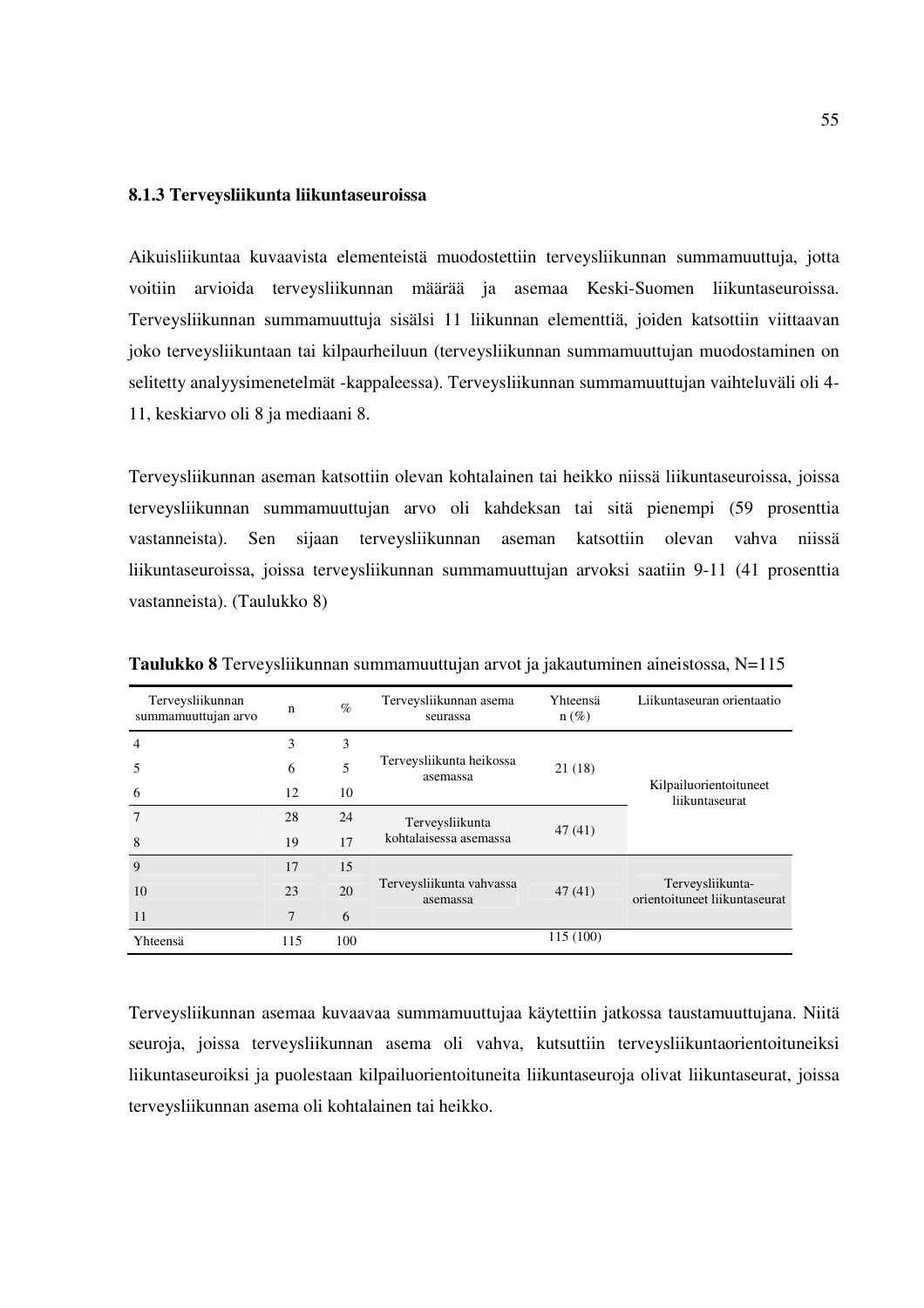### 8.1.3 Terveysliikunta liikuntaseuroissa

Aikuisliikuntaa kuvaavista elementeistä muodostettiin terveysliikunnan summamuuttuja, jotta voitiin arvioida terveysliikunnan määrää ja asemaa Keski-Suomen liikuntaseuroissa. Terveysliikunnan summamuuttuja sisälsi 11 liikunnan elementtiä, joiden katsottiin viittaavan joko terveysliikuntaan tai kilpaurheiluun (terveysliikunnan summamuuttujan muodostaminen on selitetty analyysimenetelmät -kappaleessa). Terveysliikunnan summamuuttujan vaihteluväli oli 4-11, keskiarvo oli 8 ja mediaani 8.

Terveysliikunnan aseman katsottiin olevan kohtalainen tai heikko niissä liikuntaseuroissa, joissa terveysliikunnan summamuuttujan arvo oli kahdeksan tai sitä pienempi (59 prosenttia vastanneista). Sen sijaan terveysliikunnan aseman katsottiin olevan vahva niissä liikuntaseuroissa, joissa terveysliikunnan summamuuttujan arvoksi saatiin 9-11 (41 prosenttia vastanneista). (Taulukko 8)

**Taulukko 8** Terveysliikunnan summamuuttujan arvot ja jakautuminen aineistossa, N=115

| Terveysliikunnan summamuuttujan arvo | n | % | Terveysliikunnan asema seurassa | Yhteensä n (%) | Liikuntaseuran orientaatio |
|---|---|---|---|---|---|
| 4 | 3 | 3 | Terveysliikunta heikossa asemassa | 21 (18) | Kilpailuorientoituneet liikuntaseurat |
| 5 | 6 | 5 | | | |
| 6 | 12 | 10 | | | |
| 7 | 28 | 24 | Terveysliikunta kohtalaisessa asemassa | 47 (41) | |
| 8 | 19 | 17 | | | |
| 9 | 17 | 15 | Terveysliikunta vahvassa asemassa | 47 (41) | Terveysliikunta-orientoituneet liikuntaseurat |
| 10 | 23 | 20 | | | |
| 11 | 7 | 6 | | | |
| Yhteensä | 115 | 100 | | 115 (100) | |

Terveysliikunnan asemaa kuvaavaa summamuuttujaa käytettiin jatkossa taustamuuttujana. Niitä seuroja, joissa terveysliikunnan asema oli vahva, kutsuttiin terveysliikuntaorientoituneiksi liikuntaseuroiksi ja puolestaan kilpailuorientoituneita liikuntaseuroja olivat liikuntaseurat, joissa terveysliikunnan asema oli kohtalainen tai heikko.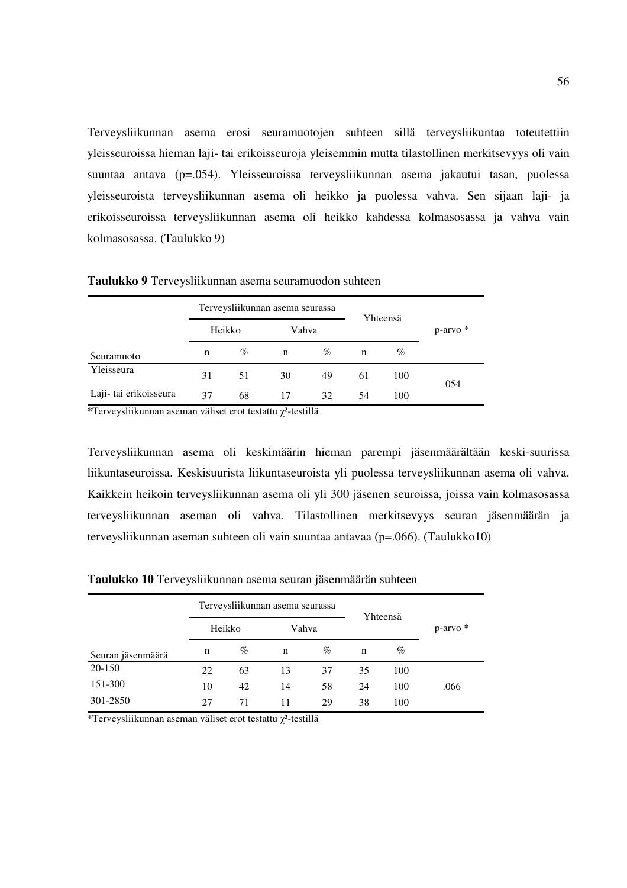Terveysliikunnan asema erosi seuramuotojen suhteen sillä terveysliikuntaa toteutettiin yleisseuroissa hieman laji- tai erikoisseuroja yleisemmin mutta tilastollinen merkitsevyys oli vain suuntaa antava (p=.054). Yleisseuroissa terveysliikunnan asema jakautui tasan, puolessa yleisseuroista terveysliikunnan asema oli heikko ja puolessa vahva. Sen sijaan laji- ja erikoisseuroissa terveysliikunnan asema oli heikko kahdessa kolmasosassa ja vahva vain kolmasosassa. (Taulukko 9)

**Taulukko 9** Terveysliikunnan asema seuramuodon suhteen

| | Terveysliikunnan asema seurassa | | | | Yhteensä | | p-arvo * |
|---|---|---|---|---|---|---|---|
| | Heikko | | Vahva | | | | |
| Seuramuoto | n | % | n | % | n | % | |
| Yleisseura | 31 | 51 | 30 | 49 | 61 | 100 | .054 |
| Laji- tai erikoisseura | 37 | 68 | 17 | 32 | 54 | 100 | |

*Terveysliikunnan aseman väliset erot testattu $\chi^2$-testillä

Terveysliikunnan asema oli keskimäärin hieman parempi jäsenmäärältään keski-suurissa liikuntaseuroissa. Keskisuurista liikuntaseuroista yli puolessa terveysliikunnan asema oli vahva. Kaikkein heikoin terveysliikunnan asema oli yli 300 jäsenen seuroissa, joissa vain kolmasosassa terveysliikunnan aseman oli vahva. Tilastollinen merkitsevyys seuran jäsenmäärän ja terveysliikunnan aseman suhteen oli vain suuntaa antavaa (p=.066). (Taulukko10)

**Taulukko 10** Terveysliikunnan asema seuran jäsenmäärän suhteen

| | Terveysliikunnan asema seurassa | | | | Yhteensä | | p-arvo * |
|---|---|---|---|---|---|---|---|
| | Heikko | | Vahva | | | | |
| Seuran jäsenmäärä | n | % | n | % | n | % | |
| 20-150 | 22 | 63 | 13 | 37 | 35 | 100 | |
| 151-300 | 10 | 42 | 14 | 58 | 24 | 100 | .066 |
| 301-2850 | 27 | 71 | 11 | 29 | 38 | 100 | |

*Terveysliikunnan aseman väliset erot testattu $\chi^2$-testillä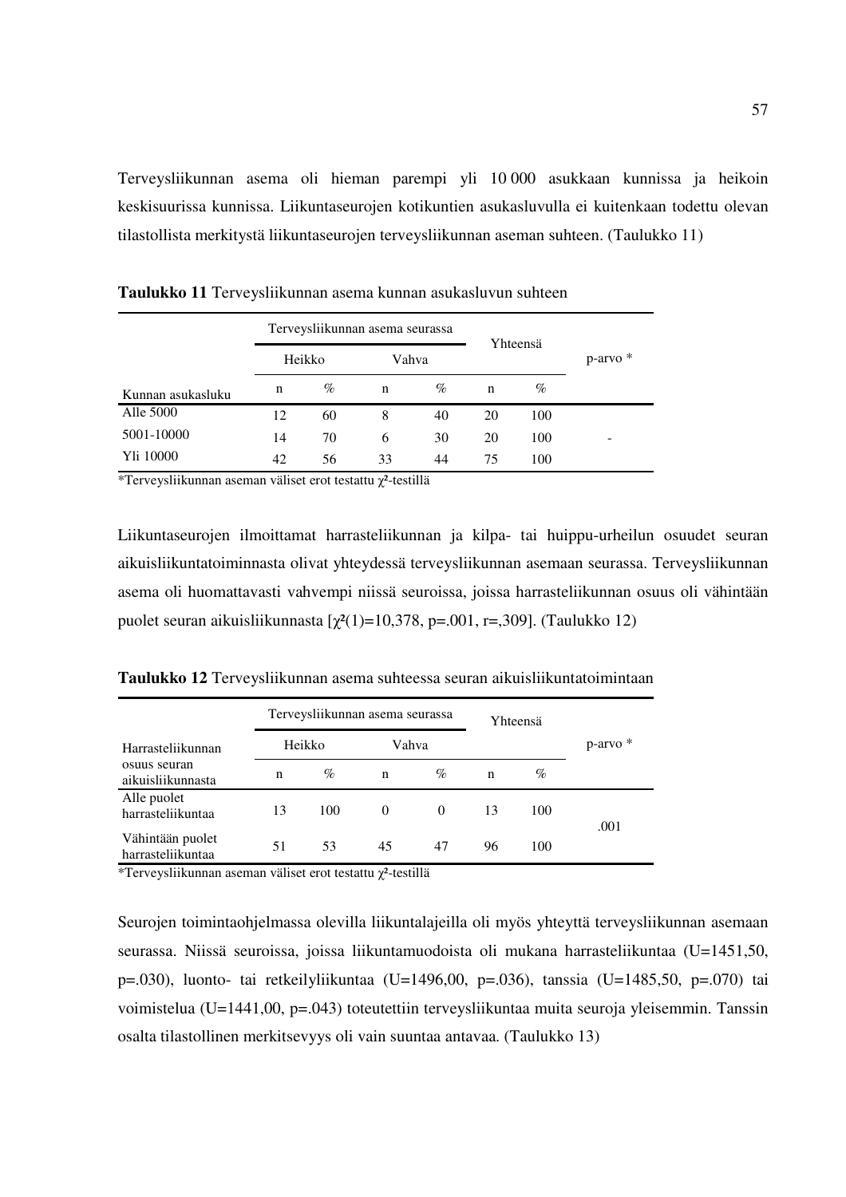Terveysliikunnan asema oli hieman parempi yli 10 000 asukkaan kunnissa ja heikoin keskisuurissa kunnissa. Liikuntaseurojen kotikuntien asukasluvulla ei kuitenkaan todettu olevan tilastollista merkitystä liikuntaseurojen terveysliikunnan aseman suhteen. (Taulukko 11)

**Taulukko 11** Terveysliikunnan asema kunnan asukasluvun suhteen

| | Terveysliikunnan asema seurassa | | | | Yhteensä | | p-arvo * |
|---|---|---|---|---|---|---|---|
| | Heikko | | Vahva | | | | |
| Kunnan asukasluku | n | % | n | % | n | % | |
| Alle 5000 | 12 | 60 | 8 | 40 | 20 | 100 | |
| 5001-10000 | 14 | 70 | 6 | 30 | 20 | 100 | - |
| Yli 10000 | 42 | 56 | 33 | 44 | 75 | 100 | |

*Terveysliikunnan aseman väliset erot testattu $\chi^2$-testillä

Liikuntaseurojen ilmoittamat harrasteliikunnan ja kilpa- tai huippu-urheilun osuudet seuran aikuisliikuntatoiminnasta olivat yhteydessä terveysliikunnan asemaan seurassa. Terveysliikunnan asema oli huomattavasti vahvempi niissä seuroissa, joissa harrasteliikunnan osuus oli vähintään puolet seuran aikuisliikunnasta [$\chi^2(1)=10{,}378$, $p=.001$, $r=,309$]. (Taulukko 12)

**Taulukko 12** Terveysliikunnan asema suhteessa seuran aikuisliikuntatoimintaan

| | Terveysliikunnan asema seurassa | | | | Yhteensä | | p-arvo * |
|---|---|---|---|---|---|---|---|
| Harrasteliikunnan | Heikko | | Vahva | | | | |
| osuus seuran aikuisliikunnasta | n | % | n | % | n | % | |
| Alle puolet harrasteliikuntaa | 13 | 100 | 0 | 0 | 13 | 100 | .001 |
| Vähintään puolet harrasteliikuntaa | 51 | 53 | 45 | 47 | 96 | 100 | |

*Terveysliikunnan aseman väliset erot testattu $\chi^2$-testillä

Seurojen toimintaohjelmassa olevilla liikuntalajeilla oli myös yhteyttä terveysliikunnan asemaan seurassa. Niissä seuroissa, joissa liikuntamuodoista oli mukana harrasteliikuntaa ($U=1451{,}50$, $p=.030$), luonto- tai retkeilyliikuntaa ($U=1496{,}00$, $p=.036$), tanssia ($U=1485{,}50$, $p=.070$) tai voimistelua ($U=1441{,}00$, $p=.043$) toteutettiin terveysliikuntaa muita seuroja yleisemmin. Tanssin osalta tilastollinen merkitsevyys oli vain suuntaa antavaa. (Taulukko 13)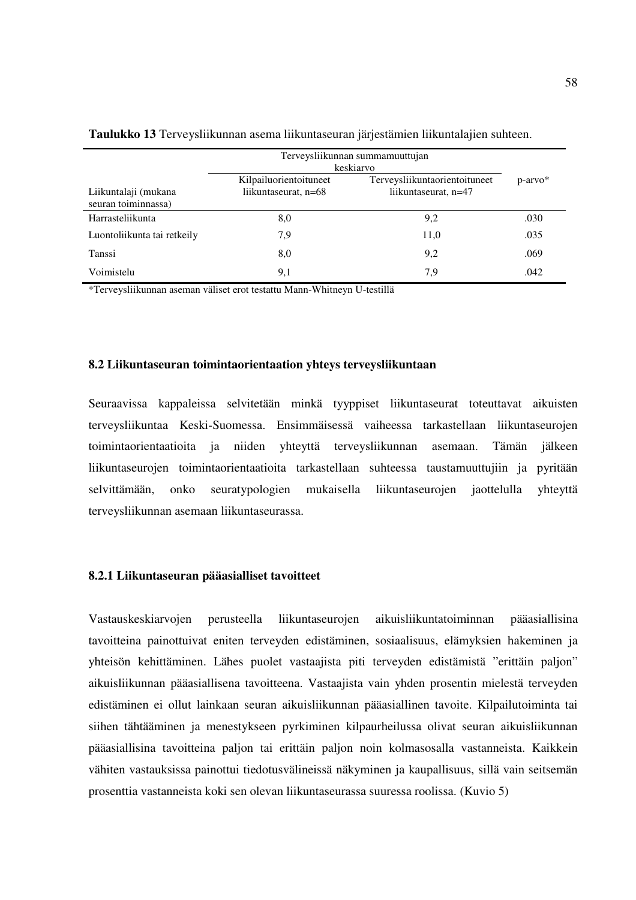**Taulukko 13** Terveysliikunnan asema liikuntaseuran järjestämien liikuntalajien suhteen.

| Liikuntalaji (mukana seuran toiminnassa) | Terveysliikunnan summamuuttujan keskiarvo | | p-arvo* |
|---|---|---|---|
| | Kilpailuorientoituneet liikuntaseurat, n=68 | Terveysliikuntaorientoituneet liikuntaseurat, n=47 | |
| Harrasteliikunta | 8,0 | 9,2 | .030 |
| Luontoliikunta tai retkeily | 7,9 | 11,0 | .035 |
| Tanssi | 8,0 | 9,2 | .069 |
| Voimistelu | 9,1 | 7,9 | .042 |

*Terveysliikunnan aseman väliset erot testattu Mann-Whitneyn U-testillä

### 8.2 Liikuntaseuran toimintaorientaation yhteys terveysliikuntaan

Seuraavissa kappaleissa selvitetään minkä tyyppiset liikuntaseurat toteuttavat aikuisten terveysliikuntaa Keski-Suomessa. Ensimmäisessä vaiheessa tarkastellaan liikuntaseurojen toimintaorientaatioita ja niiden yhteyttä terveysliikunnan asemaan. Tämän jälkeen liikuntaseurojen toimintaorientaatioita tarkastellaan suhteessa taustamuuttujiin ja pyritään selvittämään, onko seuratypologien mukaisella liikuntaseurojen jaottelulla yhteyttä terveysliikunnan asemaan liikuntaseurassa.

#### 8.2.1 Liikuntaseuran pääasialliset tavoitteet

Vastauskeskiarvojen perusteella liikuntaseurojen aikuisliikuntatoiminnan pääasiallisina tavoitteina painottuivat eniten terveyden edistäminen, sosiaalisuus, elämyksien hakeminen ja yhteisön kehittäminen. Lähes puolet vastaajista piti terveyden edistämistä "erittäin paljon" aikuisliikunnan pääasiallisena tavoitteena. Vastaajista vain yhden prosentin mielestä terveyden edistäminen ei ollut lainkaan seuran aikuisliikunnan pääasiallinen tavoite. Kilpailutoiminta tai siihen tähtääminen ja menestykseen pyrkiminen kilpaurheilussa olivat seuran aikuisliikunnan pääasiallisina tavoitteina paljon tai erittäin paljon noin kolmasosalla vastanneista. Kaikkein vähiten vastauksissa painottui tiedotusvälineissä näkyminen ja kaupallisuus, sillä vain seitsemän prosenttia vastanneista koki sen olevan liikuntaseurassa suuressa roolissa. (Kuvio 5)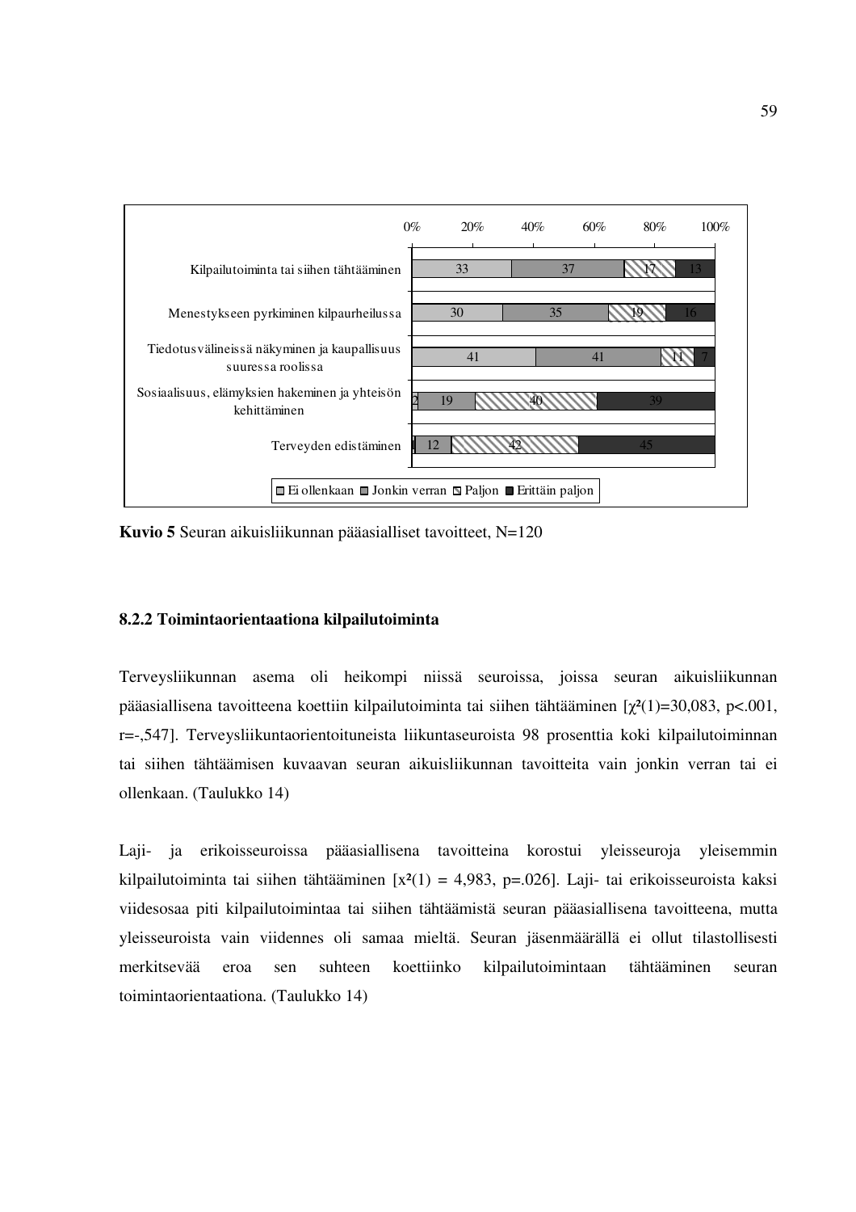| | Ei ollenkaan | Jonkin verran | Paljon | Erittäin paljon |
|---|---|---|---|---|
| Kilpailutoiminta tai siihen tähtääminen | 33 | 37 | 17 | 13 |
| Menestykseen pyrkiminen kilpaurheilussa | 30 | 35 | 19 | 16 |
| Tiedotusvälineissä näkyminen ja kaupallisuus suuressa roolissa | 41 | 41 | 11 | 7 |
| Sosiaalisuus, elämyksien hakeminen ja yhteisön kehittäminen | 2 | 19 | 40 | 39 |
| Terveyden edistäminen | | 12 | 42 | 45 |

**Kuvio 5** Seuran aikuisliikunnan pääasialliset tavoitteet, N=120

### 8.2.2 Toimintaorientaationa kilpailutoiminta

Terveysliikunnan asema oli heikompi niissä seuroissa, joissa seuran aikuisliikunnan pääasiallisena tavoitteena koettiin kilpailutoiminta tai siihen tähtääminen [$\chi^2(1)=30,083$, $p<.001$, $r=-,547$]. Terveysliikuntaorientoituneista liikuntaseuroista 98 prosenttia koki kilpailutoiminnan tai siihen tähtäämisen kuvaavan seuran aikuisliikunnan tavoitteita vain jonkin verran tai ei ollenkaan. (Taulukko 14)

Laji- ja erikoisseuroissa pääasiallisena tavoitteina korostui yleisseuroja yleisemmin kilpailutoiminta tai siihen tähtääminen [$x^2(1) = 4,983$, $p=.026$]. Laji- tai erikoisseuroista kaksi viidesosaa piti kilpailutoimintaa tai siihen tähtäämistä seuran pääasiallisena tavoitteena, mutta yleisseuroista vain viidennes oli samaa mieltä. Seuran jäsenmäärällä ei ollut tilastollisesti merkitsevää eroa sen suhteen koettiinko kilpailutoimintaan tähtääminen seuran toimintaorientaationa. (Taulukko 14)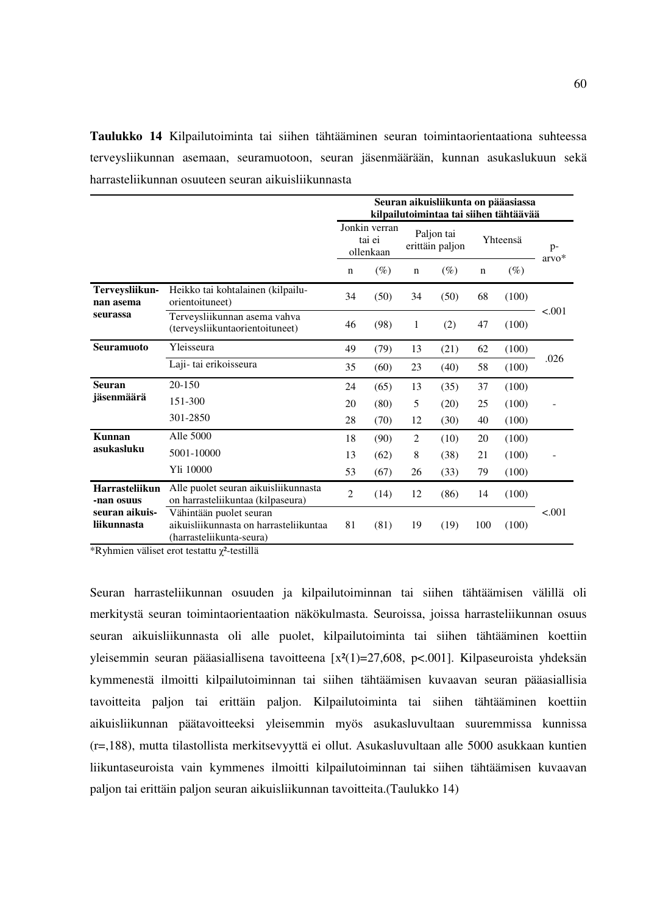**Taulukko 14** Kilpailutoiminta tai siihen tähtääminen seuran toimintaorientaationa suhteessa terveysliikunnan asemaan, seuramuotoon, seuran jäsenmäärään, kunnan asukaslukuun sekä harrasteliikunnan osuuteen seuran aikuisliikunnasta

| | | Seuran aikuisliikunta on pääasiassa kilpailutoimintaa tai siihen tähtäävää | | | | | | |
|---|---|---|---|---|---|---|---|---|
| | | Jonkin verran tai ei ollenkaan | | Paljon tai erittäin paljon | | Yhteensä | | p-arvo* |
| | | n | (%) | n | (%) | n | (%) | |
| **Terveysliikunnan asema seurassa** | Heikko tai kohtalainen (kilpailu-orientoituneet) | 34 | (50) | 34 | (50) | 68 | (100) | <.001 |
| | Terveysliikunnan asema vahva (terveysliikuntaorientoituneet) | 46 | (98) | 1 | (2) | 47 | (100) | |
| **Seuramuoto** | Yleisseura | 49 | (79) | 13 | (21) | 62 | (100) | .026 |
| | Laji- tai erikoisseura | 35 | (60) | 23 | (40) | 58 | (100) | |
| **Seuran jäsenmäärä** | 20-150 | 24 | (65) | 13 | (35) | 37 | (100) | - |
| | 151-300 | 20 | (80) | 5 | (20) | 25 | (100) | |
| | 301-2850 | 28 | (70) | 12 | (30) | 40 | (100) | |
| **Kunnan asukasluku** | Alle 5000 | 18 | (90) | 2 | (10) | 20 | (100) | - |
| | 5001-10000 | 13 | (62) | 8 | (38) | 21 | (100) | |
| | Yli 10000 | 53 | (67) | 26 | (33) | 79 | (100) | |
| **Harrasteliikunnan osuus seuran aikuisliikunnasta** | Alle puolet seuran aikuisliikunnasta on harrasteliikuntaa (kilpaseura) | 2 | (14) | 12 | (86) | 14 | (100) | <.001 |
| | Vähintään puolet seuran aikuisliikunnasta on harrasteliikuntaa (harrasteliikunta-seura) | 81 | (81) | 19 | (19) | 100 | (100) | |

*Ryhmien väliset erot testattu $\chi^2$-testillä

Seuran harrasteliikunnan osuuden ja kilpailutoiminnan tai siihen tähtäämisen välillä oli merkitystä seuran toimintaorientaation näkökulmasta. Seuroissa, joissa harrasteliikunnan osuus seuran aikuisliikunnasta oli alle puolet, kilpailutoiminta tai siihen tähtääminen koettiin yleisemmin seuran pääasiallisena tavoitteena [$x^2(1)=27{,}608$, $p<.001$]. Kilpaseuroista yhdeksän kymmenestä ilmoitti kilpailutoiminnan tai siihen tähtäämisen kuvaavan seuran pääasiallisia tavoitteita paljon tai erittäin paljon. Kilpailutoiminta tai siihen tähtääminen koettiin aikuisliikunnan päätavoitteeksi yleisemmin myös asukasluvultaan suuremmissa kunnissa ($r=,188$), mutta tilastollista merkitsevyyttä ei ollut. Asukasluvultaan alle 5000 asukkaan kuntien liikuntaseuroista vain kymmenes ilmoitti kilpailutoiminnan tai siihen tähtäämisen kuvaavan paljon tai erittäin paljon seuran aikuisliikunnan tavoitteita.(Taulukko 14)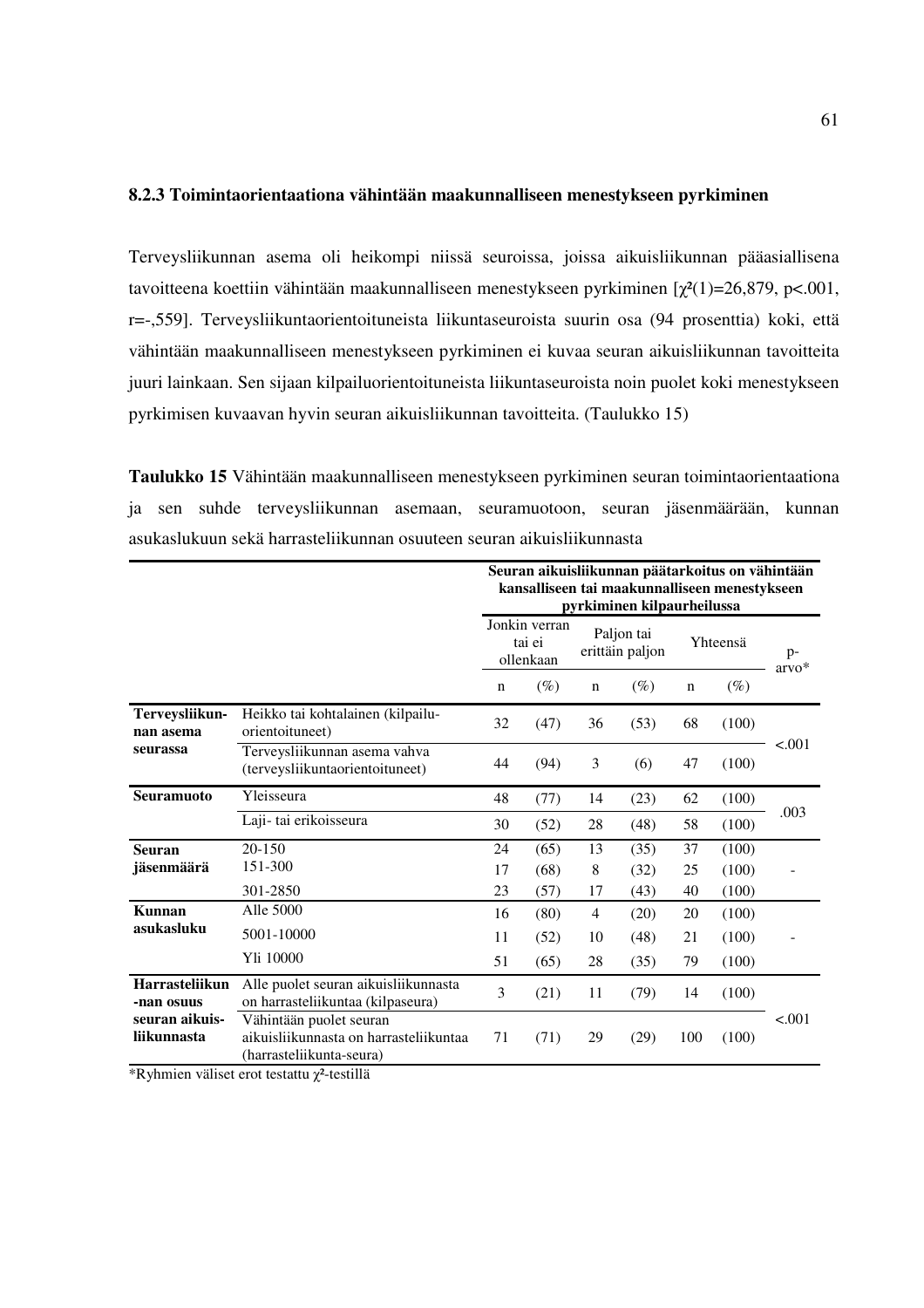### 8.2.3 Toimintaorientaationa vähintään maakunnalliseen menestykseen pyrkiminen

Terveysliikunnan asema oli heikompi niissä seuroissa, joissa aikuisliikunnan pääasiallisena tavoitteena koettiin vähintään maakunnalliseen menestykseen pyrkiminen [$\chi^2(1)=26{,}879$, $p<.001$, $r=-{,}559$]. Terveysliikuntaorientoituneista liikuntaseuroista suurin osa (94 prosenttia) koki, että vähintään maakunnalliseen menestykseen pyrkiminen ei kuvaa seuran aikuisliikunnan tavoitteita juuri lainkaan. Sen sijaan kilpailuorientoituneista liikuntaseuroista noin puolet koki menestykseen pyrkimisen kuvaavan hyvin seuran aikuisliikunnan tavoitteita. (Taulukko 15)

**Taulukko 15** Vähintään maakunnalliseen menestykseen pyrkiminen seuran toimintaorientaationa ja sen suhde terveysliikunnan asemaan, seuramuotoon, seuran jäsenmäärään, kunnan asukaslukuun sekä harrasteliikunnan osuuteen seuran aikuisliikunnasta

| | | **Seuran aikuisliikunnan päätarkoitus on vähintään kansalliseen tai maakunnalliseen menestykseen pyrkiminen kilpaurheilussa** | | | | | | |
|---|---|---|---|---|---|---|---|---|
| | | Jonkin verran tai ei ollenkaan | | Paljon tai erittäin paljon | | Yhteensä | | p-arvo* |
| | | n | (%) | n | (%) | n | (%) | |
| **Terveysliikunnan asema seurassa** | Heikko tai kohtalainen (kilpailuorientoituneet) | 32 | (47) | 36 | (53) | 68 | (100) | <.001 |
| | Terveysliikunnan asema vahva (terveysliikuntaorientoituneet) | 44 | (94) | 3 | (6) | 47 | (100) | |
| **Seuramuoto** | Yleisseura | 48 | (77) | 14 | (23) | 62 | (100) | .003 |
| | Laji- tai erikoisseura | 30 | (52) | 28 | (48) | 58 | (100) | |
| **Seuran jäsenmäärä** | 20-150 | 24 | (65) | 13 | (35) | 37 | (100) | - |
| | 151-300 | 17 | (68) | 8 | (32) | 25 | (100) | |
| | 301-2850 | 23 | (57) | 17 | (43) | 40 | (100) | |
| **Kunnan asukasluku** | Alle 5000 | 16 | (80) | 4 | (20) | 20 | (100) | - |
| | 5001-10000 | 11 | (52) | 10 | (48) | 21 | (100) | |
| | Yli 10000 | 51 | (65) | 28 | (35) | 79 | (100) | |
| **Harrasteliikunnan osuus seuran aikuisliikunnasta** | Alle puolet seuran aikuisliikunnasta on harrasteliikuntaa (kilpaseura) | 3 | (21) | 11 | (79) | 14 | (100) | <.001 |
| | Vähintään puolet seuran aikuisliikunnasta on harrasteliikuntaa (harrasteliikunta-seura) | 71 | (71) | 29 | (29) | 100 | (100) | |

*Ryhmien väliset erot testattu $\chi^2$-testillä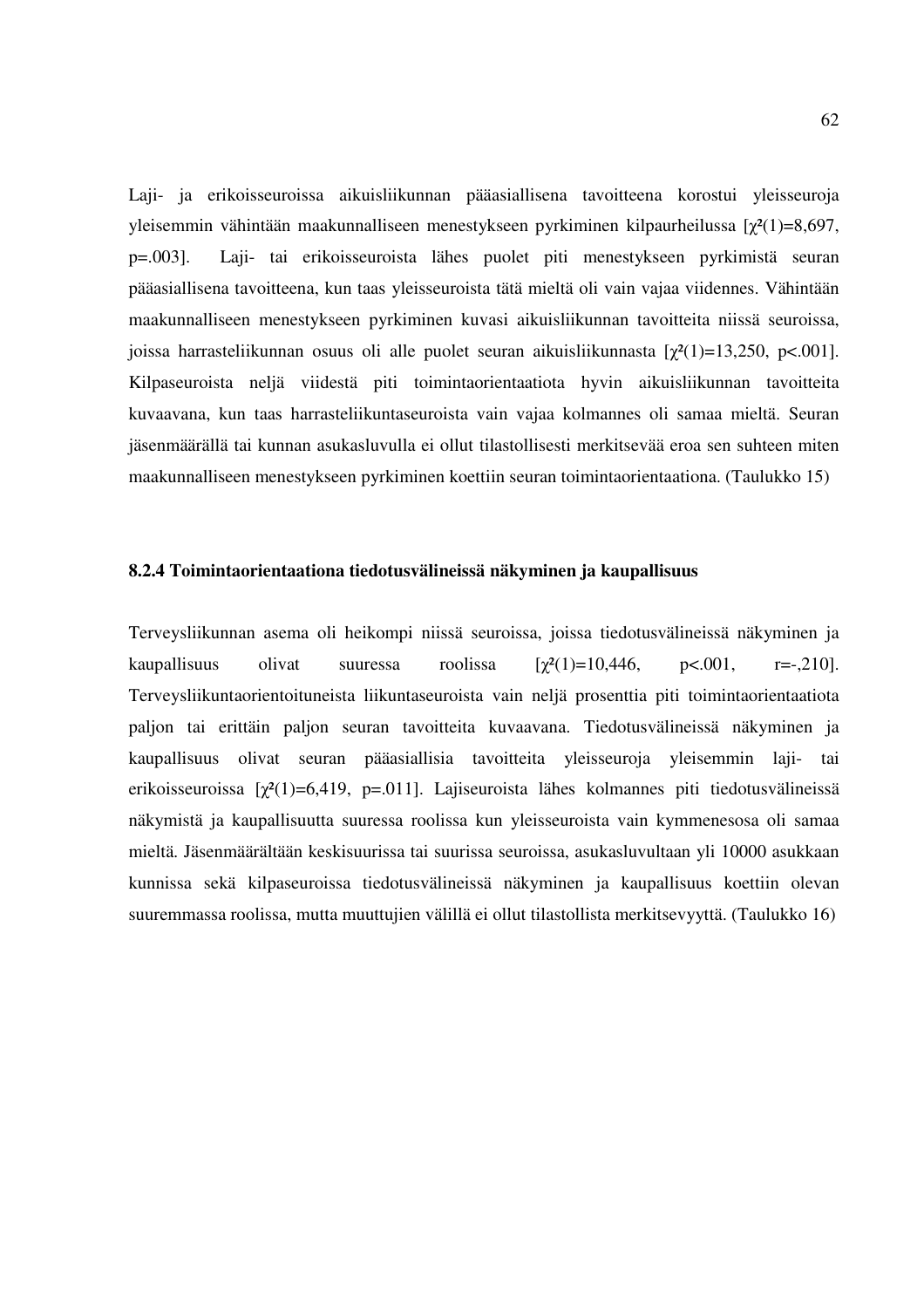Laji- ja erikoisseuroissa aikuisliikunnan pääasiallisena tavoitteena korostui yleisseuroja yleisemmin vähintään maakunnalliseen menestykseen pyrkiminen kilpaurheilussa [$\chi^2(1)$=8,697, p=.003]. Laji- tai erikoisseuroista lähes puolet piti menestykseen pyrkimistä seuran pääasiallisena tavoitteena, kun taas yleisseuroista tätä mieltä oli vain vajaa viidennes. Vähintään maakunnalliseen menestykseen pyrkiminen kuvasi aikuisliikunnan tavoitteita niissä seuroissa, joissa harrasteliikunnan osuus oli alle puolet seuran aikuisliikunnasta [$\chi^2(1)$=13,250, p<.001]. Kilpaseuroista neljä viidestä piti toimintaorientaatiota hyvin aikuisliikunnan tavoitteita kuvaavana, kun taas harrasteliikuntaseuroista vain vajaa kolmannes oli samaa mieltä. Seuran jäsenmäärällä tai kunnan asukasluvulla ei ollut tilastollisesti merkitsevää eroa sen suhteen miten maakunnalliseen menestykseen pyrkiminen koettiin seuran toimintaorientaationa. (Taulukko 15)

### 8.2.4 Toimintaorientaationa tiedotusvälineissä näkyminen ja kaupallisuus

Terveysliikunnan asema oli heikompi niissä seuroissa, joissa tiedotusvälineissä näkyminen ja kaupallisuus olivat suuressa roolissa [$\chi^2(1)$=10,446, p<.001, r=-,210]. Terveysliikuntaorientoituneista liikuntaseuroista vain neljä prosenttia piti toimintaorientaatiota paljon tai erittäin paljon seuran tavoitteita kuvaavana. Tiedotusvälineissä näkyminen ja kaupallisuus olivat seuran pääasiallisia tavoitteita yleisseuroja yleisemmin laji- tai erikoisseuroissa [$\chi^2(1)$=6,419, p=.011]. Lajiseuroista lähes kolmannes piti tiedotusvälineissä näkymistä ja kaupallisuutta suuressa roolissa kun yleisseuroista vain kymmenesosa oli samaa mieltä. Jäsenmäärältään keskisuurissa tai suurissa seuroissa, asukasluvultaan yli 10000 asukkaan kunnissa sekä kilpaseuroissa tiedotusvälineissä näkyminen ja kaupallisuus koettiin olevan suuremmassa roolissa, mutta muuttujien välillä ei ollut tilastollista merkitsevyyttä. (Taulukko 16)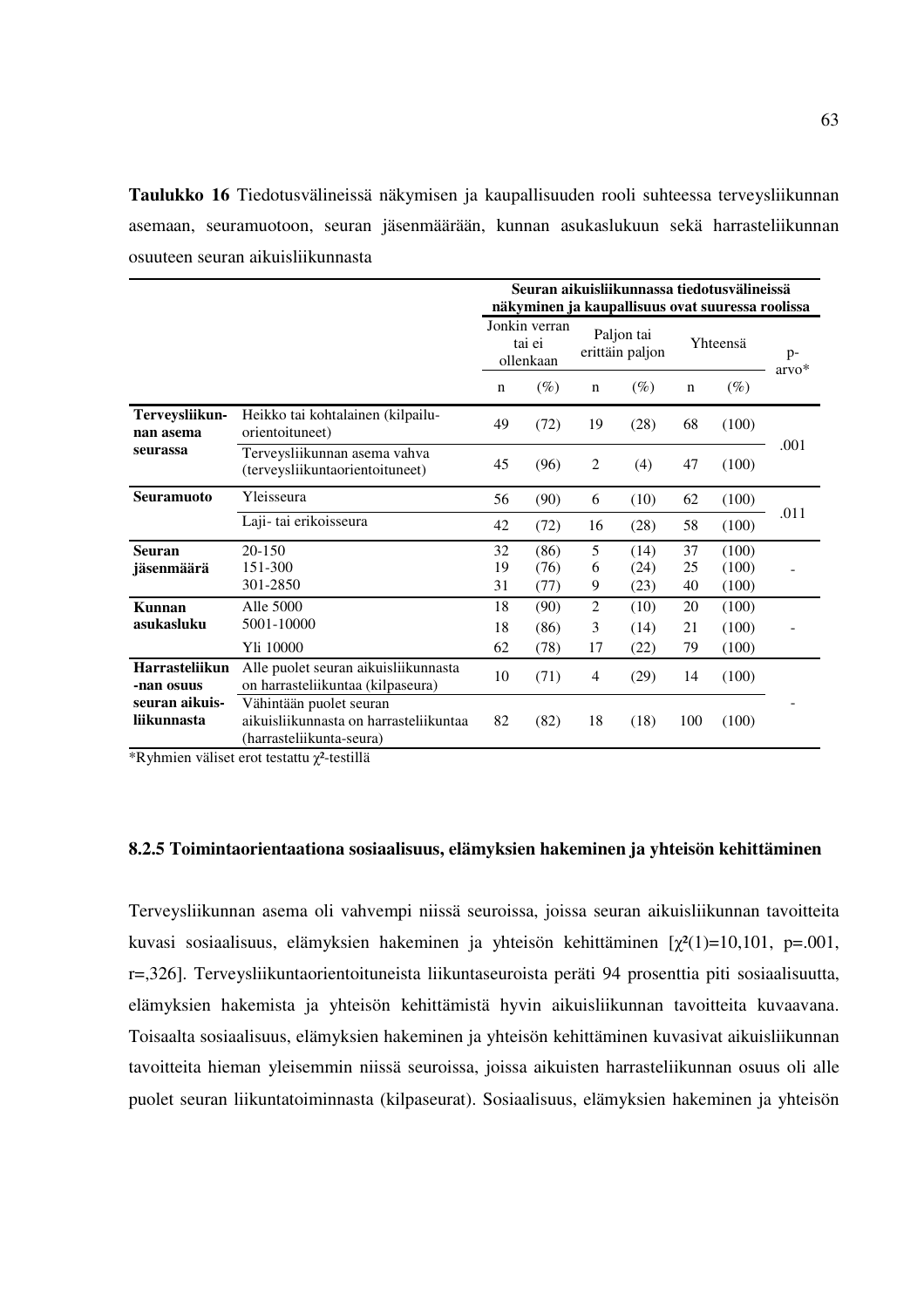**Taulukko 16** Tiedotusvälineissä näkymisen ja kaupallisuuden rooli suhteessa terveysliikunnan asemaan, seuramuotoon, seuran jäsenmäärään, kunnan asukaslukuun sekä harrasteliikunnan osuuteen seuran aikuisliikunnasta

| | | Seuran aikuisliikunnassa tiedotusvälineissä näkyminen ja kaupallisuus ovat suuressa roolissa | | | | | | |
|---|---|---|---|---|---|---|---|---|
| | | Jonkin verran tai ei ollenkaan | | Paljon tai erittäin paljon | | Yhteensä | | p-arvo* |
| | | n | (%) | n | (%) | n | (%) | |
| **Terveysliikunnan asema seurassa** | Heikko tai kohtalainen (kilpailu-orientoituneet) | 49 | (72) | 19 | (28) | 68 | (100) | .001 |
| | Terveysliikunnan asema vahva (terveysliikuntaorientoituneet) | 45 | (96) | 2 | (4) | 47 | (100) | |
| **Seuramuoto** | Yleisseura | 56 | (90) | 6 | (10) | 62 | (100) | .011 |
| | Laji- tai erikoisseura | 42 | (72) | 16 | (28) | 58 | (100) | |
| **Seuran jäsenmäärä** | 20-150 | 32 | (86) | 5 | (14) | 37 | (100) | - |
| | 151-300 | 19 | (76) | 6 | (24) | 25 | (100) | |
| | 301-2850 | 31 | (77) | 9 | (23) | 40 | (100) | |
| **Kunnan asukasluku** | Alle 5000 | 18 | (90) | 2 | (10) | 20 | (100) | - |
| | 5001-10000 | 18 | (86) | 3 | (14) | 21 | (100) | |
| | Yli 10000 | 62 | (78) | 17 | (22) | 79 | (100) | |
| **Harrasteliikunnan osuus seuran aikuisliikunnasta** | Alle puolet seuran aikuisliikunnasta on harrasteliikuntaa (kilpaseura) | 10 | (71) | 4 | (29) | 14 | (100) | - |
| | Vähintään puolet seuran aikuisliikunnasta on harrasteliikuntaa (harrasteliikunta-seura) | 82 | (82) | 18 | (18) | 100 | (100) | |

*Ryhmien väliset erot testattu $\chi^2$-testillä

### 8.2.5 Toimintaorientaationa sosiaalisuus, elämyksien hakeminen ja yhteisön kehittäminen

Terveysliikunnan asema oli vahvempi niissä seuroissa, joissa seuran aikuisliikunnan tavoitteita kuvasi sosiaalisuus, elämyksien hakeminen ja yhteisön kehittäminen [$\chi^2(1)=10{,}101$, p=.001, r=,326]. Terveysliikuntaorientoituneista liikuntaseuroista peräti 94 prosenttia piti sosiaalisuutta, elämyksien hakemista ja yhteisön kehittämistä hyvin aikuisliikunnan tavoitteita kuvaavana. Toisaalta sosiaalisuus, elämyksien hakeminen ja yhteisön kehittäminen kuvasivat aikuisliikunnan tavoitteita hieman yleisemmin niissä seuroissa, joissa aikuisten harrasteliikunnan osuus oli alle puolet seuran liikuntatoiminnasta (kilpaseurat). Sosiaalisuus, elämyksien hakeminen ja yhteisön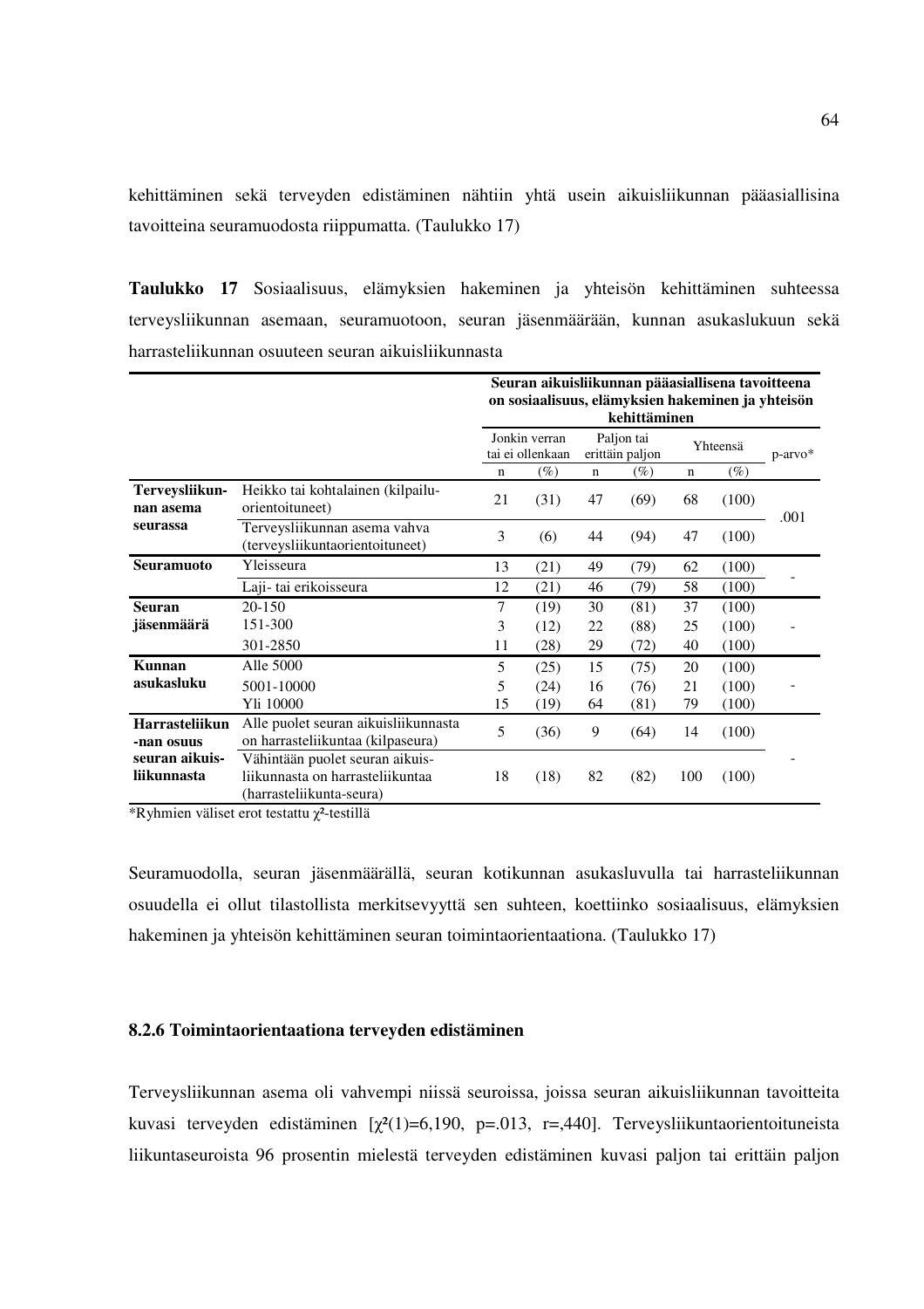kehittäminen sekä terveyden edistäminen nähtiin yhtä usein aikuisliikunnan pääasiallisina tavoitteina seuramuodosta riippumatta. (Taulukko 17)

**Taulukko 17** Sosiaalisuus, elämyksien hakeminen ja yhteisön kehittäminen suhteessa terveysliikunnan asemaan, seuramuotoon, seuran jäsenmäärään, kunnan asukaslukuun sekä harrasteliikunnan osuuteen seuran aikuisliikunnasta

| | | Seuran aikuisliikunnan pääasiallisena tavoitteena on sosiaalisuus, elämyksien hakeminen ja yhteisön kehittäminen | | | | | | |
|---|---|---|---|---|---|---|---|---|
| | | Jonkin verran tai ei ollenkaan | | Paljon tai erittäin paljon | | Yhteensä | | p-arvo* |
| | | n | (%) | n | (%) | n | (%) | |
| **Terveysliikunnan asema seurassa** | Heikko tai kohtalainen (kilpailu-orientoituneet) | 21 | (31) | 47 | (69) | 68 | (100) | .001 |
| | Terveysliikunnan asema vahva (terveysliikuntaorientoituneet) | 3 | (6) | 44 | (94) | 47 | (100) | |
| **Seuramuoto** | Yleisseura | 13 | (21) | 49 | (79) | 62 | (100) | - |
| | Laji- tai erikoisseura | 12 | (21) | 46 | (79) | 58 | (100) | |
| **Seuran jäsenmäärä** | 20-150 | 7 | (19) | 30 | (81) | 37 | (100) | - |
| | 151-300 | 3 | (12) | 22 | (88) | 25 | (100) | |
| | 301-2850 | 11 | (28) | 29 | (72) | 40 | (100) | |
| **Kunnan asukasluku** | Alle 5000 | 5 | (25) | 15 | (75) | 20 | (100) | - |
| | 5001-10000 | 5 | (24) | 16 | (76) | 21 | (100) | |
| | Yli 10000 | 15 | (19) | 64 | (81) | 79 | (100) | |
| **Harrasteliikunnan osuus seuran aikuisliikunnasta** | Alle puolet seuran aikuisliikunnasta on harrasteliikuntaa (kilpaseura) | 5 | (36) | 9 | (64) | 14 | (100) | - |
| | Vähintään puolet seuran aikuisliikunnasta on harrasteliikuntaa (harrasteliikunta-seura) | 18 | (18) | 82 | (82) | 100 | (100) | |

*Ryhmien väliset erot testattu $\chi^2$-testillä

Seuramuodolla, seuran jäsenmäärällä, seuran kotikunnan asukasluvulla tai harrasteliikunnan osuudella ei ollut tilastollista merkitsevyyttä sen suhteen, koettiinko sosiaalisuus, elämyksien hakeminen ja yhteisön kehittäminen seuran toimintaorientaationa. (Taulukko 17)

### 8.2.6 Toimintaorientaationa terveyden edistäminen

Terveysliikunnan asema oli vahvempi niissä seuroissa, joissa seuran aikuisliikunnan tavoitteita kuvasi terveyden edistäminen [$\chi^2(1)=6{,}190$, $p=.013$, $r=,440$]. Terveysliikuntaorientoituneista liikuntaseuroista 96 prosentin mielestä terveyden edistäminen kuvasi paljon tai erittäin paljon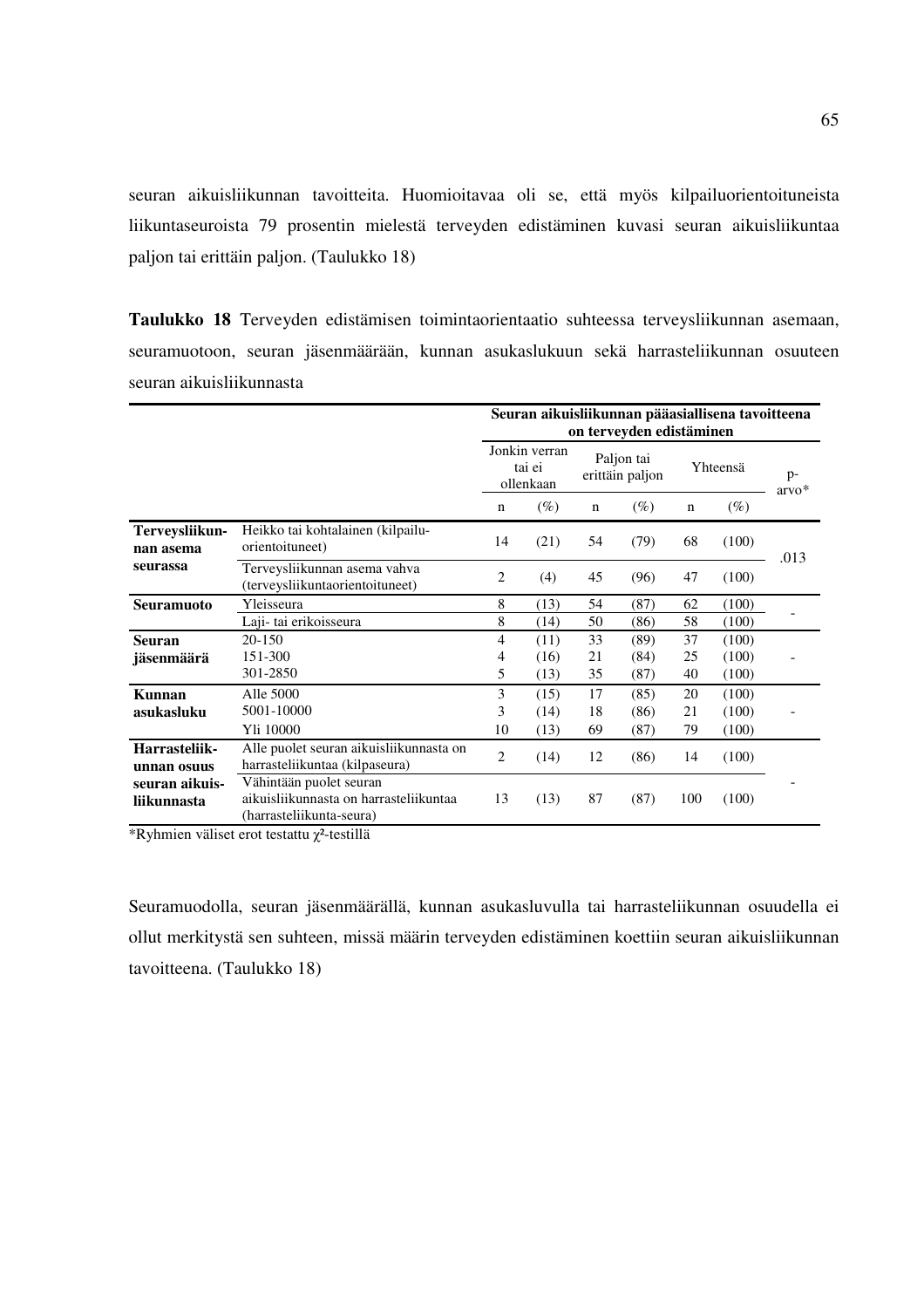seuran aikuisliikunnan tavoitteita. Huomioitavaa oli se, että myös kilpailuorientoituneista liikuntaseuroista 79 prosentin mielestä terveyden edistäminen kuvasi seuran aikuisliikuntaa paljon tai erittäin paljon. (Taulukko 18)

**Taulukko 18** Terveyden edistämisen toimintaorientaatio suhteessa terveysliikunnan asemaan, seuramuotoon, seuran jäsenmäärään, kunnan asukaslukuun sekä harrasteliikunnan osuuteen seuran aikuisliikunnasta

| | | **Seuran aikuisliikunnan pääasiallisena tavoitteena on terveyden edistäminen** | | | | | | |
|---|---|---|---|---|---|---|---|---|
| | | Jonkin verran tai ei ollenkaan | | Paljon tai erittäin paljon | | Yhteensä | | p-arvo* |
| | | n | (%) | n | (%) | n | (%) | |
| **Terveysliikunnan asema seurassa** | Heikko tai kohtalainen (kilpailu-orientoituneet) | 14 | (21) | 54 | (79) | 68 | (100) | .013 |
| | Terveysliikunnan asema vahva (terveysliikuntaorientoituneet) | 2 | (4) | 45 | (96) | 47 | (100) | |
| **Seuramuoto** | Yleisseura | 8 | (13) | 54 | (87) | 62 | (100) | - |
| | Laji- tai erikoisseura | 8 | (14) | 50 | (86) | 58 | (100) | |
| **Seuran jäsenmäärä** | 20-150 | 4 | (11) | 33 | (89) | 37 | (100) | - |
| | 151-300 | 4 | (16) | 21 | (84) | 25 | (100) | |
| | 301-2850 | 5 | (13) | 35 | (87) | 40 | (100) | |
| **Kunnan asukasluku** | Alle 5000 | 3 | (15) | 17 | (85) | 20 | (100) | - |
| | 5001-10000 | 3 | (14) | 18 | (86) | 21 | (100) | |
| | Yli 10000 | 10 | (13) | 69 | (87) | 79 | (100) | |
| **Harrasteliikunnan osuus seuran aikuisliikunnasta** | Alle puolet seuran aikuisliikunnasta on harrasteliikuntaa (kilpaseura) | 2 | (14) | 12 | (86) | 14 | (100) | - |
| | Vähintään puolet seuran aikuisliikunnasta on harrasteliikuntaa (harrasteliikunta-seura) | 13 | (13) | 87 | (87) | 100 | (100) | |

*Ryhmien väliset erot testattu $\chi^2$-testillä

Seuramuodolla, seuran jäsenmäärällä, kunnan asukasluvulla tai harrasteliikunnan osuudella ei ollut merkitystä sen suhteen, missä määrin terveyden edistäminen koettiin seuran aikuisliikunnan tavoitteena. (Taulukko 18)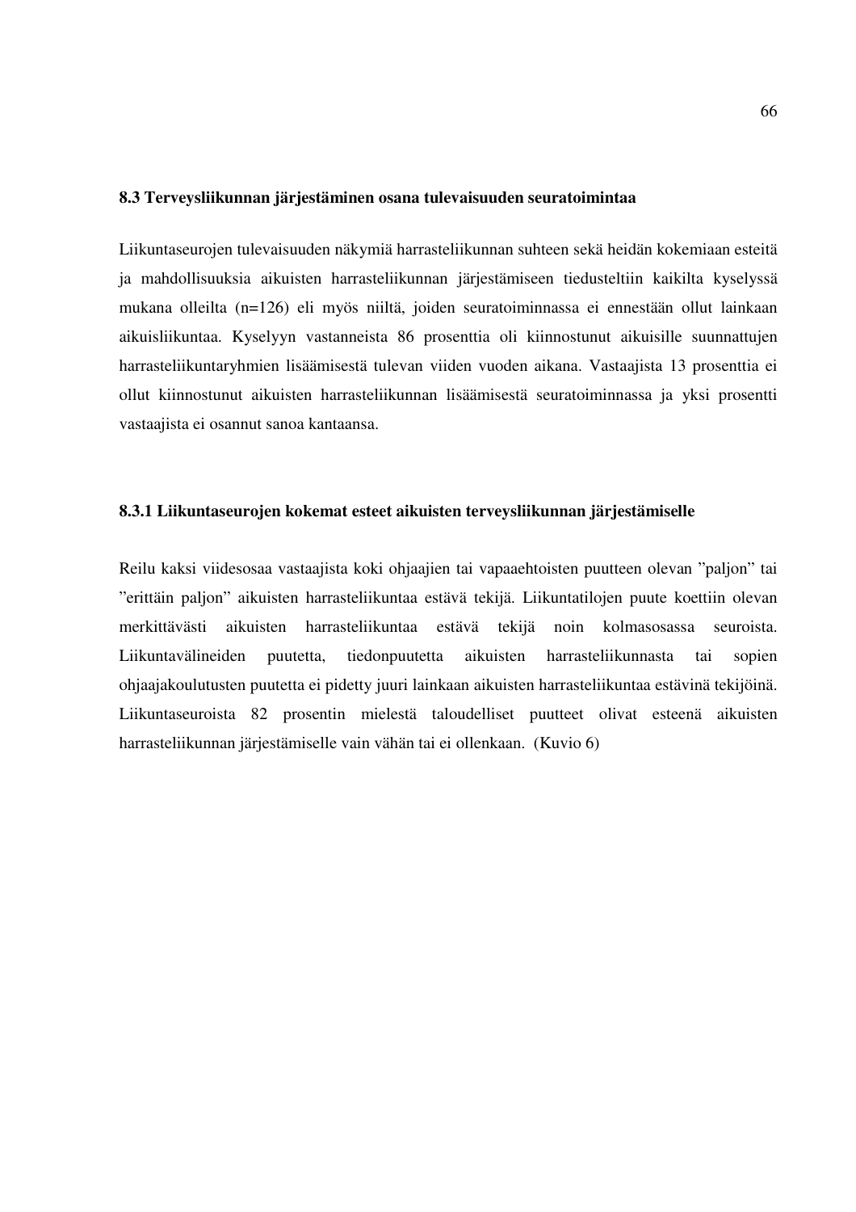### 8.3 Terveysliikunnan järjestäminen osana tulevaisuuden seuratoimintaa

Liikuntaseurojen tulevaisuuden näkymiä harrasteliikunnan suhteen sekä heidän kokemiaan esteitä ja mahdollisuuksia aikuisten harrasteliikunnan järjestämiseen tiedusteltiin kaikilta kyselyssä mukana olleilta (n=126) eli myös niiltä, joiden seuratoiminnassa ei ennestään ollut lainkaan aikuisliikuntaa. Kyselyyn vastanneista 86 prosenttia oli kiinnostunut aikuisille suunnattujen harrasteliikuntaryhmien lisäämisestä tulevan viiden vuoden aikana. Vastaajista 13 prosenttia ei ollut kiinnostunut aikuisten harrasteliikunnan lisäämisestä seuratoiminnassa ja yksi prosentti vastaajista ei osannut sanoa kantaansa.

#### 8.3.1 Liikuntaseurojen kokemat esteet aikuisten terveysliikunnan järjestämiselle

Reilu kaksi viidesosaa vastaajista koki ohjaajien tai vapaaehtoisten puutteen olevan ”paljon” tai ”erittäin paljon” aikuisten harrasteliikuntaa estävä tekijä. Liikuntatilojen puute koettiin olevan merkittävästi aikuisten harrasteliikuntaa estävä tekijä noin kolmasosassa seuroista. Liikuntavälineiden puutetta, tiedonpuutetta aikuisten harrasteliikunnasta tai sopien ohjaajakoulutusten puutetta ei pidetty juuri lainkaan aikuisten harrasteliikuntaa estävinä tekijöinä. Liikuntaseuroista 82 prosentin mielestä taloudelliset puutteet olivat esteenä aikuisten harrasteliikunnan järjestämiselle vain vähän tai ei ollenkaan. (Kuvio 6)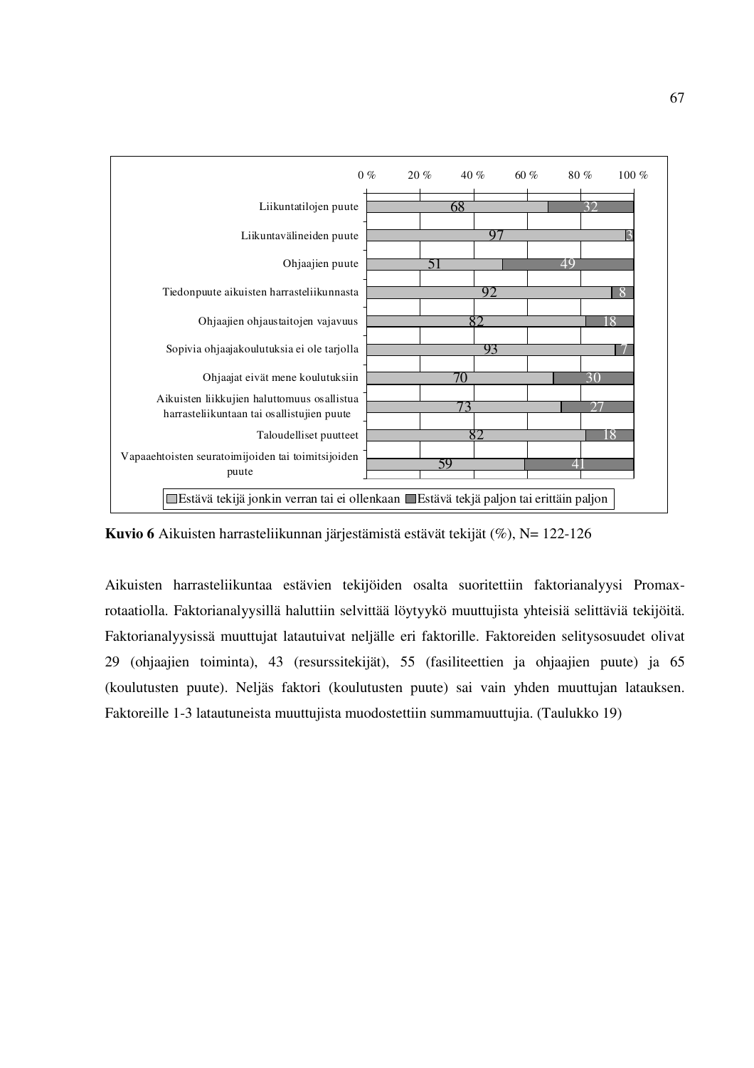| | Estävä tekijä jonkin verran tai ei ollenkaan | Estävä tekjä paljon tai erittäin paljon |
|---|---|---|
| Liikuntatilojen puute | 68 | 32 |
| Liikuntavälineiden puute | 97 | 3 |
| Ohjaajien puute | 51 | 49 |
| Tiedonpuute aikuisten harrasteliikunnasta | 92 | 8 |
| Ohjaajien ohjaustaitojen vajavuus | 82 | 18 |
| Sopivia ohjaajakoulutuksia ei ole tarjolla | 93 | 7 |
| Ohjaajat eivät mene koulutuksiin | 70 | 30 |
| Aikuisten liikkujien haluttomuus osallistua harrasteliikuntaan tai osallistujien puute | 73 | 27 |
| Taloudelliset puutteet | 82 | 18 |
| Vapaaehtoisten seuratoimijoiden tai toimitsijoiden puute | 59 | 41 |

**Kuvio 6** Aikuisten harrasteliikunnan järjestämistä estävät tekijät (%), N= 122-126

Aikuisten harrasteliikuntaa estävien tekijöiden osalta suoritettiin faktorianalyysi Promax-rotaatiolla. Faktorianalyysillä haluttiin selvittää löytyykö muuttujista yhteisiä selittäviä tekijöitä. Faktorianalyysissä muuttujat latautuivat neljälle eri faktorille. Faktoreiden selitysosuudet olivat 29 (ohjaajien toiminta), 43 (resurssitekijät), 55 (fasiliteettien ja ohjaajien puute) ja 65 (koulutusten puute). Neljäs faktori (koulutusten puute) sai vain yhden muuttujan latauksen. Faktoreille 1-3 latautuneista muuttujista muodostettiin summamuuttujia. (Taulukko 19)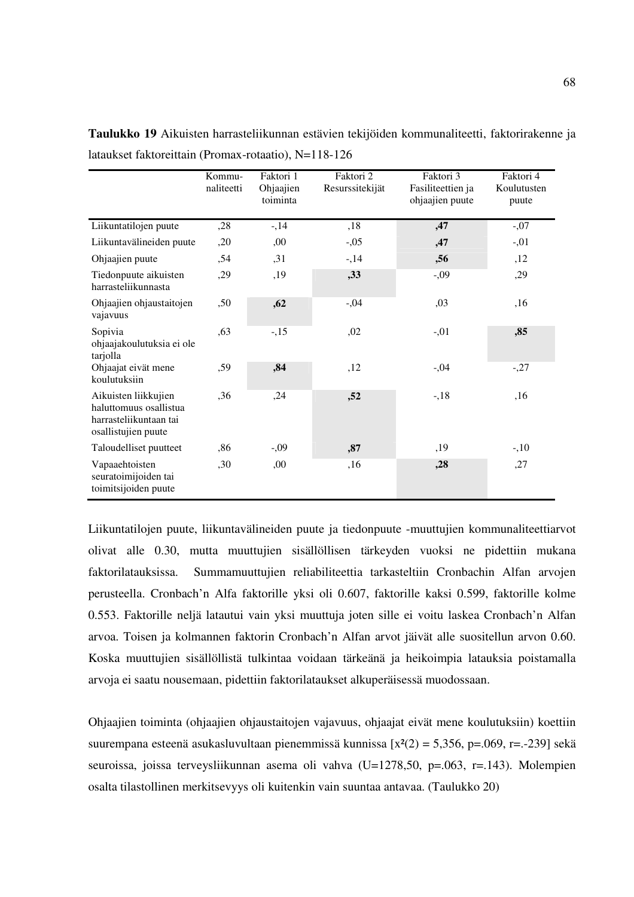**Taulukko 19** Aikuisten harrasteliikunnan estävien tekijöiden kommunaliteetti, faktorirakenne ja lataukset faktoreittain (Promax-rotaatio), N=118-126

| | Kommu-naliteetti | Faktori 1 Ohjaajien toiminta | Faktori 2 Resurssitekijät | Faktori 3 Fasiliteettien ja ohjaajien puute | Faktori 4 Koulutusten puute |
|---|---|---|---|---|---|
| Liikuntatilojen puute | ,28 | -,14 | ,18 | **,47** | -,07 |
| Liikuntavälineiden puute | ,20 | ,00 | -,05 | **,47** | -,01 |
| Ohjaajien puute | ,54 | ,31 | -,14 | **,56** | ,12 |
| Tiedonpuute aikuisten harrasteliikunnasta | ,29 | ,19 | **,33** | -,09 | ,29 |
| Ohjaajien ohjaustaitojen vajavuus | ,50 | **,62** | -,04 | ,03 | ,16 |
| Sopivia ohjaajakoulutuksia ei ole tarjolla | ,63 | -,15 | ,02 | -,01 | **,85** |
| Ohjaajat eivät mene koulutuksiin | ,59 | **,84** | ,12 | -,04 | -,27 |
| Aikuisten liikkujien haluttomuus osallistua harrasteliikuntaan tai osallistujien puute | ,36 | ,24 | **,52** | -,18 | ,16 |
| Taloudelliset puutteet | ,86 | -,09 | **,87** | ,19 | -,10 |
| Vapaaehtoisten seuratoimijoiden tai toimitsijoiden puute | ,30 | ,00 | ,16 | **,28** | ,27 |

Liikuntatilojen puute, liikuntavälineiden puute ja tiedonpuute -muuttujien kommunaliteettiarvot olivat alle 0.30, mutta muuttujien sisällöllisen tärkeyden vuoksi ne pidettiin mukana faktorilatauksissa. Summamuuttujien reliabiliteettia tarkasteltiin Cronbachin Alfan arvojen perusteella. Cronbach'n Alfa faktorille yksi oli 0.607, faktorille kaksi 0.599, faktorille kolme 0.553. Faktorille neljä latautui vain yksi muuttuja joten sille ei voitu laskea Cronbach'n Alfan arvoa. Toisen ja kolmannen faktorin Cronbach'n Alfan arvot jäivät alle suositellun arvon 0.60. Koska muuttujien sisällöllistä tulkintaa voidaan tärkeänä ja heikoimpia latauksia poistamalla arvoja ei saatu nousemaan, pidettiin faktorilataukset alkuperäisessä muodossaan.

Ohjaajien toiminta (ohjaajien ohjaustaitojen vajavuus, ohjaajat eivät mene koulutuksiin) koettiin suurempana esteenä asukasluvultaan pienemmissä kunnissa [$x^2(2) = 5{,}356$, p=.069, r=.-239] sekä seuroissa, joissa terveysliikunnan asema oli vahva (U=1278,50, p=.063, r=.143). Molempien osalta tilastollinen merkitsevyys oli kuitenkin vain suuntaa antavaa. (Taulukko 20)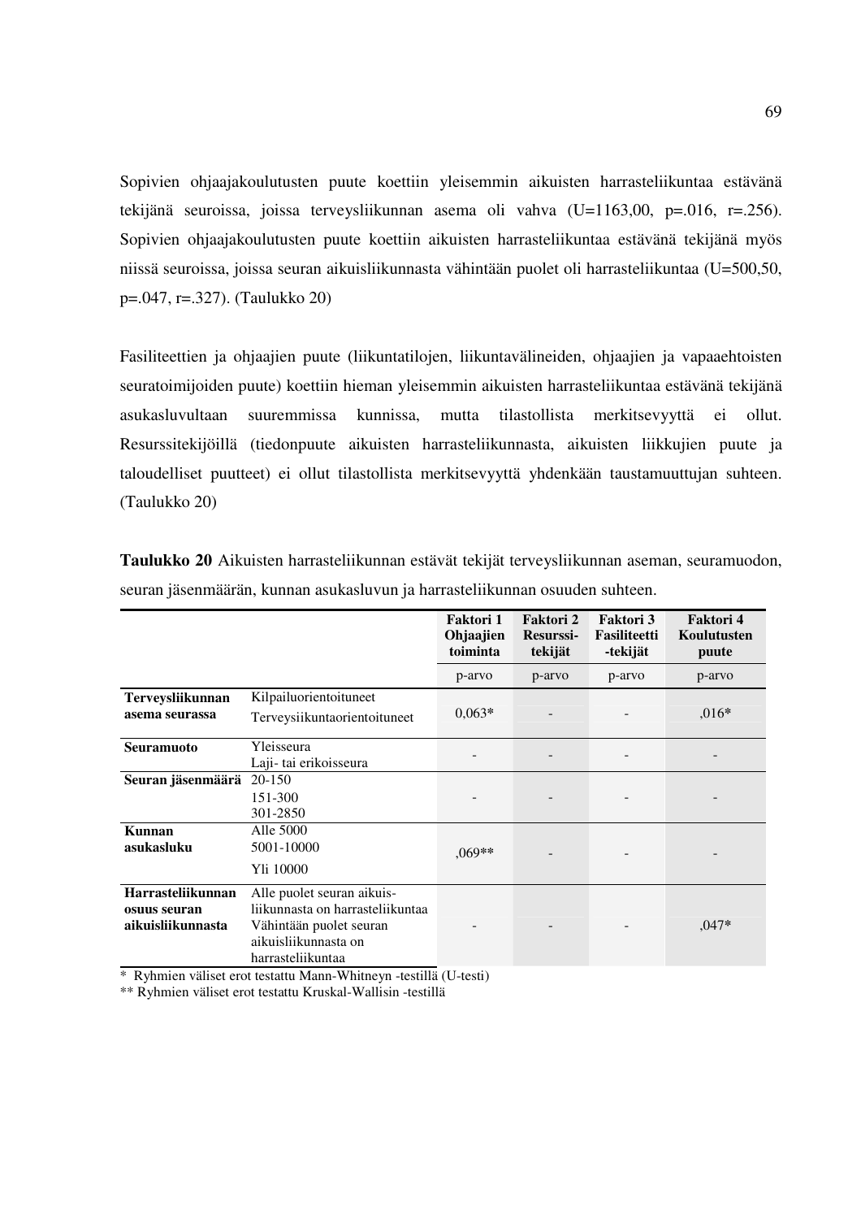Sopivien ohjaajakoulutusten puute koettiin yleisemmin aikuisten harrasteliikuntaa estävänä tekijänä seuroissa, joissa terveysliikunnan asema oli vahva (U=1163,00, p=.016, r=.256). Sopivien ohjaajakoulutusten puute koettiin aikuisten harrasteliikuntaa estävänä tekijänä myös niissä seuroissa, joissa seuran aikuisliikunnasta vähintään puolet oli harrasteliikuntaa (U=500,50, p=.047, r=.327). (Taulukko 20)

Fasiliteettien ja ohjaajien puute (liikuntatilojen, liikuntavälineiden, ohjaajien ja vapaaehtoisten seuratoimijoiden puute) koettiin hieman yleisemmin aikuisten harrasteliikuntaa estävänä tekijänä asukasluvultaan suuremmissa kunnissa, mutta tilastollista merkitsevyyttä ei ollut. Resurssitekijöillä (tiedonpuute aikuisten harrasteliikunnasta, aikuisten liikkujien puute ja taloudelliset puutteet) ei ollut tilastollista merkitsevyyttä yhdenkään taustamuuttujan suhteen. (Taulukko 20)

**Taulukko 20** Aikuisten harrasteliikunnan estävät tekijät terveysliikunnan aseman, seuramuodon, seuran jäsenmäärän, kunnan asukasluvun ja harrasteliikunnan osuuden suhteen.

| | | Faktori 1 Ohjaajien toiminta | Faktori 2 Resurssi-tekijät | Faktori 3 Fasiliteetti -tekijät | Faktori 4 Koulutusten puute |
|---|---|---|---|---|---|
| | | p-arvo | p-arvo | p-arvo | p-arvo |
| **Terveysliikunnan asema seurassa** | Kilpailuorientoituneet<br>Terveysiikuntaorientoituneet | 0,063* | - | - | ,016* |
| **Seuramuoto** | Yleisseura<br>Laji- tai erikoisseura | - | - | - | - |
| **Seuran jäsenmäärä** | 20-150<br>151-300<br>301-2850 | - | - | - | - |
| **Kunnan asukasluku** | Alle 5000<br>5001-10000<br>Yli 10000 | ,069** | - | - | - |
| **Harrasteliikunnan osuus seuran aikuisliikunnasta** | Alle puolet seuran aikuis-liikunnasta on harrasteliikuntaa<br>Vähintään puolet seuran aikuisliikunnasta on harrasteliikuntaa | - | - | - | ,047* |

\* Ryhmien väliset erot testattu Mann-Whitneyn -testillä (U-testi)
** Ryhmien väliset erot testattu Kruskal-Wallisin -testillä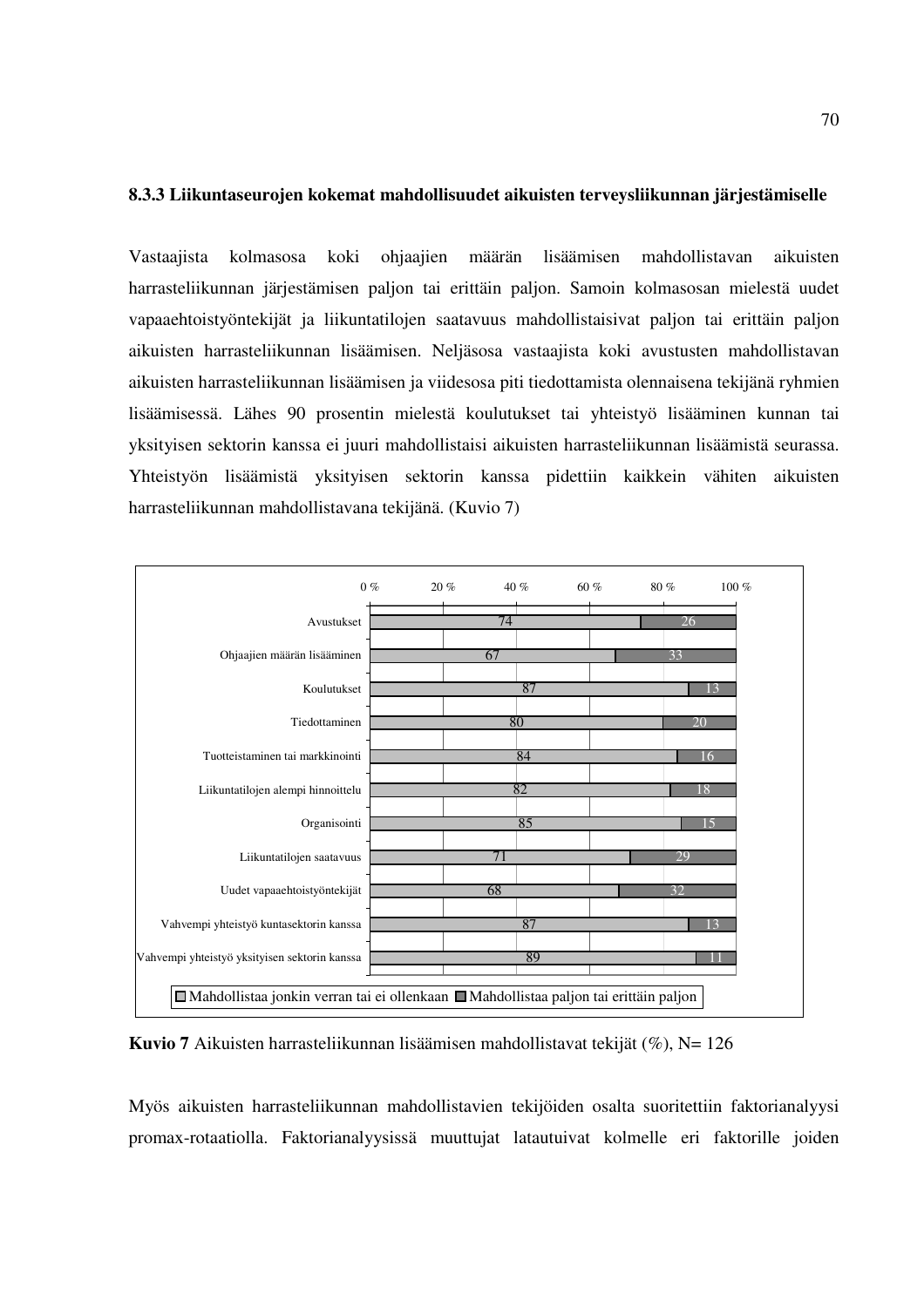### 8.3.3 Liikuntaseurojen kokemat mahdollisuudet aikuisten terveysliikunnan järjestämiselle

Vastaajista kolmasosa koki ohjaajien määrän lisäämisen mahdollistavan aikuisten harrasteliikunnan järjestämisen paljon tai erittäin paljon. Samoin kolmasosan mielestä uudet vapaaehtoistyöntekijät ja liikuntatilojen saatavuus mahdollistaisivat paljon tai erittäin paljon aikuisten harrasteliikunnan lisäämisen. Neljäsosa vastaajista koki avustusten mahdollistavan aikuisten harrasteliikunnan lisäämisen ja viidesosa piti tiedottamista olennaisena tekijänä ryhmien lisäämisessä. Lähes 90 prosentin mielestä koulutukset tai yhteistyö lisääminen kunnan tai yksityisen sektorin kanssa ei juuri mahdollistaisi aikuisten harrasteliikunnan lisäämistä seurassa. Yhteistyön lisäämistä yksityisen sektorin kanssa pidettiin kaikkein vähiten aikuisten harrasteliikunnan mahdollistavana tekijänä. (Kuvio 7)

| | Mahdollistaa jonkin verran tai ei ollenkaan | Mahdollistaa paljon tai erittäin paljon |
|---|---|---|
| Avustukset | 74 | 26 |
| Ohjaajien määrän lisääminen | 67 | 33 |
| Koulutukset | 87 | 13 |
| Tiedottaminen | 80 | 20 |
| Tuotteistaminen tai markkinointi | 84 | 16 |
| Liikuntatilojen alempi hinnoittelu | 82 | 18 |
| Organisointi | 85 | 15 |
| Liikuntatilojen saatavuus | 71 | 29 |
| Uudet vapaaehtoistyöntekijät | 68 | 32 |
| Vahvempi yhteistyö kuntasektorin kanssa | 87 | 13 |
| Vahvempi yhteistyö yksityisen sektorin kanssa | 89 | 11 |

**Kuvio 7** Aikuisten harrasteliikunnan lisäämisen mahdollistavat tekijät (%), N= 126

Myös aikuisten harrasteliikunnan mahdollistavien tekijöiden osalta suoritettiin faktorianalyysi promax-rotaatiolla. Faktorianalyysissä muuttujat latautuivat kolmelle eri faktorille joiden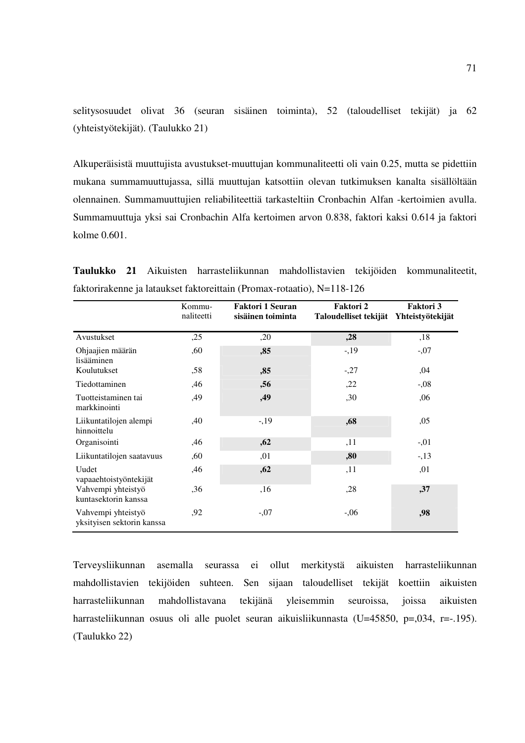selitysosuudet olivat 36 (seuran sisäinen toiminta), 52 (taloudelliset tekijät) ja 62 (yhteistyötekijät). (Taulukko 21)

Alkuperäisistä muuttujista avustukset-muuttujan kommunaliteetti oli vain 0.25, mutta se pidettiin mukana summamuuttujassa, sillä muuttujan katsottiin olevan tutkimuksen kanalta sisällöltään olennainen. Summamuuttujien reliabiliteettiä tarkasteltiin Cronbachin Alfan -kertoimien avulla. Summamuuttuja yksi sai Cronbachin Alfa kertoimen arvon 0.838, faktori kaksi 0.614 ja faktori kolme 0.601.

**Taulukko 21** Aikuisten harrasteliikunnan mahdollistavien tekijöiden kommunaliteetit, faktorirakenne ja lataukset faktoreittain (Promax-rotaatio), N=118-126

| | Kommu-naliteetti | **Faktori 1 Seuran sisäinen toiminta** | **Faktori 2 Taloudelliset tekijät** | **Faktori 3 Yhteistyötekijät** |
|---|---|---|---|---|
| Avustukset | ,25 | ,20 | **,28** | ,18 |
| Ohjaajien määrän lisääminen | ,60 | **,85** | -,19 | -,07 |
| Koulutukset | ,58 | **,85** | -,27 | ,04 |
| Tiedottaminen | ,46 | **,56** | ,22 | -,08 |
| Tuotteistaminen tai markkinointi | ,49 | **,49** | ,30 | ,06 |
| Liikuntatilojen alempi hinnoittelu | ,40 | -,19 | **,68** | ,05 |
| Organisointi | ,46 | **,62** | ,11 | -,01 |
| Liikuntatilojen saatavuus | ,60 | ,01 | **,80** | -,13 |
| Uudet vapaaehtoistyöntekijät | ,46 | **,62** | ,11 | ,01 |
| Vahvempi yhteistyö kuntasektorin kanssa | ,36 | ,16 | ,28 | **,37** |
| Vahvempi yhteistyö yksityisen sektorin kanssa | ,92 | -,07 | -,06 | **,98** |

Terveysliikunnan asemalla seurassa ei ollut merkitystä aikuisten harrasteliikunnan mahdollistavien tekijöiden suhteen. Sen sijaan taloudelliset tekijät koettiin aikuisten harrasteliikunnan mahdollistavana tekijänä yleisemmin seuroissa, joissa aikuisten harrasteliikunnan osuus oli alle puolet seuran aikuisliikunnasta (U=45850, p=,034, r=-.195). (Taulukko 22)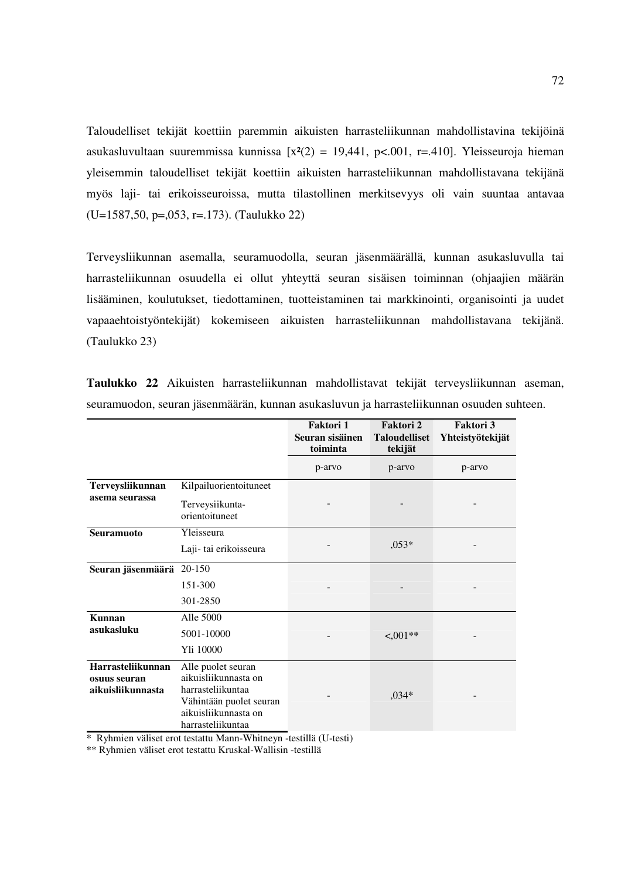Taloudelliset tekijät koettiin paremmin aikuisten harrasteliikunnan mahdollistavina tekijöinä asukasluvultaan suuremmissa kunnissa [$x^2(2) = 19{,}441$, $p<.001$, $r=.410$]. Yleisseuroja hieman yleisemmin taloudelliset tekijät koettiin aikuisten harrasteliikunnan mahdollistavana tekijänä myös laji- tai erikoisseuroissa, mutta tilastollinen merkitsevyys oli vain suuntaa antavaa ($U=1587{,}50$, $p=,053$, $r=.173$). (Taulukko 22)

Terveysliikunnan asemalla, seuramuodolla, seuran jäsenmäärällä, kunnan asukasluvulla tai harrasteliikunnan osuudella ei ollut yhteyttä seuran sisäisen toiminnan (ohjaajien määrän lisääminen, koulutukset, tiedottaminen, tuotteistaminen tai markkinointi, organisointi ja uudet vapaaehtoistyöntekijät) kokemiseen aikuisten harrasteliikunnan mahdollistavana tekijänä. (Taulukko 23)

**Taulukko 22** Aikuisten harrasteliikunnan mahdollistavat tekijät terveysliikunnan aseman, seuramuodon, seuran jäsenmäärän, kunnan asukasluvun ja harrasteliikunnan osuuden suhteen.

| | | Faktori 1 Seuran sisäinen toiminta | Faktori 2 Taloudelliset tekijät | Faktori 3 Yhteistyötekijät |
|---|---|---|---|---|
| | | p-arvo | p-arvo | p-arvo |
| **Terveysliikunnan asema seurassa** | Kilpailuorientoituneet<br>Terveysiikunta-orientoituneet | - | - | - |
| **Seuramuoto** | Yleisseura<br>Laji- tai erikoisseura | - | ,053* | - |
| **Seuran jäsenmäärä** | 20-150<br>151-300<br>301-2850 | - | - | - |
| **Kunnan asukasluku** | Alle 5000<br>5001-10000<br>Yli 10000 | - | <,001** | - |
| **Harrasteliikunnan osuus seuran aikuisliikunnasta** | Alle puolet seuran aikuisliikunnasta on harrasteliikuntaa<br>Vähintään puolet seuran aikuisliikunnasta on harrasteliikuntaa | - | ,034* | - |

\* Ryhmien väliset erot testattu Mann-Whitneyn -testillä (U-testi)

** Ryhmien väliset erot testattu Kruskal-Wallisin -testillä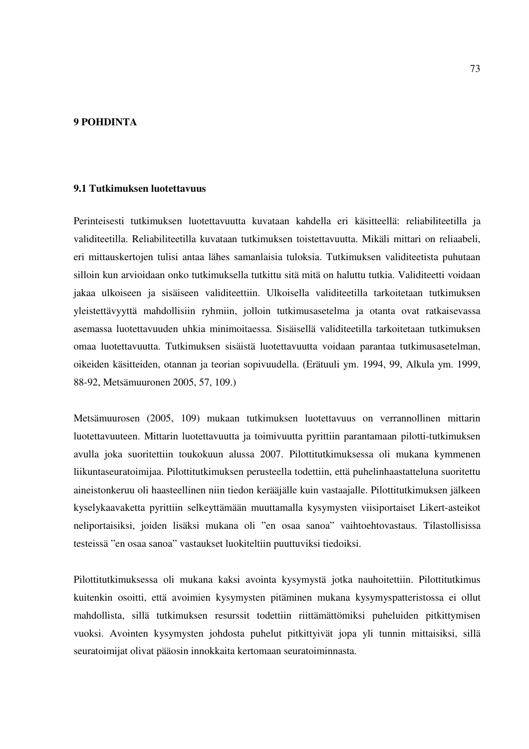# 9 POHDINTA

## 9.1 Tutkimuksen luotettavuus

Perinteisesti tutkimuksen luotettavuutta kuvataan kahdella eri käsitteellä: reliabiliteetilla ja validiteetilla. Reliabiliteetilla kuvataan tutkimuksen toistettavuutta. Mikäli mittari on reliaabeli, eri mittauskertojen tulisi antaa lähes samanlaisia tuloksia. Tutkimuksen validiteetista puhutaan silloin kun arvioidaan onko tutkimuksella tutkittu sitä mitä on haluttu tutkia. Validiteetti voidaan jakaa ulkoiseen ja sisäiseen validiteettiin. Ulkoisella validiteetilla tarkoitetaan tutkimuksen yleistettävyyttä mahdollisiin ryhmiin, jolloin tutkimusasetelma ja otanta ovat ratkaisevassa asemassa luotettavuuden uhkia minimoitaessa. Sisäisellä validiteetilla tarkoitetaan tutkimuksen omaa luotettavuutta. Tutkimuksen sisäistä luotettavuutta voidaan parantaa tutkimusasetelman, oikeiden käsitteiden, otannan ja teorian sopivuudella. (Erätuuli ym. 1994, 99, Alkula ym. 1999, 88-92, Metsämuuronen 2005, 57, 109.)

Metsämuurosen (2005, 109) mukaan tutkimuksen luotettavuus on verrannollinen mittarin luotettavuuteen. Mittarin luotettavuutta ja toimivuutta pyrittiin parantamaan pilotti-tutkimuksen avulla joka suoritettiin toukokuun alussa 2007. Pilottitutkimuksessa oli mukana kymmenen liikuntaseuratoimijaa. Pilottitutkimuksen perusteella todettiin, että puhelinhaastatteluna suoritettu aineistonkeruu oli haasteellinen niin tiedon kerääjälle kuin vastaajalle. Pilottitutkimuksen jälkeen kyselykaavaketta pyrittiin selkeyttämään muuttamalla kysymysten viisiportaiset Likert-asteikot neliportaisiksi, joiden lisäksi mukana oli ”en osaa sanoa” vaihtoehtovastaus. Tilastollisissa testeissä ”en osaa sanoa” vastaukset luokiteltiin puuttuviksi tiedoiksi.

Pilottitutkimuksessa oli mukana kaksi avointa kysymystä jotka nauhoitettiin. Pilottitutkimus kuitenkin osoitti, että avoimien kysymysten pitäminen mukana kysymyspatteristossa ei ollut mahdollista, sillä tutkimuksen resurssit todettiin riittämättömiksi puheluiden pitkittymisen vuoksi. Avointen kysymysten johdosta puhelut pitkittyivät jopa yli tunnin mittaisiksi, sillä seuratoimijat olivat pääosin innokkaita kertomaan seuratoiminnasta.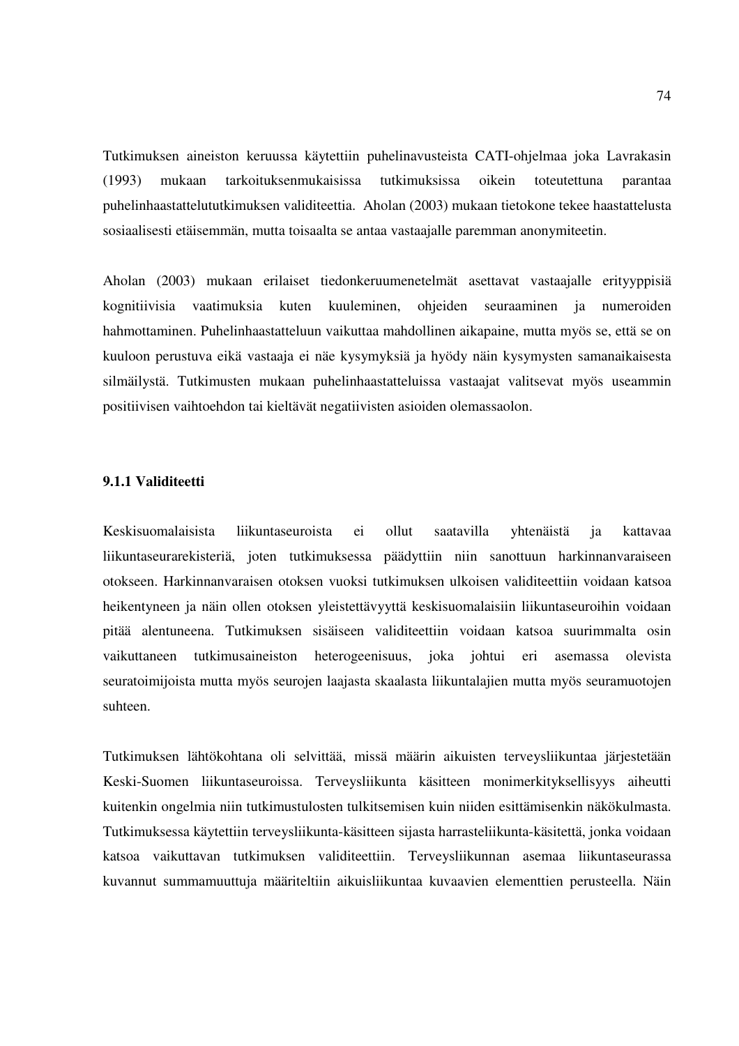Tutkimuksen aineiston keruussa käytettiin puhelinavusteista CATI-ohjelmaa joka Lavrakasin (1993) mukaan tarkoituksenmukaisissa tutkimuksissa oikein toteutettuna parantaa puhelinhaastattelututkimuksen validiteettia. Aholan (2003) mukaan tietokone tekee haastattelusta sosiaalisesti etäisemmän, mutta toisaalta se antaa vastaajalle paremman anonymiteetin.

Aholan (2003) mukaan erilaiset tiedonkeruumenetelmät asettavat vastaajalle erityyppisiä kognitiivisia vaatimuksia kuten kuuleminen, ohjeiden seuraaminen ja numeroiden hahmottaminen. Puhelinhaastatteluun vaikuttaa mahdollinen aikapaine, mutta myös se, että se on kuuloon perustuva eikä vastaaja ei näe kysymyksiä ja hyödy näin kysymysten samanaikaisesta silmäilystä. Tutkimusten mukaan puhelinhaastatteluissa vastaajat valitsevat myös useammin positiivisen vaihtoehdon tai kieltävät negatiivisten asioiden olemassaolon.

### 9.1.1 Validiteetti

Keskisuomalaisista liikuntaseuroista ei ollut saatavilla yhtenäistä ja kattavaa liikuntaseurarekisteriä, joten tutkimuksessa päädyttiin niin sanottuun harkinnanvaraiseen otokseen. Harkinnanvaraisen otoksen vuoksi tutkimuksen ulkoisen validiteettiin voidaan katsoa heikentyneen ja näin ollen otoksen yleistettävyyttä keskisuomalaisiin liikuntaseuroihin voidaan pitää alentuneena. Tutkimuksen sisäiseen validiteettiin voidaan katsoa suurimmalta osin vaikuttaneen tutkimusaineiston heterogeenisuus, joka johtui eri asemassa olevista seuratoimijoista mutta myös seurojen laajasta skaalasta liikuntalajien mutta myös seuramuotojen suhteen.

Tutkimuksen lähtökohtana oli selvittää, missä määrin aikuisten terveysliikuntaa järjestetään Keski-Suomen liikuntaseuroissa. Terveysliikunta käsitteen monimerkityksellisyys aiheutti kuitenkin ongelmia niin tutkimustulosten tulkitsemisen kuin niiden esittämisenkin näkökulmasta. Tutkimuksessa käytettiin terveysliikunta-käsitteen sijasta harrasteliikunta-käsitettä, jonka voidaan katsoa vaikuttavan tutkimuksen validiteettiin. Terveysliikunnan asemaa liikuntaseurassa kuvannut summamuuttuja määriteltiin aikuisliikuntaa kuvaavien elementtien perusteella. Näin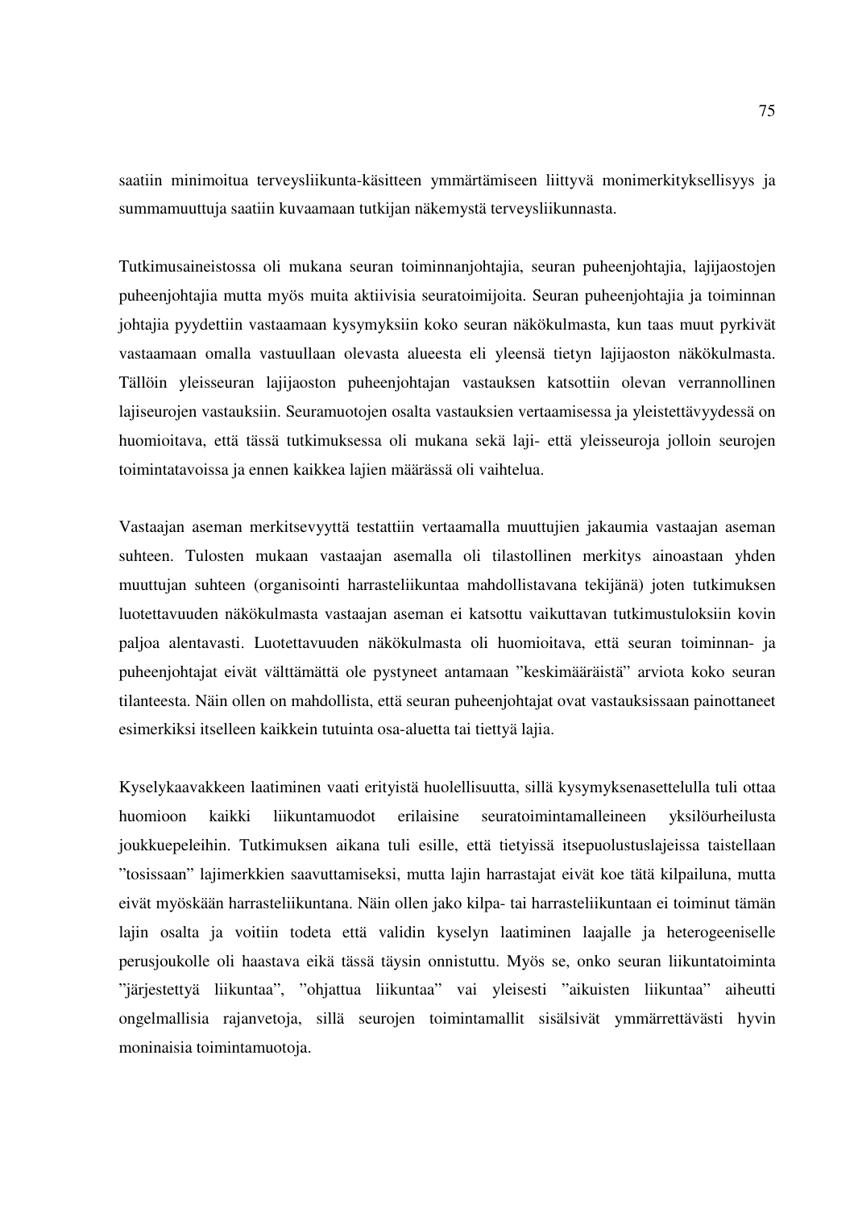saatiin minimoitua terveysliikunta-käsitteen ymmärtämiseen liittyvä monimerkityksellisyys ja summamuuttuja saatiin kuvaamaan tutkijan näkemystä terveysliikunnasta.

Tutkimusaineistossa oli mukana seuran toiminnanjohtajia, seuran puheenjohtajia, lajijaostojen puheenjohtajia mutta myös muita aktiivisia seuratoimijoita. Seuran puheenjohtajia ja toiminnan johtajia pyydettiin vastaamaan kysymyksiin koko seuran näkökulmasta, kun taas muut pyrkivät vastaamaan omalla vastuullaan olevasta alueesta eli yleensä tietyn lajijaoston näkökulmasta. Tällöin yleisseuran lajijaoston puheenjohtajan vastauksen katsottiin olevan verrannollinen lajiseurojen vastauksiin. Seuramuotojen osalta vastauksien vertaamisessa ja yleistettävyydessä on huomioitava, että tässä tutkimuksessa oli mukana sekä laji- että yleisseuroja jolloin seurojen toimintatavoissa ja ennen kaikkea lajien määrässä oli vaihtelua.

Vastaajan aseman merkitsevyyttä testattiin vertaamalla muuttujien jakaumia vastaajan aseman suhteen. Tulosten mukaan vastaajan asemalla oli tilastollinen merkitys ainoastaan yhden muuttujan suhteen (organisointi harrasteliikuntaa mahdollistavana tekijänä) joten tutkimuksen luotettavuuden näkökulmasta vastaajan aseman ei katsottu vaikuttavan tutkimustuloksiin kovin paljoa alentavasti. Luotettavuuden näkökulmasta oli huomioitava, että seuran toiminnan- ja puheenjohtajat eivät välttämättä ole pystyneet antamaan "keskimääräistä" arviota koko seuran tilanteesta. Näin ollen on mahdollista, että seuran puheenjohtajat ovat vastauksissaan painottaneet esimerkiksi itselleen kaikkein tutuinta osa-aluetta tai tiettyä lajia.

Kyselykaavakkeen laatiminen vaati erityistä huolellisuutta, sillä kysymyksenasettelulla tuli ottaa huomioon kaikki liikuntamuodot erilaisine seuratoimintamalleineen yksilöurheilusta joukkuepeleihin. Tutkimuksen aikana tuli esille, että tietyissä itsepuolustuslajeissa taistellaan "tosissaan" lajimerkkien saavuttamiseksi, mutta lajin harrastajat eivät koe tätä kilpailuna, mutta eivät myöskään harrasteliikuntana. Näin ollen jako kilpa- tai harrasteliikuntaan ei toiminut tämän lajin osalta ja voitiin todeta että validin kyselyn laatiminen laajalle ja heterogeeniselle perusjoukolle oli haastava eikä tässä täysin onnistuttu. Myös se, onko seuran liikuntatoiminta "järjestettyä liikuntaa", "ohjattua liikuntaa" vai yleisesti "aikuisten liikuntaa" aiheutti ongelmallisia rajanvetoja, sillä seurojen toimintamallit sisälsivät ymmärrettävästi hyvin moninaisia toimintamuotoja.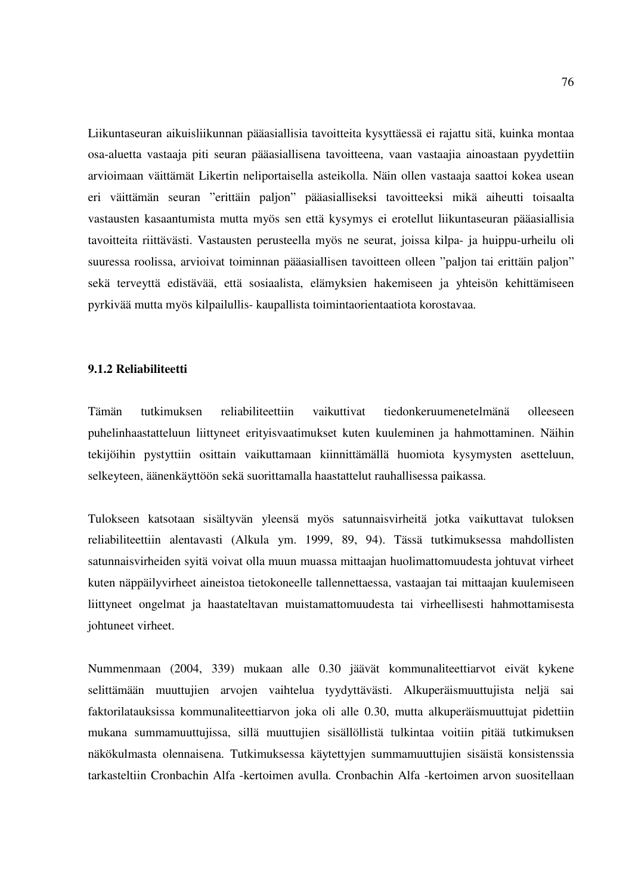Liikuntaseuran aikuisliikunnan pääasiallisia tavoitteita kysyttäessä ei rajattu sitä, kuinka montaa osa-aluetta vastaaja piti seuran pääasiallisena tavoitteena, vaan vastaajia ainoastaan pyydettiin arvioimaan väittämät Likertin neliportaisella asteikolla. Näin ollen vastaaja saattoi kokea usean eri väittämän seuran "erittäin paljon" pääasialliseksi tavoitteeksi mikä aiheutti toisaalta vastausten kasaantumista mutta myös sen että kysymys ei erotellut liikuntaseuran pääasiallisia tavoitteita riittävästi. Vastausten perusteella myös ne seurat, joissa kilpa- ja huippu-urheilu oli suuressa roolissa, arvioivat toiminnan pääasiallisen tavoitteen olleen "paljon tai erittäin paljon" sekä terveyttä edistävää, että sosiaalista, elämyksien hakemiseen ja yhteisön kehittämiseen pyrkivää mutta myös kilpailullis- kaupallista toimintaorientaatiota korostavaa.

### 9.1.2 Reliabiliteetti

Tämän tutkimuksen reliabiliteettiin vaikuttivat tiedonkeruumenetelmänä olleeseen puhelinhaastatteluun liittyneet erityisvaatimukset kuten kuuleminen ja hahmottaminen. Näihin tekijöihin pystyttiin osittain vaikuttamaan kiinnittämällä huomiota kysymysten asetteluun, selkeyteen, äänenkäyttöön sekä suorittamalla haastattelut rauhallisessa paikassa.

Tulokseen katsotaan sisältyvän yleensä myös satunnaisvirheitä jotka vaikuttavat tuloksen reliabiliteettiin alentavasti (Alkula ym. 1999, 89, 94). Tässä tutkimuksessa mahdollisten satunnaisvirheiden syitä voivat olla muun muassa mittaajan huolimattomuudesta johtuvat virheet kuten näppäilyvirheet aineistoa tietokoneelle tallennettaessa, vastaajan tai mittaajan kuulemiseen liittyneet ongelmat ja haastateltavan muistamattomuudesta tai virheellisesti hahmottamisesta johtuneet virheet.

Nummenmaan (2004, 339) mukaan alle 0.30 jäävät kommunaliteettiarvot eivät kykene selittämään muuttujien arvojen vaihtelua tyydyttävästi. Alkuperäismuuttujista neljä sai faktorilatauksissa kommunaliteettiarvon joka oli alle 0.30, mutta alkuperäismuuttujat pidettiin mukana summamuuttujissa, sillä muuttujien sisällöllistä tulkintaa voitiin pitää tutkimuksen näkökulmasta olennaisena. Tutkimuksessa käytettyjen summamuuttujien sisäistä konsistenssia tarkasteltiin Cronbachin Alfa -kertoimen avulla. Cronbachin Alfa -kertoimen arvon suositellaan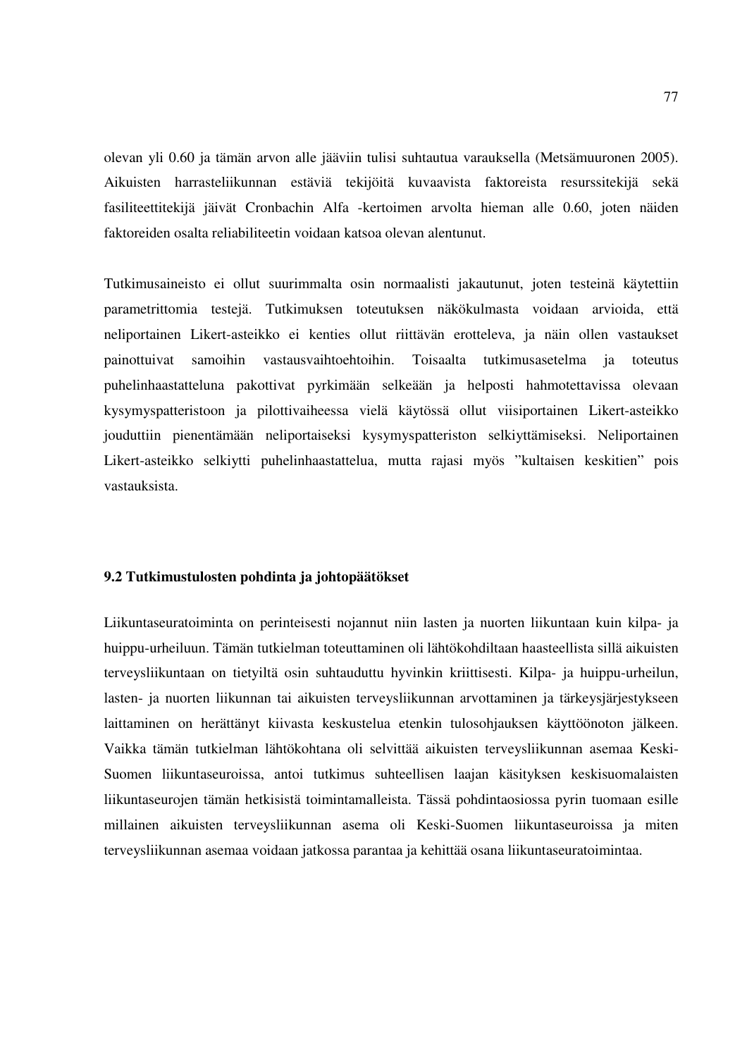olevan yli 0.60 ja tämän arvon alle jääviin tulisi suhtautua varauksella (Metsämuuronen 2005). Aikuisten harrasteliikunnan estäviä tekijöitä kuvaavista faktoreista resurssitekijä sekä fasiliteettitekijä jäivät Cronbachin Alfa -kertoimen arvolta hieman alle 0.60, joten näiden faktoreiden osalta reliabiliteetin voidaan katsoa olevan alentunut.

Tutkimusaineisto ei ollut suurimmalta osin normaalisti jakautunut, joten testeinä käytettiin parametrittomia testejä. Tutkimuksen toteutuksen näkökulmasta voidaan arvioida, että neliportainen Likert-asteikko ei kenties ollut riittävän erotteleva, ja näin ollen vastaukset painottuivat samoihin vastausvaihtoehtoihin. Toisaalta tutkimusasetelma ja toteutus puhelinhaastatteluna pakottivat pyrkimään selkeään ja helposti hahmotettavissa olevaan kysymyspatteristoon ja pilottivaiheessa vielä käytössä ollut viisiportainen Likert-asteikko jouduttiin pienentämään neliportaiseksi kysymyspatteriston selkiyttämiseksi. Neliportainen Likert-asteikko selkiytti puhelinhaastattelua, mutta rajasi myös ”kultaisen keskitien” pois vastauksista.

### 9.2 Tutkimustulosten pohdinta ja johtopäätökset

Liikuntaseuratoiminta on perinteisesti nojannut niin lasten ja nuorten liikuntaan kuin kilpa- ja huippu-urheiluun. Tämän tutkielman toteuttaminen oli lähtökohdiltaan haasteellista sillä aikuisten terveysliikuntaan on tietyiltä osin suhtauduttu hyvinkin kriittisesti. Kilpa- ja huippu-urheilun, lasten- ja nuorten liikunnan tai aikuisten terveysliikunnan arvottaminen ja tärkeysjärjestykseen laittaminen on herättänyt kiivasta keskustelua etenkin tulosohjauksen käyttöönoton jälkeen. Vaikka tämän tutkielman lähtökohtana oli selvittää aikuisten terveysliikunnan asemaa Keski-Suomen liikuntaseuroissa, antoi tutkimus suhteellisen laajan käsityksen keskisuomalaisten liikuntaseurojen tämän hetkisistä toimintamalleista. Tässä pohdintaosiossa pyrin tuomaan esille millainen aikuisten terveysliikunnan asema oli Keski-Suomen liikuntaseuroissa ja miten terveysliikunnan asemaa voidaan jatkossa parantaa ja kehittää osana liikuntaseuratoimintaa.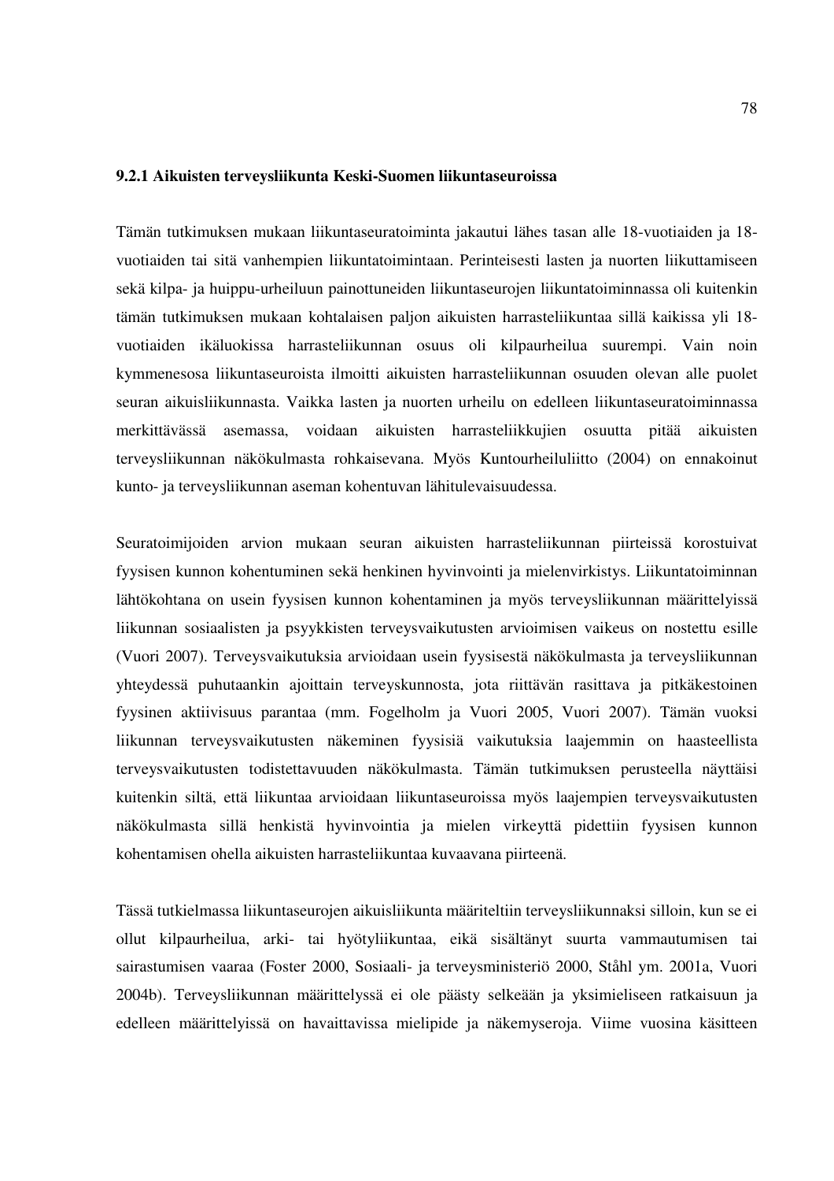### 9.2.1 Aikuisten terveysliikunta Keski-Suomen liikuntaseuroissa

Tämän tutkimuksen mukaan liikuntaseuratoiminta jakautui lähes tasan alle 18-vuotiaiden ja 18-vuotiaiden tai sitä vanhempien liikuntatoimintaan. Perinteisesti lasten ja nuorten liikuttamiseen sekä kilpa- ja huippu-urheiluun painottuneiden liikuntaseurojen liikuntatoiminnassa oli kuitenkin tämän tutkimuksen mukaan kohtalaisen paljon aikuisten harrasteliikuntaa sillä kaikissa yli 18-vuotiaiden ikäluokissa harrasteliikunnan osuus oli kilpaurheilua suurempi. Vain noin kymmenesosa liikuntaseuroista ilmoitti aikuisten harrasteliikunnan osuuden olevan alle puolet seuran aikuisliikunnasta. Vaikka lasten ja nuorten urheilu on edelleen liikuntaseuratoiminnassa merkittävässä asemassa, voidaan aikuisten harrasteliikkujien osuutta pitää aikuisten terveysliikunnan näkökulmasta rohkaisevana. Myös Kuntourheiluliitto (2004) on ennakoinut kunto- ja terveysliikunnan aseman kohentuvan lähitulevaisuudessa.

Seuratoimijoiden arvion mukaan seuran aikuisten harrasteliikunnan piirteissä korostuivat fyysisen kunnon kohentuminen sekä henkinen hyvinvointi ja mielenvirkistys. Liikuntatoiminnan lähtökohtana on usein fyysisen kunnon kohentaminen ja myös terveysliikunnan määrittelyissä liikunnan sosiaalisten ja psyykkisten terveysvaikutusten arvioimisen vaikeus on nostettu esille (Vuori 2007). Terveysvaikutuksia arvioidaan usein fyysisestä näkökulmasta ja terveysliikunnan yhteydessä puhutaankin ajoittain terveyskunnosta, jota riittävän rasittava ja pitkäkestoinen fyysinen aktiivisuus parantaa (mm. Fogelholm ja Vuori 2005, Vuori 2007). Tämän vuoksi liikunnan terveysvaikutusten näkeminen fyysisiä vaikutuksia laajemmin on haasteellista terveysvaikutusten todistettavuuden näkökulmasta. Tämän tutkimuksen perusteella näyttäisi kuitenkin siltä, että liikuntaa arvioidaan liikuntaseuroissa myös laajempien terveysvaikutusten näkökulmasta sillä henkistä hyvinvointia ja mielen virkeyttä pidettiin fyysisen kunnon kohentamisen ohella aikuisten harrasteliikuntaa kuvaavana piirteenä.

Tässä tutkielmassa liikuntaseurojen aikuisliikunta määriteltiin terveysliikunnaksi silloin, kun se ei ollut kilpaurheilua, arki- tai hyötyliikuntaa, eikä sisältänyt suurta vammautumisen tai sairastumisen vaaraa (Foster 2000, Sosiaali- ja terveysministeriö 2000, Ståhl ym. 2001a, Vuori 2004b). Terveysliikunnan määrittelyssä ei ole päästy selkeään ja yksimieliseen ratkaisuun ja edelleen määrittelyissä on havaittavissa mielipide ja näkemyseroja. Viime vuosina käsitteen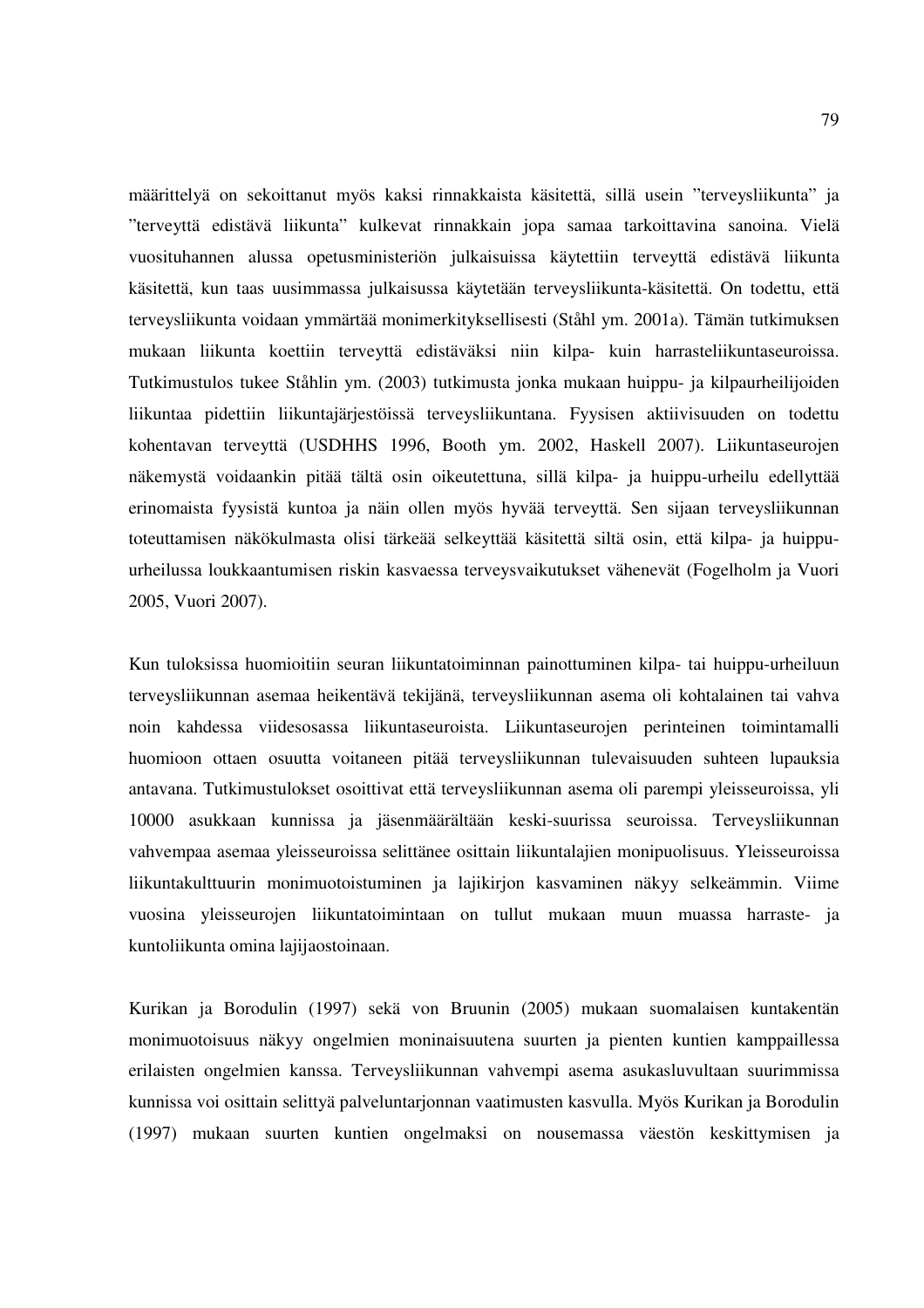määrittelyä on sekoittanut myös kaksi rinnakkaista käsitettä, sillä usein ”terveysliikunta” ja ”terveyttä edistävä liikunta” kulkevat rinnakkain jopa samaa tarkoittavina sanoina. Vielä vuosituhannen alussa opetusministeriön julkaisuissa käytettiin terveyttä edistävä liikunta käsitettä, kun taas uusimmassa julkaisussa käytetään terveysliikunta-käsitettä. On todettu, että terveysliikunta voidaan ymmärtää monimerkityksellisesti (Ståhl ym. 2001a). Tämän tutkimuksen mukaan liikunta koettiin terveyttä edistäväksi niin kilpa- kuin harrasteliikuntaseuroissa. Tutkimustulos tukee Ståhlin ym. (2003) tutkimusta jonka mukaan huippu- ja kilpaurheilijoiden liikuntaa pidettiin liikuntajärjestöissä terveysliikuntana. Fyysisen aktiivisuuden on todettu kohentavan terveyttä (USDHHS 1996, Booth ym. 2002, Haskell 2007). Liikuntaseurojen näkemystä voidaankin pitää tältä osin oikeutettuna, sillä kilpa- ja huippu-urheilu edellyttää erinomaista fyysistä kuntoa ja näin ollen myös hyvää terveyttä. Sen sijaan terveysliikunnan toteuttamisen näkökulmasta olisi tärkeää selkeyttää käsitettä siltä osin, että kilpa- ja huippu-urheilussa loukkaantumisen riskin kasvaessa terveysvaikutukset vähenevät (Fogelholm ja Vuori 2005, Vuori 2007).

Kun tuloksissa huomioitiin seuran liikuntatoiminnan painottuminen kilpa- tai huippu-urheiluun terveysliikunnan asemaa heikentävä tekijänä, terveysliikunnan asema oli kohtalainen tai vahva noin kahdessa viidesosassa liikuntaseuroista. Liikuntaseurojen perinteinen toimintamalli huomioon ottaen osuutta voitaneen pitää terveysliikunnan tulevaisuuden suhteen lupauksia antavana. Tutkimustulokset osoittivat että terveysliikunnan asema oli parempi yleisseuroissa, yli 10000 asukkaan kunnissa ja jäsenmäärältään keski-suurissa seuroissa. Terveysliikunnan vahvempaa asemaa yleisseuroissa selittänee osittain liikuntalajien monipuolisuus. Yleisseuroissa liikuntakulttuurin monimuotoistuminen ja lajikirjon kasvaminen näkyy selkeämmin. Viime vuosina yleisseurojen liikuntatoimintaan on tullut mukaan muun muassa harraste- ja kuntoliikunta omina lajijaostoinaan.

Kurikan ja Borodulin (1997) sekä von Bruunin (2005) mukaan suomalaisen kuntakentän monimuotoisuus näkyy ongelmien moninaisuutena suurten ja pienten kuntien kamppaillessa erilaisten ongelmien kanssa. Terveysliikunnan vahvempi asema asukasluvultaan suurimmissa kunnissa voi osittain selittyä palveluntarjonnan vaatimusten kasvulla. Myös Kurikan ja Borodulin (1997) mukaan suurten kuntien ongelmaksi on nousemassa väestön keskittymisen ja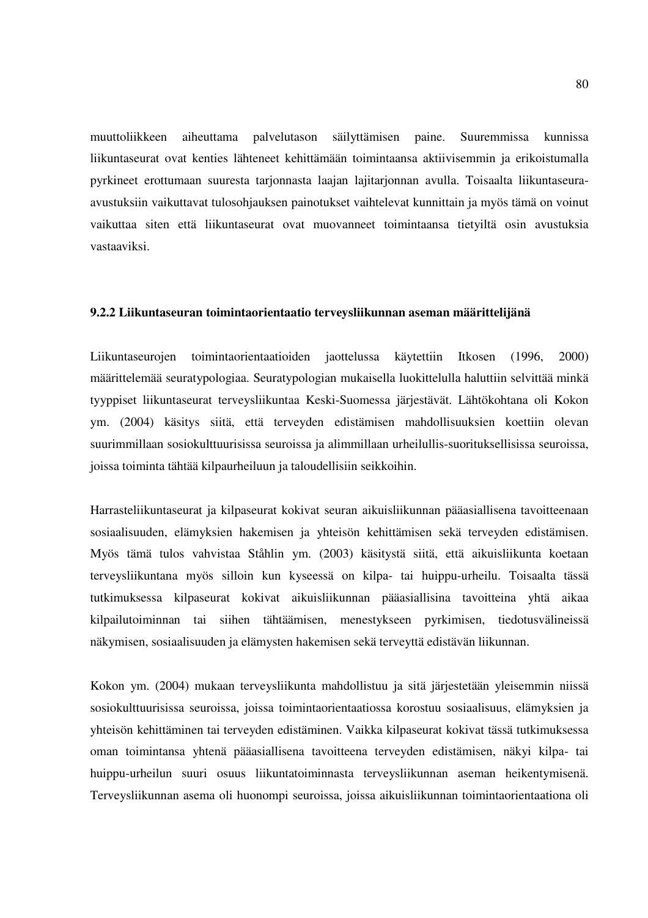muuttoliikkeen aiheuttama palvelutason säilyttämisen paine. Suuremmissa kunnissa liikuntaseurat ovat kenties lähteneet kehittämään toimintaansa aktiivisemmin ja erikoistumalla pyrkineet erottumaan suuresta tarjonnasta laajan lajitarjonnan avulla. Toisaalta liikuntaseura-avustuksiin vaikuttavat tulosohjauksen painotukset vaihtelevat kunnittain ja myös tämä on voinut vaikuttaa siten että liikuntaseurat ovat muovanneet toimintaansa tietyiltä osin avustuksia vastaaviksi.

### 9.2.2 Liikuntaseuran toimintaorientaatio terveysliikunnan aseman määrittelijänä

Liikuntaseurojen toimintaorientaatioiden jaottelussa käytettiin Itkosen (1996, 2000) määrittelemää seuratypologiaa. Seuratypologian mukaisella luokittelulla haluttiin selvittää minkä tyyppiset liikuntaseurat terveysliikuntaa Keski-Suomessa järjestävät. Lähtökohtana oli Kokon ym. (2004) käsitys siitä, että terveyden edistämisen mahdollisuuksien koettiin olevan suurimmillaan sosiokulttuurisissa seuroissa ja alimmillaan urheilullis-suorituksellisissa seuroissa, joissa toiminta tähtää kilpaurheiluun ja taloudellisiin seikkoihin.

Harrasteliikuntaseurat ja kilpaseurat kokivat seuran aikuisliikunnan pääasiallisena tavoitteenaan sosiaalisuuden, elämyksien hakemisen ja yhteisön kehittämisen sekä terveyden edistämisen. Myös tämä tulos vahvistaa Ståhlin ym. (2003) käsitystä siitä, että aikuisliikunta koetaan terveysliikuntana myös silloin kun kyseessä on kilpa- tai huippu-urheilu. Toisaalta tässä tutkimuksessa kilpaseurat kokivat aikuisliikunnan pääasiallisina tavoitteina yhtä aikaa kilpailutoiminnan tai siihen tähtäämisen, menestykseen pyrkimisen, tiedotusvälineissä näkymisen, sosiaalisuuden ja elämysten hakemisen sekä terveyttä edistävän liikunnan.

Kokon ym. (2004) mukaan terveysliikunta mahdollistuu ja sitä järjestetään yleisemmin niissä sosiokulttuurisissa seuroissa, joissa toimintaorientaatiossa korostuu sosiaalisuus, elämyksien ja yhteisön kehittäminen tai terveyden edistäminen. Vaikka kilpaseurat kokivat tässä tutkimuksessa oman toimintansa yhtenä pääasiallisena tavoitteena terveyden edistämisen, näkyi kilpa- tai huippu-urheilun suuri osuus liikuntatoiminnasta terveysliikunnan aseman heikentymisenä. Terveysliikunnan asema oli huonompi seuroissa, joissa aikuisliikunnan toimintaorientaationa oli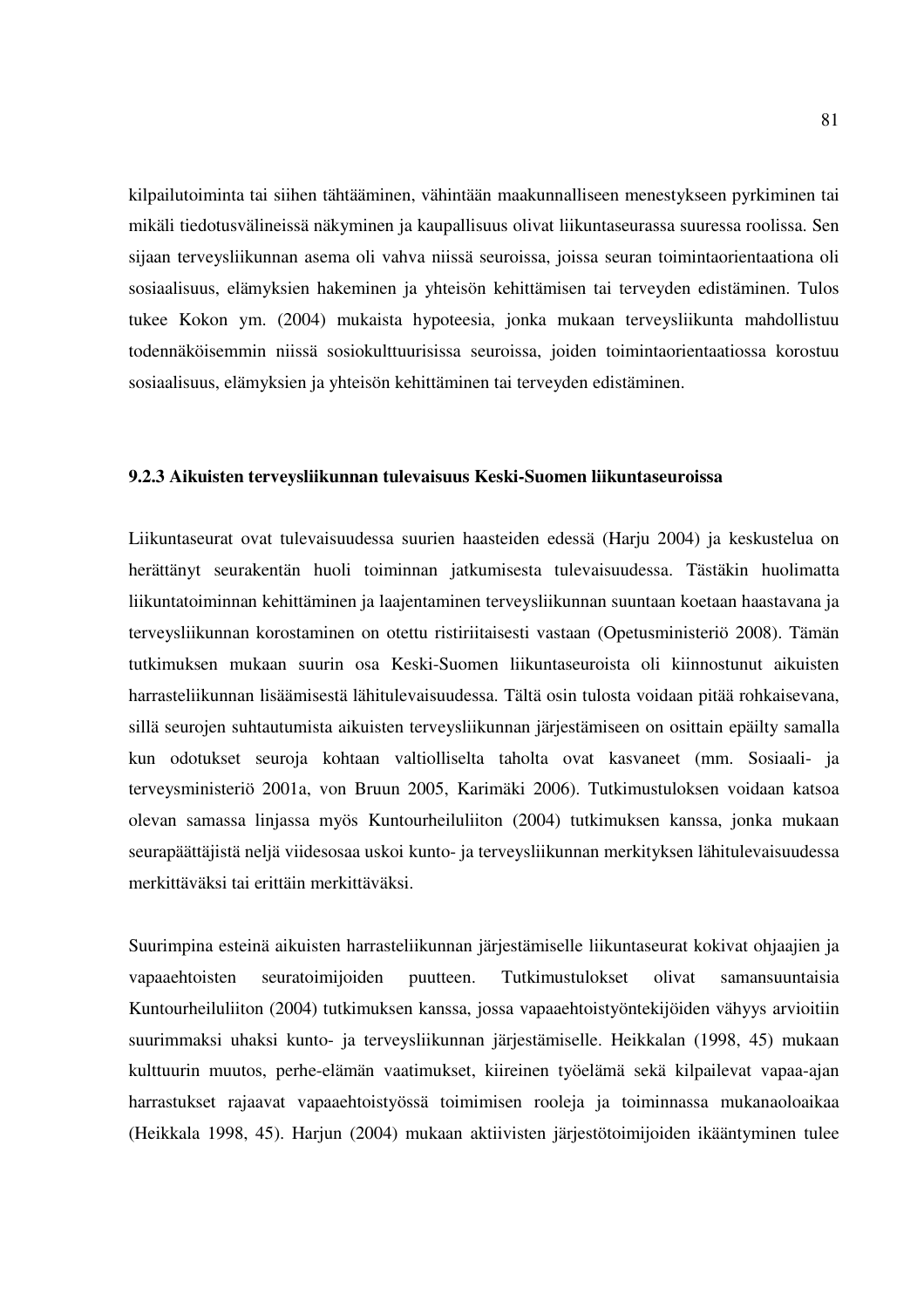kilpailutoiminta tai siihen tähtääminen, vähintään maakunnalliseen menestykseen pyrkiminen tai mikäli tiedotusvälineissä näkyminen ja kaupallisuus olivat liikuntaseurassa suuressa roolissa. Sen sijaan terveysliikunnan asema oli vahva niissä seuroissa, joissa seuran toimintaorientaationa oli sosiaalisuus, elämyksien hakeminen ja yhteisön kehittämisen tai terveyden edistäminen. Tulos tukee Kokon ym. (2004) mukaista hypoteesia, jonka mukaan terveysliikunta mahdollistuu todennäköisemmin niissä sosiokulttuurisissa seuroissa, joiden toimintaorientaatiossa korostuu sosiaalisuus, elämyksien ja yhteisön kehittäminen tai terveyden edistäminen.

### 9.2.3 Aikuisten terveysliikunnan tulevaisuus Keski-Suomen liikuntaseuroissa

Liikuntaseurat ovat tulevaisuudessa suurien haasteiden edessä (Harju 2004) ja keskustelua on herättänyt seurakentän huoli toiminnan jatkumisesta tulevaisuudessa. Tästäkin huolimatta liikuntatoiminnan kehittäminen ja laajentaminen terveysliikunnan suuntaan koetaan haastavana ja terveysliikunnan korostaminen on otettu ristiriitaisesti vastaan (Opetusministeriö 2008). Tämän tutkimuksen mukaan suurin osa Keski-Suomen liikuntaseuroista oli kiinnostunut aikuisten harrasteliikunnan lisäämisestä lähitulevaisuudessa. Tältä osin tulosta voidaan pitää rohkaisevana, sillä seurojen suhtautumista aikuisten terveysliikunnan järjestämiseen on osittain epäilty samalla kun odotukset seuroja kohtaan valtiolliselta taholta ovat kasvaneet (mm. Sosiaali- ja terveysministeriö 2001a, von Bruun 2005, Karimäki 2006). Tutkimustuloksen voidaan katsoa olevan samassa linjassa myös Kuntourheiluliiton (2004) tutkimuksen kanssa, jonka mukaan seurapäättäjistä neljä viidesosaa uskoi kunto- ja terveysliikunnan merkityksen lähitulevaisuudessa merkittäväksi tai erittäin merkittäväksi.

Suurimpina esteinä aikuisten harrasteliikunnan järjestämiselle liikuntaseurat kokivat ohjaajien ja vapaaehtoisten seuratoimijoiden puutteen. Tutkimustulokset olivat samansuuntaisia Kuntourheiluliiton (2004) tutkimuksen kanssa, jossa vapaaehtoistyöntekijöiden vähyys arvioitiin suurimmaksi uhaksi kunto- ja terveysliikunnan järjestämiselle. Heikkalan (1998, 45) mukaan kulttuurin muutos, perhe-elämän vaatimukset, kiireinen työelämä sekä kilpailevat vapaa-ajan harrastukset rajaavat vapaaehtoistyössä toimimisen rooleja ja toiminnassa mukanaoloaikaa (Heikkala 1998, 45). Harjun (2004) mukaan aktiivisten järjestötoimijoiden ikääntyminen tulee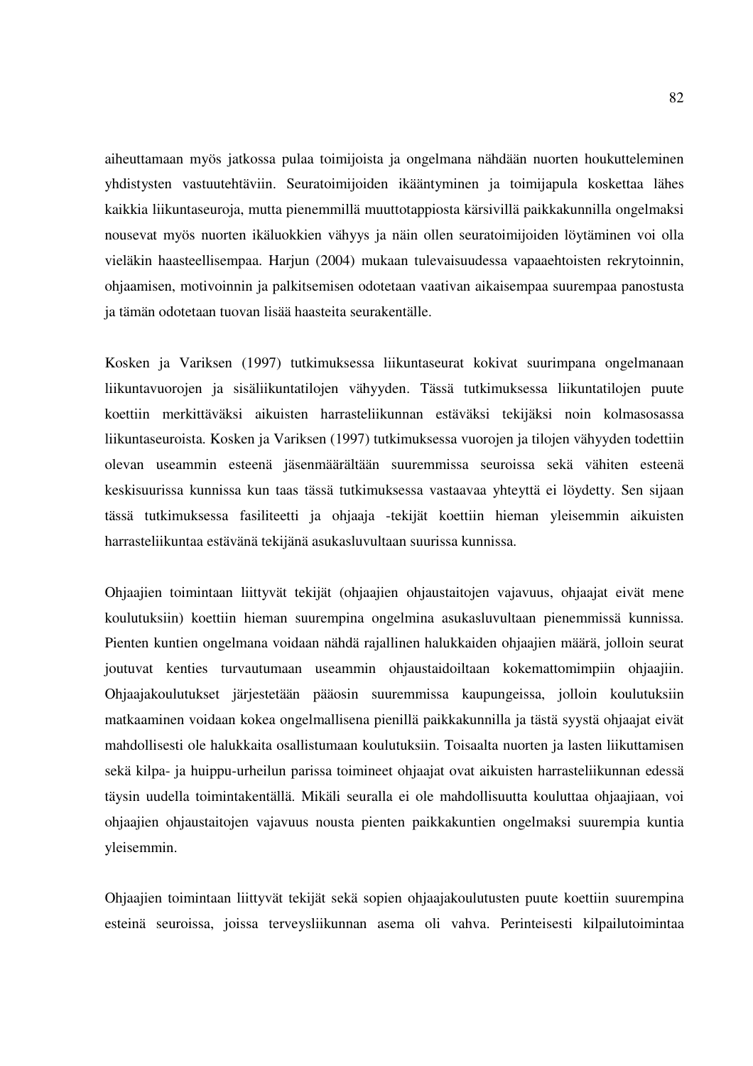aiheuttamaan myös jatkossa pulaa toimijoista ja ongelmana nähdään nuorten houkutteleminen yhdistysten vastuutehtäviin. Seuratoimijoiden ikääntyminen ja toimijapula koskettaa lähes kaikkia liikuntaseuroja, mutta pienemmillä muuttotappiosta kärsivillä paikkakunnilla ongelmaksi nousevat myös nuorten ikäluokkien vähyys ja näin ollen seuratoimijoiden löytäminen voi olla vieläkin haasteellisempaa. Harjun (2004) mukaan tulevaisuudessa vapaaehtoisten rekrytoinnin, ohjaamisen, motivoinnin ja palkitsemisen odotetaan vaativan aikaisempaa suurempaa panostusta ja tämän odotetaan tuovan lisää haasteita seurakentälle.

Kosken ja Variksen (1997) tutkimuksessa liikuntaseurat kokivat suurimpana ongelmanaan liikuntavuorojen ja sisäliikuntatilojen vähyyden. Tässä tutkimuksessa liikuntatilojen puute koettiin merkittäväksi aikuisten harrasteliikunnan estäväksi tekijäksi noin kolmasosassa liikuntaseuroista. Kosken ja Variksen (1997) tutkimuksessa vuorojen ja tilojen vähyyden todettiin olevan useammin esteenä jäsenmäärältään suuremmissa seuroissa sekä vähiten esteenä keskisuurissa kunnissa kun taas tässä tutkimuksessa vastaavaa yhteyttä ei löydetty. Sen sijaan tässä tutkimuksessa fasiliteetti ja ohjaaja -tekijät koettiin hieman yleisemmin aikuisten harrasteliikuntaa estävänä tekijänä asukasluvultaan suurissa kunnissa.

Ohjaajien toimintaan liittyvät tekijät (ohjaajien ohjaustaitojen vajavuus, ohjaajat eivät mene koulutuksiin) koettiin hieman suurempina ongelmina asukasluvultaan pienemmissä kunnissa. Pienten kuntien ongelmana voidaan nähdä rajallinen halukkaiden ohjaajien määrä, jolloin seurat joutuvat kenties turvautumaan useammin ohjaustaidoiltaan kokemattomimpiin ohjaajiin. Ohjaajakoulutukset järjestetään pääosin suuremmissa kaupungeissa, jolloin koulutuksiin matkaaminen voidaan kokea ongelmallisena pienillä paikkakunnilla ja tästä syystä ohjaajat eivät mahdollisesti ole halukkaita osallistumaan koulutuksiin. Toisaalta nuorten ja lasten liikuttamisen sekä kilpa- ja huippu-urheilun parissa toimineet ohjaajat ovat aikuisten harrasteliikunnan edessä täysin uudella toimintakentällä. Mikäli seuralla ei ole mahdollisuutta kouluttaa ohjaajiaan, voi ohjaajien ohjaustaitojen vajavuus nousta pienten paikkakuntien ongelmaksi suurempia kuntia yleisemmin.

Ohjaajien toimintaan liittyvät tekijät sekä sopien ohjaajakoulutusten puute koettiin suurempina esteinä seuroissa, joissa terveysliikunnan asema oli vahva. Perinteisesti kilpailutoimintaa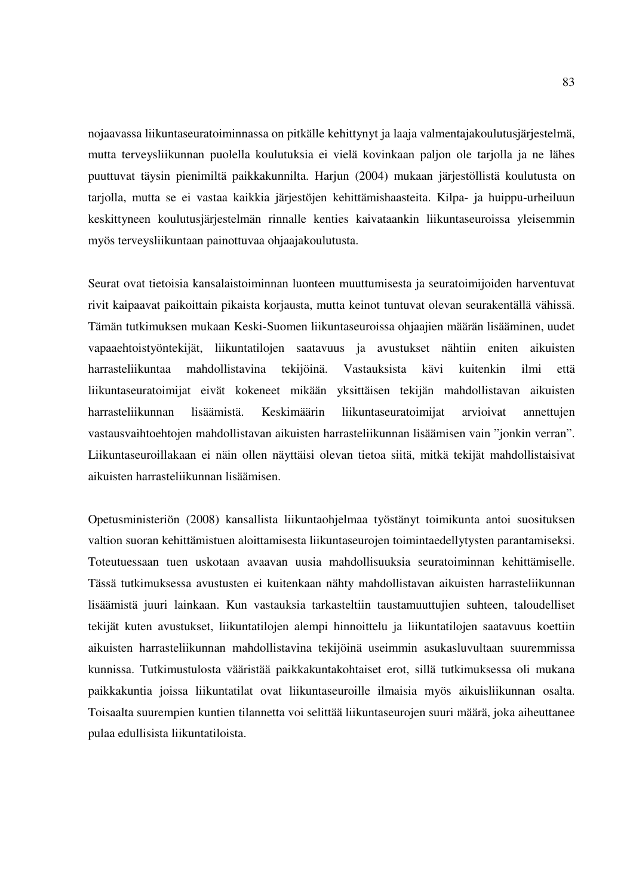nojaavassa liikuntaseuratoiminnassa on pitkälle kehittynyt ja laaja valmentajakoulutusjärjestelmä, mutta terveysliikunnan puolella koulutuksia ei vielä kovinkaan paljon ole tarjolla ja ne lähes puuttuvat täysin pienimiltä paikkakunnilta. Harjun (2004) mukaan järjestöllistä koulutusta on tarjolla, mutta se ei vastaa kaikkia järjestöjen kehittämishaasteita. Kilpa- ja huippu-urheiluun keskittyneen koulutusjärjestelmän rinnalle kenties kaivataankin liikuntaseuroissa yleisemmin myös terveysliikuntaan painottuvaa ohjaajakoulutusta.

Seurat ovat tietoisia kansalaistoiminnan luonteen muuttumisesta ja seuratoimijoiden harventuvat rivit kaipaavat paikoittain pikaista korjausta, mutta keinot tuntuvat olevan seurakentällä vähissä. Tämän tutkimuksen mukaan Keski-Suomen liikuntaseuroissa ohjaajien määrän lisääminen, uudet vapaaehtoistyöntekijät, liikuntatilojen saatavuus ja avustukset nähtiin eniten aikuisten harrasteliikuntaa mahdollistavina tekijöinä. Vastauksista kävi kuitenkin ilmi että liikuntaseuratoimijat eivät kokeneet mikään yksittäisen tekijän mahdollistavan aikuisten harrasteliikunnan lisäämistä. Keskimäärin liikuntaseuratoimijat arvioivat annettujen vastausvaihtoehtojen mahdollistavan aikuisten harrasteliikunnan lisäämisen vain "jonkin verran". Liikuntaseuroillakaan ei näin ollen näyttäisi olevan tietoa siitä, mitkä tekijät mahdollistaisivat aikuisten harrasteliikunnan lisäämisen.

Opetusministeriön (2008) kansallista liikuntaohjelmaa työstänyt toimikunta antoi suosituksen valtion suoran kehittämistuen aloittamisesta liikuntaseurojen toimintaedellytysten parantamiseksi. Toteutuessaan tuen uskotaan avaavan uusia mahdollisuuksia seuratoiminnan kehittämiselle. Tässä tutkimuksessa avustusten ei kuitenkaan nähty mahdollistavan aikuisten harrasteliikunnan lisäämistä juuri lainkaan. Kun vastauksia tarkasteltiin taustamuuttujien suhteen, taloudelliset tekijät kuten avustukset, liikuntatilojen alempi hinnoittelu ja liikuntatilojen saatavuus koettiin aikuisten harrasteliikunnan mahdollistavina tekijöinä useimmin asukasluvultaan suuremmissa kunnissa. Tutkimustulosta vääristää paikkakuntakohtaiset erot, sillä tutkimuksessa oli mukana paikkakuntia joissa liikuntatilat ovat liikuntaseuroille ilmaisia myös aikuisliikunnan osalta. Toisaalta suurempien kuntien tilannetta voi selittää liikuntaseurojen suuri määrä, joka aiheuttanee pulaa edullisista liikuntatiloista.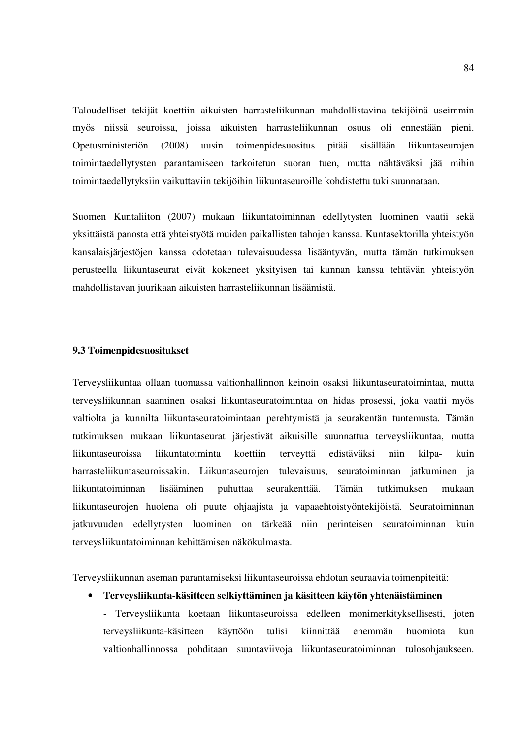Taloudelliset tekijät koettiin aikuisten harrasteliikunnan mahdollistavina tekijöinä useimmin myös niissä seuroissa, joissa aikuisten harrasteliikunnan osuus oli ennestään pieni. Opetusministeriön (2008) uusin toimenpidesuositus pitää sisällään liikuntaseurojen toimintaedellytysten parantamiseen tarkoitetun suoran tuen, mutta nähtäväksi jää mihin toimintaedellytyksiin vaikuttaviin tekijöihin liikuntaseuroille kohdistettu tuki suunnataan.

Suomen Kuntaliiton (2007) mukaan liikuntatoiminnan edellytysten luominen vaatii sekä yksittäistä panosta että yhteistyötä muiden paikallisten tahojen kanssa. Kuntasektorilla yhteistyön kansalaisjärjestöjen kanssa odotetaan tulevaisuudessa lisääntyvän, mutta tämän tutkimuksen perusteella liikuntaseurat eivät kokeneet yksityisen tai kunnan kanssa tehtävän yhteistyön mahdollistavan juurikaan aikuisten harrasteliikunnan lisäämistä.

### 9.3 Toimenpidesuositukset

Terveysliikuntaa ollaan tuomassa valtionhallinnon keinoin osaksi liikuntaseuratoimintaa, mutta terveysliikunnan saaminen osaksi liikuntaseuratoimintaa on hidas prosessi, joka vaatii myös valtiolta ja kunnilta liikuntaseuratoimintaan perehtymistä ja seurakentän tuntemusta. Tämän tutkimuksen mukaan liikuntaseurat järjestivät aikuisille suunnattua terveysliikuntaa, mutta liikuntaseuroissa liikuntatoiminta koettiin terveyttä edistäväksi niin kilpa- kuin harrasteliikuntaseuroissakin. Liikuntaseurojen tulevaisuus, seuratoiminnan jatkuminen ja liikuntatoiminnan lisääminen puhuttaa seurakenttää. Tämän tutkimuksen mukaan liikuntaseurojen huolena oli puute ohjaajista ja vapaaehtoistyöntekijöistä. Seuratoiminnan jatkuvuuden edellytysten luominen on tärkeää niin perinteisen seuratoiminnan kuin terveysliikuntatoiminnan kehittämisen näkökulmasta.

Terveysliikunnan aseman parantamiseksi liikuntaseuroissa ehdotan seuraavia toimenpiteitä:

- **Terveysliikunta-käsitteen selkiyttäminen ja käsitteen käytön yhtenäistäminen**
  - Terveysliikunta koetaan liikuntaseuroissa edelleen monimerkityksellisesti, joten terveysliikunta-käsitteen käyttöön tulisi kiinnittää enemmän huomiota kun valtionhallinnossa pohditaan suuntaviivoja liikuntaseuratoiminnan tulosohjaukseen.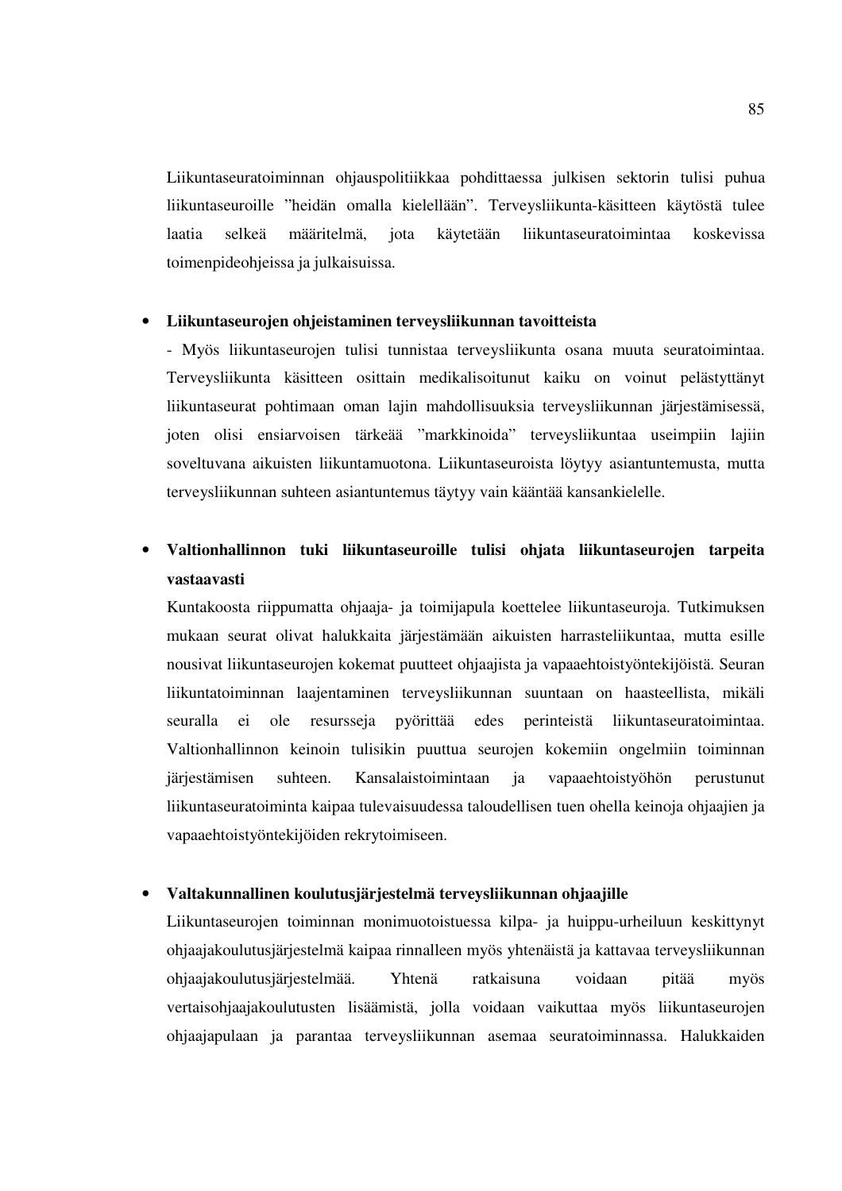Liikuntaseuratoiminnan ohjauspolitiikkaa pohdittaessa julkisen sektorin tulisi puhua liikuntaseuroille ”heidän omalla kielellään”. Terveysliikunta-käsitteen käytöstä tulee laatia selkeä määritelmä, jota käytetään liikuntaseuratoimintaa koskevissa toimenpideohjeissa ja julkaisuissa.

- **Liikuntaseurojen ohjeistaminen terveysliikunnan tavoitteista**

  - Myös liikuntaseurojen tulisi tunnistaa terveysliikunta osana muuta seuratoimintaa. Terveysliikunta käsitteen osittain medikalisoitunut kaiku on voinut pelästyttänyt liikuntaseurat pohtimaan oman lajin mahdollisuuksia terveysliikunnan järjestämisessä, joten olisi ensiarvoisen tärkeää ”markkinoida” terveysliikuntaa useimpiin lajiin soveltuvana aikuisten liikuntamuotona. Liikuntaseuroista löytyy asiantuntemusta, mutta terveysliikunnan suhteen asiantuntemus täytyy vain kääntää kansankielelle.

- **Valtionhallinnon tuki liikuntaseuroille tulisi ohjata liikuntaseurojen tarpeita vastaavasti**

  Kuntakoosta riippumatta ohjaaja- ja toimijapula koettelee liikuntaseuroja. Tutkimuksen mukaan seurat olivat halukkaita järjestämään aikuisten harrasteliikuntaa, mutta esille nousivat liikuntaseurojen kokemat puutteet ohjaajista ja vapaaehtoistyöntekijöistä. Seuran liikuntatoiminnan laajentaminen terveysliikunnan suuntaan on haasteellista, mikäli seuralla ei ole resursseja pyörittää edes perinteistä liikuntaseuratoimintaa. Valtionhallinnon keinoin tulisikin puuttua seurojen kokemiin ongelmiin toiminnan järjestämisen suhteen. Kansalaistoimintaan ja vapaaehtoistyöhön perustunut liikuntaseuratoiminta kaipaa tulevaisuudessa taloudellisen tuen ohella keinoja ohjaajien ja vapaaehtoistyöntekijöiden rekrytoimiseen.

- **Valtakunnallinen koulutusjärjestelmä terveysliikunnan ohjaajille**

  Liikuntaseurojen toiminnan monimuotoistuessa kilpa- ja huippu-urheiluun keskittynyt ohjaajakoulutusjärjestelmä kaipaa rinnalleen myös yhtenäistä ja kattavaa terveysliikunnan ohjaajakoulutusjärjestelmää. Yhtenä ratkaisuna voidaan pitää myös vertaisohjaajakoulutusten lisäämistä, jolla voidaan vaikuttaa myös liikuntaseurojen ohjaajapulaan ja parantaa terveysliikunnan asemaa seuratoiminnassa. Halukkaiden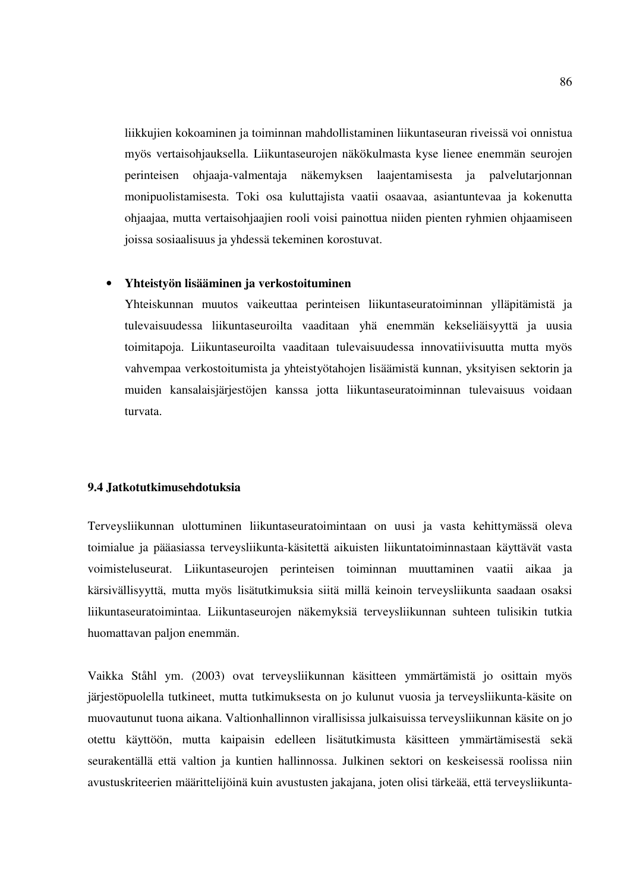liikkujien kokoaminen ja toiminnan mahdollistaminen liikuntaseuran riveissä voi onnistua myös vertaisohjauksella. Liikuntaseurojen näkökulmasta kyse lienee enemmän seurojen perinteisen ohjaaja-valmentaja näkemyksen laajentamisesta ja palvelutarjonnan monipuolistamisesta. Toki osa kuluttajista vaatii osaavaa, asiantuntevaa ja kokenutta ohjaajaa, mutta vertaisohjaajien rooli voisi painottua niiden pienten ryhmien ohjaamiseen joissa sosiaalisuus ja yhdessä tekeminen korostuvat.

- **Yhteistyön lisääminen ja verkostoituminen**
  Yhteiskunnan muutos vaikuttaa perinteisen liikuntaseuratoiminnan ylläpitämistä ja tulevaisuudessa liikuntaseuroilta vaaditaan yhä enemmän kekseliäisyyttä ja uusia toimitapoja. Liikuntaseuroilta vaaditaan tulevaisuudessa innovatiivisuutta mutta myös vahvempaa verkostoitumista ja yhteistyötahojen lisäämistä kunnan, yksityisen sektorin ja muiden kansalaisjärjestöjen kanssa jotta liikuntaseuratoiminnan tulevaisuus voidaan turvata.

### 9.4 Jatkotutkimusehdotuksia

Terveysliikunnan ulottuminen liikuntaseuratoimintaan on uusi ja vasta kehittymässä oleva toimialue ja pääasiassa terveysliikunta-käsitettä aikuisten liikuntatoiminnastaan käyttävät vasta voimisteluseurat. Liikuntaseurojen perinteisen toiminnan muuttaminen vaatii aikaa ja kärsivällisyyttä, mutta myös lisätutkimuksia siitä millä keinoin terveysliikunta saadaan osaksi liikuntaseuratoimintaa. Liikuntaseurojen näkemyksiä terveysliikunnan suhteen tulisikin tutkia huomattavan paljon enemmän.

Vaikka Ståhl ym. (2003) ovat terveysliikunnan käsitteen ymmärtämistä jo osittain myös järjestöpuolella tutkineet, mutta tutkimuksesta on jo kulunut vuosia ja terveysliikunta-käsite on muovautunut tuona aikana. Valtionhallinnon virallisissa julkaisuissa terveysliikunnan käsite on jo otettu käyttöön, mutta kaipaisin edelleen lisätutkimusta käsitteen ymmärtämisestä sekä seurakentällä että valtion ja kuntien hallinnossa. Julkinen sektori on keskeisessä roolissa niin avustuskriteerien määrittelijöinä kuin avustusten jakajana, joten olisi tärkeää, että terveysliikunta-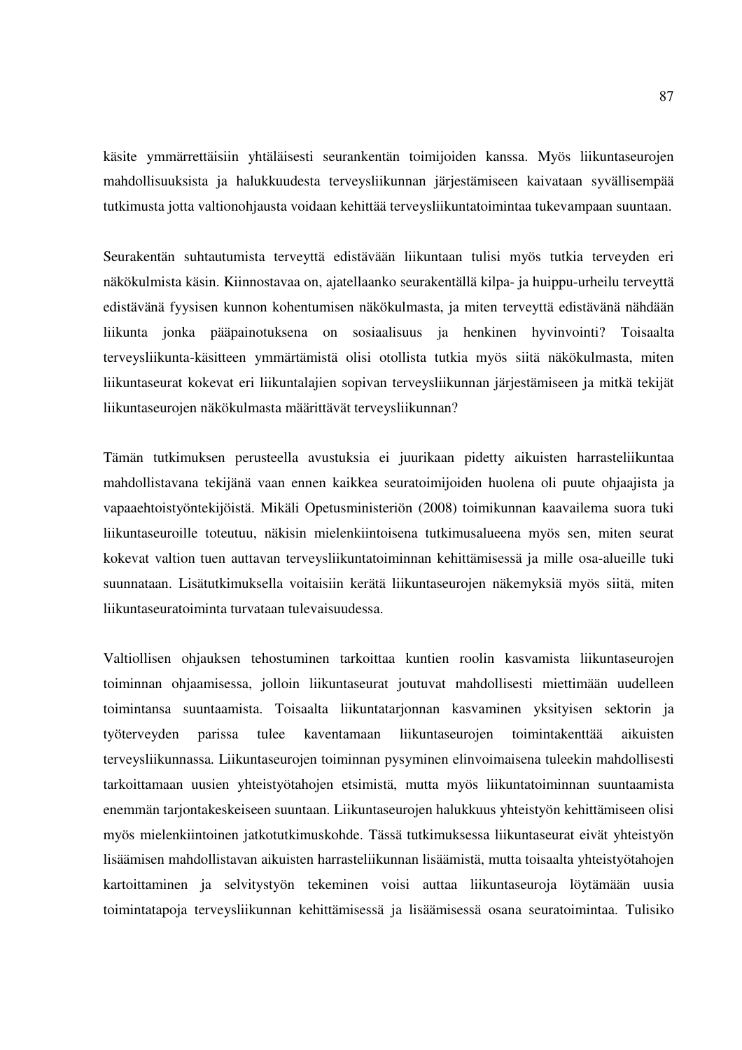käsite ymmärrettäisiin yhtäläisesti seurankentän toimijoiden kanssa. Myös liikuntaseurojen mahdollisuuksista ja halukkuudesta terveysliikunnan järjestämiseen kaivataan syvällisempää tutkimusta jotta valtionohjausta voidaan kehittää terveysliikuntatoimintaa tukevampaan suuntaan.

Seurakentän suhtautumista terveyttä edistävään liikuntaan tulisi myös tutkia terveyden eri näkökulmista käsin. Kiinnostavaa on, ajatellaanko seurakentällä kilpa- ja huippu-urheilu terveyttä edistävänä fyysisen kunnon kohentumisen näkökulmasta, ja miten terveyttä edistävänä nähdään liikunta jonka pääpainotuksena on sosiaalisuus ja henkinen hyvinvointi? Toisaalta terveysliikunta-käsitteen ymmärtämistä olisi otollista tutkia myös siitä näkökulmasta, miten liikuntaseurat kokevat eri liikuntalajien sopivan terveysliikunnan järjestämiseen ja mitkä tekijät liikuntaseurojen näkökulmasta määrittävät terveysliikunnan?

Tämän tutkimuksen perusteella avustuksia ei juurikaan pidetty aikuisten harrasteliikuntaa mahdollistavana tekijänä vaan ennen kaikkea seuratoimijoiden huolena oli puute ohjaajista ja vapaaehtoistyöntekijöistä. Mikäli Opetusministeriön (2008) toimikunnan kaavailema suora tuki liikuntaseuroille toteutuu, näkisin mielenkiintoisena tutkimusalueena myös sen, miten seurat kokevat valtion tuen auttavan terveysliikuntatoiminnan kehittämisessä ja mille osa-alueille tuki suunnataan. Lisätutkimuksella voitaisiin kerätä liikuntaseurojen näkemyksiä myös siitä, miten liikuntaseuratoiminta turvataan tulevaisuudessa.

Valtiollisen ohjauksen tehostuminen tarkoittaa kuntien roolin kasvamista liikuntaseurojen toiminnan ohjaamisessa, jolloin liikuntaseurat joutuvat mahdollisesti miettimään uudelleen toimintansa suuntaamista. Toisaalta liikuntatarjonnan kasvaminen yksityisen sektorin ja työterveyden parissa tulee kaventamaan liikuntaseurojen toimintakenttää aikuisten terveysliikunnassa. Liikuntaseurojen toiminnan pysyminen elinvoimaisena tuleekin mahdollisesti tarkoittamaan uusien yhteistyötahojen etsimistä, mutta myös liikuntatoiminnan suuntaamista enemmän tarjontakeskeiseen suuntaan. Liikuntaseurojen halukkuus yhteistyön kehittämiseen olisi myös mielenkiintoinen jatkotutkimuskohde. Tässä tutkimuksessa liikuntaseurat eivät yhteistyön lisäämisen mahdollistavan aikuisten harrasteliikunnan lisäämistä, mutta toisaalta yhteistyötahojen kartoittaminen ja selvitystyön tekeminen voisi auttaa liikuntaseuroja löytämään uusia toimintatapoja terveysliikunnan kehittämisessä ja lisäämisessä osana seuratoimintaa. Tulisiko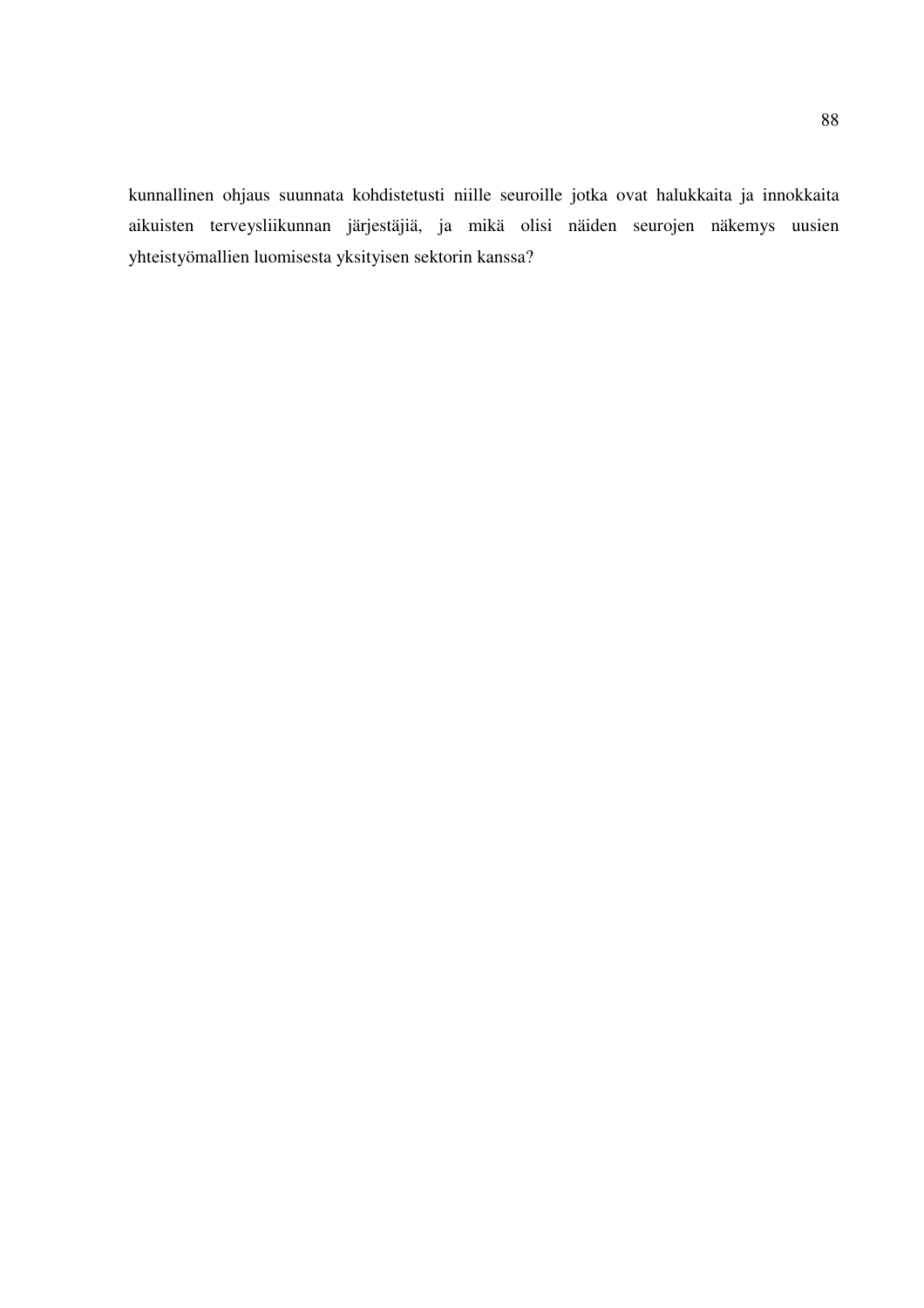kunnallinen ohjaus suunnata kohdistetusti niille seuroille jotka ovat halukkaita ja innokkaita aikuisten terveysliikunnan järjestäjiä, ja mikä olisi näiden seurojen näkemys uusien yhteistyömallien luomisesta yksityisen sektorin kanssa?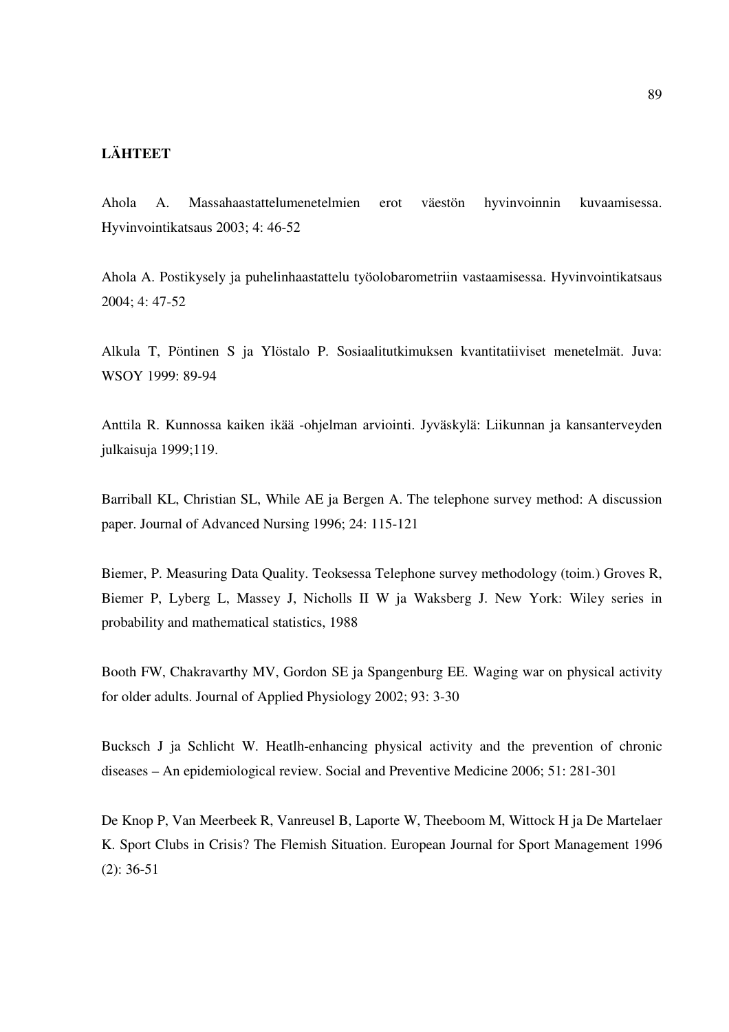## LÄHTEET

Ahola A. Massahaastattelumenetelmien erot väestön hyvinvoinnin kuvaamisessa. Hyvinvointikatsaus 2003; 4: 46-52

Ahola A. Postikysely ja puhelinhaastattelu työolobarometriin vastaamisessa. Hyvinvointikatsaus 2004; 4: 47-52

Alkula T, Pöntinen S ja Ylöstalo P. Sosiaalitutkimuksen kvantitatiiviset menetelmät. Juva: WSOY 1999: 89-94

Anttila R. Kunnossa kaiken ikää -ohjelman arviointi. Jyväskylä: Liikunnan ja kansanterveyden julkaisuja 1999;119.

Barriball KL, Christian SL, While AE ja Bergen A. The telephone survey method: A discussion paper. Journal of Advanced Nursing 1996; 24: 115-121

Biemer, P. Measuring Data Quality. Teoksessa Telephone survey methodology (toim.) Groves R, Biemer P, Lyberg L, Massey J, Nicholls II W ja Waksberg J. New York: Wiley series in probability and mathematical statistics, 1988

Booth FW, Chakravarthy MV, Gordon SE ja Spangenburg EE. Waging war on physical activity for older adults. Journal of Applied Physiology 2002; 93: 3-30

Bucksch J ja Schlicht W. Heatlh-enhancing physical activity and the prevention of chronic diseases – An epidemiological review. Social and Preventive Medicine 2006; 51: 281-301

De Knop P, Van Meerbeek R, Vanreusel B, Laporte W, Theeboom M, Wittock H ja De Martelaer K. Sport Clubs in Crisis? The Flemish Situation. European Journal for Sport Management 1996 (2): 36-51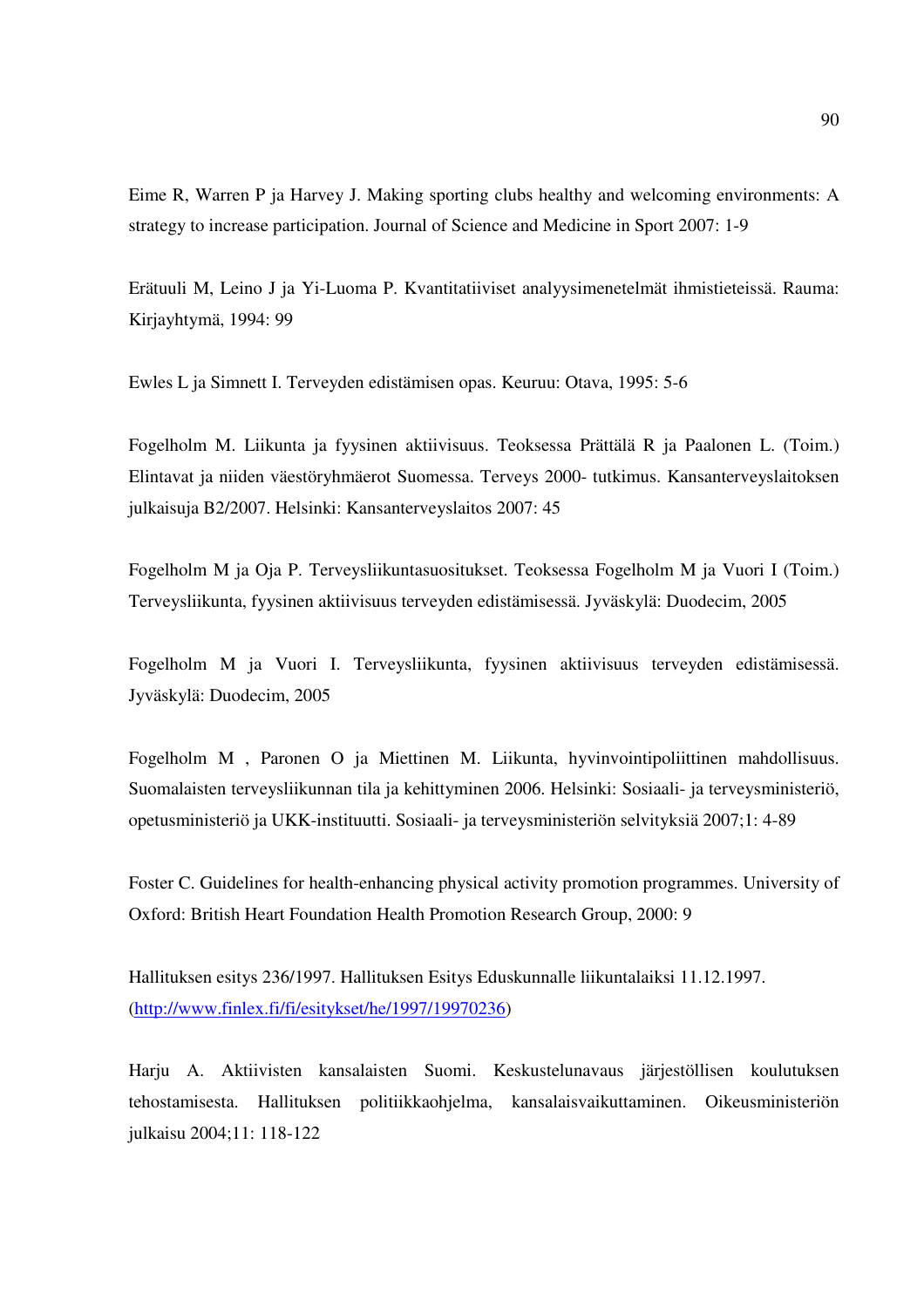Eime R, Warren P ja Harvey J. Making sporting clubs healthy and welcoming environments: A strategy to increase participation. Journal of Science and Medicine in Sport 2007: 1-9

Erätuuli M, Leino J ja Yi-Luoma P. Kvantitatiiviset analyysimenetelmät ihmistieteissä. Rauma: Kirjayhtymä, 1994: 99

Ewles L ja Simnett I. Terveyden edistämisen opas. Keuruu: Otava, 1995: 5-6

Fogelholm M. Liikunta ja fyysinen aktiivisuus. Teoksessa Prättälä R ja Paalonen L. (Toim.) Elintavat ja niiden väestöryhmäerot Suomessa. Terveys 2000- tutkimus. Kansanterveyslaitoksen julkaisuja B2/2007. Helsinki: Kansanterveyslaitos 2007: 45

Fogelholm M ja Oja P. Terveysliikuntasuositukset. Teoksessa Fogelholm M ja Vuori I (Toim.) Terveysliikunta, fyysinen aktiivisuus terveyden edistämisessä. Jyväskylä: Duodecim, 2005

Fogelholm M ja Vuori I. Terveysliikunta, fyysinen aktiivisuus terveyden edistämisessä. Jyväskylä: Duodecim, 2005

Fogelholm M , Paronen O ja Miettinen M. Liikunta, hyvinvointipoliittinen mahdollisuus. Suomalaisten terveysliikunnan tila ja kehittyminen 2006. Helsinki: Sosiaali- ja terveysministeriö, opetusministeriö ja UKK-instituutti. Sosiaali- ja terveysministeriön selvityksiä 2007;1: 4-89

Foster C. Guidelines for health-enhancing physical activity promotion programmes. University of Oxford: British Heart Foundation Health Promotion Research Group, 2000: 9

Hallituksen esitys 236/1997. Hallituksen Esitys Eduskunnalle liikuntalaiksi 11.12.1997. (http://www.finlex.fi/fi/esitykset/he/1997/19970236)

Harju A. Aktiivisten kansalaisten Suomi. Keskustelunavaus järjestöllisen koulutuksen tehostamisesta. Hallituksen politiikkaohjelma, kansalaisvaikuttaminen. Oikeusministeriön julkaisu 2004;11: 118-122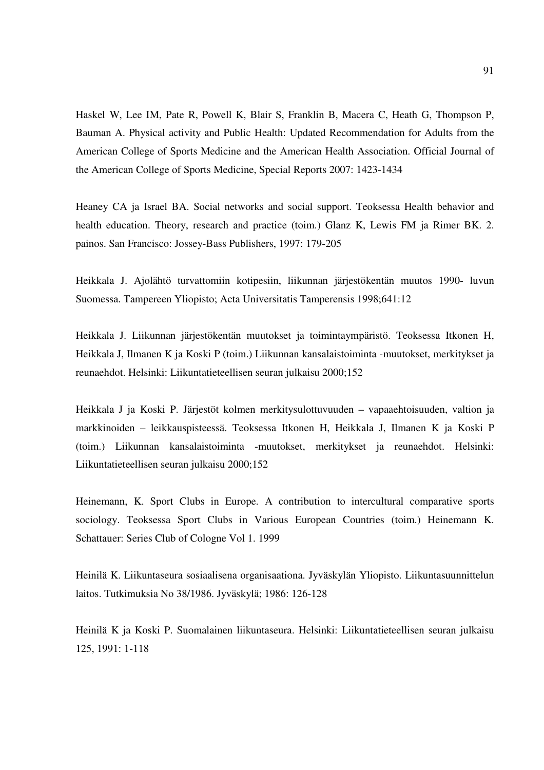Haskel W, Lee IM, Pate R, Powell K, Blair S, Franklin B, Macera C, Heath G, Thompson P, Bauman A. Physical activity and Public Health: Updated Recommendation for Adults from the American College of Sports Medicine and the American Health Association. Official Journal of the American College of Sports Medicine, Special Reports 2007: 1423-1434

Heaney CA ja Israel BA. Social networks and social support. Teoksessa Health behavior and health education. Theory, research and practice (toim.) Glanz K, Lewis FM ja Rimer BK. 2. painos. San Francisco: Jossey-Bass Publishers, 1997: 179-205

Heikkala J. Ajolähtö turvattomiin kotipesiin, liikunnan järjestökentän muutos 1990- luvun Suomessa. Tampereen Yliopisto; Acta Universitatis Tamperensis 1998;641:12

Heikkala J. Liikunnan järjestökentän muutokset ja toimintaympäristö. Teoksessa Itkonen H, Heikkala J, Ilmanen K ja Koski P (toim.) Liikunnan kansalaistoiminta -muutokset, merkitykset ja reunaehdot. Helsinki: Liikuntatieteellisen seuran julkaisu 2000;152

Heikkala J ja Koski P. Järjestöt kolmen merkitysulottuvuuden – vapaaehtoisuuden, valtion ja markkinoiden – leikkauspisteessä. Teoksessa Itkonen H, Heikkala J, Ilmanen K ja Koski P (toim.) Liikunnan kansalaistoiminta -muutokset, merkitykset ja reunaehdot. Helsinki: Liikuntatieteellisen seuran julkaisu 2000;152

Heinemann, K. Sport Clubs in Europe. A contribution to intercultural comparative sports sociology. Teoksessa Sport Clubs in Various European Countries (toim.) Heinemann K. Schattauer: Series Club of Cologne Vol 1. 1999

Heinilä K. Liikuntaseura sosiaalisena organisaationa. Jyväskylän Yliopisto. Liikuntasuunnittelun laitos. Tutkimuksia No 38/1986. Jyväskylä; 1986: 126-128

Heinilä K ja Koski P. Suomalainen liikuntaseura. Helsinki: Liikuntatieteellisen seuran julkaisu 125, 1991: 1-118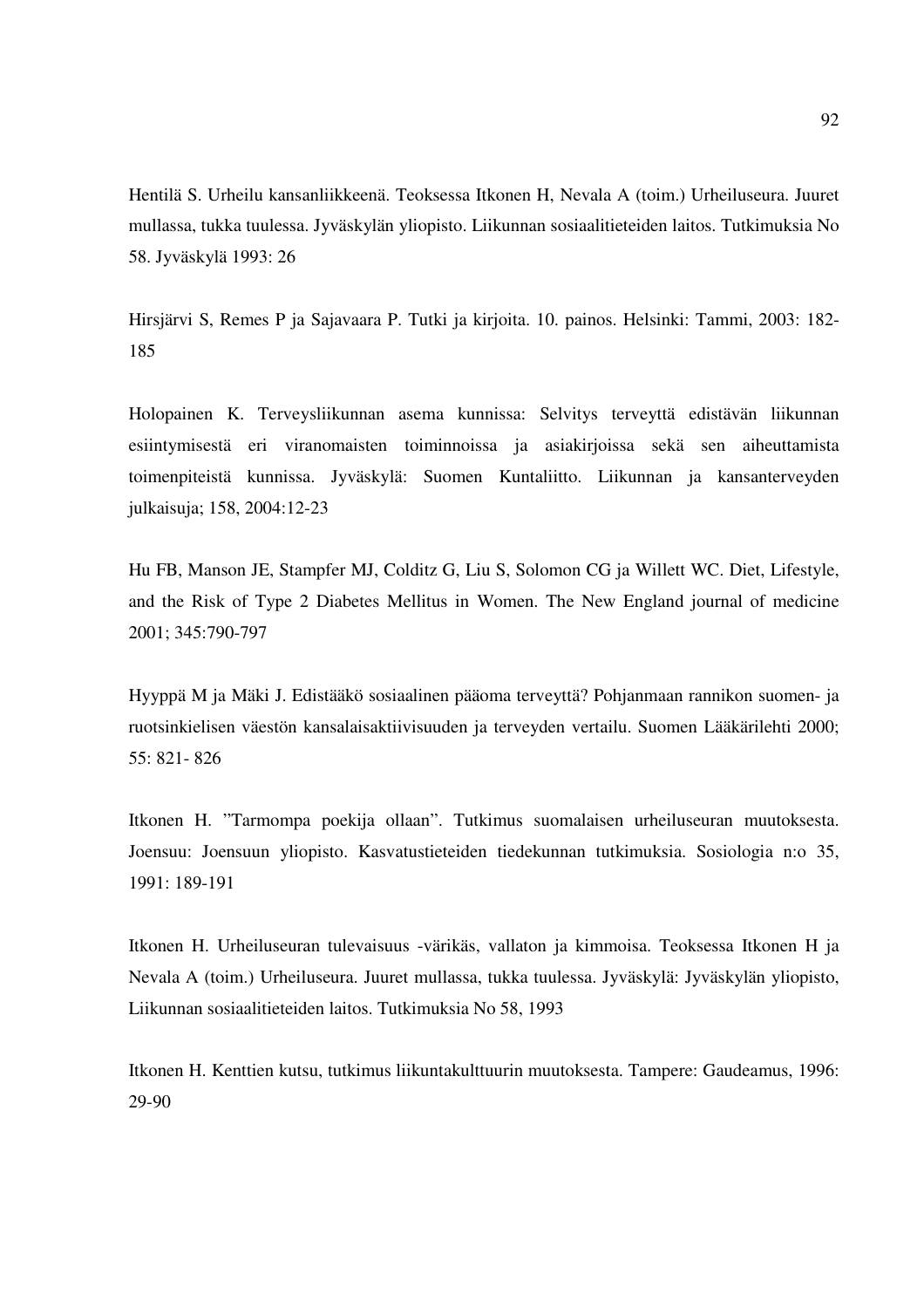Hentilä S. Urheilu kansanliikkeenä. Teoksessa Itkonen H, Nevala A (toim.) Urheiluseura. Juuret mullassa, tukka tuulessa. Jyväskylän yliopisto. Liikunnan sosiaalitieteiden laitos. Tutkimuksia No 58. Jyväskylä 1993: 26

Hirsjärvi S, Remes P ja Sajavaara P. Tutki ja kirjoita. 10. painos. Helsinki: Tammi, 2003: 182-185

Holopainen K. Terveysliikunnan asema kunnissa: Selvitys terveyttä edistävän liikunnan esiintymisestä eri viranomaisten toiminnoissa ja asiakirjoissa sekä sen aiheuttamista toimenpiteistä kunnissa. Jyväskylä: Suomen Kuntaliitto. Liikunnan ja kansanterveyden julkaisuja; 158, 2004:12-23

Hu FB, Manson JE, Stampfer MJ, Colditz G, Liu S, Solomon CG ja Willett WC. Diet, Lifestyle, and the Risk of Type 2 Diabetes Mellitus in Women. The New England journal of medicine 2001; 345:790-797

Hyyppä M ja Mäki J. Edistääkö sosiaalinen pääoma terveyttä? Pohjanmaan rannikon suomen- ja ruotsinkielisen väestön kansalaisaktiivisuuden ja terveyden vertailu. Suomen Lääkärilehti 2000; 55: 821- 826

Itkonen H. "Tarmompa poekija ollaan". Tutkimus suomalaisen urheiluseuran muutoksesta. Joensuu: Joensuun yliopisto. Kasvatustieteiden tiedekunnan tutkimuksia. Sosiologia n:o 35, 1991: 189-191

Itkonen H. Urheiluseuran tulevaisuus -värikäs, vallaton ja kimmoisa. Teoksessa Itkonen H ja Nevala A (toim.) Urheiluseura. Juuret mullassa, tukka tuulessa. Jyväskylä: Jyväskylän yliopisto, Liikunnan sosiaalitieteiden laitos. Tutkimuksia No 58, 1993

Itkonen H. Kenttien kutsu, tutkimus liikuntakulttuurin muutoksesta. Tampere: Gaudeamus, 1996: 29-90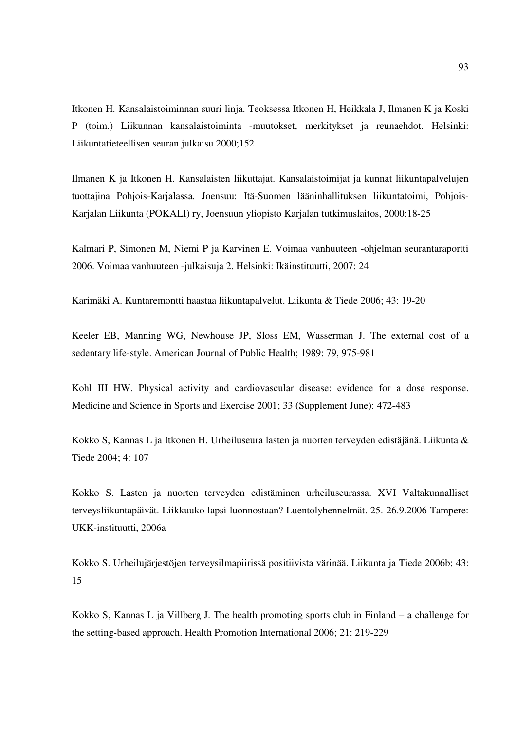Itkonen H. Kansalaistoiminnan suuri linja. Teoksessa Itkonen H, Heikkala J, Ilmanen K ja Koski P (toim.) Liikunnan kansalaistoiminta -muutokset, merkitykset ja reunaehdot. Helsinki: Liikuntatieteellisen seuran julkaisu 2000;152

Ilmanen K ja Itkonen H. Kansalaisten liikuttajat. Kansalaistoimijat ja kunnat liikuntapalvelujen tuottajina Pohjois-Karjalassa. Joensuu: Itä-Suomen lääninhallituksen liikuntatoimi, Pohjois-Karjalan Liikunta (POKALI) ry, Joensuun yliopisto Karjalan tutkimuslaitos, 2000:18-25

Kalmari P, Simonen M, Niemi P ja Karvinen E. Voimaa vanhuuteen -ohjelman seurantaraportti 2006. Voimaa vanhuuteen -julkaisuja 2. Helsinki: Ikäinstituutti, 2007: 24

Karimäki A. Kuntaremontti haastaa liikuntapalvelut. Liikunta & Tiede 2006; 43: 19-20

Keeler EB, Manning WG, Newhouse JP, Sloss EM, Wasserman J. The external cost of a sedentary life-style. American Journal of Public Health; 1989: 79, 975-981

Kohl III HW. Physical activity and cardiovascular disease: evidence for a dose response. Medicine and Science in Sports and Exercise 2001; 33 (Supplement June): 472-483

Kokko S, Kannas L ja Itkonen H. Urheiluseura lasten ja nuorten terveyden edistäjänä. Liikunta & Tiede 2004; 4: 107

Kokko S. Lasten ja nuorten terveyden edistäminen urheiluseurassa. XVI Valtakunnalliset terveysliikuntapäivät. Liikkuuko lapsi luonnostaan? Luentolyhennelmät. 25.-26.9.2006 Tampere: UKK-instituutti, 2006a

Kokko S. Urheilujärjestöjen terveysilmapiirissä positiivista värinää. Liikunta ja Tiede 2006b; 43: 15

Kokko S, Kannas L ja Villberg J. The health promoting sports club in Finland – a challenge for the setting-based approach. Health Promotion International 2006; 21: 219-229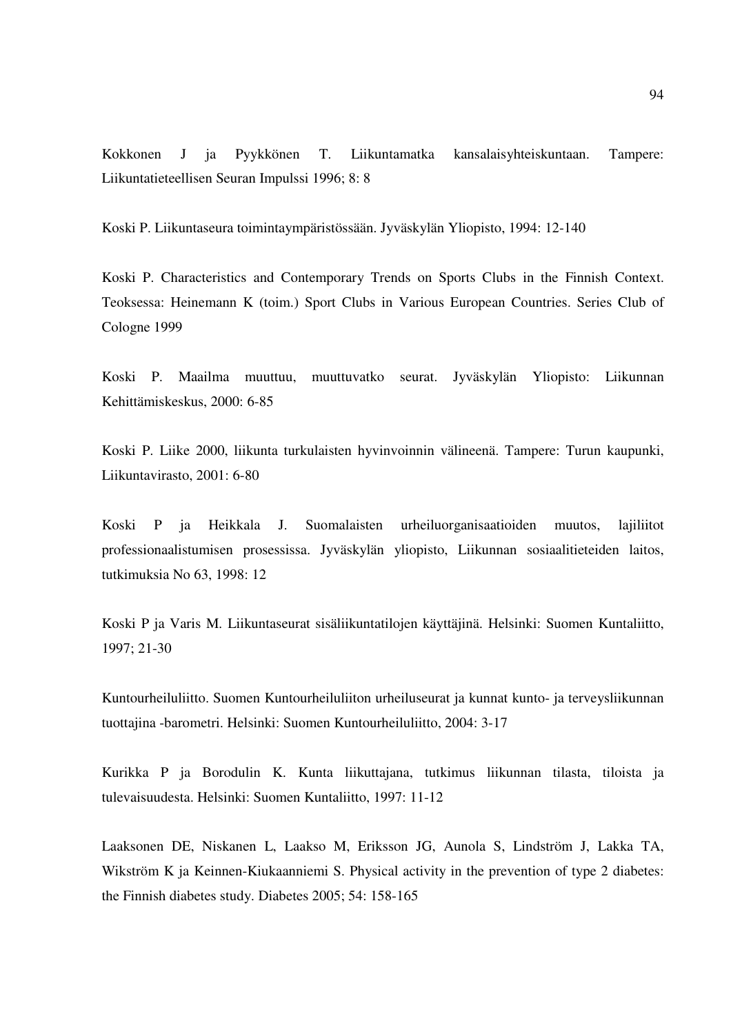Kokkonen J ja Pyykkönen T. Liikuntamatka kansalaisyhteiskuntaan. Tampere: Liikuntatieteellisen Seuran Impulssi 1996; 8: 8

Koski P. Liikuntaseura toimintaympäristössään. Jyväskylän Yliopisto, 1994: 12-140

Koski P. Characteristics and Contemporary Trends on Sports Clubs in the Finnish Context. Teoksessa: Heinemann K (toim.) Sport Clubs in Various European Countries. Series Club of Cologne 1999

Koski P. Maailma muuttuu, muuttuvatko seurat. Jyväskylän Yliopisto: Liikunnan Kehittämiskeskus, 2000: 6-85

Koski P. Liike 2000, liikunta turkulaisten hyvinvoinnin välineenä. Tampere: Turun kaupunki, Liikuntavirasto, 2001: 6-80

Koski P ja Heikkala J. Suomalaisten urheiluorganisaatioiden muutos, lajiliitot professionaalistumisen prosessissa. Jyväskylän yliopisto, Liikunnan sosiaalitieteiden laitos, tutkimuksia No 63, 1998: 12

Koski P ja Varis M. Liikuntaseurat sisäliikuntatilojen käyttäjinä. Helsinki: Suomen Kuntaliitto, 1997; 21-30

Kuntourheiluliitto. Suomen Kuntourheiluliiton urheiluseurat ja kunnat kunto- ja terveysliikunnan tuottajina -barometri. Helsinki: Suomen Kuntourheiluliitto, 2004: 3-17

Kurikka P ja Borodulin K. Kunta liikuttajana, tutkimus liikunnan tilasta, tiloista ja tulevaisuudesta. Helsinki: Suomen Kuntaliitto, 1997: 11-12

Laaksonen DE, Niskanen L, Laakso M, Eriksson JG, Aunola S, Lindström J, Lakka TA, Wikström K ja Keinnen-Kiukaanniemi S. Physical activity in the prevention of type 2 diabetes: the Finnish diabetes study. Diabetes 2005; 54: 158-165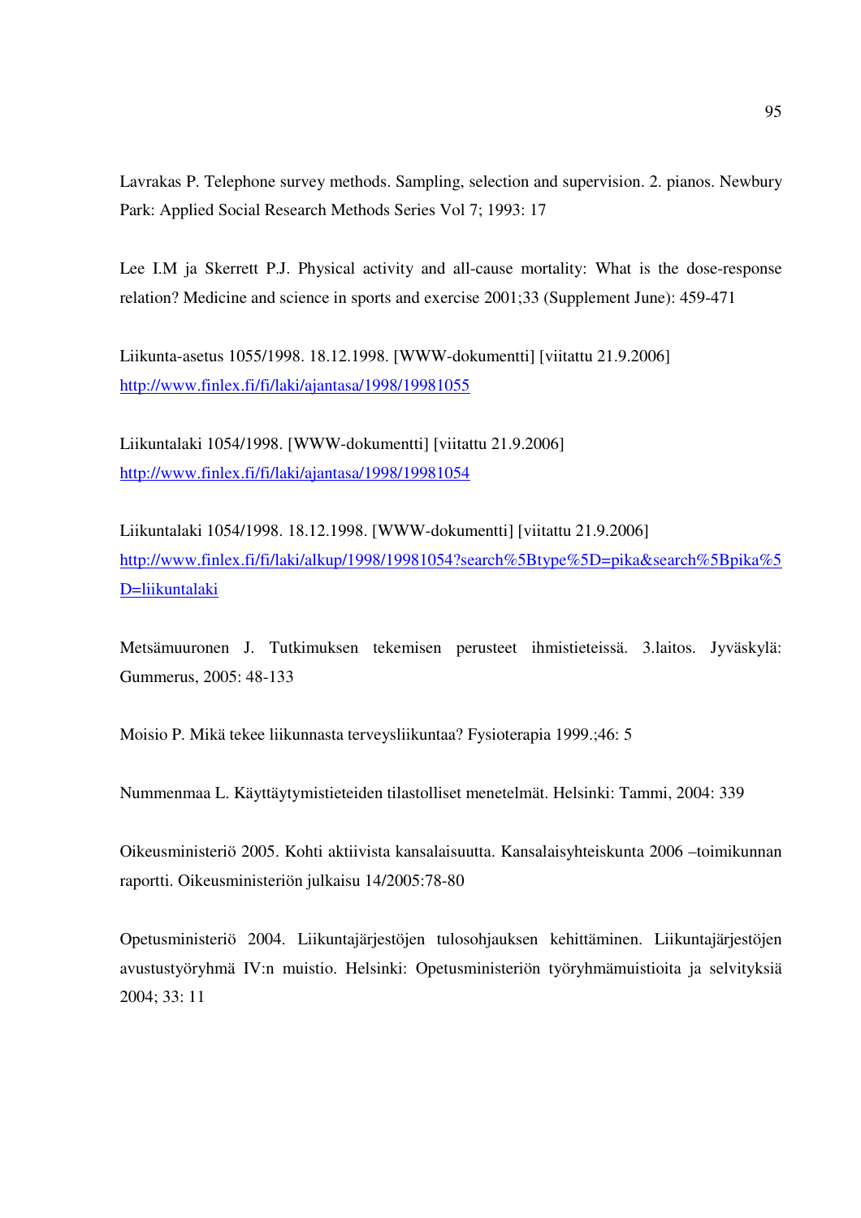Lavrakas P. Telephone survey methods. Sampling, selection and supervision. 2. pianos. Newbury Park: Applied Social Research Methods Series Vol 7; 1993: 17

Lee I.M ja Skerrett P.J. Physical activity and all-cause mortality: What is the dose-response relation? Medicine and science in sports and exercise 2001;33 (Supplement June): 459-471

Liikunta-asetus 1055/1998. 18.12.1998. [WWW-dokumentti] [viitattu 21.9.2006] http://www.finlex.fi/fi/laki/ajantasa/1998/19981055

Liikuntalaki 1054/1998. [WWW-dokumentti] [viitattu 21.9.2006] http://www.finlex.fi/fi/laki/ajantasa/1998/19981054

Liikuntalaki 1054/1998. 18.12.1998. [WWW-dokumentti] [viitattu 21.9.2006] http://www.finlex.fi/fi/laki/alkup/1998/19981054?search%5Btype%5D=pika&search%5Bpika%5D=liikuntalaki

Metsämuuronen J. Tutkimuksen tekemisen perusteet ihmistieteissä. 3.laitos. Jyväskylä: Gummerus, 2005: 48-133

Moisio P. Mikä tekee liikunnasta terveysliikuntaa? Fysioterapia 1999.;46: 5

Nummenmaa L. Käyttäytymistieteiden tilastolliset menetelmät. Helsinki: Tammi, 2004: 339

Oikeusministeriö 2005. Kohti aktiivista kansalaisuutta. Kansalaisyhteiskunta 2006 –toimikunnan raportti. Oikeusministeriön julkaisu 14/2005:78-80

Opetusministeriö 2004. Liikuntajärjestöjen tulosohjauksen kehittäminen. Liikuntajärjestöjen avustustyöryhmä IV:n muistio. Helsinki: Opetusministeriön työryhmämuistioita ja selvityksiä 2004; 33: 11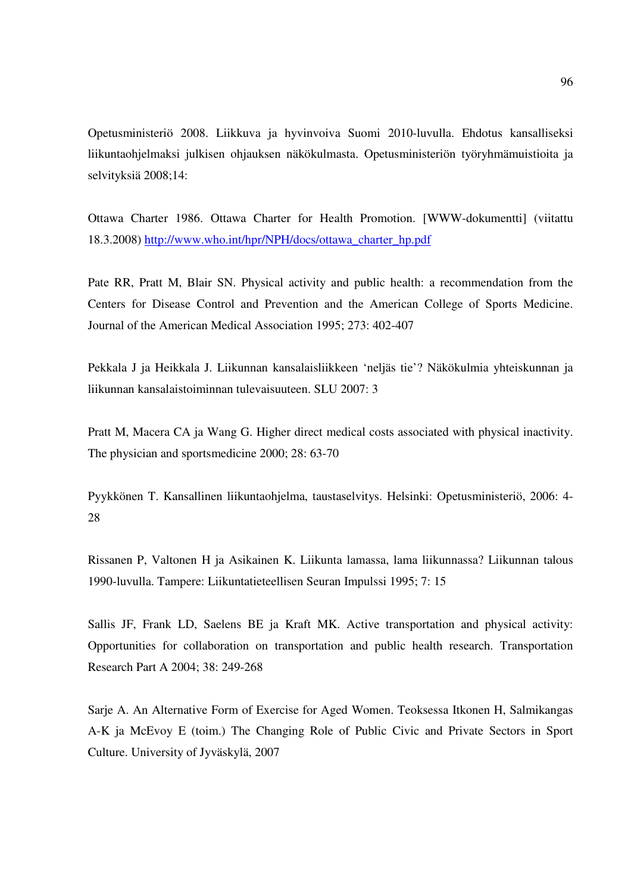Opetusministeriö 2008. Liikkuva ja hyvinvoiva Suomi 2010-luvulla. Ehdotus kansalliseksi liikuntaohjelmaksi julkisen ohjauksen näkökulmasta. Opetusministeriön työryhmämuistioita ja selvityksiä 2008;14:

Ottawa Charter 1986. Ottawa Charter for Health Promotion. [WWW-dokumentti] (viitattu 18.3.2008) http://www.who.int/hpr/NPH/docs/ottawa_charter_hp.pdf

Pate RR, Pratt M, Blair SN. Physical activity and public health: a recommendation from the Centers for Disease Control and Prevention and the American College of Sports Medicine. Journal of the American Medical Association 1995; 273: 402-407

Pekkala J ja Heikkala J. Liikunnan kansalaisliikkeen 'neljäs tie'? Näkökulmia yhteiskunnan ja liikunnan kansalaistoiminnan tulevaisuuteen. SLU 2007: 3

Pratt M, Macera CA ja Wang G. Higher direct medical costs associated with physical inactivity. The physician and sportsmedicine 2000; 28: 63-70

Pyykkönen T. Kansallinen liikuntaohjelma, taustaselvitys. Helsinki: Opetusministeriö, 2006: 4-28

Rissanen P, Valtonen H ja Asikainen K. Liikunta lamassa, lama liikunnassa? Liikunnan talous 1990-luvulla. Tampere: Liikuntatieteellisen Seuran Impulssi 1995; 7: 15

Sallis JF, Frank LD, Saelens BE ja Kraft MK. Active transportation and physical activity: Opportunities for collaboration on transportation and public health research. Transportation Research Part A 2004; 38: 249-268

Sarje A. An Alternative Form of Exercise for Aged Women. Teoksessa Itkonen H, Salmikangas A-K ja McEvoy E (toim.) The Changing Role of Public Civic and Private Sectors in Sport Culture. University of Jyväskylä, 2007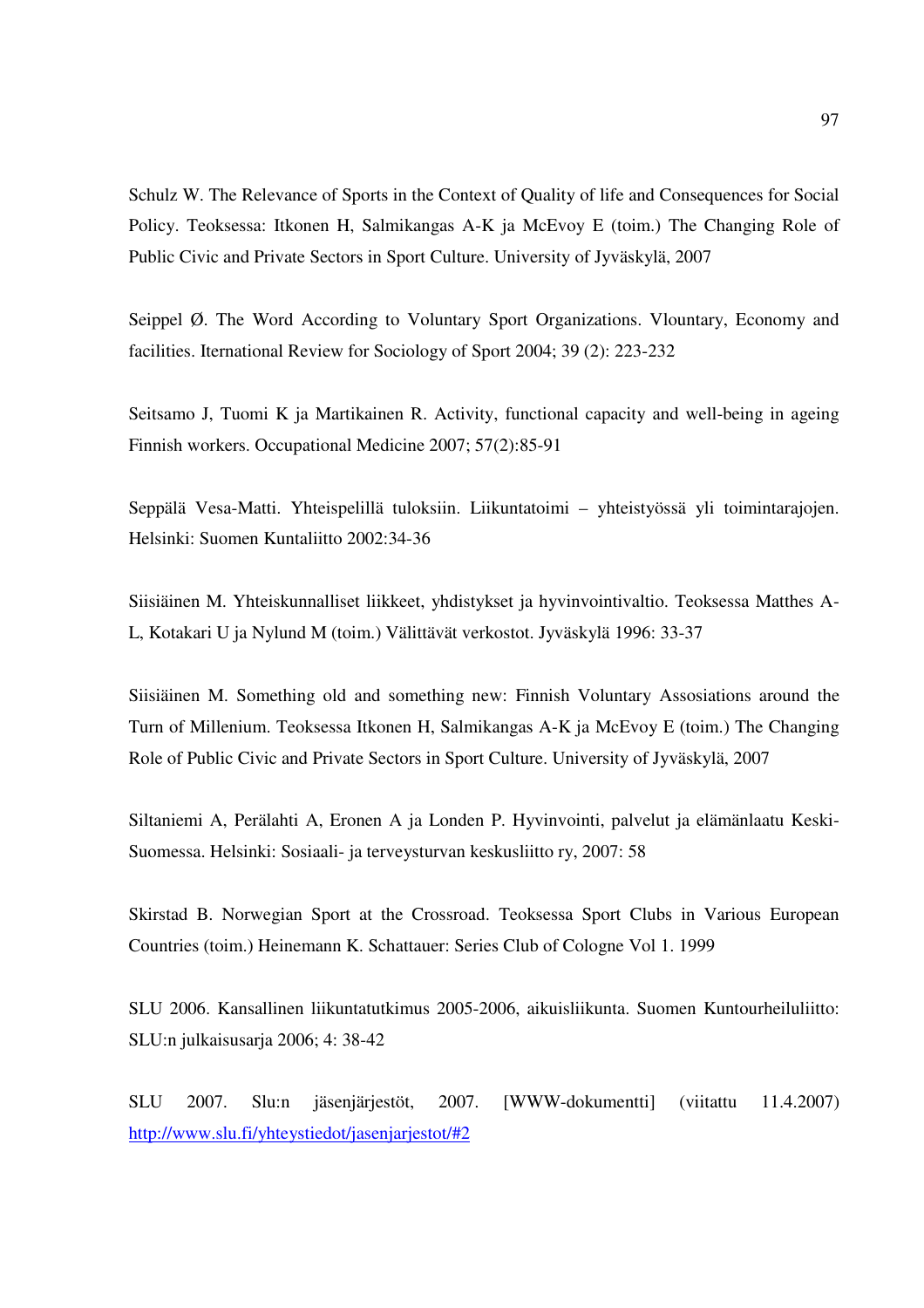Schulz W. The Relevance of Sports in the Context of Quality of life and Consequences for Social Policy. Teoksessa: Itkonen H, Salmikangas A-K ja McEvoy E (toim.) The Changing Role of Public Civic and Private Sectors in Sport Culture. University of Jyväskylä, 2007

Seippel Ø. The Word According to Voluntary Sport Organizations. Vlountary, Economy and facilities. Iternational Review for Sociology of Sport 2004; 39 (2): 223-232

Seitsamo J, Tuomi K ja Martikainen R. Activity, functional capacity and well-being in ageing Finnish workers. Occupational Medicine 2007; 57(2):85-91

Seppälä Vesa-Matti. Yhteispelillä tuloksiin. Liikuntatoimi – yhteistyössä yli toimintarajojen. Helsinki: Suomen Kuntaliitto 2002:34-36

Siisiäinen M. Yhteiskunnalliset liikkeet, yhdistykset ja hyvinvointivaltio. Teoksessa Matthes A-L, Kotakari U ja Nylund M (toim.) Välittävät verkostot. Jyväskylä 1996: 33-37

Siisiäinen M. Something old and something new: Finnish Voluntary Assosiations around the Turn of Millenium. Teoksessa Itkonen H, Salmikangas A-K ja McEvoy E (toim.) The Changing Role of Public Civic and Private Sectors in Sport Culture. University of Jyväskylä, 2007

Siltaniemi A, Perälahti A, Eronen A ja Londen P. Hyvinvointi, palvelut ja elämänlaatu Keski-Suomessa. Helsinki: Sosiaali- ja terveysturvan keskusliitto ry, 2007: 58

Skirstad B. Norwegian Sport at the Crossroad. Teoksessa Sport Clubs in Various European Countries (toim.) Heinemann K. Schattauer: Series Club of Cologne Vol 1. 1999

SLU 2006. Kansallinen liikuntatutkimus 2005-2006, aikuisliikunta. Suomen Kuntourheiluliitto: SLU:n julkaisusarja 2006; 4: 38-42

SLU 2007. Slu:n jäsenjärjestöt, 2007. [WWW-dokumentti] (viitattu 11.4.2007) http://www.slu.fi/yhteystiedot/jasenjarjestot/#2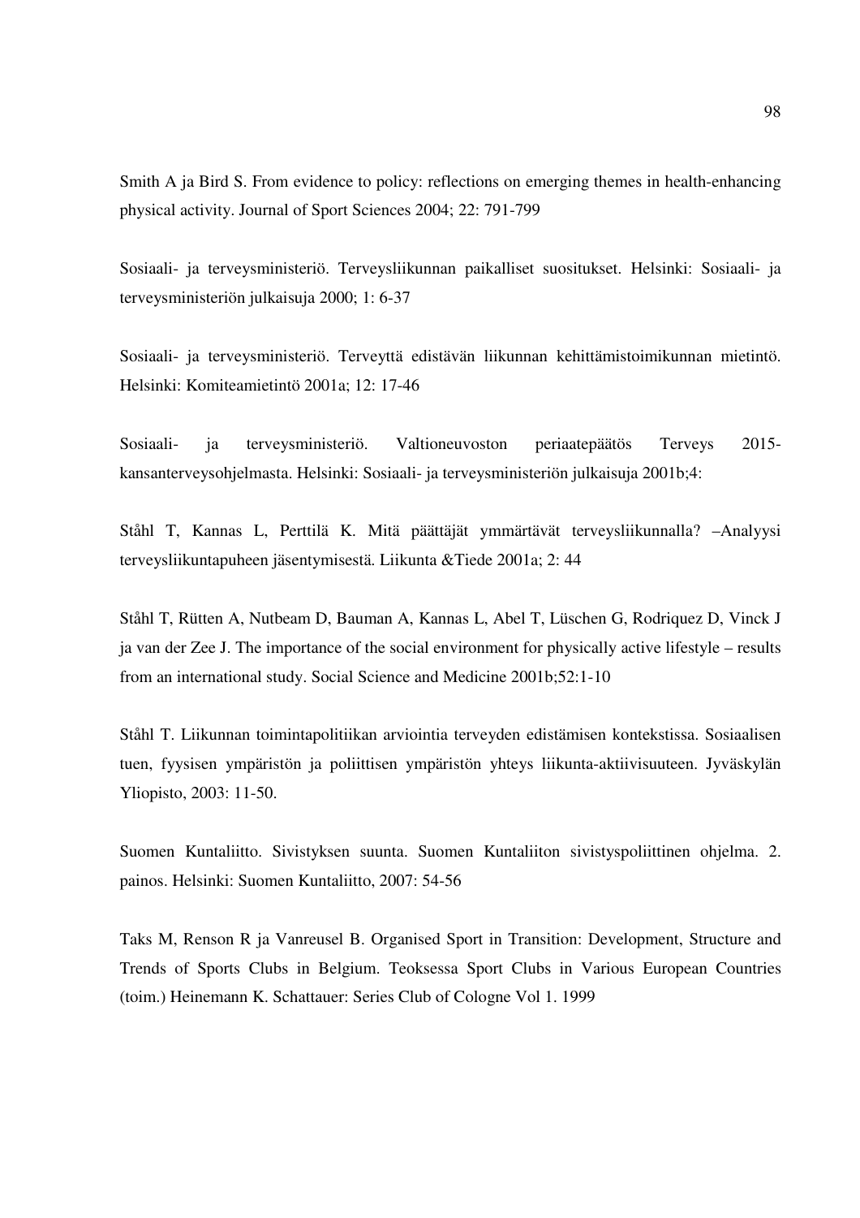Smith A ja Bird S. From evidence to policy: reflections on emerging themes in health-enhancing physical activity. Journal of Sport Sciences 2004; 22: 791-799

Sosiaali- ja terveysministeriö. Terveysliikunnan paikalliset suositukset. Helsinki: Sosiaali- ja terveysministeriön julkaisuja 2000; 1: 6-37

Sosiaali- ja terveysministeriö. Terveyttä edistävän liikunnan kehittämistoimikunnan mietintö. Helsinki: Komiteamietintö 2001a; 12: 17-46

Sosiaali- ja terveysministeriö. Valtioneuvoston periaatepäätös Terveys 2015-kansanterveysohjelmasta. Helsinki: Sosiaali- ja terveysministeriön julkaisuja 2001b;4:

Ståhl T, Kannas L, Perttilä K. Mitä päättäjät ymmärtävät terveysliikunnalla? –Analyysi terveysliikuntapuheen jäsentymisestä. Liikunta &Tiede 2001a; 2: 44

Ståhl T, Rütten A, Nutbeam D, Bauman A, Kannas L, Abel T, Lüschen G, Rodriquez D, Vinck J ja van der Zee J. The importance of the social environment for physically active lifestyle – results from an international study. Social Science and Medicine 2001b;52:1-10

Ståhl T. Liikunnan toimintapolitiikan arviointia terveyden edistämisen kontekstissa. Sosiaalisen tuen, fyysisen ympäristön ja poliittisen ympäristön yhteys liikunta-aktiivisuuteen. Jyväskylän Yliopisto, 2003: 11-50.

Suomen Kuntaliitto. Sivistyksen suunta. Suomen Kuntaliiton sivistyspoliittinen ohjelma. 2. painos. Helsinki: Suomen Kuntaliitto, 2007: 54-56

Taks M, Renson R ja Vanreusel B. Organised Sport in Transition: Development, Structure and Trends of Sports Clubs in Belgium. Teoksessa Sport Clubs in Various European Countries (toim.) Heinemann K. Schattauer: Series Club of Cologne Vol 1. 1999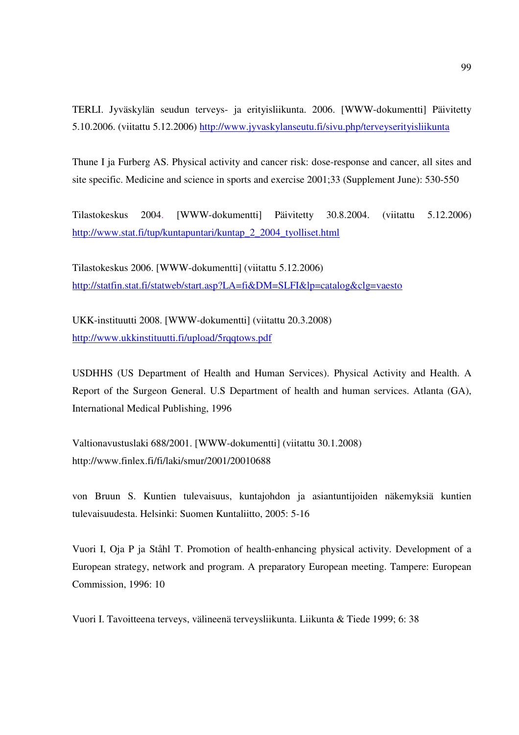TERLI. Jyväskylän seudun terveys- ja erityisliikunta. 2006. [WWW-dokumentti] Päivitetty 5.10.2006. (viitattu 5.12.2006) http://www.jyvaskylanseutu.fi/sivu.php/terveyserityisliikunta

Thune I ja Furberg AS. Physical activity and cancer risk: dose-response and cancer, all sites and site specific. Medicine and science in sports and exercise 2001;33 (Supplement June): 530-550

Tilastokeskus 2004. [WWW-dokumentti] Päivitetty 30.8.2004. (viitattu 5.12.2006) http://www.stat.fi/tup/kuntapuntari/kuntap_2_2004_tyolliset.html

Tilastokeskus 2006. [WWW-dokumentti] (viitattu 5.12.2006) http://statfin.stat.fi/statweb/start.asp?LA=fi&DM=SLFI&lp=catalog&clg=vaesto

UKK-instituutti 2008. [WWW-dokumentti] (viitattu 20.3.2008) http://www.ukkinstituutti.fi/upload/5rqqtows.pdf

USDHHS (US Department of Health and Human Services). Physical Activity and Health. A Report of the Surgeon General. U.S Department of health and human services. Atlanta (GA), International Medical Publishing, 1996

Valtionavustuslaki 688/2001. [WWW-dokumentti] (viitattu 30.1.2008) http://www.finlex.fi/fi/laki/smur/2001/20010688

von Bruun S. Kuntien tulevaisuus, kuntajohdon ja asiantuntijoiden näkemyksiä kuntien tulevaisuudesta. Helsinki: Suomen Kuntaliitto, 2005: 5-16

Vuori I, Oja P ja Ståhl T. Promotion of health-enhancing physical activity. Development of a European strategy, network and program. A preparatory European meeting. Tampere: European Commission, 1996: 10

Vuori I. Tavoitteena terveys, välineenä terveysliikunta. Liikunta & Tiede 1999; 6: 38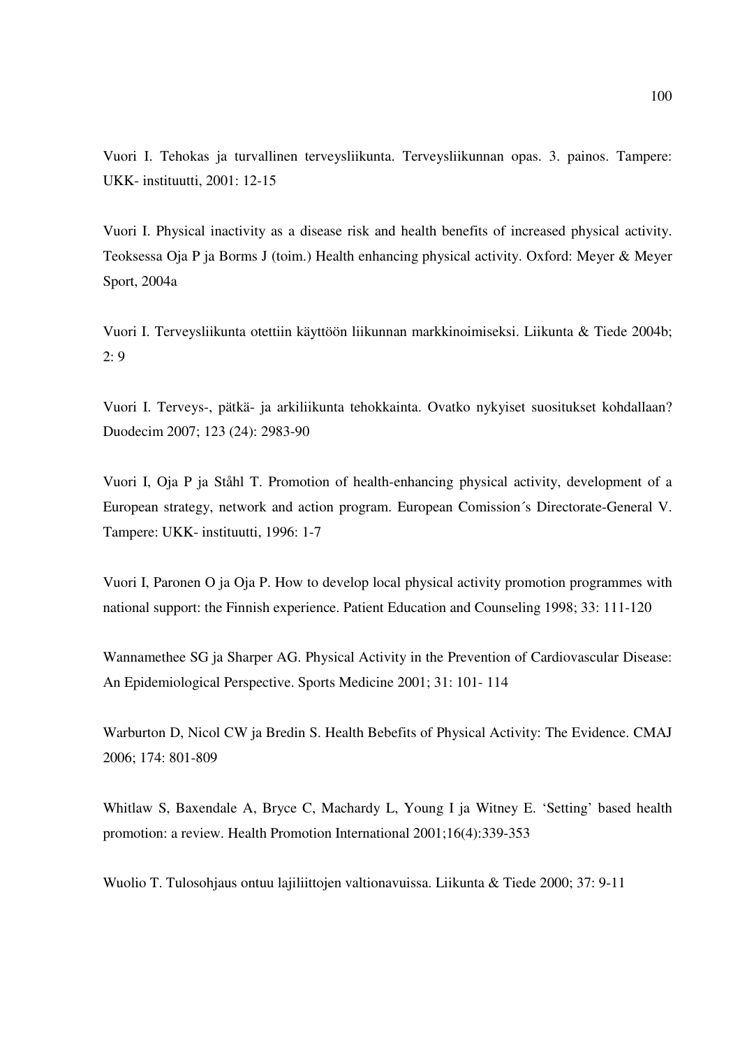Vuori I. Tehokas ja turvallinen terveysliikunta. Terveysliikunnan opas. 3. painos. Tampere: UKK- instituutti, 2001: 12-15

Vuori I. Physical inactivity as a disease risk and health benefits of increased physical activity. Teoksessa Oja P ja Borms J (toim.) Health enhancing physical activity. Oxford: Meyer & Meyer Sport, 2004a

Vuori I. Terveysliikunta otettiin käyttöön liikunnan markkinoimiseksi. Liikunta & Tiede 2004b; 2: 9

Vuori I. Terveys-, pätkä- ja arkiliikunta tehokkainta. Ovatko nykyiset suositukset kohdallaan? Duodecim 2007; 123 (24): 2983-90

Vuori I, Oja P ja Ståhl T. Promotion of health-enhancing physical activity, development of a European strategy, network and action program. European Comission´s Directorate-General V. Tampere: UKK- instituutti, 1996: 1-7

Vuori I, Paronen O ja Oja P. How to develop local physical activity promotion programmes with national support: the Finnish experience. Patient Education and Counseling 1998; 33: 111-120

Wannamethee SG ja Sharper AG. Physical Activity in the Prevention of Cardiovascular Disease: An Epidemiological Perspective. Sports Medicine 2001; 31: 101- 114

Warburton D, Nicol CW ja Bredin S. Health Bebefits of Physical Activity: The Evidence. CMAJ 2006; 174: 801-809

Whitlaw S, Baxendale A, Bryce C, Machardy L, Young I ja Witney E. 'Setting' based health promotion: a review. Health Promotion International 2001;16(4):339-353

Wuolio T. Tulosohjaus ontuu lajiliittojen valtionavuissa. Liikunta & Tiede 2000; 37: 9-11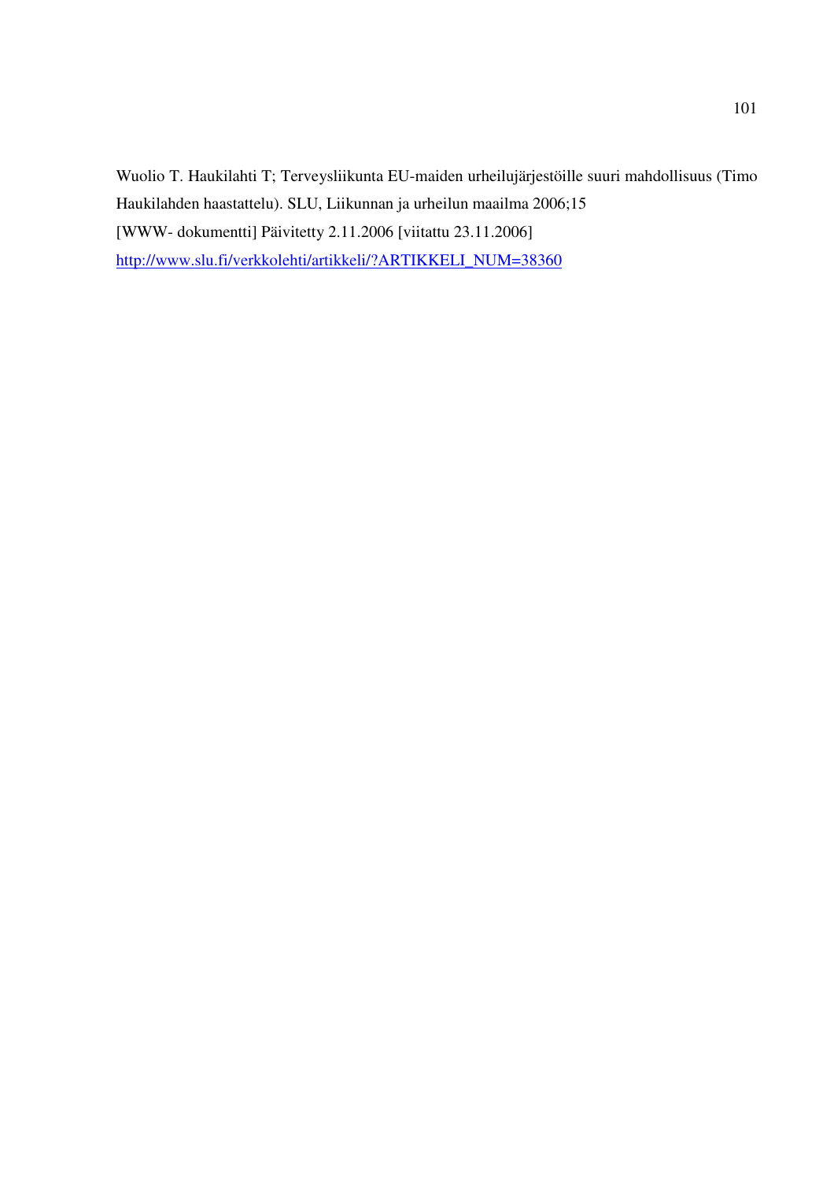Wuolio T. Haukilahti T; Terveysliikunta EU-maiden urheilujärjestöille suuri mahdollisuus (Timo Haukilahden haastattelu). SLU, Liikunnan ja urheilun maailma 2006;15
[WWW- dokumentti] Päivitetty 2.11.2006 [viitattu 23.11.2006]
http://www.slu.fi/verkkolehti/artikkeli/?ARTIKKELI_NUM=38360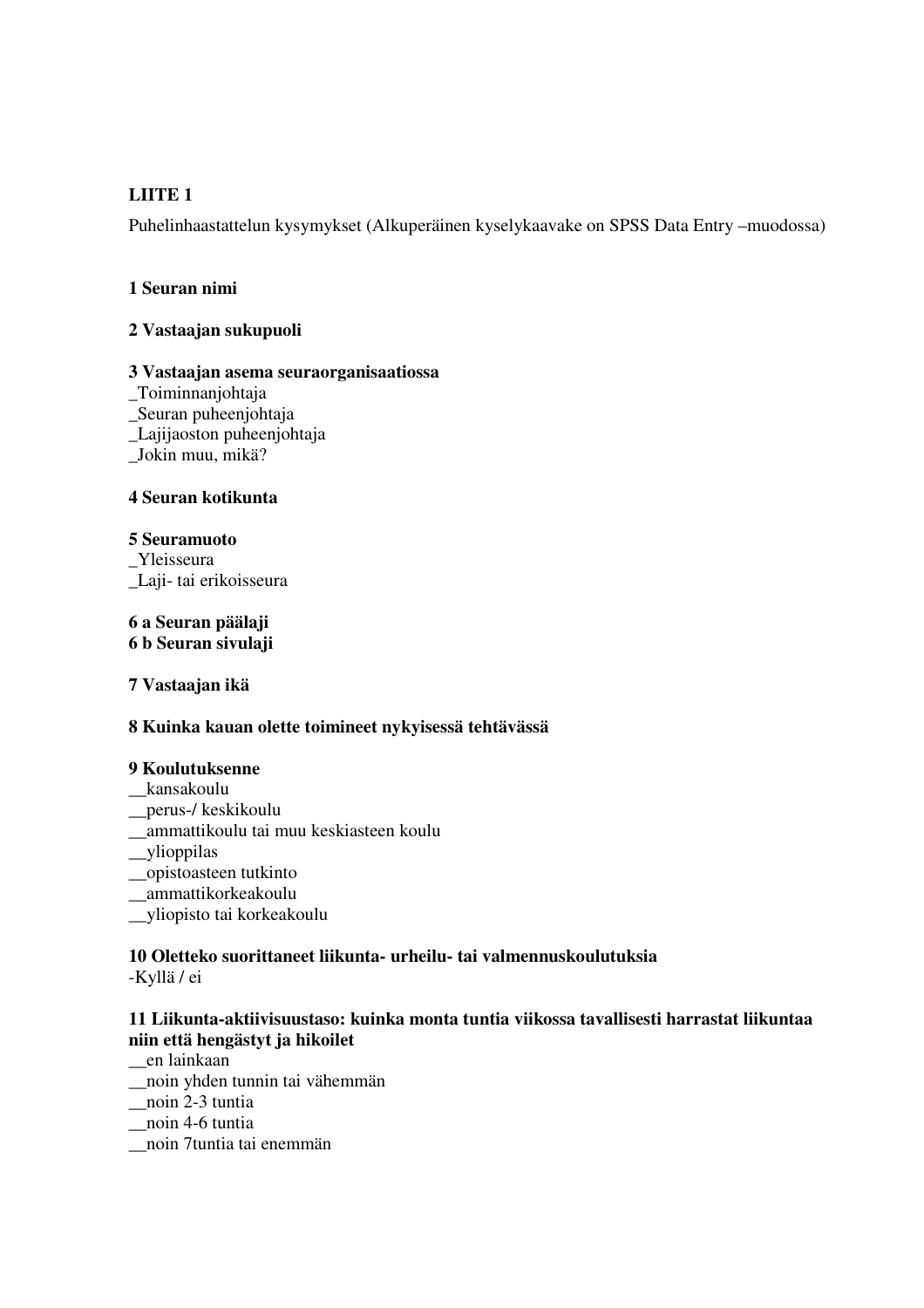**LIITE 1**

Puhelinhaastattelun kysymykset (Alkuperäinen kyselykaavake on SPSS Data Entry –muodossa)

**1 Seuran nimi**

**2 Vastaajan sukupuoli**

**3 Vastaajan asema seuraorganisaatiossa**
_Toiminnanjohtaja
_Seuran puheenjohtaja
_Lajijaoston puheenjohtaja
_Jokin muu, mikä?

**4 Seuran kotikunta**

**5 Seuramuoto**
_Yleisseura
_Laji- tai erikoisseura

**6 a Seuran päälaji**
**6 b Seuran sivulaji**

**7 Vastaajan ikä**

**8 Kuinka kauan olette toimineet nykyisessä tehtävässä**

**9 Koulutuksenne**
__kansakoulu
__perus-/ keskikoulu
__ammattikoulu tai muu keskiasteen koulu
__ylioppilas
__opistoasteen tutkinto
__ammattikorkeakoulu
__yliopisto tai korkeakoulu

**10 Oletteko suorittaneet liikunta- urheilu- tai valmennuskoulutuksia**
-Kyllä / ei

**11 Liikunta-aktiivisuustaso: kuinka monta tuntia viikossa tavallisesti harrastat liikuntaa niin että hengästyt ja hikoilet**
__en lainkaan
__noin yhden tunnin tai vähemmän
__noin 2-3 tuntia
__noin 4-6 tuntia
__noin 7tuntia tai enemmän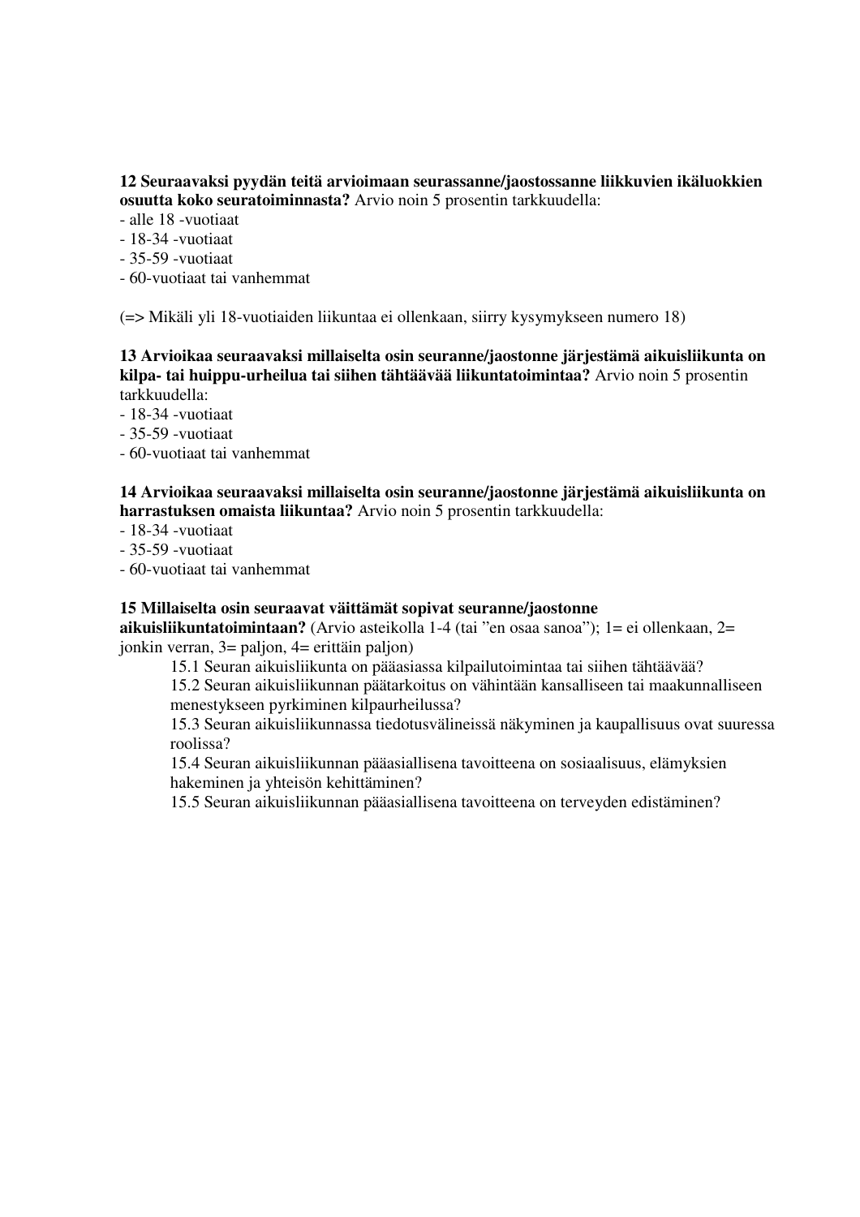**12 Seuraavaksi pyydän teitä arvioimaan seurassanne/jaostossanne liikkuvien ikäluokkien osuutta koko seuratoiminnasta?** Arvio noin 5 prosentin tarkkuudella:
- alle 18 -vuotiaat
- 18-34 -vuotiaat
- 35-59 -vuotiaat
- 60-vuotiaat tai vanhemmat

(=> Mikäli yli 18-vuotiaiden liikuntaa ei ollenkaan, siirry kysymykseen numero 18)

**13 Arvioikaa seuraavaksi millaiselta osin seuranne/jaostonne järjestämä aikuisliikunta on kilpa- tai huippu-urheilua tai siihen tähtäävää liikuntatoimintaa?** Arvio noin 5 prosentin tarkkuudella:
- 18-34 -vuotiaat
- 35-59 -vuotiaat
- 60-vuotiaat tai vanhemmat

**14 Arvioikaa seuraavaksi millaiselta osin seuranne/jaostonne järjestämä aikuisliikunta on harrastuksen omaista liikuntaa?** Arvio noin 5 prosentin tarkkuudella:
- 18-34 -vuotiaat
- 35-59 -vuotiaat
- 60-vuotiaat tai vanhemmat

**15 Millaiselta osin seuraavat väittämät sopivat seuranne/jaostonne aikuisliikuntatoimintaan?** (Arvio asteikolla 1-4 (tai "en osaa sanoa"); 1= ei ollenkaan, 2= jonkin verran, 3= paljon, 4= erittäin paljon)

15.1 Seuran aikuisliikunta on pääasiassa kilpailutoimintaa tai siihen tähtäävää?
15.2 Seuran aikuisliikunnan päätarkoitus on vähintään kansalliseen tai maakunnalliseen menestykseen pyrkiminen kilpaurheilussa?
15.3 Seuran aikuisliikunnassa tiedotusvälineissä näkyminen ja kaupallisuus ovat suuressa roolissa?
15.4 Seuran aikuisliikunnan pääasiallisena tavoitteena on sosiaalisuus, elämyksien hakeminen ja yhteisön kehittäminen?
15.5 Seuran aikuisliikunnan pääasiallisena tavoitteena on terveyden edistäminen?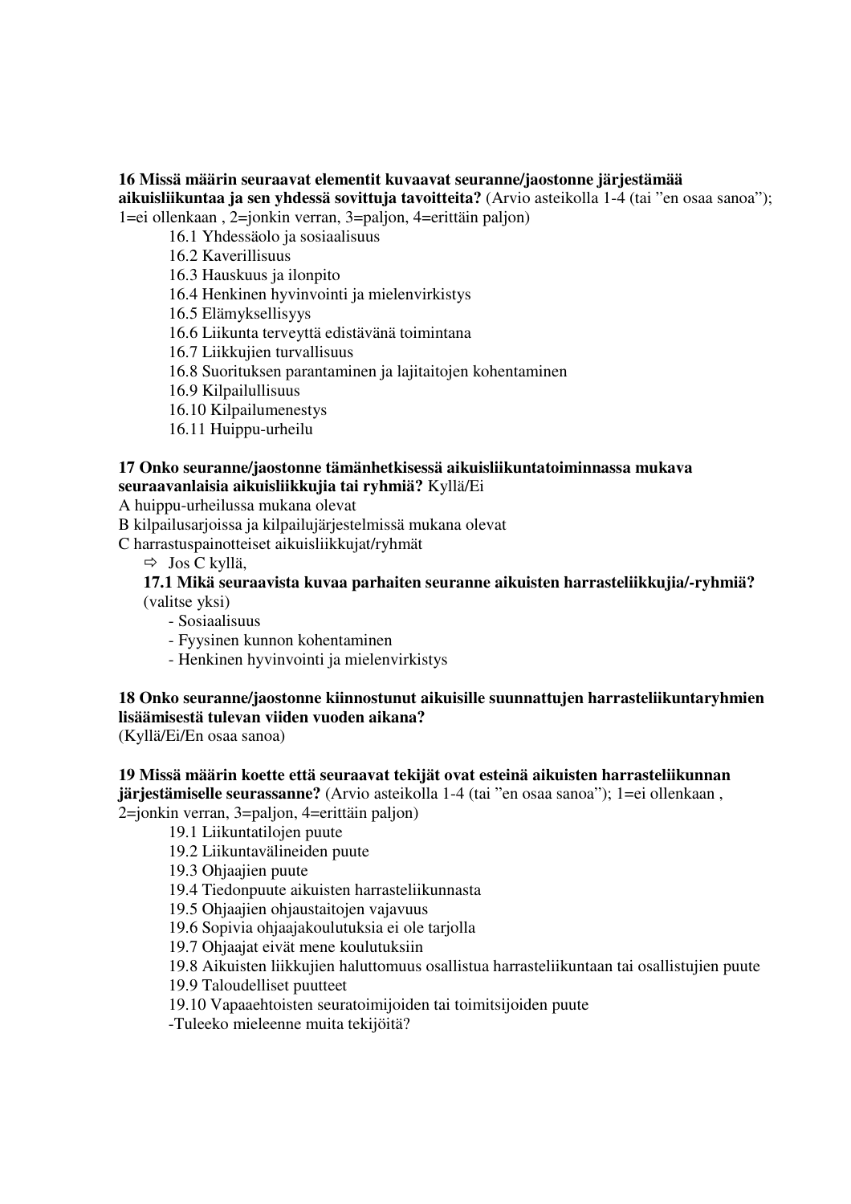**16 Missä määrin seuraavat elementit kuvaavat seuranne/jaostonne järjestämää aikuisliikuntaa ja sen yhdessä sovittuja tavoitteita?** (Arvio asteikolla 1-4 (tai ”en osaa sanoa”); 1=ei ollenkaan , 2=jonkin verran, 3=paljon, 4=erittäin paljon)

- 16.1 Yhdessäolo ja sosiaalisuus
- 16.2 Kaverillisuus
- 16.3 Hauskuus ja ilonpito
- 16.4 Henkinen hyvinvointi ja mielenvirkistys
- 16.5 Elämyksellisyys
- 16.6 Liikunta terveyttä edistävänä toimintana
- 16.7 Liikkujien turvallisuus
- 16.8 Suorituksen parantaminen ja lajitaitojen kohentaminen
- 16.9 Kilpailullisuus
- 16.10 Kilpailumenestys
- 16.11 Huippu-urheilu

**17 Onko seuranne/jaostonne tämänhetkisessä aikuisliikuntatoiminnassa mukava seuraavanlaisia aikuisliikkujia tai ryhmiä?** Kyllä/Ei

A huippu-urheilussa mukana olevat
B kilpailusarjoissa ja kilpailujärjestelmissä mukana olevat
C harrastuspainotteiset aikuisliikkujat/ryhmät

⇨ Jos C kyllä,

**17.1 Mikä seuraavista kuvaa parhaiten seuranne aikuisten harrasteliikkujia/-ryhmiä?** (valitse yksi)

- Sosiaalisuus
- Fyysinen kunnon kohentaminen
- Henkinen hyvinvointi ja mielenvirkistys

**18 Onko seuranne/jaostonne kiinnostunut aikuisille suunnattujen harrasteliikuntaryhmien lisäämisestä tulevan viiden vuoden aikana?**
(Kyllä/Ei/En osaa sanoa)

**19 Missä määrin koette että seuraavat tekijät ovat esteinä aikuisten harrasteliikunnan järjestämiselle seurassanne?** (Arvio asteikolla 1-4 (tai ”en osaa sanoa”); 1=ei ollenkaan , 2=jonkin verran, 3=paljon, 4=erittäin paljon)

- 19.1 Liikuntatilojen puute
- 19.2 Liikuntavälineiden puute
- 19.3 Ohjaajien puute
- 19.4 Tiedonpuute aikuisten harrasteliikunnasta
- 19.5 Ohjaajien ohjaustaitojen vajavuus
- 19.6 Sopivia ohjaajakoulutuksia ei ole tarjolla
- 19.7 Ohjaajat eivät mene koulutuksiin
- 19.8 Aikuisten liikkujien haluttomuus osallistua harrasteliikuntaan tai osallistujien puute
- 19.9 Taloudelliset puutteet
- 19.10 Vapaaehtoisten seuratoimijoiden tai toimitsijoiden puute

-Tuleeko mieleenne muita tekijöitä?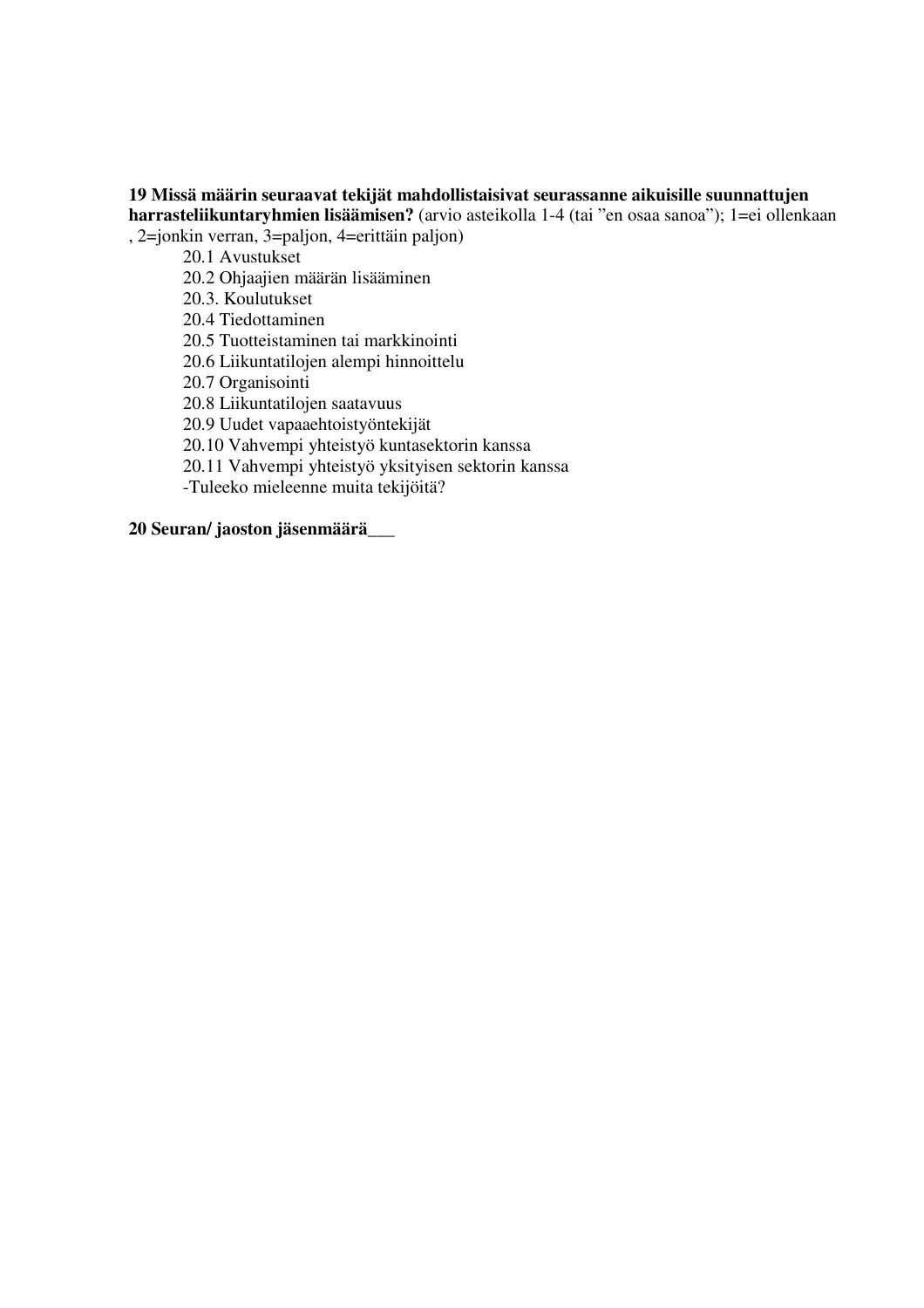**19 Missä määrin seuraavat tekijät mahdollistaisivat seurassanne aikuisille suunnattujen harrasteliikuntaryhmien lisäämisen?** (arvio asteikolla 1-4 (tai "en osaa sanoa"); 1=ei ollenkaan , 2=jonkin verran, 3=paljon, 4=erittäin paljon)

20.1 Avustukset
20.2 Ohjaajien määrän lisääminen
20.3. Koulutukset
20.4 Tiedottaminen
20.5 Tuotteistaminen tai markkinointi
20.6 Liikuntatilojen alempi hinnoittelu
20.7 Organisointi
20.8 Liikuntatilojen saatavuus
20.9 Uudet vapaaehtoistyöntekijät
20.10 Vahvempi yhteistyö kuntasektorin kanssa
20.11 Vahvempi yhteistyö yksityisen sektorin kanssa
-Tuleeko mieleenne muita tekijöitä?

**20 Seuran/ jaoston jäsenmäärä___**